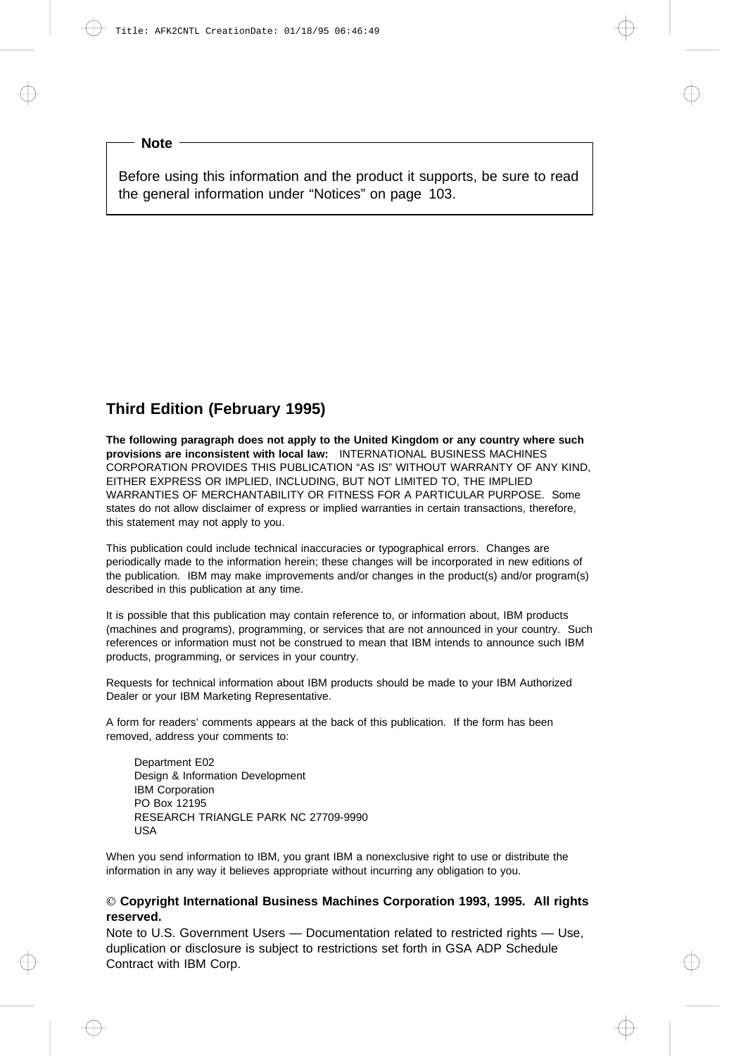**Note**

Before using this information and the product it supports, be sure to read the general information under “Notices” on page 103.

## Third Edition (February 1995)

**The following paragraph does not apply to the United Kingdom or any country where such provisions are inconsistent with local law:** INTERNATIONAL BUSINESS MACHINES CORPORATION PROVIDES THIS PUBLICATION “AS IS” WITHOUT WARRANTY OF ANY KIND, EITHER EXPRESS OR IMPLIED, INCLUDING, BUT NOT LIMITED TO, THE IMPLIED WARRANTIES OF MERCHANTABILITY OR FITNESS FOR A PARTICULAR PURPOSE. Some states do not allow disclaimer of express or implied warranties in certain transactions, therefore, this statement may not apply to you.

This publication could include technical inaccuracies or typographical errors. Changes are periodically made to the information herein; these changes will be incorporated in new editions of the publication. IBM may make improvements and/or changes in the product(s) and/or program(s) described in this publication at any time.

It is possible that this publication may contain reference to, or information about, IBM products (machines and programs), programming, or services that are not announced in your country. Such references or information must not be construed to mean that IBM intends to announce such IBM products, programming, or services in your country.

Requests for technical information about IBM products should be made to your IBM Authorized Dealer or your IBM Marketing Representative.

A form for readers’ comments appears at the back of this publication. If the form has been removed, address your comments to:

Department E02
Design & Information Development
IBM Corporation
PO Box 12195
RESEARCH TRIANGLE PARK NC 27709-9990
USA

When you send information to IBM, you grant IBM a nonexclusive right to use or distribute the information in any way it believes appropriate without incurring any obligation to you.

**© Copyright International Business Machines Corporation 1993, 1995. All rights reserved.**
Note to U.S. Government Users — Documentation related to restricted rights — Use, duplication or disclosure is subject to restrictions set forth in GSA ADP Schedule Contract with IBM Corp.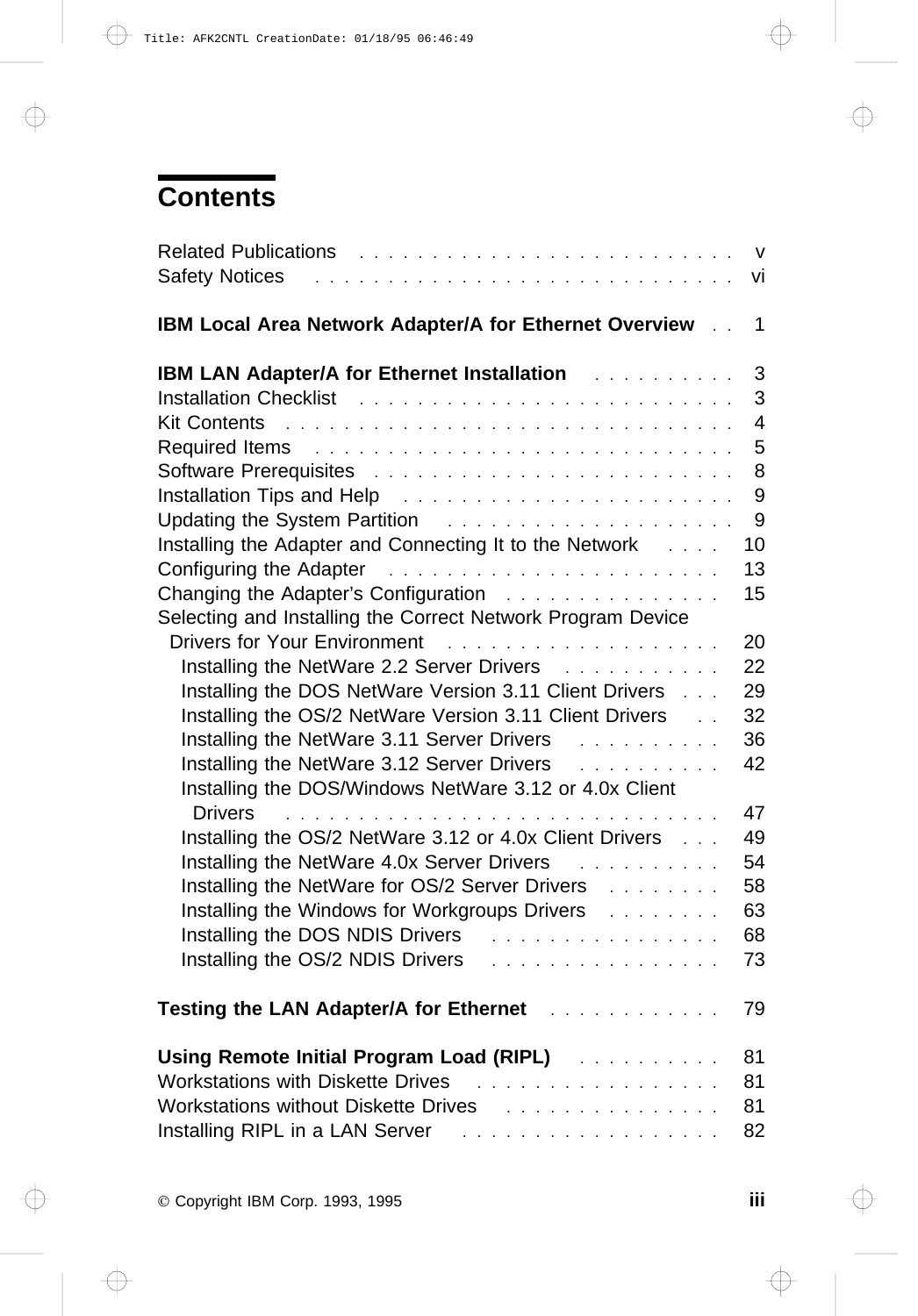# Contents

- Related Publications . . . . . . . . . . v
- Safety Notices . . . . . . . . . . vi

**IBM Local Area Network Adapter/A for Ethernet Overview** . . 1

**IBM LAN Adapter/A for Ethernet Installation** . . . . . . . . . . 3

- Installation Checklist . . . . . . . . . . 3
- Kit Contents . . . . . . . . . . 4
- Required Items . . . . . . . . . . 5
- Software Prerequisites . . . . . . . . . . 8
- Installation Tips and Help . . . . . . . . . . 9
- Updating the System Partition . . . . . . . . . . 9
- Installing the Adapter and Connecting It to the Network . . . . 10
- Configuring the Adapter . . . . . . . . . . 13
- Changing the Adapter's Configuration . . . . . . . . . . 15
- Selecting and Installing the Correct Network Program Device Drivers for Your Environment . . . . . . . . . . 20
  - Installing the NetWare 2.2 Server Drivers . . . . . . . . . . 22
  - Installing the DOS NetWare Version 3.11 Client Drivers . . . 29
  - Installing the OS/2 NetWare Version 3.11 Client Drivers . . 32
  - Installing the NetWare 3.11 Server Drivers . . . . . . . . . . 36
  - Installing the NetWare 3.12 Server Drivers . . . . . . . . . . 42
  - Installing the DOS/Windows NetWare 3.12 or 4.0x Client Drivers . . . . . . . . . . 47
  - Installing the OS/2 NetWare 3.12 or 4.0x Client Drivers . . . 49
  - Installing the NetWare 4.0x Server Drivers . . . . . . . . . . 54
  - Installing the NetWare for OS/2 Server Drivers . . . . . . . . 58
  - Installing the Windows for Workgroups Drivers . . . . . . . . 63
  - Installing the DOS NDIS Drivers . . . . . . . . . . 68
  - Installing the OS/2 NDIS Drivers . . . . . . . . . . 73

**Testing the LAN Adapter/A for Ethernet** . . . . . . . . . . 79

**Using Remote Initial Program Load (RIPL)** . . . . . . . . . . 81

- Workstations with Diskette Drives . . . . . . . . . . 81
- Workstations without Diskette Drives . . . . . . . . . . 81
- Installing RIPL in a LAN Server . . . . . . . . . . 82

© Copyright IBM Corp. 1993, 1995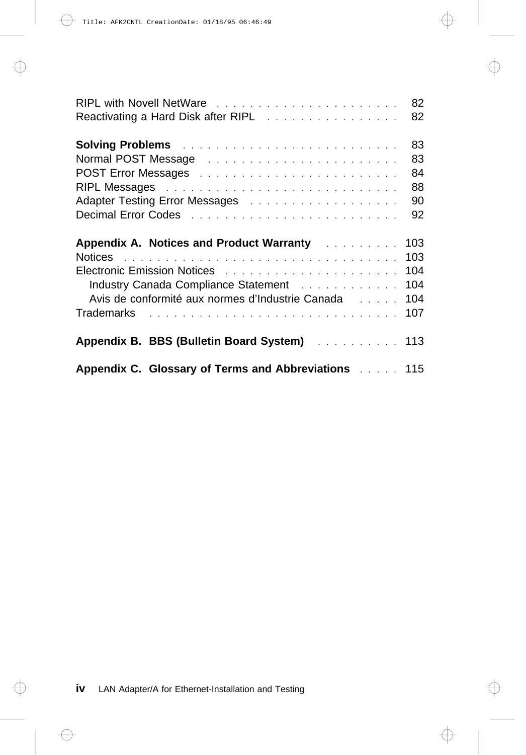RIPL with Novell NetWare . . . . . . . . . . . . . . . . . . . . . . 82
Reactivating a Hard Disk after RIPL . . . . . . . . . . . . . . . . 82

**Solving Problems** . . . . . . . . . . . . . . . . . . . . . . . . . 83
Normal POST Message . . . . . . . . . . . . . . . . . . . . . . . 83
POST Error Messages . . . . . . . . . . . . . . . . . . . . . . . . 84
RIPL Messages . . . . . . . . . . . . . . . . . . . . . . . . . . . 88
Adapter Testing Error Messages . . . . . . . . . . . . . . . . . . 90
Decimal Error Codes . . . . . . . . . . . . . . . . . . . . . . . . 92

**Appendix A. Notices and Product Warranty** . . . . . . . . . 103
Notices . . . . . . . . . . . . . . . . . . . . . . . . . . . . . . . . 103
Electronic Emission Notices . . . . . . . . . . . . . . . . . . . . . 104
  Industry Canada Compliance Statement . . . . . . . . . . . . 104
  Avis de conformité aux normes d'Industrie Canada . . . . . 104
Trademarks . . . . . . . . . . . . . . . . . . . . . . . . . . . . . 107

**Appendix B. BBS (Bulletin Board System)** . . . . . . . . . . 113

**Appendix C. Glossary of Terms and Abbreviations** . . . . . 115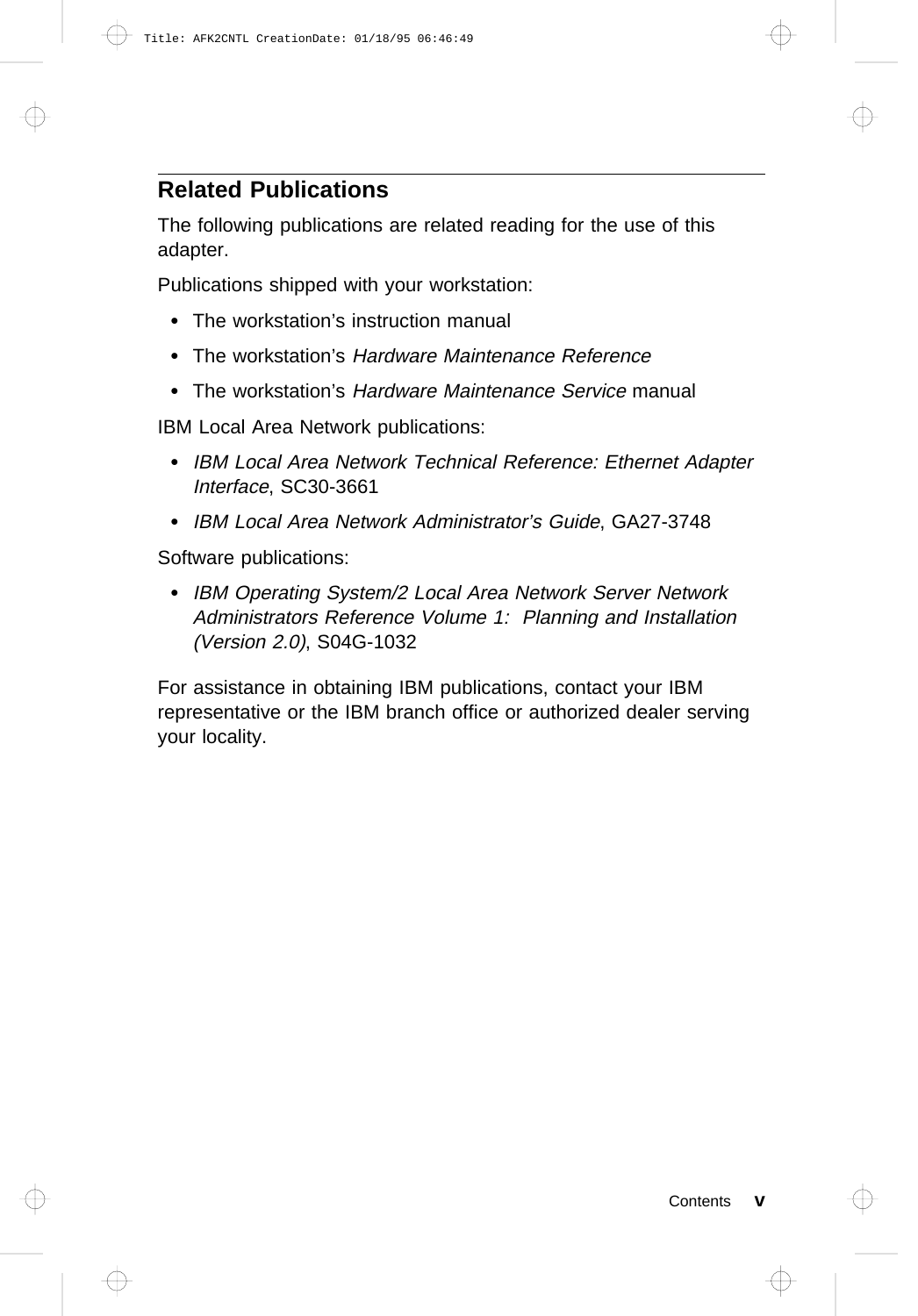## Related Publications

The following publications are related reading for the use of this adapter.

Publications shipped with your workstation:

- The workstation's instruction manual
- The workstation's *Hardware Maintenance Reference*
- The workstation's *Hardware Maintenance Service* manual

IBM Local Area Network publications:

- *IBM Local Area Network Technical Reference: Ethernet Adapter Interface*, SC30-3661
- *IBM Local Area Network Administrator's Guide*, GA27-3748

Software publications:

- *IBM Operating System/2 Local Area Network Server Network Administrators Reference Volume 1: Planning and Installation (Version 2.0)*, S04G-1032

For assistance in obtaining IBM publications, contact your IBM representative or the IBM branch office or authorized dealer serving your locality.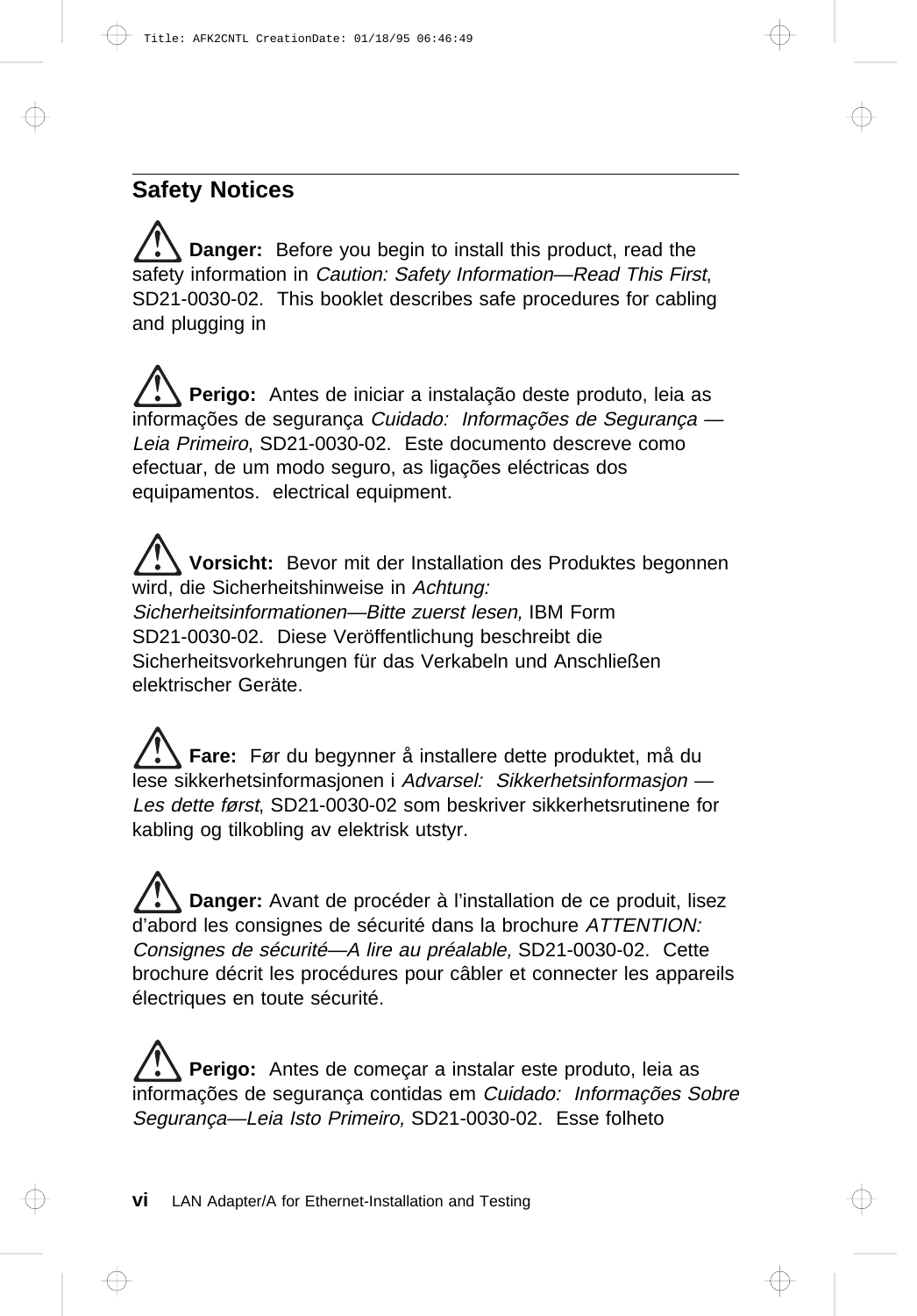## Safety Notices

⚠ **Danger:** Before you begin to install this product, read the safety information in *Caution: Safety Information—Read This First*, SD21-0030-02. This booklet describes safe procedures for cabling and plugging in

⚠ **Perigo:** Antes de iniciar a instalação deste produto, leia as informações de segurança *Cuidado: Informações de Segurança — Leia Primeiro*, SD21-0030-02. Este documento descreve como efectuar, de um modo seguro, as ligações eléctricas dos equipamentos. electrical equipment.

⚠ **Vorsicht:** Bevor mit der Installation des Produktes begonnen wird, die Sicherheitshinweise in *Achtung: Sicherheitsinformationen—Bitte zuerst lesen,* IBM Form SD21-0030-02. Diese Veröffentlichung beschreibt die Sicherheitsvorkehrungen für das Verkabeln und Anschließen elektrischer Geräte.

⚠ **Fare:** Før du begynner å installere dette produktet, må du lese sikkerhetsinformasjonen i *Advarsel: Sikkerhetsinformasjon — Les dette først*, SD21-0030-02 som beskriver sikkerhetsrutinene for kabling og tilkobling av elektrisk utstyr.

⚠ **Danger:** Avant de procéder à l'installation de ce produit, lisez d'abord les consignes de sécurité dans la brochure *ATTENTION: Consignes de sécurité—A lire au préalable,* SD21-0030-02. Cette brochure décrit les procédures pour câbler et connecter les appareils électriques en toute sécurité.

⚠ **Perigo:** Antes de começar a instalar este produto, leia as informações de segurança contidas em *Cuidado: Informações Sobre Segurança—Leia Isto Primeiro,* SD21-0030-02. Esse folheto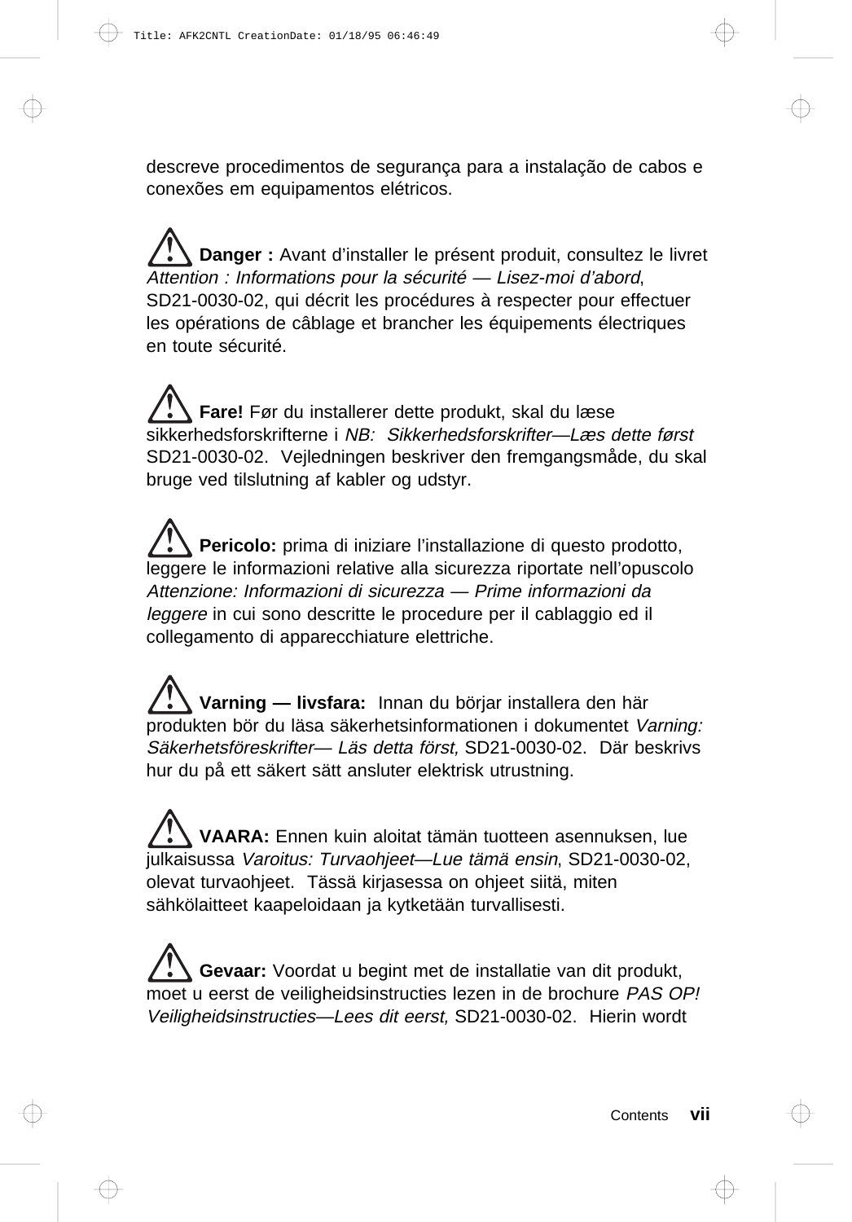descreve procedimentos de segurança para a instalação de cabos e conexões em equipamentos elétricos.

⚠ **Danger :** Avant d'installer le présent produit, consultez le livret *Attention : Informations pour la sécurité — Lisez-moi d'abord*, SD21-0030-02, qui décrit les procédures à respecter pour effectuer les opérations de câblage et brancher les équipements électriques en toute sécurité.

⚠ **Fare!** Før du installerer dette produkt, skal du læse sikkerhedsforskrifterne i *NB: Sikkerhedsforskrifter—Læs dette først* SD21-0030-02. Vejledningen beskriver den fremgangsmåde, du skal bruge ved tilslutning af kabler og udstyr.

⚠ **Pericolo:** prima di iniziare l'installazione di questo prodotto, leggere le informazioni relative alla sicurezza riportate nell'opuscolo *Attenzione: Informazioni di sicurezza — Prime informazioni da leggere* in cui sono descritte le procedure per il cablaggio ed il collegamento di apparecchiature elettriche.

⚠ **Varning — livsfara:** Innan du börjar installera den här produkten bör du läsa säkerhetsinformationen i dokumentet *Varning: Säkerhetsföreskrifter— Läs detta först,* SD21-0030-02. Där beskrivs hur du på ett säkert sätt ansluter elektrisk utrustning.

⚠ **VAARA:** Ennen kuin aloitat tämän tuotteen asennuksen, lue julkaisussa *Varoitus: Turvaohjeet—Lue tämä ensin*, SD21-0030-02, olevat turvaohjeet. Tässä kirjasessa on ohjeet siitä, miten sähkölaitteet kaapeloidaan ja kytketään turvallisesti.

⚠ **Gevaar:** Voordat u begint met de installatie van dit produkt, moet u eerst de veiligheidsinstructies lezen in de brochure *PAS OP! Veiligheidsinstructies—Lees dit eerst,* SD21-0030-02. Hierin wordt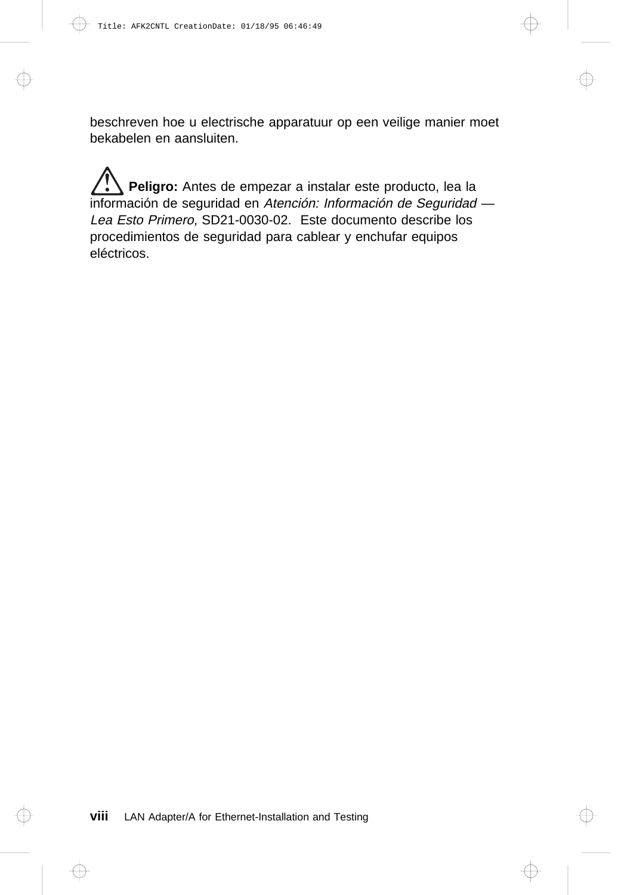beschreven hoe u electrische apparatuur op een veilige manier moet bekabelen en aansluiten.

**Peligro:** Antes de empezar a instalar este producto, lea la información de seguridad en *Atención: Información de Seguridad — Lea Esto Primero,* SD21-0030-02. Este documento describe los procedimientos de seguridad para cablear y enchufar equipos eléctricos.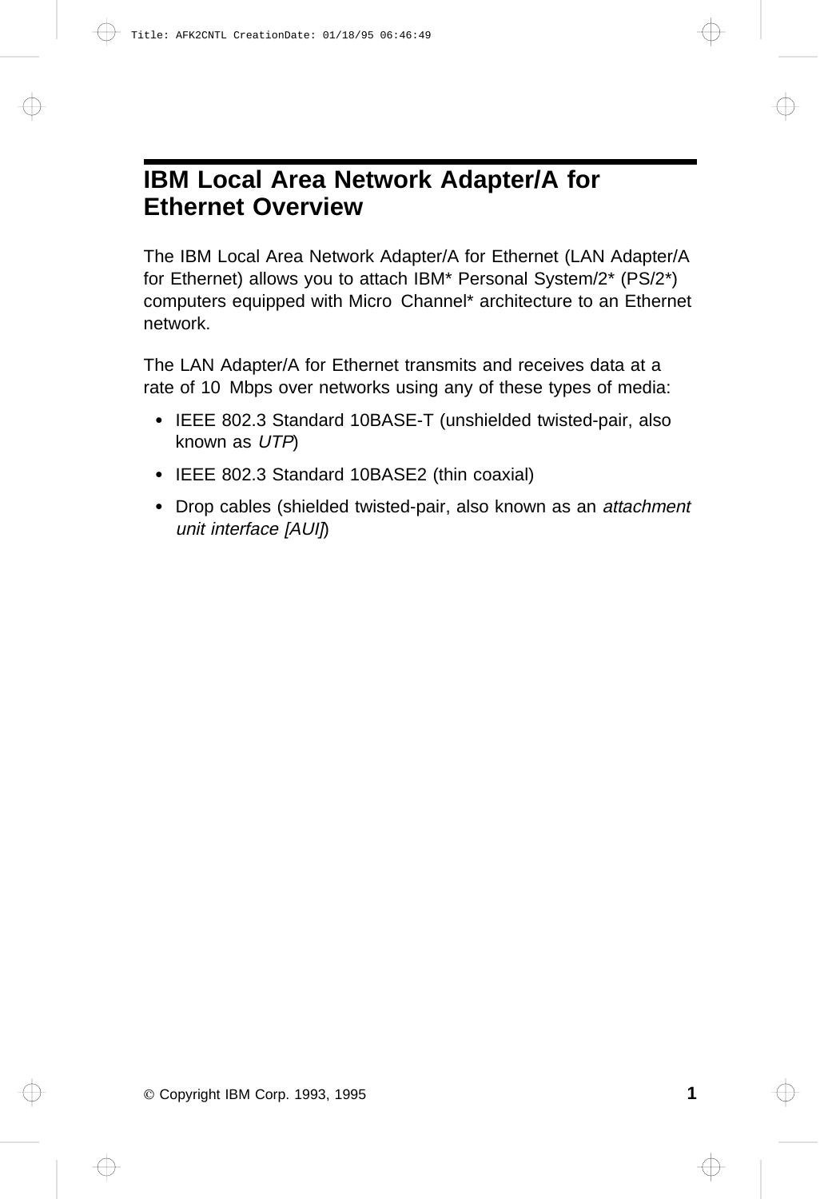# IBM Local Area Network Adapter/A for Ethernet Overview

The IBM Local Area Network Adapter/A for Ethernet (LAN Adapter/A for Ethernet) allows you to attach IBM* Personal System/2* (PS/2*) computers equipped with Micro Channel* architecture to an Ethernet network.

The LAN Adapter/A for Ethernet transmits and receives data at a rate of 10 Mbps over networks using any of these types of media:

- IEEE 802.3 Standard 10BASE-T (unshielded twisted-pair, also known as *UTP*)
- IEEE 802.3 Standard 10BASE2 (thin coaxial)
- Drop cables (shielded twisted-pair, also known as an *attachment unit interface [AUI]*)

© Copyright IBM Corp. 1993, 1995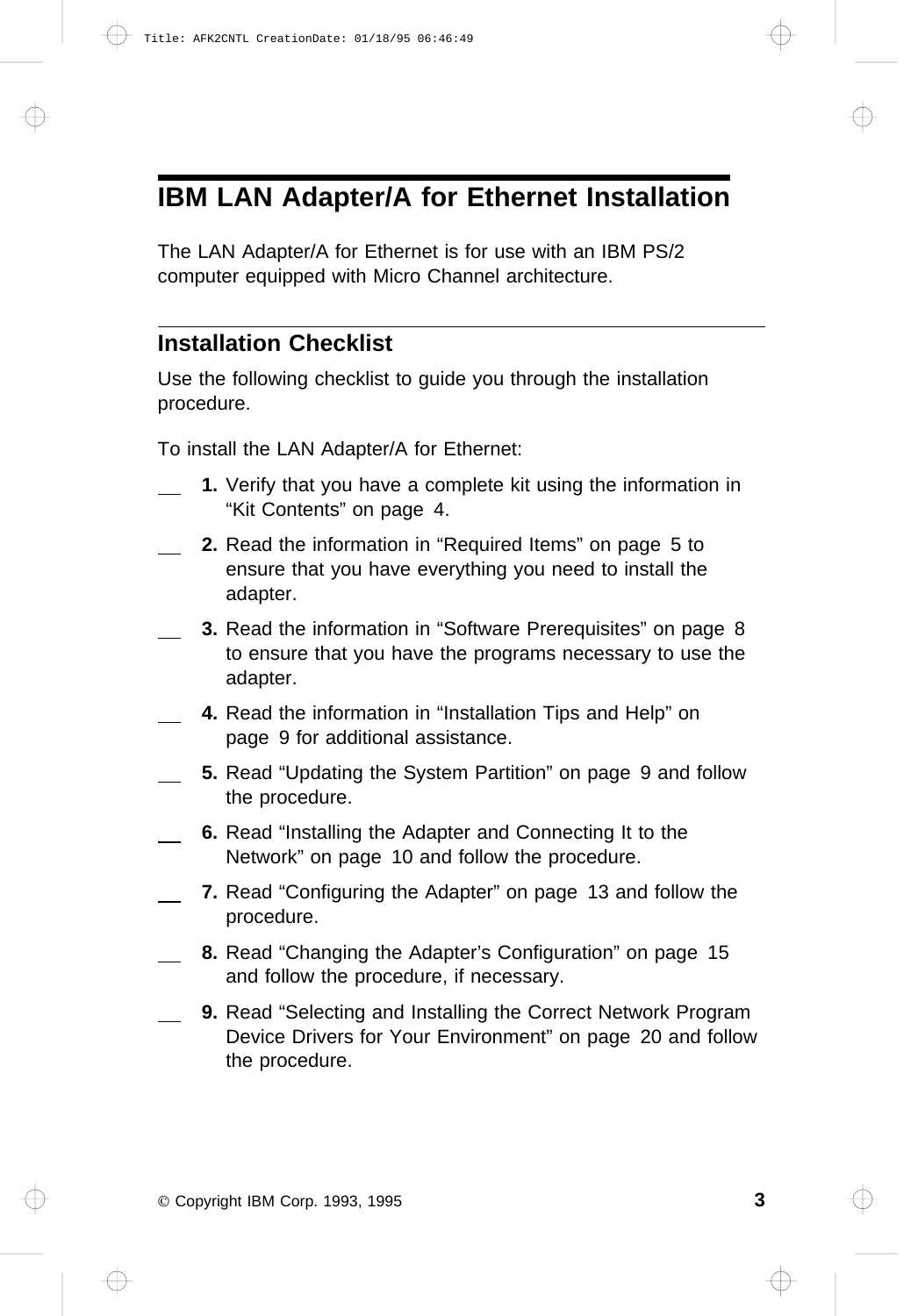# IBM LAN Adapter/A for Ethernet Installation

The LAN Adapter/A for Ethernet is for use with an IBM PS/2 computer equipped with Micro Channel architecture.

## Installation Checklist

Use the following checklist to guide you through the installation procedure.

To install the LAN Adapter/A for Ethernet:

- __ **1.** Verify that you have a complete kit using the information in "Kit Contents" on page 4.
- __ **2.** Read the information in "Required Items" on page 5 to ensure that you have everything you need to install the adapter.
- __ **3.** Read the information in "Software Prerequisites" on page 8 to ensure that you have the programs necessary to use the adapter.
- __ **4.** Read the information in "Installation Tips and Help" on page 9 for additional assistance.
- __ **5.** Read "Updating the System Partition" on page 9 and follow the procedure.
- __ **6.** Read "Installing the Adapter and Connecting It to the Network" on page 10 and follow the procedure.
- __ **7.** Read "Configuring the Adapter" on page 13 and follow the procedure.
- __ **8.** Read "Changing the Adapter's Configuration" on page 15 and follow the procedure, if necessary.
- __ **9.** Read "Selecting and Installing the Correct Network Program Device Drivers for Your Environment" on page 20 and follow the procedure.

© Copyright IBM Corp. 1993, 1995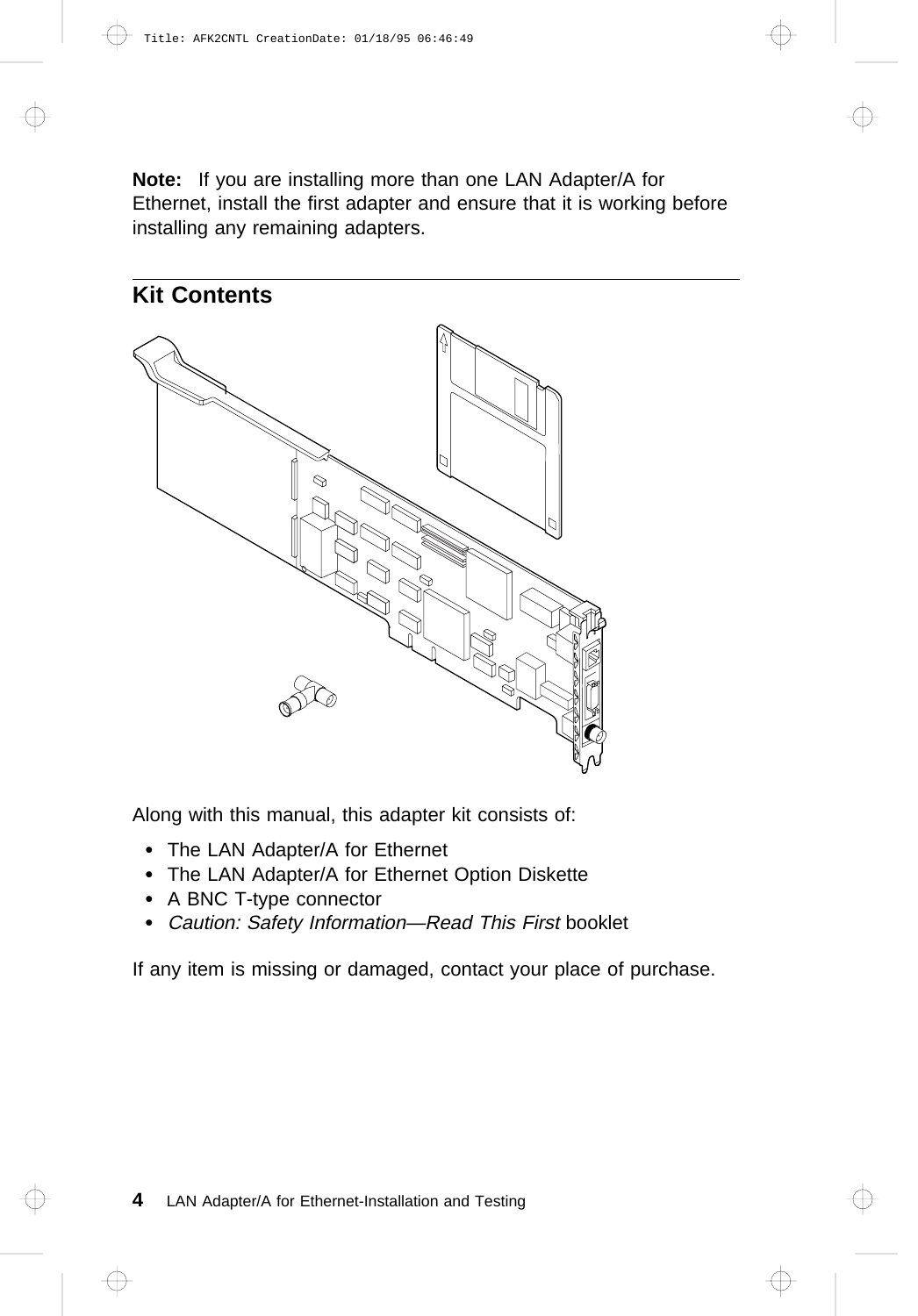**Note:** If you are installing more than one LAN Adapter/A for Ethernet, install the first adapter and ensure that it is working before installing any remaining adapters.

## Kit Contents

Along with this manual, this adapter kit consists of:

- The LAN Adapter/A for Ethernet
- The LAN Adapter/A for Ethernet Option Diskette
- A BNC T-type connector
- *Caution: Safety Information—Read This First* booklet

If any item is missing or damaged, contact your place of purchase.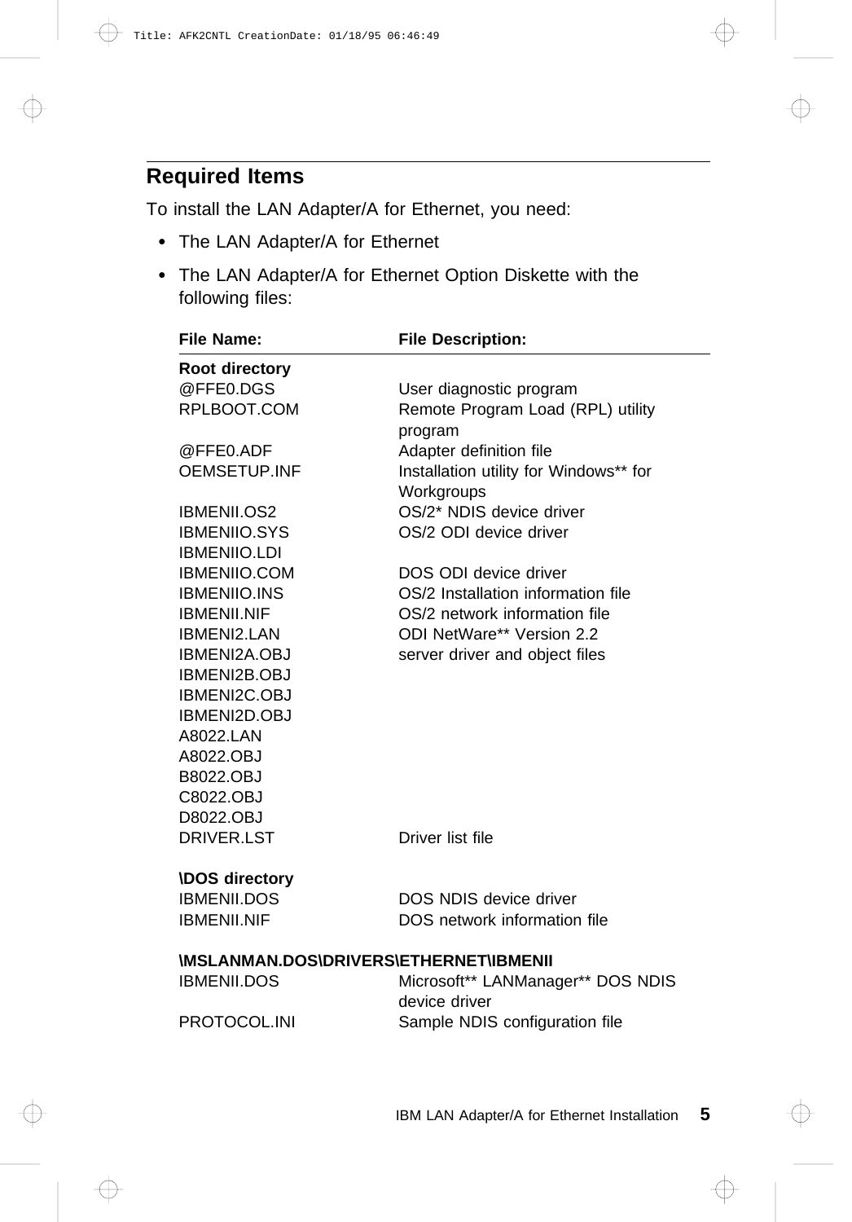## Required Items

To install the LAN Adapter/A for Ethernet, you need:

- The LAN Adapter/A for Ethernet
- The LAN Adapter/A for Ethernet Option Diskette with the following files:

| File Name: | File Description: |
|---|---|
| **Root directory** | |
| @FFE0.DGS | User diagnostic program |
| RPLBOOT.COM | Remote Program Load (RPL) utility program |
| @FFE0.ADF | Adapter definition file |
| OEMSETUP.INF | Installation utility for Windows** for Workgroups |
| IBMENII.OS2 | OS/2* NDIS device driver |
| IBMENIIO.SYS | OS/2 ODI device driver |
| IBMENIIO.LDI | |
| IBMENIIO.COM | DOS ODI device driver |
| IBMENIIO.INS | OS/2 Installation information file |
| IBMENII.NIF | OS/2 network information file |
| IBMENI2.LAN | ODI NetWare** Version 2.2 |
| IBMENI2A.OBJ | server driver and object files |
| IBMENI2B.OBJ | |
| IBMENI2C.OBJ | |
| IBMENI2D.OBJ | |
| A8022.LAN | |
| A8022.OBJ | |
| B8022.OBJ | |
| C8022.OBJ | |
| D8022.OBJ | |
| DRIVER.LST | Driver list file |
| **\DOS directory** | |
| IBMENII.DOS | DOS NDIS device driver |
| IBMENII.NIF | DOS network information file |
| **\MSLANMAN.DOS\DRIVERS\ETHERNET\IBMENII** | |
| IBMENII.DOS | Microsoft** LANManager** DOS NDIS device driver |
| PROTOCOL.INI | Sample NDIS configuration file |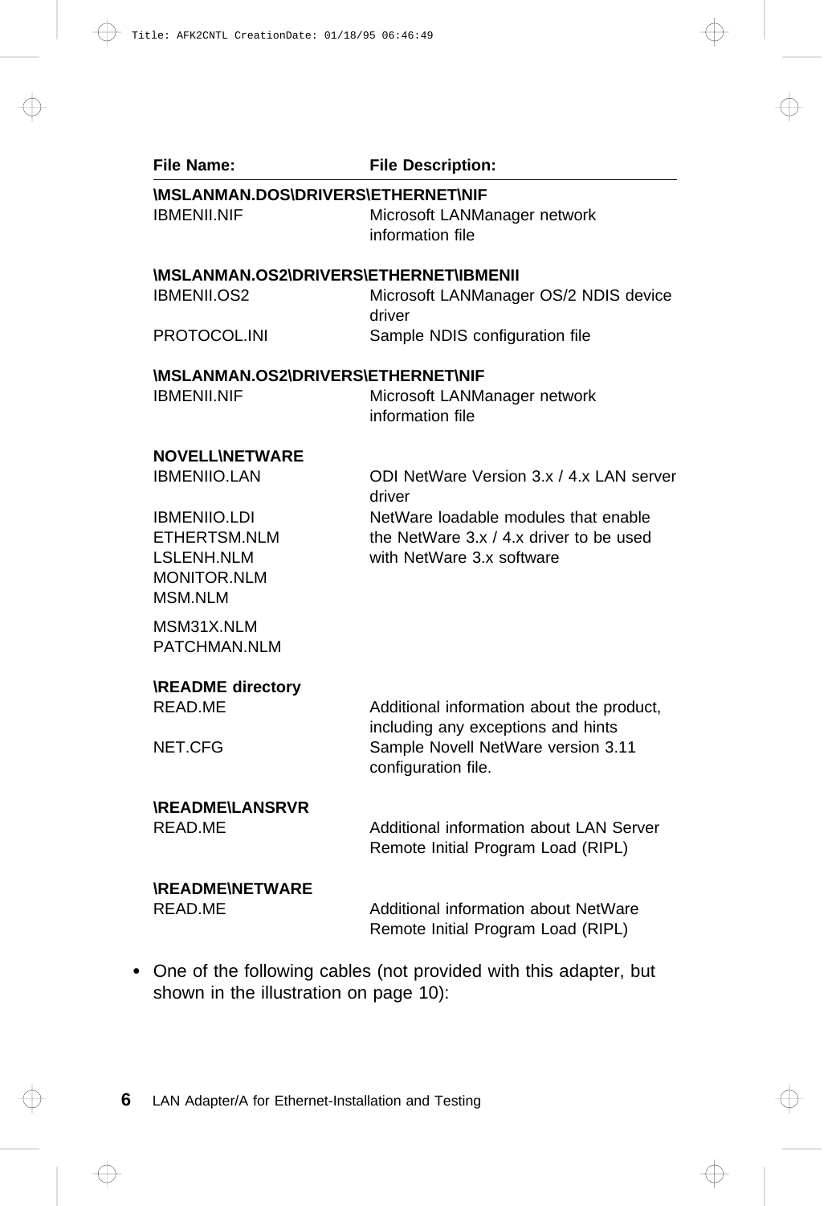| File Name: | File Description: |
|---|---|
| **\MSLANMAN.DOS\DRIVERS\ETHERNET\NIF** | |
| IBMENII.NIF | Microsoft LANManager network information file |
| **\MSLANMAN.OS2\DRIVERS\ETHERNET\IBMENII** | |
| IBMENII.OS2 | Microsoft LANManager OS/2 NDIS device driver |
| PROTOCOL.INI | Sample NDIS configuration file |
| **\MSLANMAN.OS2\DRIVERS\ETHERNET\NIF** | |
| IBMENII.NIF | Microsoft LANManager network information file |
| **NOVELL\NETWARE** | |
| IBMENIIO.LAN | ODI NetWare Version 3.x / 4.x LAN server driver |
| IBMENIIO.LDI<br>ETHERTSM.NLM<br>LSLENH.NLM<br>MONITOR.NLM<br>MSM.NLM<br>MSM31X.NLM<br>PATCHMAN.NLM | NetWare loadable modules that enable the NetWare 3.x / 4.x driver to be used with NetWare 3.x software |
| **\README directory** | |
| READ.ME | Additional information about the product, including any exceptions and hints |
| NET.CFG | Sample Novell NetWare version 3.11 configuration file. |
| **\README\LANSRVR** | |
| READ.ME | Additional information about LAN Server Remote Initial Program Load (RIPL) |
| **\README\NETWARE** | |
| READ.ME | Additional information about NetWare Remote Initial Program Load (RIPL) |

- One of the following cables (not provided with this adapter, but shown in the illustration on page 10):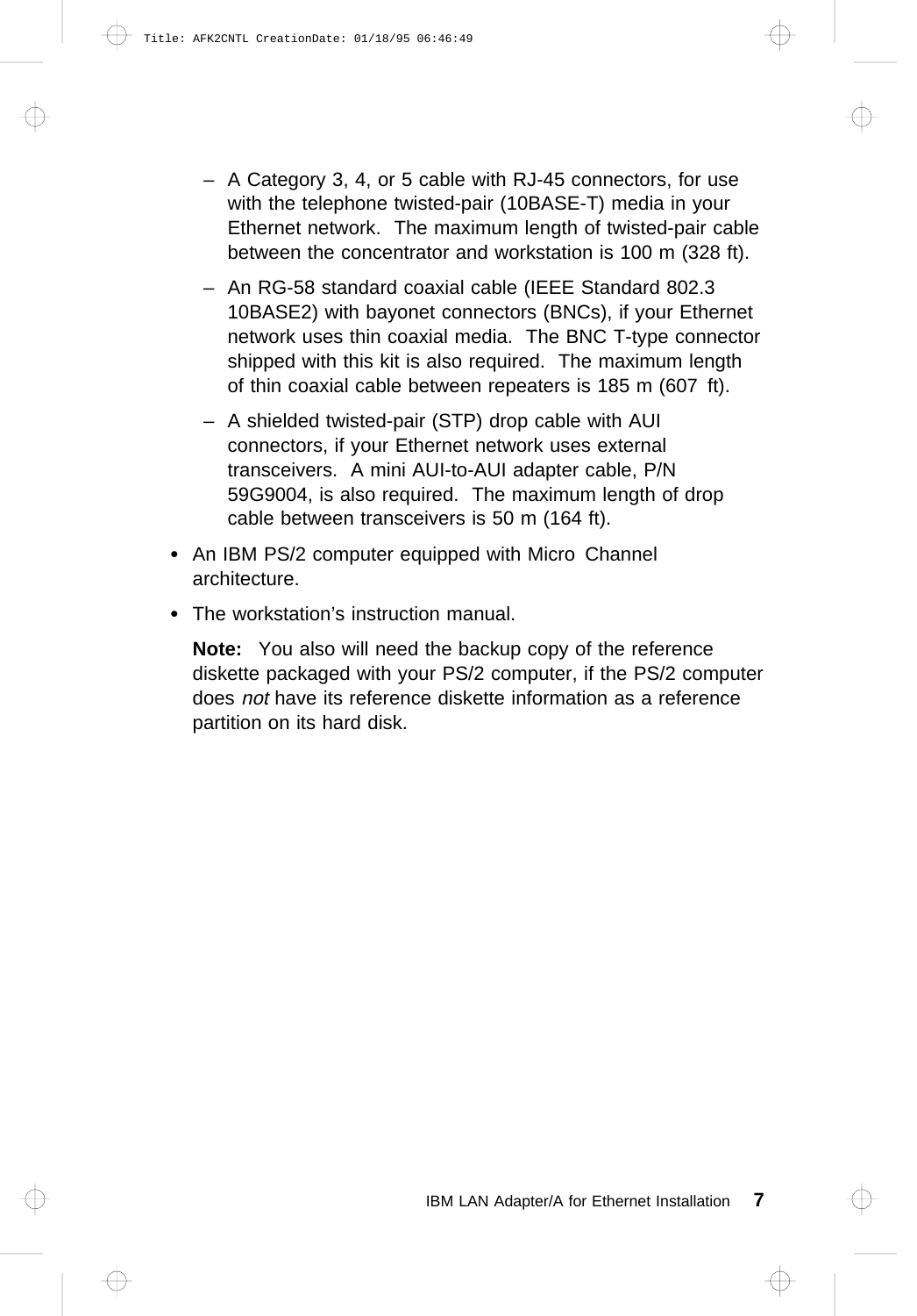- A Category 3, 4, or 5 cable with RJ-45 connectors, for use with the telephone twisted-pair (10BASE-T) media in your Ethernet network. The maximum length of twisted-pair cable between the concentrator and workstation is 100 m (328 ft).
  - An RG-58 standard coaxial cable (IEEE Standard 802.3 10BASE2) with bayonet connectors (BNCs), if your Ethernet network uses thin coaxial media. The BNC T-type connector shipped with this kit is also required. The maximum length of thin coaxial cable between repeaters is 185 m (607 ft).
  - A shielded twisted-pair (STP) drop cable with AUI connectors, if your Ethernet network uses external transceivers. A mini AUI-to-AUI adapter cable, P/N 59G9004, is also required. The maximum length of drop cable between transceivers is 50 m (164 ft).

- An IBM PS/2 computer equipped with Micro Channel architecture.
- The workstation's instruction manual.

  **Note:** You also will need the backup copy of the reference diskette packaged with your PS/2 computer, if the PS/2 computer does *not* have its reference diskette information as a reference partition on its hard disk.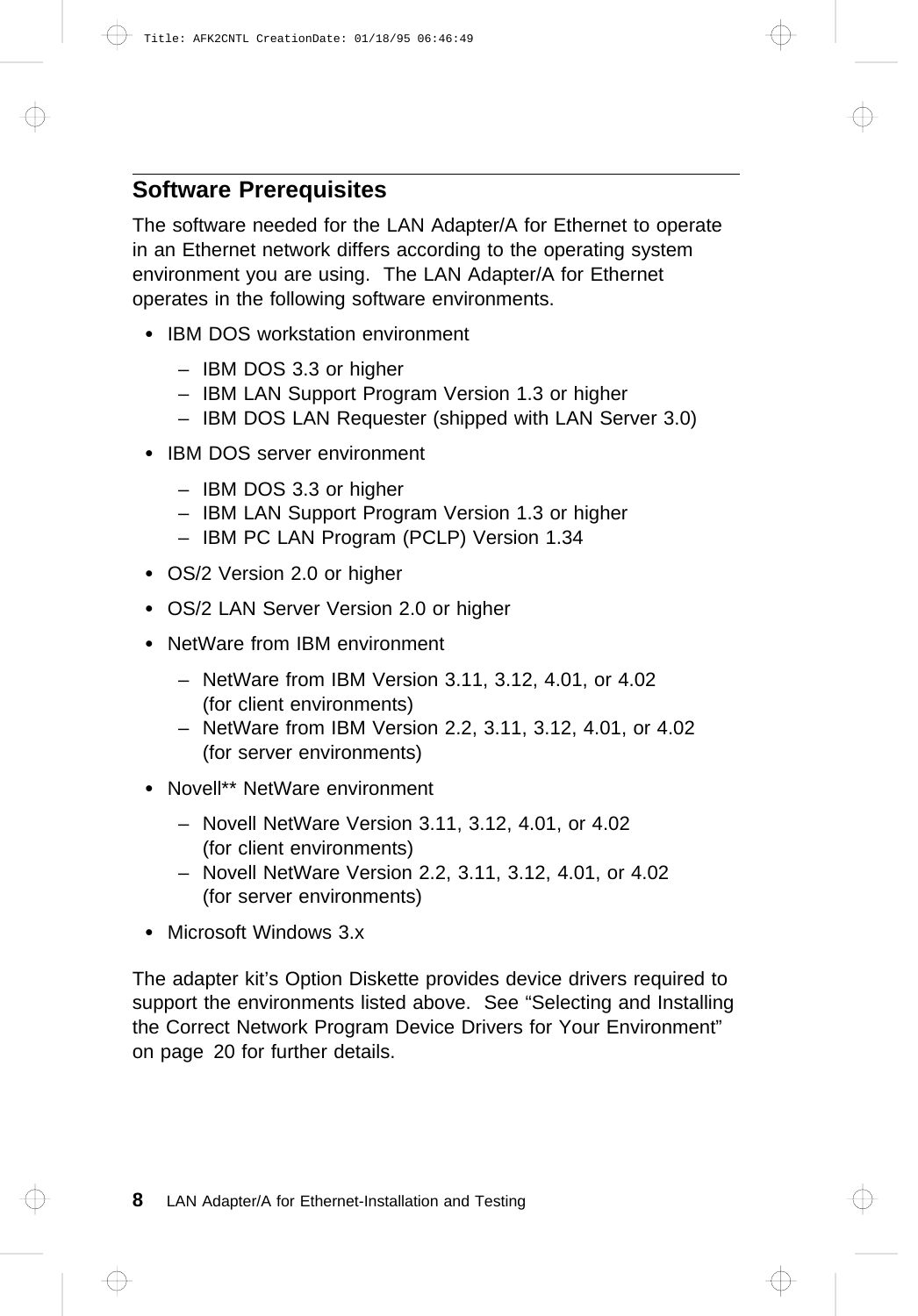## Software Prerequisites

The software needed for the LAN Adapter/A for Ethernet to operate in an Ethernet network differs according to the operating system environment you are using. The LAN Adapter/A for Ethernet operates in the following software environments.

- IBM DOS workstation environment
  - IBM DOS 3.3 or higher
  - IBM LAN Support Program Version 1.3 or higher
  - IBM DOS LAN Requester (shipped with LAN Server 3.0)
- IBM DOS server environment
  - IBM DOS 3.3 or higher
  - IBM LAN Support Program Version 1.3 or higher
  - IBM PC LAN Program (PCLP) Version 1.34
- OS/2 Version 2.0 or higher
- OS/2 LAN Server Version 2.0 or higher
- NetWare from IBM environment
  - NetWare from IBM Version 3.11, 3.12, 4.01, or 4.02 (for client environments)
  - NetWare from IBM Version 2.2, 3.11, 3.12, 4.01, or 4.02 (for server environments)
- Novell** NetWare environment
  - Novell NetWare Version 3.11, 3.12, 4.01, or 4.02 (for client environments)
  - Novell NetWare Version 2.2, 3.11, 3.12, 4.01, or 4.02 (for server environments)
- Microsoft Windows 3.x

The adapter kit's Option Diskette provides device drivers required to support the environments listed above. See "Selecting and Installing the Correct Network Program Device Drivers for Your Environment" on page 20 for further details.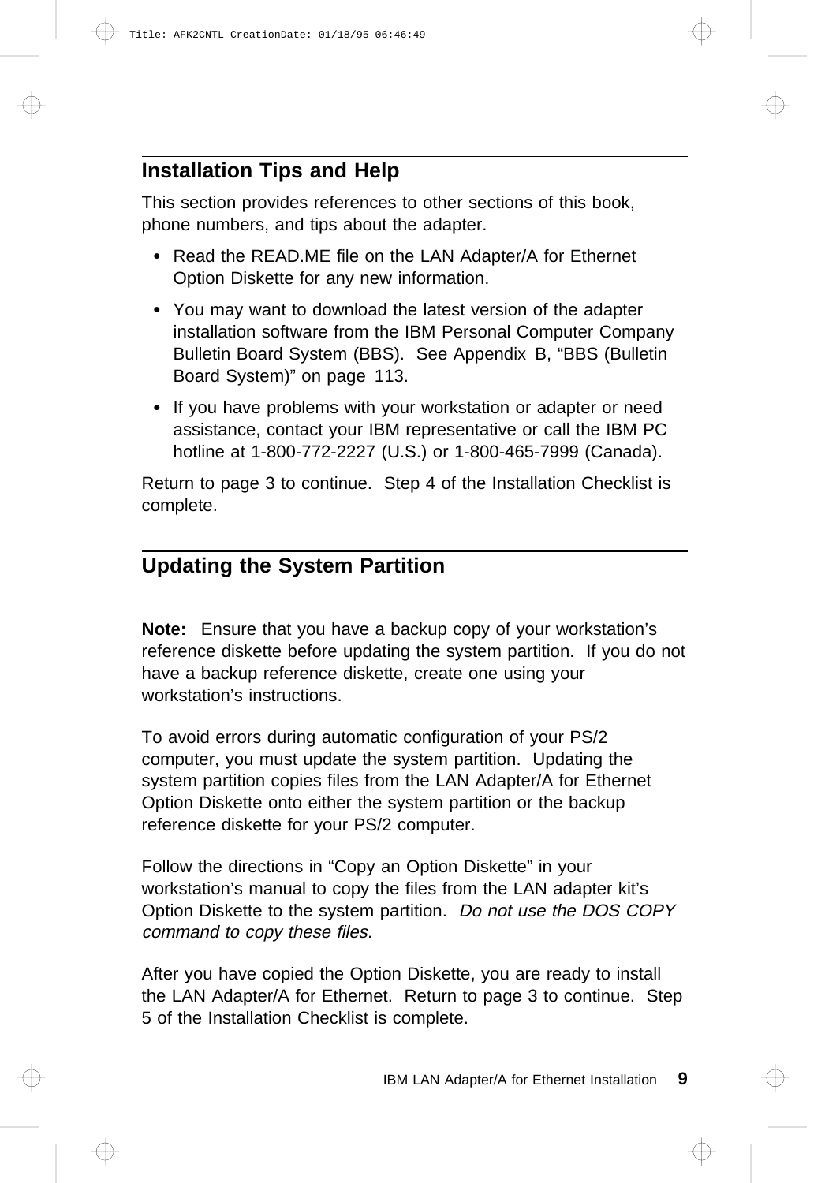## Installation Tips and Help

This section provides references to other sections of this book, phone numbers, and tips about the adapter.

- Read the READ.ME file on the LAN Adapter/A for Ethernet Option Diskette for any new information.
- You may want to download the latest version of the adapter installation software from the IBM Personal Computer Company Bulletin Board System (BBS). See Appendix B, “BBS (Bulletin Board System)” on page 113.
- If you have problems with your workstation or adapter or need assistance, contact your IBM representative or call the IBM PC hotline at 1-800-772-2227 (U.S.) or 1-800-465-7999 (Canada).

Return to page 3 to continue. Step 4 of the Installation Checklist is complete.

## Updating the System Partition

**Note:** Ensure that you have a backup copy of your workstation’s reference diskette before updating the system partition. If you do not have a backup reference diskette, create one using your workstation’s instructions.

To avoid errors during automatic configuration of your PS/2 computer, you must update the system partition. Updating the system partition copies files from the LAN Adapter/A for Ethernet Option Diskette onto either the system partition or the backup reference diskette for your PS/2 computer.

Follow the directions in “Copy an Option Diskette” in your workstation’s manual to copy the files from the LAN adapter kit’s Option Diskette to the system partition. *Do not use the DOS COPY command to copy these files.*

After you have copied the Option Diskette, you are ready to install the LAN Adapter/A for Ethernet. Return to page 3 to continue. Step 5 of the Installation Checklist is complete.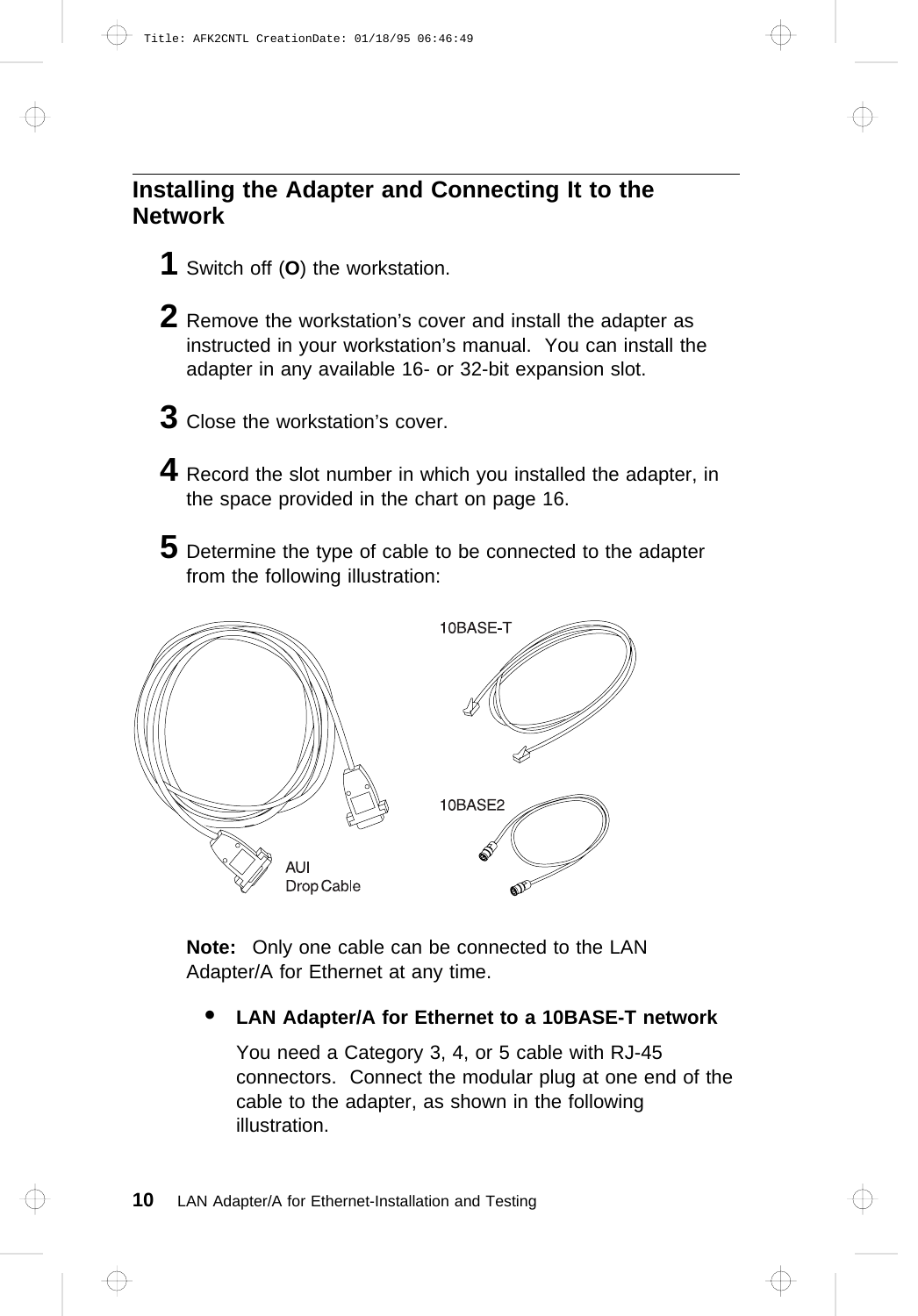## Installing the Adapter and Connecting It to the Network

**1** Switch off (**O**) the workstation.

**2** Remove the workstation's cover and install the adapter as instructed in your workstation's manual. You can install the adapter in any available 16- or 32-bit expansion slot.

**3** Close the workstation's cover.

**4** Record the slot number in which you installed the adapter, in the space provided in the chart on page 16.

**5** Determine the type of cable to be connected to the adapter from the following illustration:

AUI Drop Cable

10BASE-T

10BASE2

**Note:** Only one cable can be connected to the LAN Adapter/A for Ethernet at any time.

- **LAN Adapter/A for Ethernet to a 10BASE-T network**

  You need a Category 3, 4, or 5 cable with RJ-45 connectors. Connect the modular plug at one end of the cable to the adapter, as shown in the following illustration.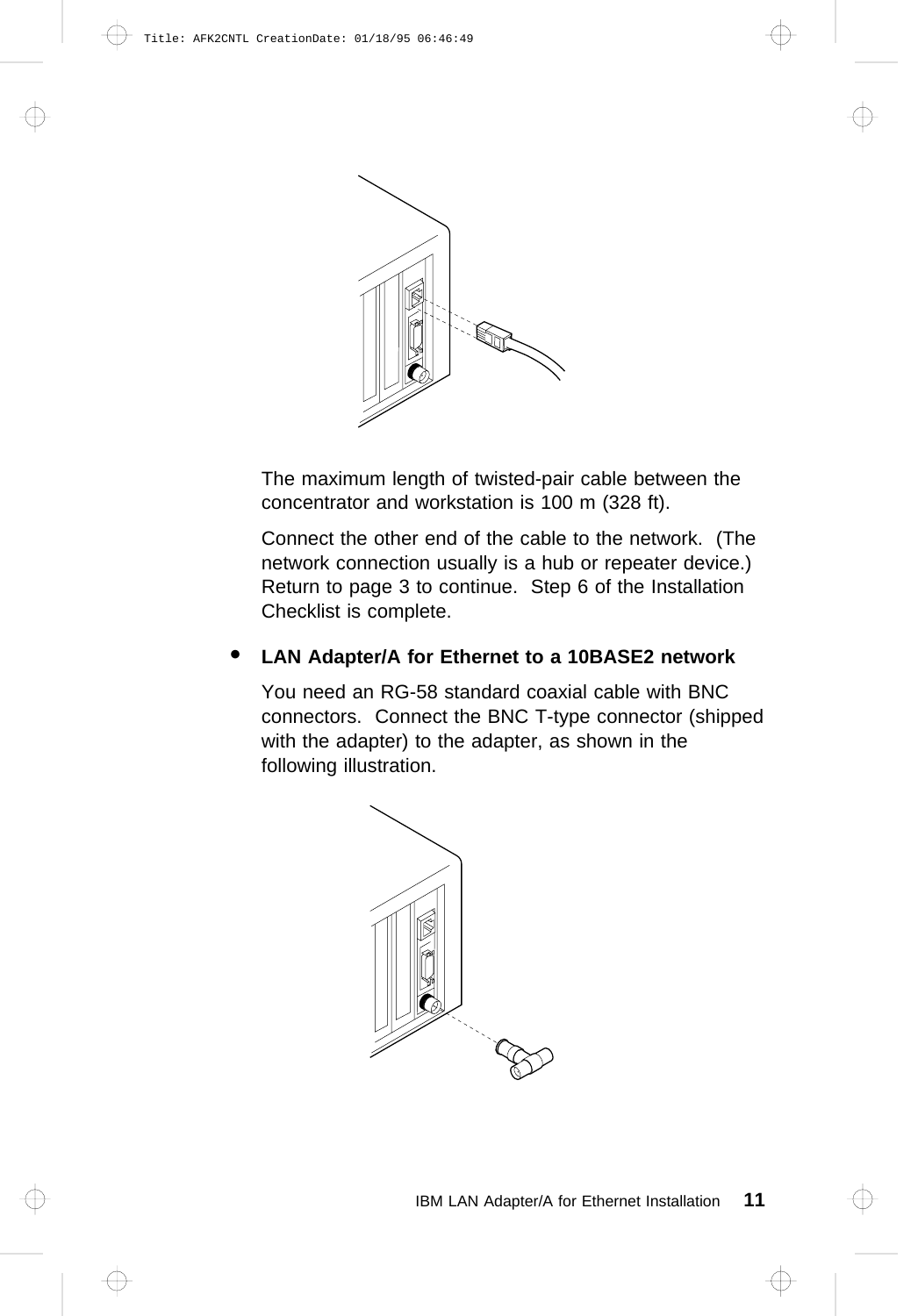The maximum length of twisted-pair cable between the concentrator and workstation is 100 m (328 ft).

Connect the other end of the cable to the network. (The network connection usually is a hub or repeater device.) Return to page 3 to continue. Step 6 of the Installation Checklist is complete.

- **LAN Adapter/A for Ethernet to a 10BASE2 network**

  You need an RG-58 standard coaxial cable with BNC connectors. Connect the BNC T-type connector (shipped with the adapter) to the adapter, as shown in the following illustration.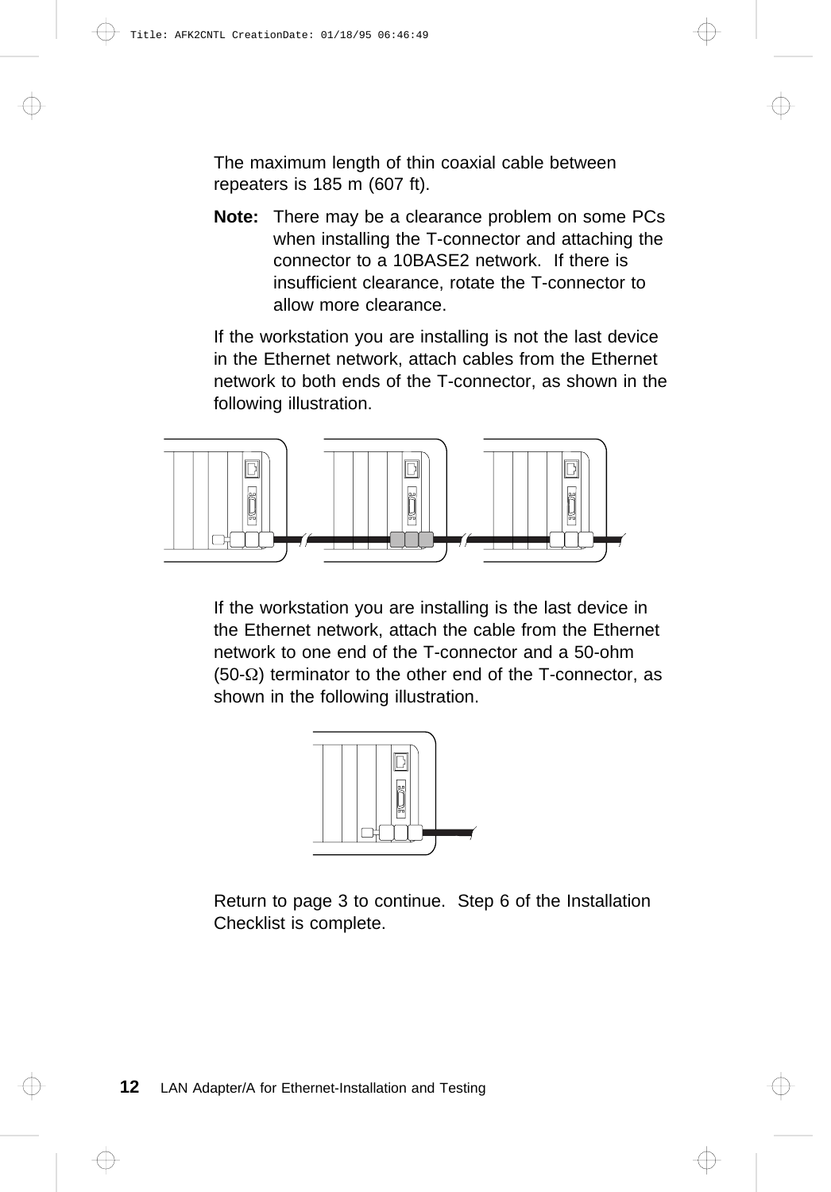The maximum length of thin coaxial cable between repeaters is 185 m (607 ft).

**Note:** There may be a clearance problem on some PCs when installing the T-connector and attaching the connector to a 10BASE2 network. If there is insufficient clearance, rotate the T-connector to allow more clearance.

If the workstation you are installing is not the last device in the Ethernet network, attach cables from the Ethernet network to both ends of the T-connector, as shown in the following illustration.

If the workstation you are installing is the last device in the Ethernet network, attach the cable from the Ethernet network to one end of the T-connector and a 50-ohm (50-Ω) terminator to the other end of the T-connector, as shown in the following illustration.

Return to page 3 to continue. Step 6 of the Installation Checklist is complete.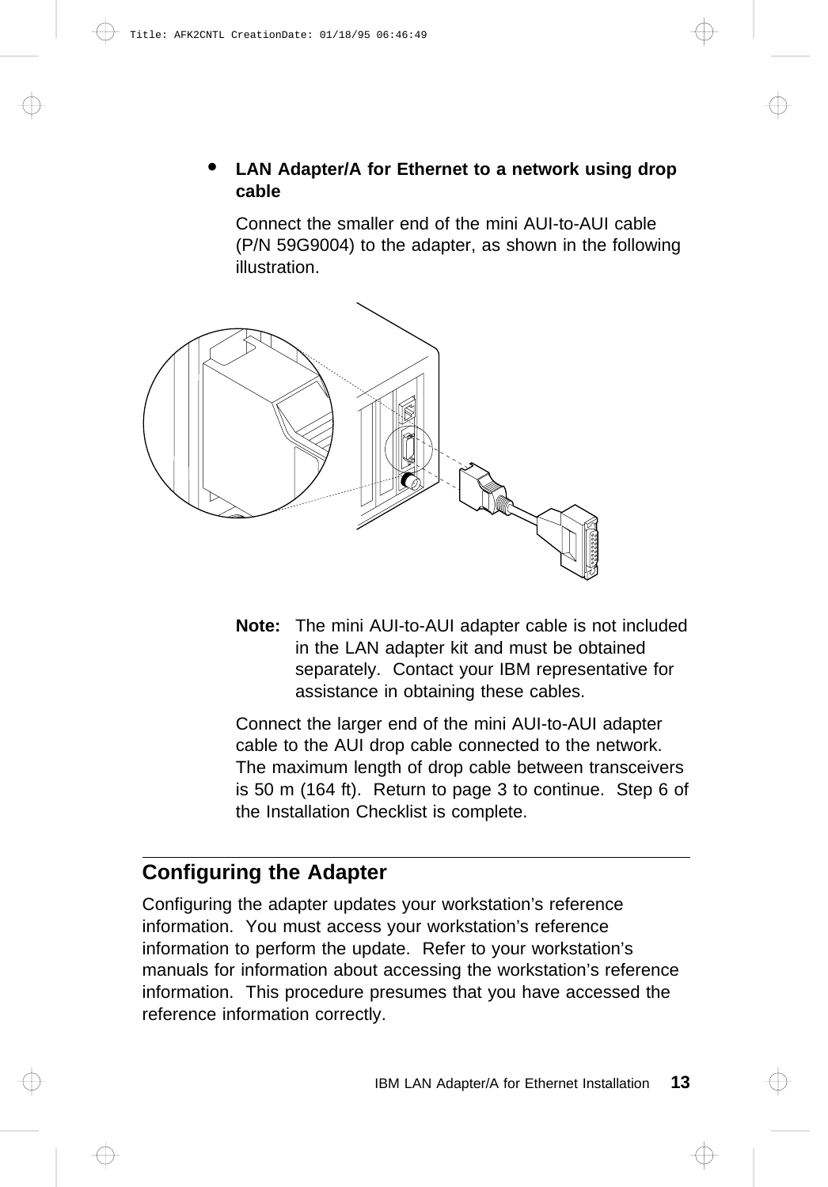- **LAN Adapter/A for Ethernet to a network using drop cable**

  Connect the smaller end of the mini AUI-to-AUI cable (P/N 59G9004) to the adapter, as shown in the following illustration.

  **Note:** The mini AUI-to-AUI adapter cable is not included in the LAN adapter kit and must be obtained separately. Contact your IBM representative for assistance in obtaining these cables.

  Connect the larger end of the mini AUI-to-AUI adapter cable to the AUI drop cable connected to the network. The maximum length of drop cable between transceivers is 50 m (164 ft). Return to page 3 to continue. Step 6 of the Installation Checklist is complete.

## Configuring the Adapter

Configuring the adapter updates your workstation's reference information. You must access your workstation's reference information to perform the update. Refer to your workstation's manuals for information about accessing the workstation's reference information. This procedure presumes that you have accessed the reference information correctly.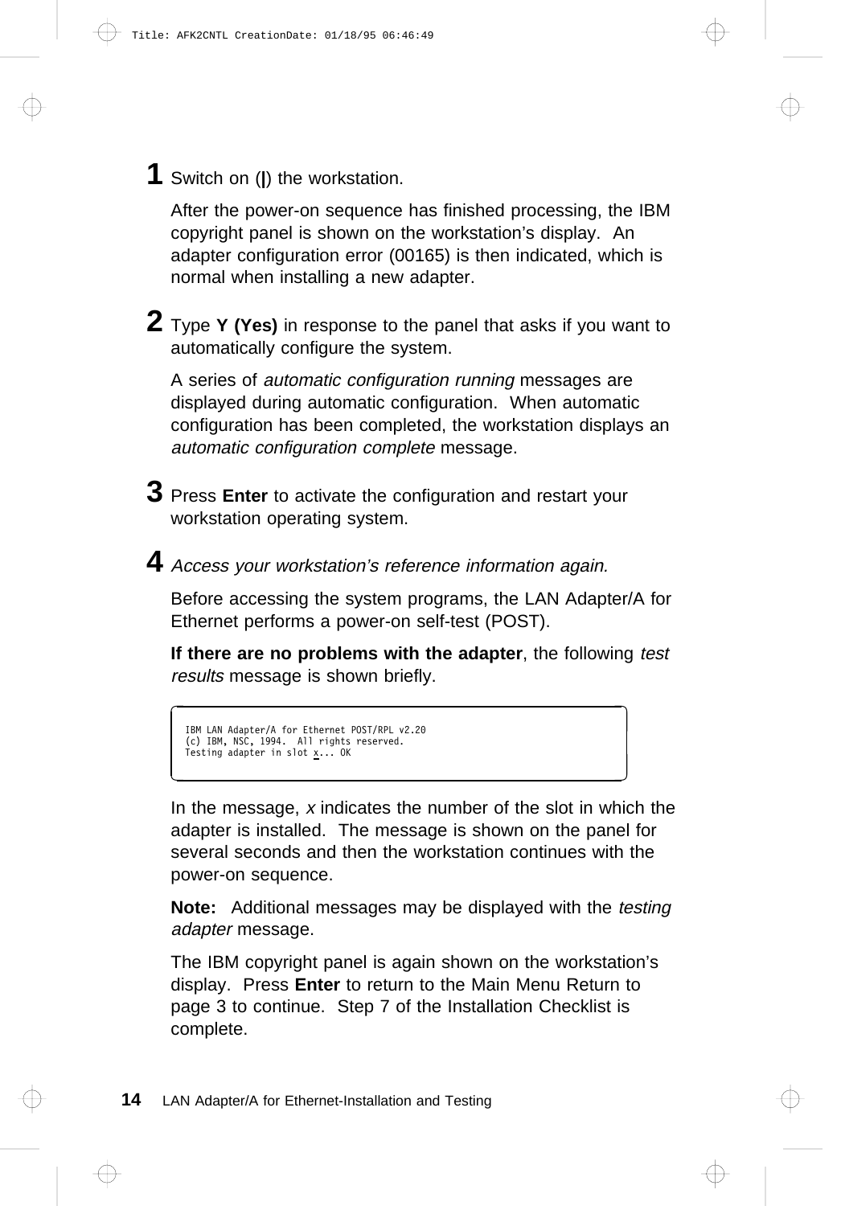**1** Switch on (**|**) the workstation.

After the power-on sequence has finished processing, the IBM copyright panel is shown on the workstation's display. An adapter configuration error (00165) is then indicated, which is normal when installing a new adapter.

**2** Type **Y (Yes)** in response to the panel that asks if you want to automatically configure the system.

A series of *automatic configuration running* messages are displayed during automatic configuration. When automatic configuration has been completed, the workstation displays an *automatic configuration complete* message.

**3** Press **Enter** to activate the configuration and restart your workstation operating system.

**4** *Access your workstation's reference information again.*

Before accessing the system programs, the LAN Adapter/A for Ethernet performs a power-on self-test (POST).

**If there are no problems with the adapter**, the following *test results* message is shown briefly.

```
IBM LAN Adapter/A for Ethernet POST/RPL v2.20
(c) IBM, NSC, 1994.  All rights reserved.
Testing adapter in slot x... OK
```

In the message, *x* indicates the number of the slot in which the adapter is installed. The message is shown on the panel for several seconds and then the workstation continues with the power-on sequence.

**Note:** Additional messages may be displayed with the *testing adapter* message.

The IBM copyright panel is again shown on the workstation's display. Press **Enter** to return to the Main Menu Return to page 3 to continue. Step 7 of the Installation Checklist is complete.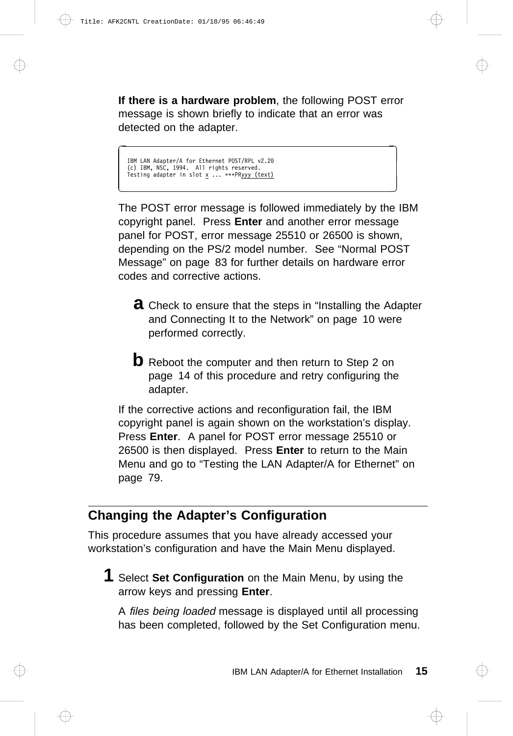**If there is a hardware problem**, the following POST error message is shown briefly to indicate that an error was detected on the adapter.

```
IBM LAN Adapter/A for Ethernet POST/RPL v2.20
(c) IBM, NSC, 1994.  All rights reserved.
Testing adapter in slot x ... ***PRyyy (text)
```

The POST error message is followed immediately by the IBM copyright panel. Press **Enter** and another error message panel for POST, error message 25510 or 26500 is shown, depending on the PS/2 model number. See “Normal POST Message” on page 83 for further details on hardware error codes and corrective actions.

**a** Check to ensure that the steps in “Installing the Adapter and Connecting It to the Network” on page 10 were performed correctly.

**b** Reboot the computer and then return to Step 2 on page 14 of this procedure and retry configuring the adapter.

If the corrective actions and reconfiguration fail, the IBM copyright panel is again shown on the workstation’s display. Press **Enter**. A panel for POST error message 25510 or 26500 is then displayed. Press **Enter** to return to the Main Menu and go to “Testing the LAN Adapter/A for Ethernet” on page 79.

## Changing the Adapter’s Configuration

This procedure assumes that you have already accessed your workstation’s configuration and have the Main Menu displayed.

**1** Select **Set Configuration** on the Main Menu, by using the arrow keys and pressing **Enter**.

A *files being loaded* message is displayed until all processing has been completed, followed by the Set Configuration menu.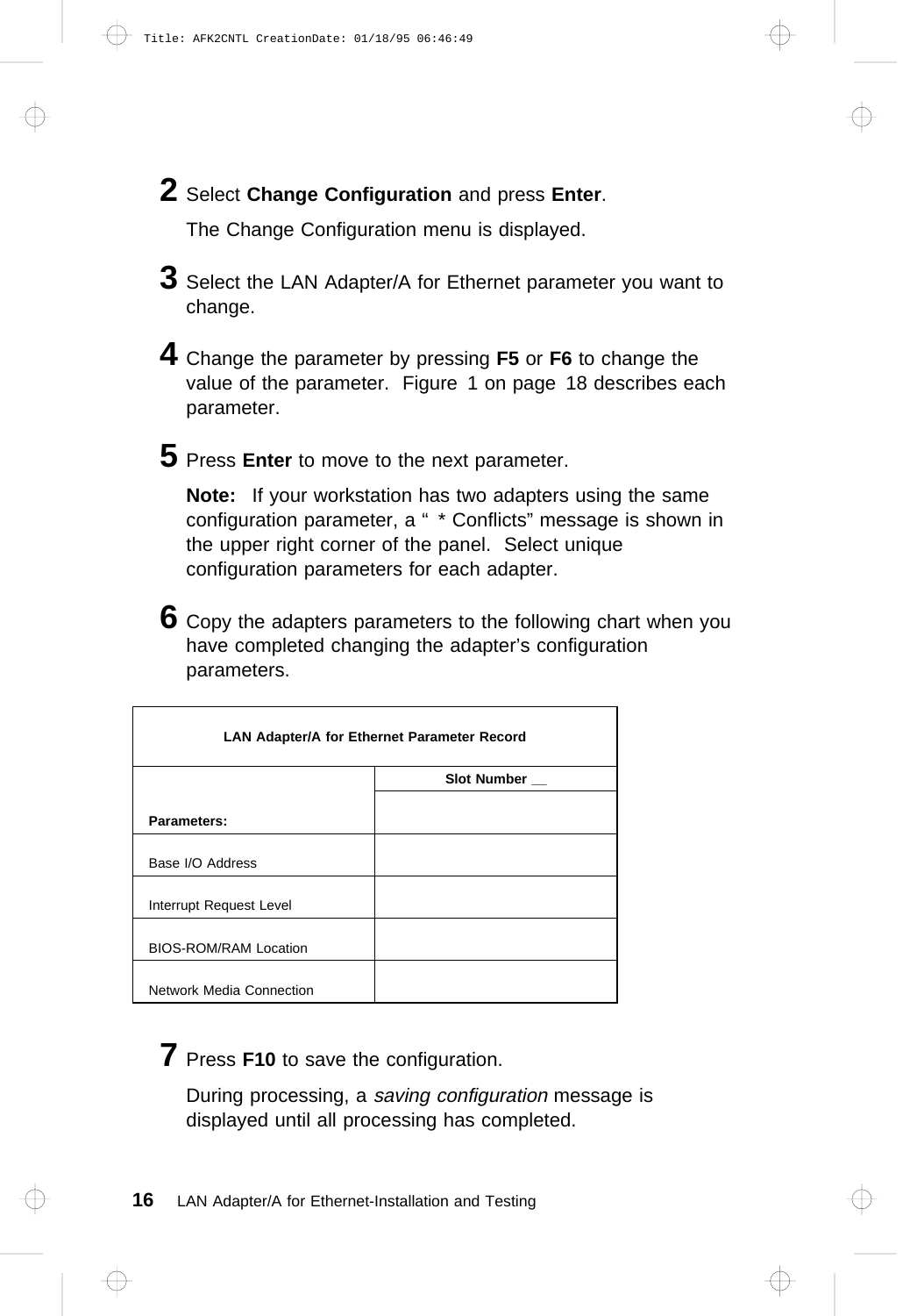**2** Select **Change Configuration** and press **Enter**.

The Change Configuration menu is displayed.

**3** Select the LAN Adapter/A for Ethernet parameter you want to change.

**4** Change the parameter by pressing **F5** or **F6** to change the value of the parameter. Figure 1 on page 18 describes each parameter.

**5** Press **Enter** to move to the next parameter.

**Note:** If your workstation has two adapters using the same configuration parameter, a " * Conflicts" message is shown in the upper right corner of the panel. Select unique configuration parameters for each adapter.

**6** Copy the adapters parameters to the following chart when you have completed changing the adapter's configuration parameters.

| LAN Adapter/A for Ethernet Parameter Record | |
|---|---|
| | **Slot Number __** |
| **Parameters:** | |
| Base I/O Address | |
| Interrupt Request Level | |
| BIOS-ROM/RAM Location | |
| Network Media Connection | |

**7** Press **F10** to save the configuration.

During processing, a *saving configuration* message is displayed until all processing has completed.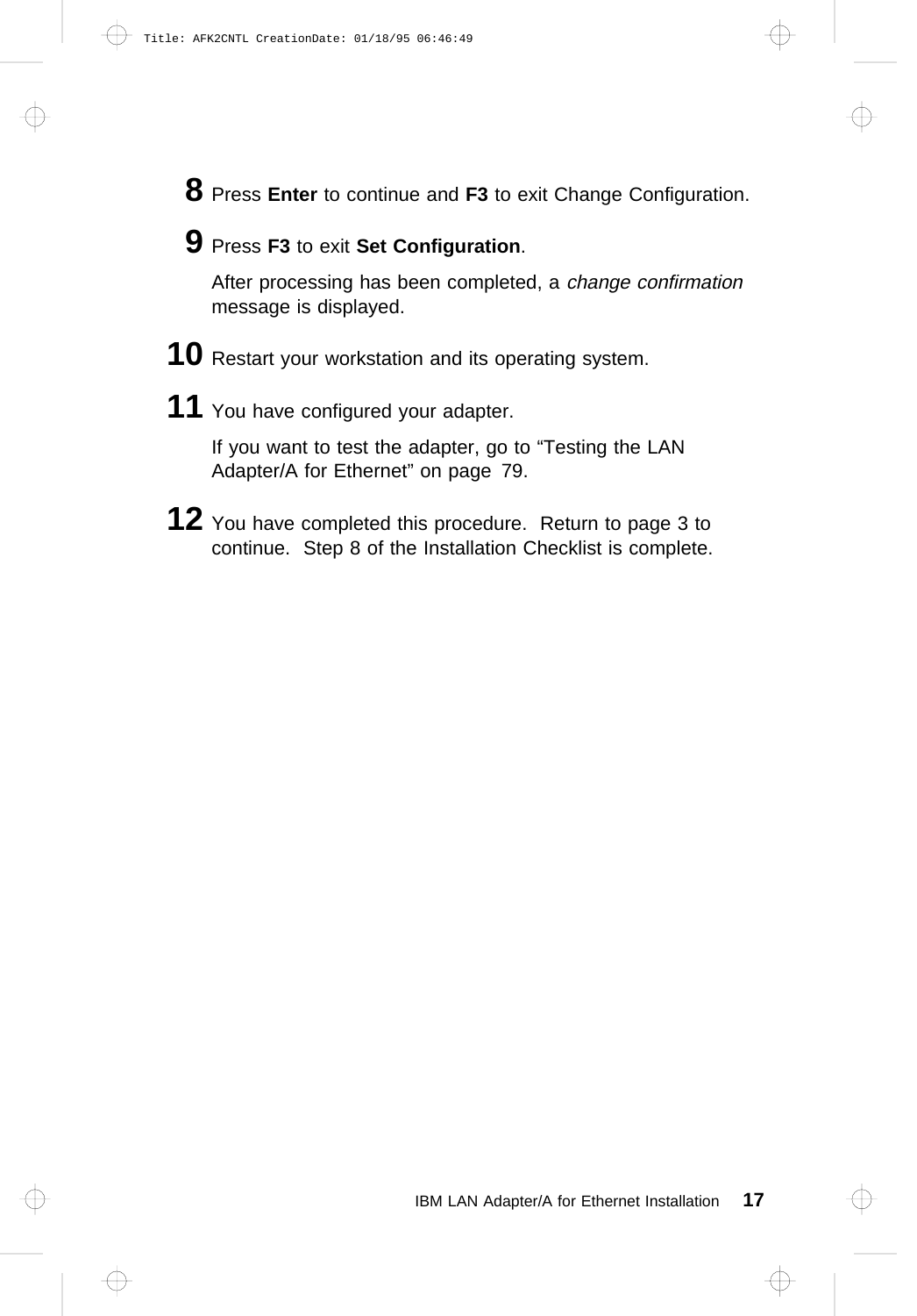**8** Press **Enter** to continue and **F3** to exit Change Configuration.

**9** Press **F3** to exit **Set Configuration**.

After processing has been completed, a *change confirmation* message is displayed.

**10** Restart your workstation and its operating system.

**11** You have configured your adapter.

If you want to test the adapter, go to “Testing the LAN Adapter/A for Ethernet” on page 79.

**12** You have completed this procedure. Return to page 3 to continue. Step 8 of the Installation Checklist is complete.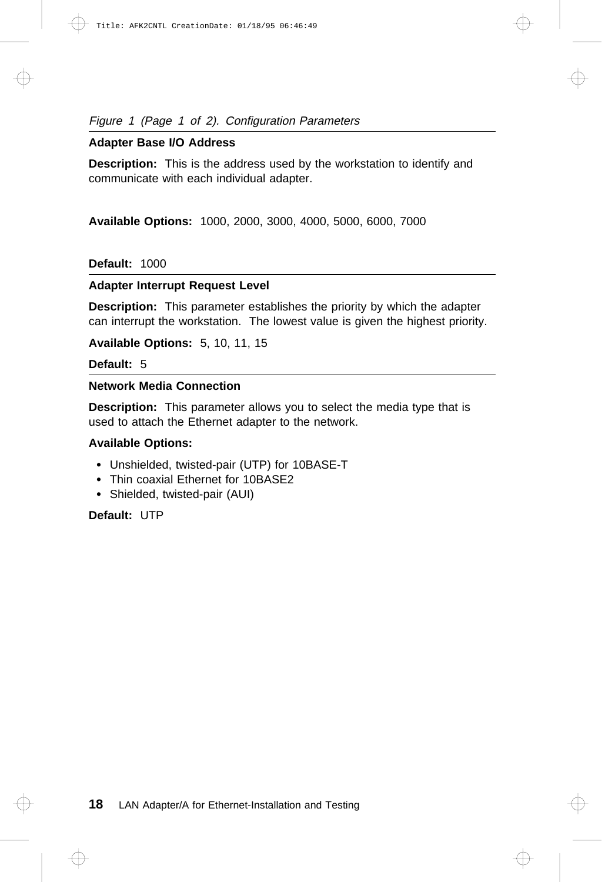*Figure 1 (Page 1 of 2). Configuration Parameters*

**Adapter Base I/O Address**

**Description:** This is the address used by the workstation to identify and communicate with each individual adapter.

**Available Options:** 1000, 2000, 3000, 4000, 5000, 6000, 7000

**Default:** 1000

**Adapter Interrupt Request Level**

**Description:** This parameter establishes the priority by which the adapter can interrupt the workstation. The lowest value is given the highest priority.

**Available Options:** 5, 10, 11, 15

**Default:** 5

**Network Media Connection**

**Description:** This parameter allows you to select the media type that is used to attach the Ethernet adapter to the network.

**Available Options:**

- Unshielded, twisted-pair (UTP) for 10BASE-T
- Thin coaxial Ethernet for 10BASE2
- Shielded, twisted-pair (AUI)

**Default:** UTP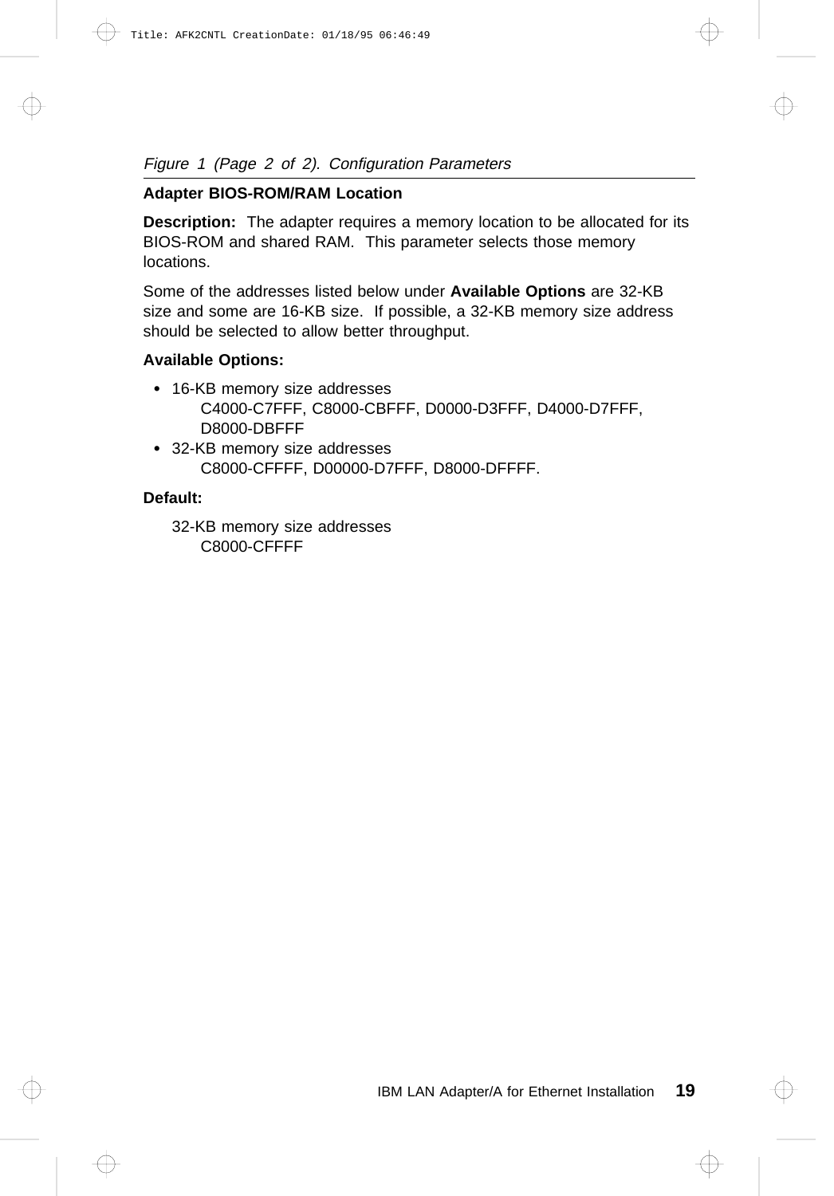*Figure 1 (Page 2 of 2). Configuration Parameters*

**Adapter BIOS-ROM/RAM Location**

**Description:** The adapter requires a memory location to be allocated for its BIOS-ROM and shared RAM. This parameter selects those memory locations.

Some of the addresses listed below under **Available Options** are 32-KB size and some are 16-KB size. If possible, a 32-KB memory size address should be selected to allow better throughput.

**Available Options:**

- 16-KB memory size addresses
  C4000-C7FFF, C8000-CBFFF, D0000-D3FFF, D4000-D7FFF, D8000-DBFFF
- 32-KB memory size addresses
  C8000-CFFFF, D00000-D7FFF, D8000-DFFFF.

**Default:**

32-KB memory size addresses
C8000-CFFFF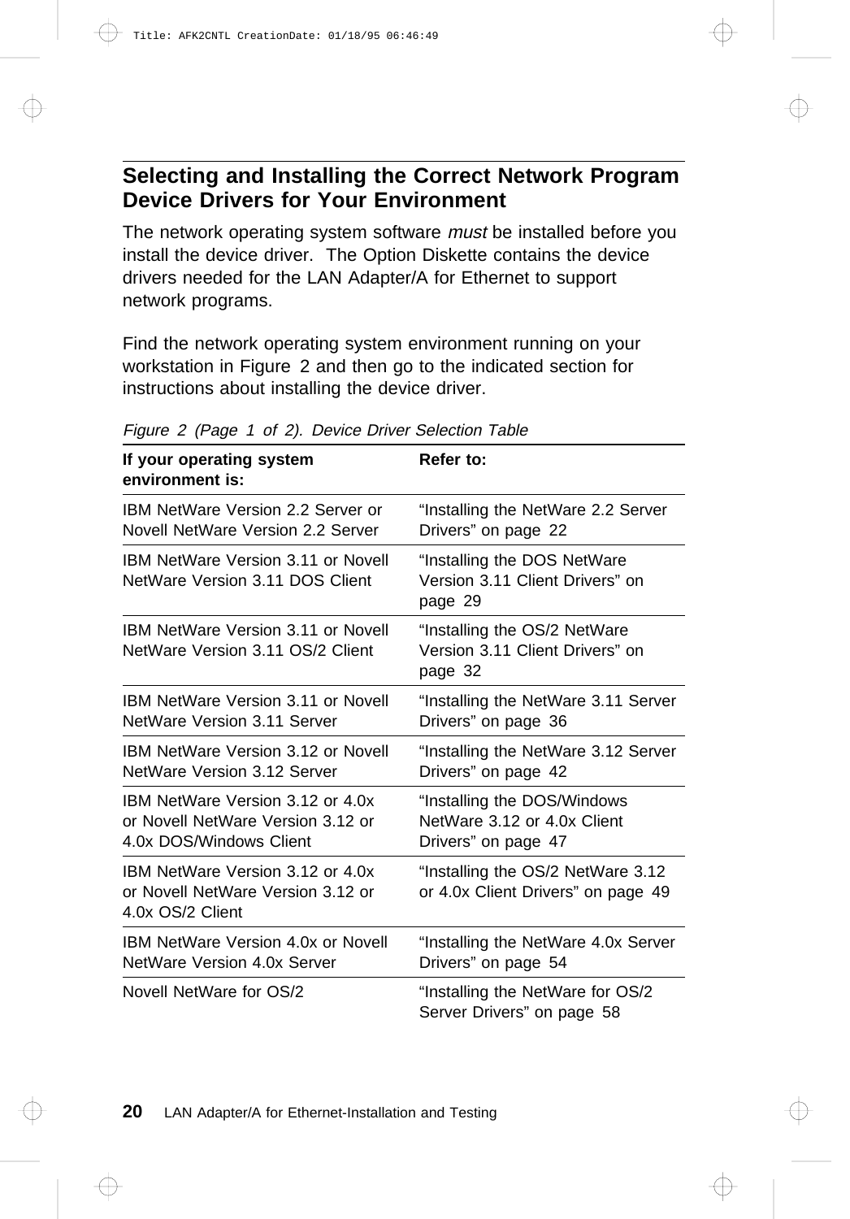## Selecting and Installing the Correct Network Program Device Drivers for Your Environment

The network operating system software *must* be installed before you install the device driver. The Option Diskette contains the device drivers needed for the LAN Adapter/A for Ethernet to support network programs.

Find the network operating system environment running on your workstation in Figure 2 and then go to the indicated section for instructions about installing the device driver.

*Figure 2 (Page 1 of 2). Device Driver Selection Table*

| If your operating system environment is: | Refer to: |
|---|---|
| IBM NetWare Version 2.2 Server or Novell NetWare Version 2.2 Server | “Installing the NetWare 2.2 Server Drivers” on page 22 |
| IBM NetWare Version 3.11 or Novell NetWare Version 3.11 DOS Client | “Installing the DOS NetWare Version 3.11 Client Drivers” on page 29 |
| IBM NetWare Version 3.11 or Novell NetWare Version 3.11 OS/2 Client | “Installing the OS/2 NetWare Version 3.11 Client Drivers” on page 32 |
| IBM NetWare Version 3.11 or Novell NetWare Version 3.11 Server | “Installing the NetWare 3.11 Server Drivers” on page 36 |
| IBM NetWare Version 3.12 or Novell NetWare Version 3.12 Server | “Installing the NetWare 3.12 Server Drivers” on page 42 |
| IBM NetWare Version 3.12 or 4.0x or Novell NetWare Version 3.12 or 4.0x DOS/Windows Client | “Installing the DOS/Windows NetWare 3.12 or 4.0x Client Drivers” on page 47 |
| IBM NetWare Version 3.12 or 4.0x or Novell NetWare Version 3.12 or 4.0x OS/2 Client | “Installing the OS/2 NetWare 3.12 or 4.0x Client Drivers” on page 49 |
| IBM NetWare Version 4.0x or Novell NetWare Version 4.0x Server | “Installing the NetWare 4.0x Server Drivers” on page 54 |
| Novell NetWare for OS/2 | “Installing the NetWare for OS/2 Server Drivers” on page 58 |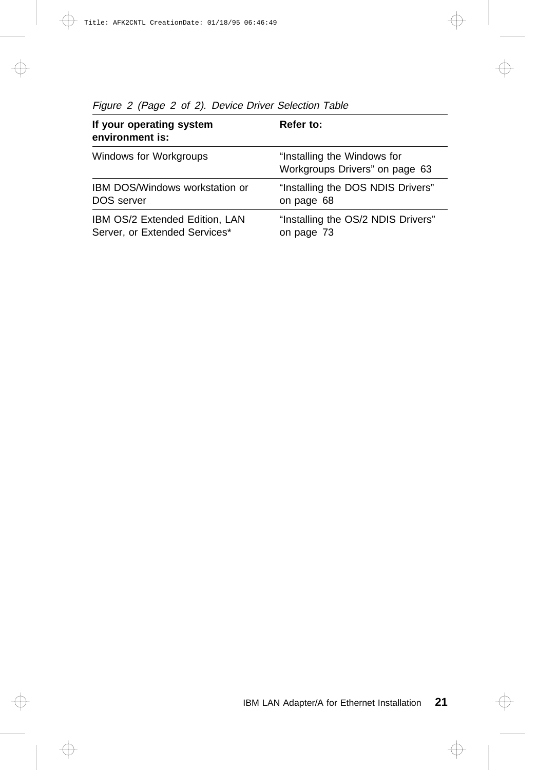*Figure 2 (Page 2 of 2). Device Driver Selection Table*

| If your operating system environment is: | Refer to: |
|---|---|
| Windows for Workgroups | “Installing the Windows for Workgroups Drivers” on page 63 |
| IBM DOS/Windows workstation or DOS server | “Installing the DOS NDIS Drivers” on page 68 |
| IBM OS/2 Extended Edition, LAN Server, or Extended Services* | “Installing the OS/2 NDIS Drivers” on page 73 |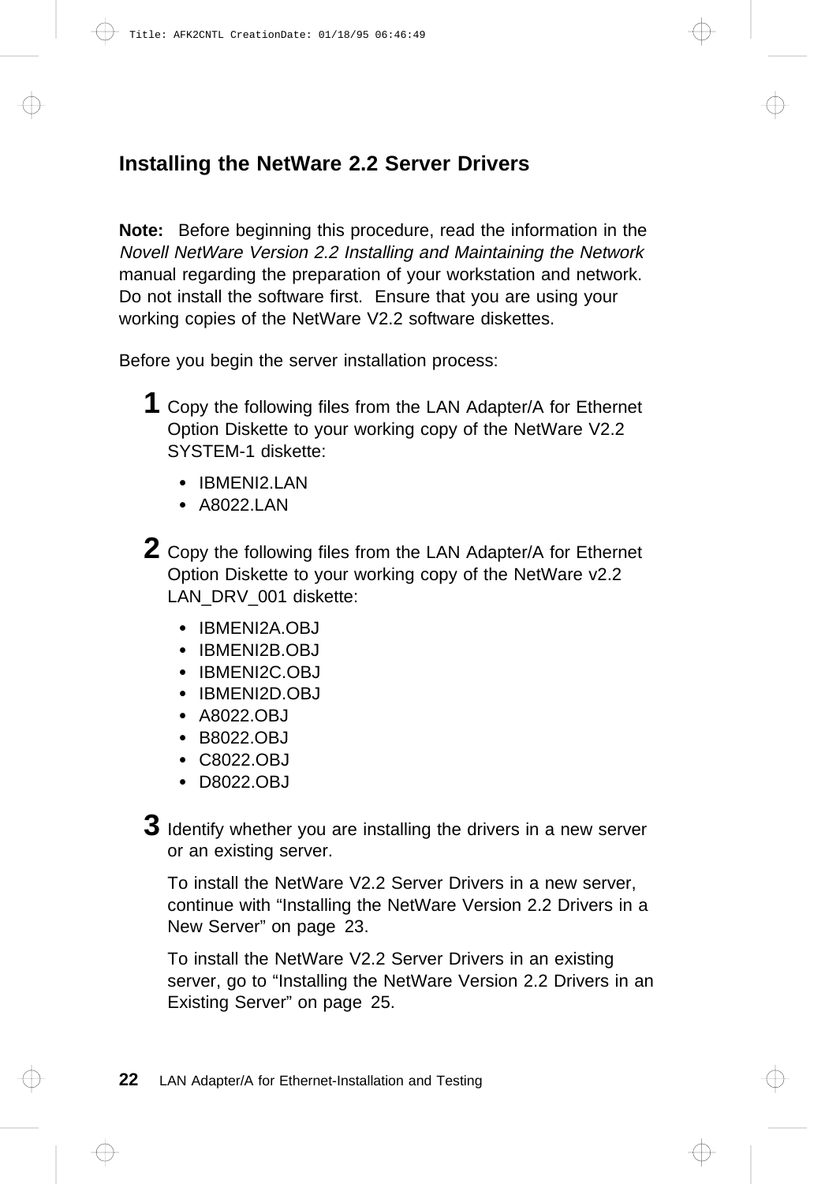## Installing the NetWare 2.2 Server Drivers

**Note:** Before beginning this procedure, read the information in the *Novell NetWare Version 2.2 Installing and Maintaining the Network* manual regarding the preparation of your workstation and network. Do not install the software first. Ensure that you are using your working copies of the NetWare V2.2 software diskettes.

Before you begin the server installation process:

**1** Copy the following files from the LAN Adapter/A for Ethernet Option Diskette to your working copy of the NetWare V2.2 SYSTEM-1 diskette:

- IBMENI2.LAN
- A8022.LAN

**2** Copy the following files from the LAN Adapter/A for Ethernet Option Diskette to your working copy of the NetWare v2.2 LAN_DRV_001 diskette:

- IBMENI2A.OBJ
- IBMENI2B.OBJ
- IBMENI2C.OBJ
- IBMENI2D.OBJ
- A8022.OBJ
- B8022.OBJ
- C8022.OBJ
- D8022.OBJ

**3** Identify whether you are installing the drivers in a new server or an existing server.

To install the NetWare V2.2 Server Drivers in a new server, continue with "Installing the NetWare Version 2.2 Drivers in a New Server" on page 23.

To install the NetWare V2.2 Server Drivers in an existing server, go to "Installing the NetWare Version 2.2 Drivers in an Existing Server" on page 25.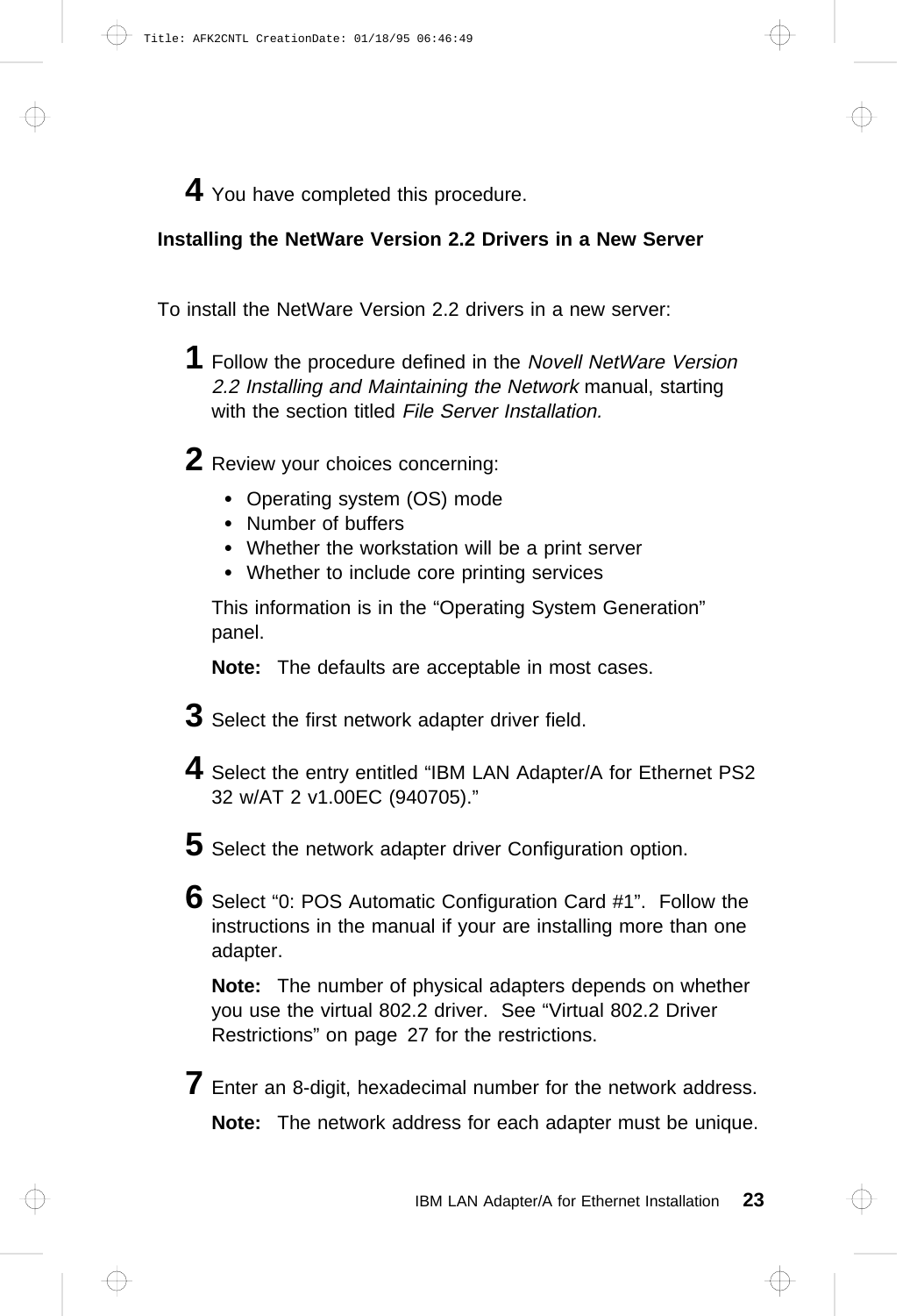**4** You have completed this procedure.

## Installing the NetWare Version 2.2 Drivers in a New Server

To install the NetWare Version 2.2 drivers in a new server:

**1** Follow the procedure defined in the *Novell NetWare Version 2.2 Installing and Maintaining the Network* manual, starting with the section titled *File Server Installation.*

**2** Review your choices concerning:

- Operating system (OS) mode
- Number of buffers
- Whether the workstation will be a print server
- Whether to include core printing services

This information is in the “Operating System Generation” panel.

**Note:** The defaults are acceptable in most cases.

**3** Select the first network adapter driver field.

**4** Select the entry entitled “IBM LAN Adapter/A for Ethernet PS2 32 w/AT 2 v1.00EC (940705).”

**5** Select the network adapter driver Configuration option.

**6** Select “0: POS Automatic Configuration Card #1”. Follow the instructions in the manual if your are installing more than one adapter.

**Note:** The number of physical adapters depends on whether you use the virtual 802.2 driver. See “Virtual 802.2 Driver Restrictions” on page 27 for the restrictions.

**7** Enter an 8-digit, hexadecimal number for the network address.

**Note:** The network address for each adapter must be unique.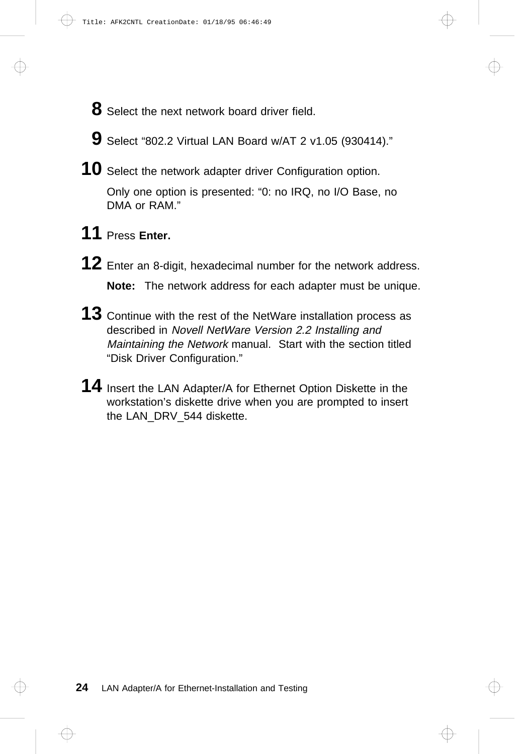8. Select the next network board driver field.

9. Select “802.2 Virtual LAN Board w/AT 2 v1.05 (930414).”

10. Select the network adapter driver Configuration option.

    Only one option is presented: “0: no IRQ, no I/O Base, no DMA or RAM.”

11. Press **Enter.**

12. Enter an 8-digit, hexadecimal number for the network address.

    **Note:** The network address for each adapter must be unique.

13. Continue with the rest of the NetWare installation process as described in *Novell NetWare Version 2.2 Installing and Maintaining the Network* manual. Start with the section titled “Disk Driver Configuration.”

14. Insert the LAN Adapter/A for Ethernet Option Diskette in the workstation’s diskette drive when you are prompted to insert the LAN_DRV_544 diskette.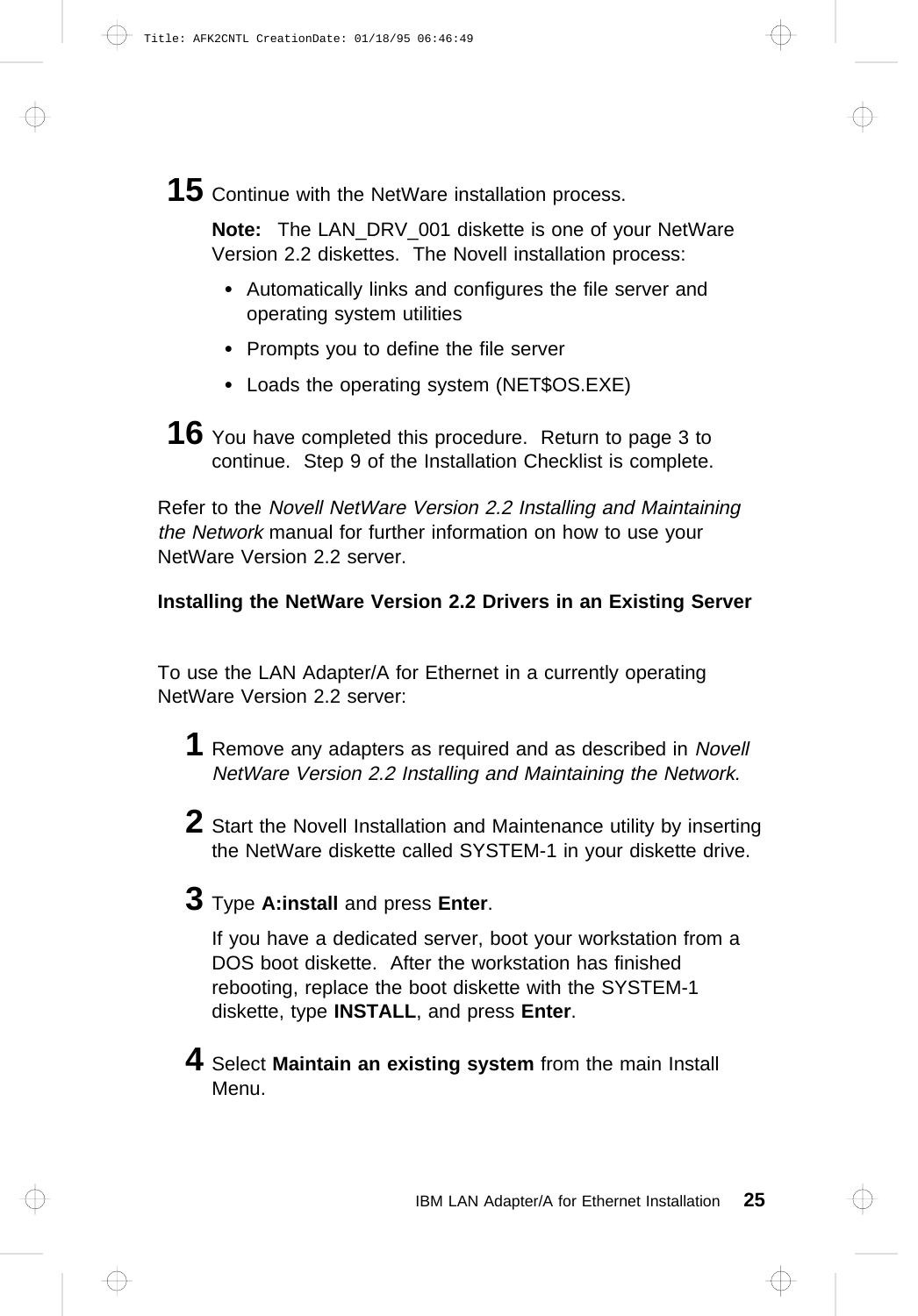**15** Continue with the NetWare installation process.

**Note:** The LAN_DRV_001 diskette is one of your NetWare Version 2.2 diskettes. The Novell installation process:

- Automatically links and configures the file server and operating system utilities
- Prompts you to define the file server
- Loads the operating system (NET$OS.EXE)

**16** You have completed this procedure. Return to page 3 to continue. Step 9 of the Installation Checklist is complete.

Refer to the *Novell NetWare Version 2.2 Installing and Maintaining the Network* manual for further information on how to use your NetWare Version 2.2 server.

### Installing the NetWare Version 2.2 Drivers in an Existing Server

To use the LAN Adapter/A for Ethernet in a currently operating NetWare Version 2.2 server:

**1** Remove any adapters as required and as described in *Novell NetWare Version 2.2 Installing and Maintaining the Network.*

**2** Start the Novell Installation and Maintenance utility by inserting the NetWare diskette called SYSTEM-1 in your diskette drive.

**3** Type **A:install** and press **Enter**.

If you have a dedicated server, boot your workstation from a DOS boot diskette. After the workstation has finished rebooting, replace the boot diskette with the SYSTEM-1 diskette, type **INSTALL**, and press **Enter**.

**4** Select **Maintain an existing system** from the main Install Menu.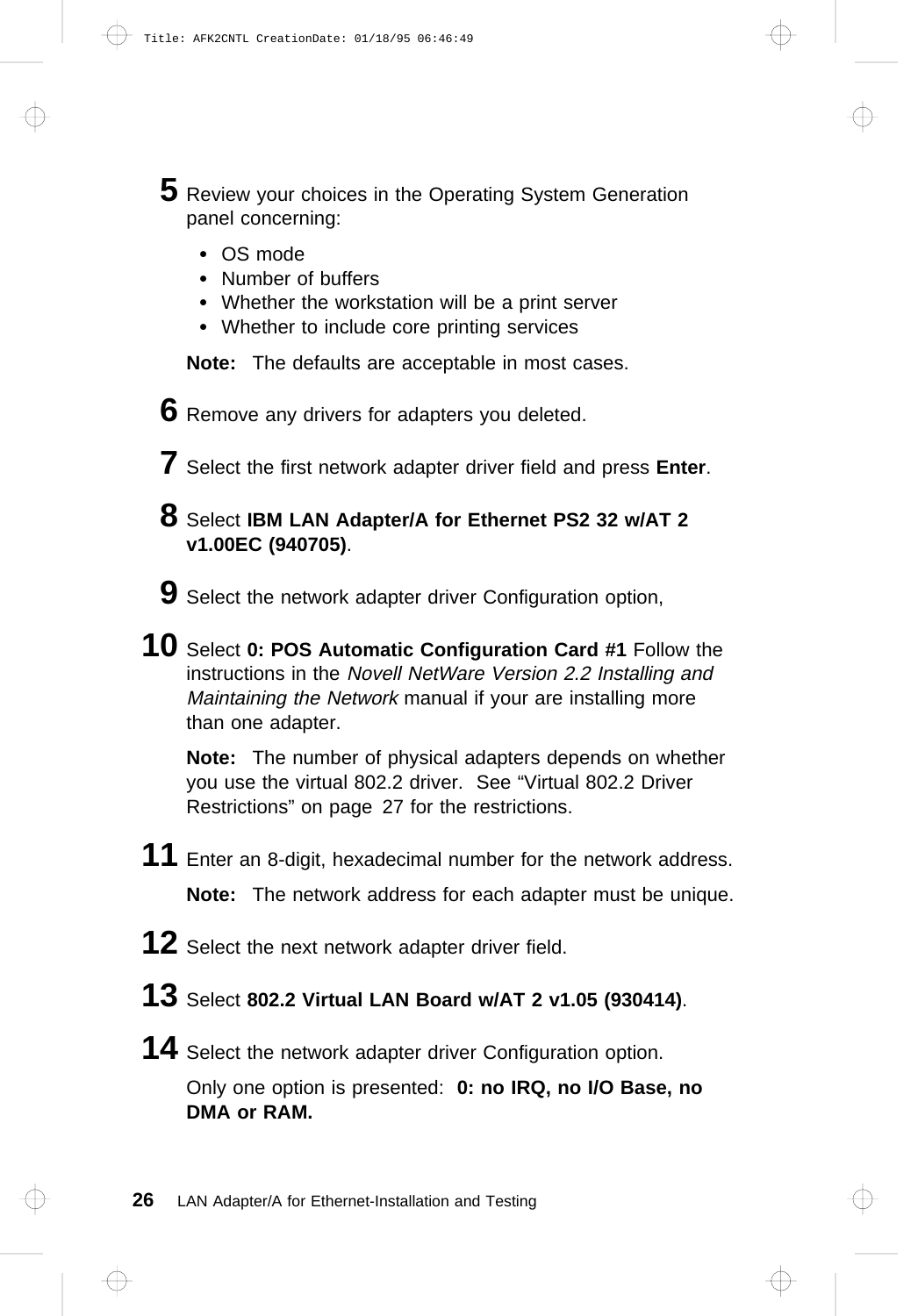5. Review your choices in the Operating System Generation panel concerning:

   - OS mode
   - Number of buffers
   - Whether the workstation will be a print server
   - Whether to include core printing services

   **Note:** The defaults are acceptable in most cases.

6. Remove any drivers for adapters you deleted.

7. Select the first network adapter driver field and press **Enter**.

8. Select **IBM LAN Adapter/A for Ethernet PS2 32 w/AT 2 v1.00EC (940705)**.

9. Select the network adapter driver Configuration option,

10. Select **0: POS Automatic Configuration Card #1** Follow the instructions in the *Novell NetWare Version 2.2 Installing and Maintaining the Network* manual if your are installing more than one adapter.

    **Note:** The number of physical adapters depends on whether you use the virtual 802.2 driver. See “Virtual 802.2 Driver Restrictions” on page 27 for the restrictions.

11. Enter an 8-digit, hexadecimal number for the network address.

    **Note:** The network address for each adapter must be unique.

12. Select the next network adapter driver field.

13. Select **802.2 Virtual LAN Board w/AT 2 v1.05 (930414)**.

14. Select the network adapter driver Configuration option.

    Only one option is presented: **0: no IRQ, no I/O Base, no DMA or RAM.**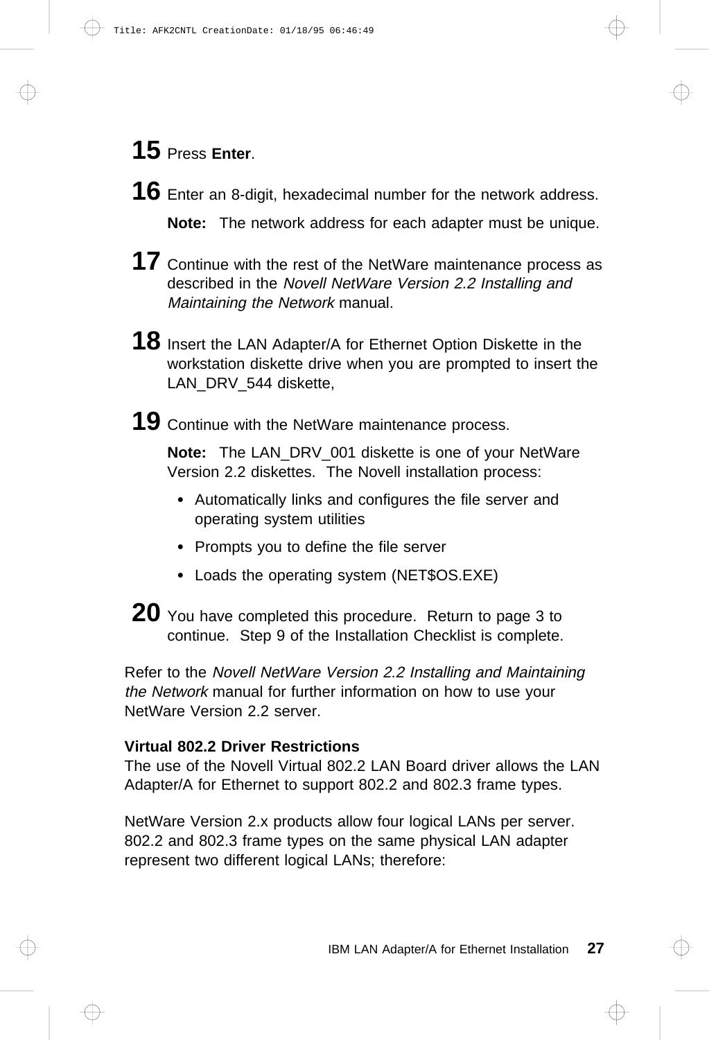**15** Press **Enter**.

**16** Enter an 8-digit, hexadecimal number for the network address.

**Note:** The network address for each adapter must be unique.

**17** Continue with the rest of the NetWare maintenance process as described in the *Novell NetWare Version 2.2 Installing and Maintaining the Network* manual.

**18** Insert the LAN Adapter/A for Ethernet Option Diskette in the workstation diskette drive when you are prompted to insert the LAN_DRV_544 diskette,

**19** Continue with the NetWare maintenance process.

**Note:** The LAN_DRV_001 diskette is one of your NetWare Version 2.2 diskettes. The Novell installation process:

- Automatically links and configures the file server and operating system utilities
- Prompts you to define the file server
- Loads the operating system (NET$OS.EXE)

**20** You have completed this procedure. Return to page 3 to continue. Step 9 of the Installation Checklist is complete.

Refer to the *Novell NetWare Version 2.2 Installing and Maintaining the Network* manual for further information on how to use your NetWare Version 2.2 server.

**Virtual 802.2 Driver Restrictions**

The use of the Novell Virtual 802.2 LAN Board driver allows the LAN Adapter/A for Ethernet to support 802.2 and 802.3 frame types.

NetWare Version 2.x products allow four logical LANs per server. 802.2 and 802.3 frame types on the same physical LAN adapter represent two different logical LANs; therefore: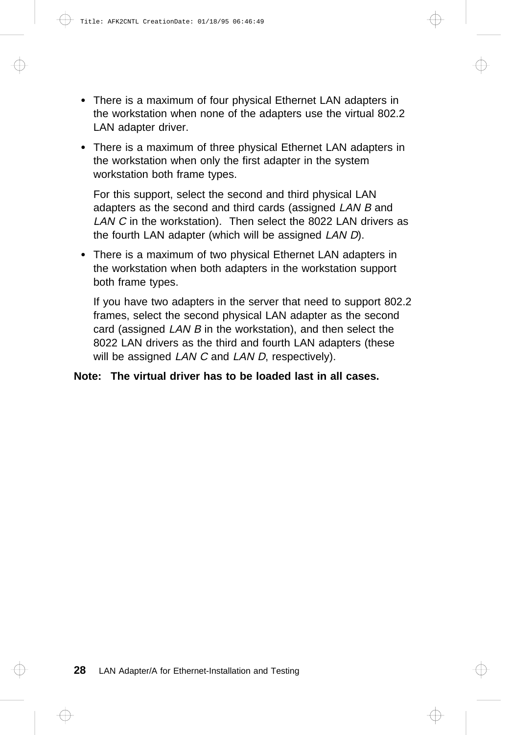- There is a maximum of four physical Ethernet LAN adapters in the workstation when none of the adapters use the virtual 802.2 LAN adapter driver.

- There is a maximum of three physical Ethernet LAN adapters in the workstation when only the first adapter in the system workstation both frame types.

  For this support, select the second and third physical LAN adapters as the second and third cards (assigned *LAN B* and *LAN C* in the workstation). Then select the 8022 LAN drivers as the fourth LAN adapter (which will be assigned *LAN D*).

- There is a maximum of two physical Ethernet LAN adapters in the workstation when both adapters in the workstation support both frame types.

  If you have two adapters in the server that need to support 802.2 frames, select the second physical LAN adapter as the second card (assigned *LAN B* in the workstation), and then select the 8022 LAN drivers as the third and fourth LAN adapters (these will be assigned *LAN C* and *LAN D*, respectively).

**Note: The virtual driver has to be loaded last in all cases.**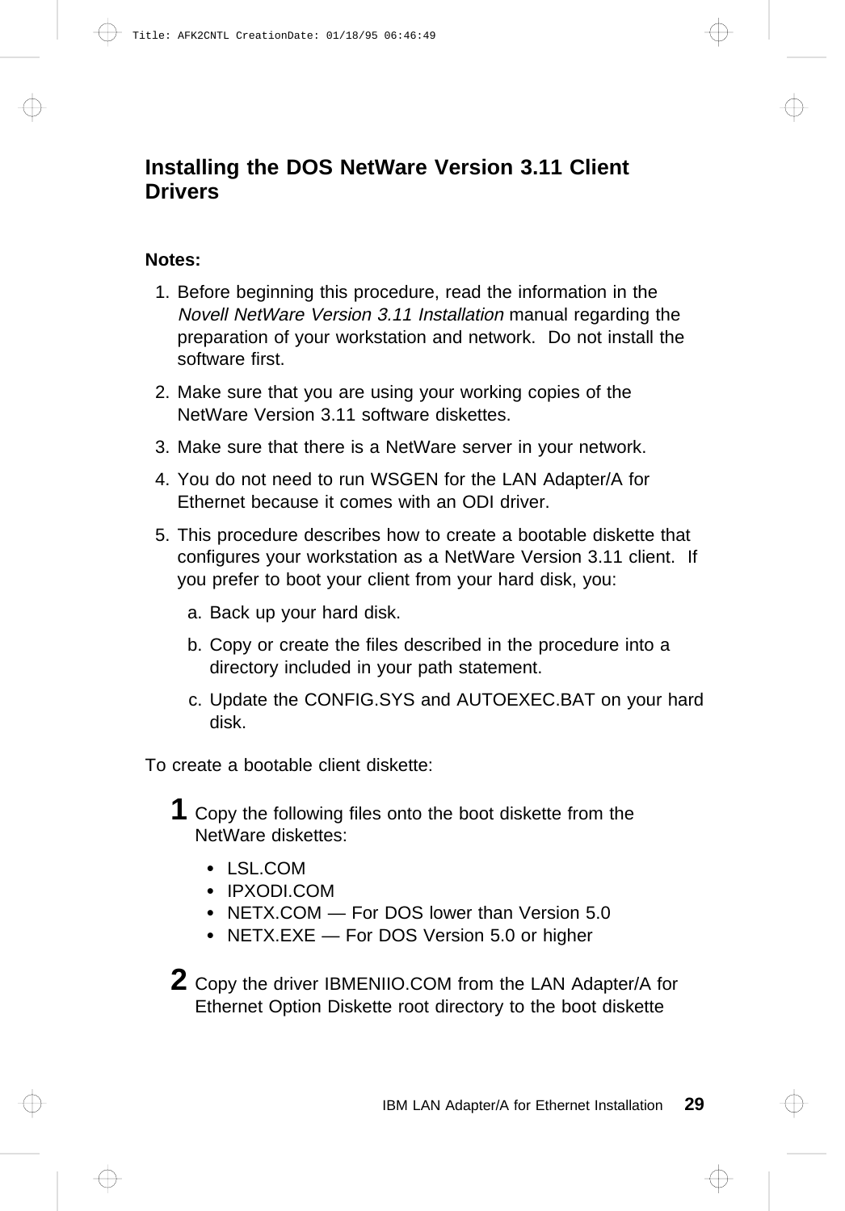## Installing the DOS NetWare Version 3.11 Client Drivers

**Notes:**

1. Before beginning this procedure, read the information in the *Novell NetWare Version 3.11 Installation* manual regarding the preparation of your workstation and network. Do not install the software first.
2. Make sure that you are using your working copies of the NetWare Version 3.11 software diskettes.
3. Make sure that there is a NetWare server in your network.
4. You do not need to run WSGEN for the LAN Adapter/A for Ethernet because it comes with an ODI driver.
5. This procedure describes how to create a bootable diskette that configures your workstation as a NetWare Version 3.11 client. If you prefer to boot your client from your hard disk, you:
   1. Back up your hard disk.
   2. Copy or create the files described in the procedure into a directory included in your path statement.
   3. Update the CONFIG.SYS and AUTOEXEC.BAT on your hard disk.

To create a bootable client diskette:

**1** Copy the following files onto the boot diskette from the NetWare diskettes:

- LSL.COM
- IPXODI.COM
- NETX.COM — For DOS lower than Version 5.0
- NETX.EXE — For DOS Version 5.0 or higher

**2** Copy the driver IBMENIIO.COM from the LAN Adapter/A for Ethernet Option Diskette root directory to the boot diskette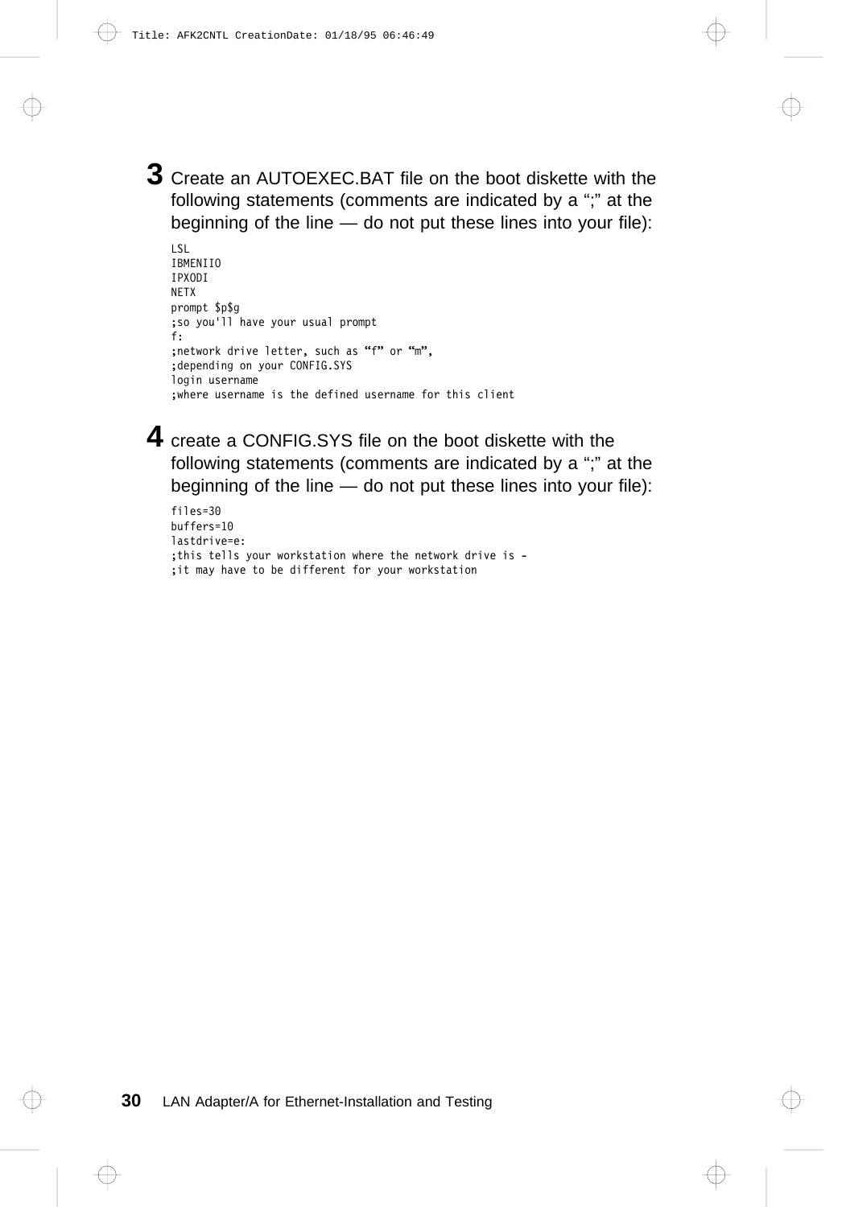**3** Create an AUTOEXEC.BAT file on the boot diskette with the following statements (comments are indicated by a ";" at the beginning of the line — do not put these lines into your file):

```
LSL
IBMENIIO
IPXODI
NETX
prompt $p$g
;so you'll have your usual prompt
f:
;network drive letter, such as "f" or "m",
;depending on your CONFIG.SYS
login username
;where username is the defined username for this client
```

**4** create a CONFIG.SYS file on the boot diskette with the following statements (comments are indicated by a ";" at the beginning of the line — do not put these lines into your file):

```
files=30
buffers=10
lastdrive=e:
;this tells your workstation where the network drive is -
;it may have to be different for your workstation
```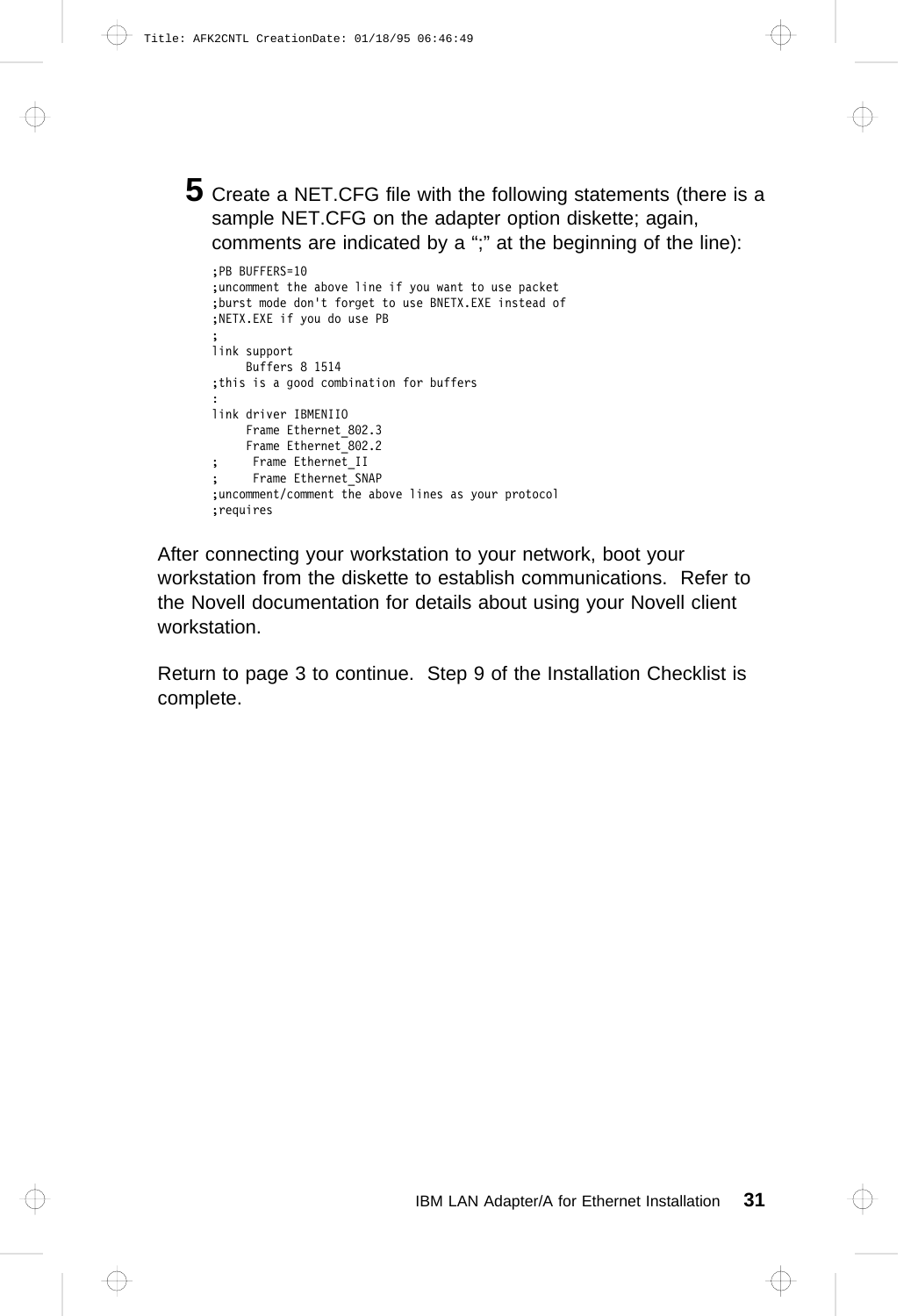**5** Create a NET.CFG file with the following statements (there is a sample NET.CFG on the adapter option diskette; again, comments are indicated by a “;” at the beginning of the line):

```
;PB BUFFERS=10
;uncomment the above line if you want to use packet
;burst mode don't forget to use BNETX.EXE instead of
;NETX.EXE if you do use PB
;
link support
     Buffers 8 1514
;this is a good combination for buffers
:
link driver IBMENIIO
     Frame Ethernet_802.3
     Frame Ethernet_802.2
;     Frame Ethernet_II
;     Frame Ethernet_SNAP
;uncomment/comment the above lines as your protocol
;requires
```

After connecting your workstation to your network, boot your workstation from the diskette to establish communications. Refer to the Novell documentation for details about using your Novell client workstation.

Return to page 3 to continue. Step 9 of the Installation Checklist is complete.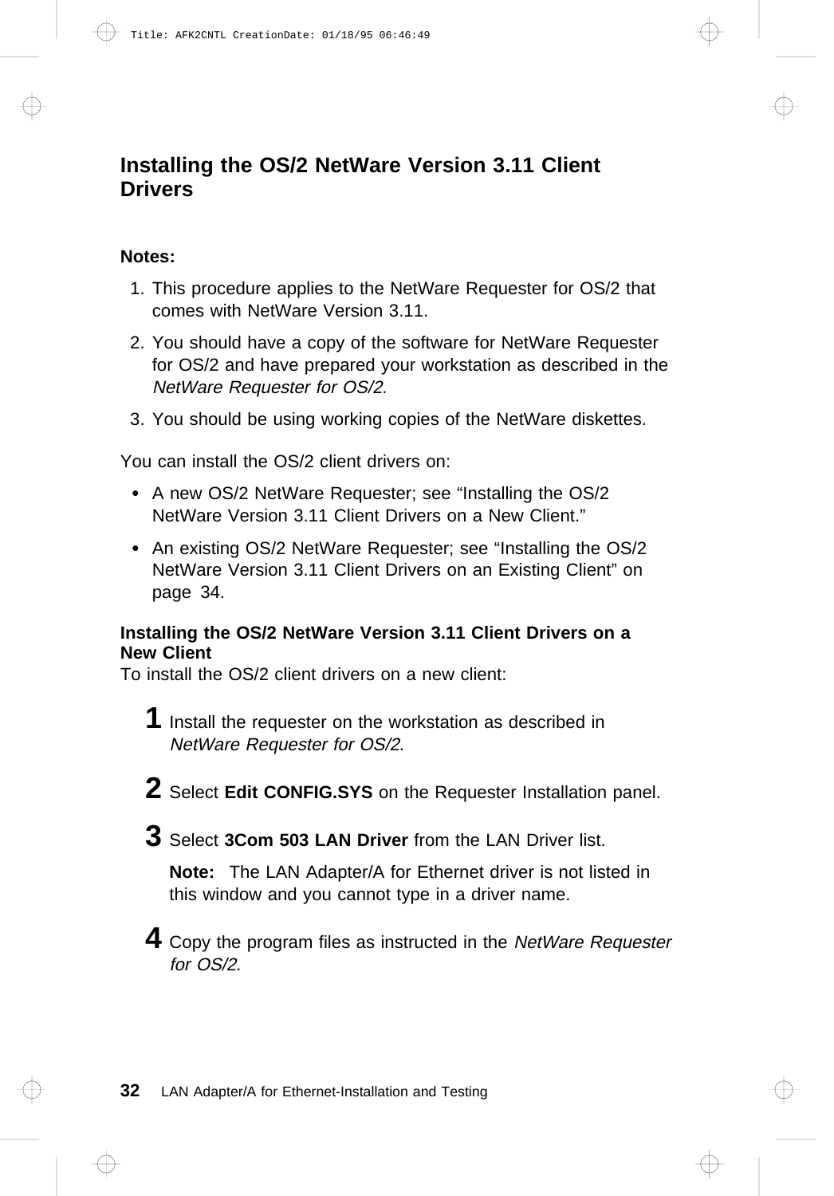## Installing the OS/2 NetWare Version 3.11 Client Drivers

**Notes:**

1. This procedure applies to the NetWare Requester for OS/2 that comes with NetWare Version 3.11.
2. You should have a copy of the software for NetWare Requester for OS/2 and have prepared your workstation as described in the *NetWare Requester for OS/2*.
3. You should be using working copies of the NetWare diskettes.

You can install the OS/2 client drivers on:

- A new OS/2 NetWare Requester; see "Installing the OS/2 NetWare Version 3.11 Client Drivers on a New Client."
- An existing OS/2 NetWare Requester; see "Installing the OS/2 NetWare Version 3.11 Client Drivers on an Existing Client" on page 34.

### Installing the OS/2 NetWare Version 3.11 Client Drivers on a New Client

To install the OS/2 client drivers on a new client:

**1** Install the requester on the workstation as described in *NetWare Requester for OS/2*.

**2** Select **Edit CONFIG.SYS** on the Requester Installation panel.

**3** Select **3Com 503 LAN Driver** from the LAN Driver list.

**Note:** The LAN Adapter/A for Ethernet driver is not listed in this window and you cannot type in a driver name.

**4** Copy the program files as instructed in the *NetWare Requester for OS/2*.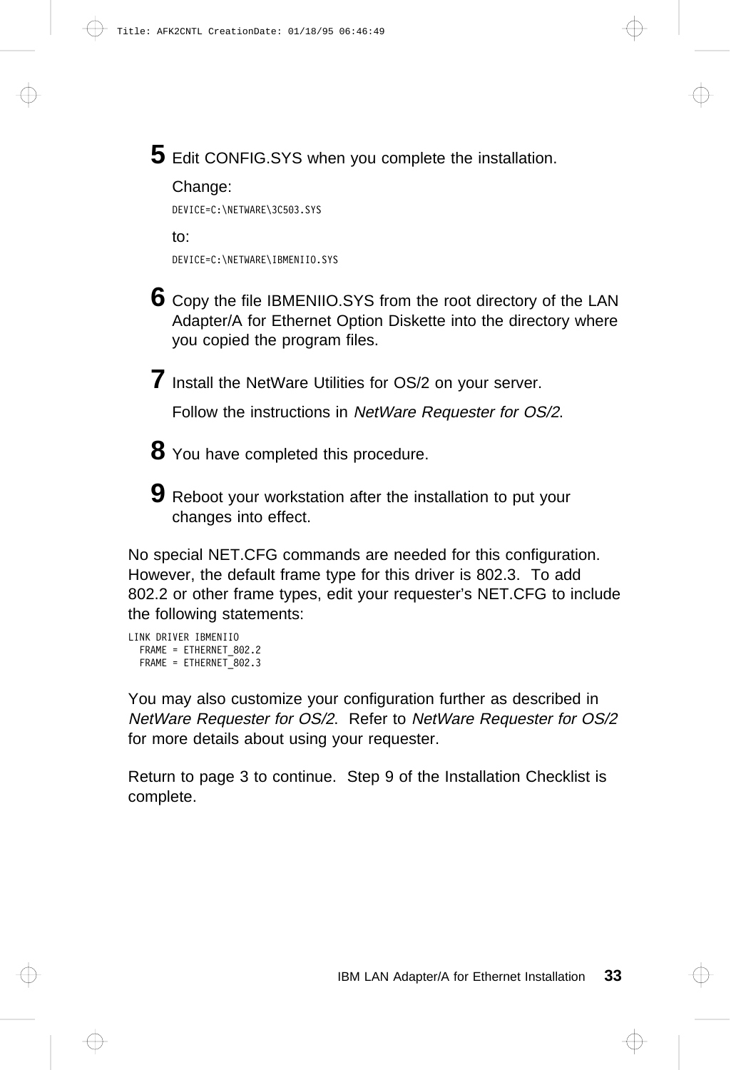**5** Edit CONFIG.SYS when you complete the installation.

Change:

```
DEVICE=C:\NETWARE\3C503.SYS
```

to:

```
DEVICE=C:\NETWARE\IBMENIIO.SYS
```

**6** Copy the file IBMENIIO.SYS from the root directory of the LAN Adapter/A for Ethernet Option Diskette into the directory where you copied the program files.

**7** Install the NetWare Utilities for OS/2 on your server.

Follow the instructions in *NetWare Requester for OS/2*.

**8** You have completed this procedure.

**9** Reboot your workstation after the installation to put your changes into effect.

No special NET.CFG commands are needed for this configuration. However, the default frame type for this driver is 802.3. To add 802.2 or other frame types, edit your requester's NET.CFG to include the following statements:

```
LINK DRIVER IBMENIIO
  FRAME = ETHERNET_802.2
  FRAME = ETHERNET_802.3
```

You may also customize your configuration further as described in *NetWare Requester for OS/2*. Refer to *NetWare Requester for OS/2* for more details about using your requester.

Return to page 3 to continue. Step 9 of the Installation Checklist is complete.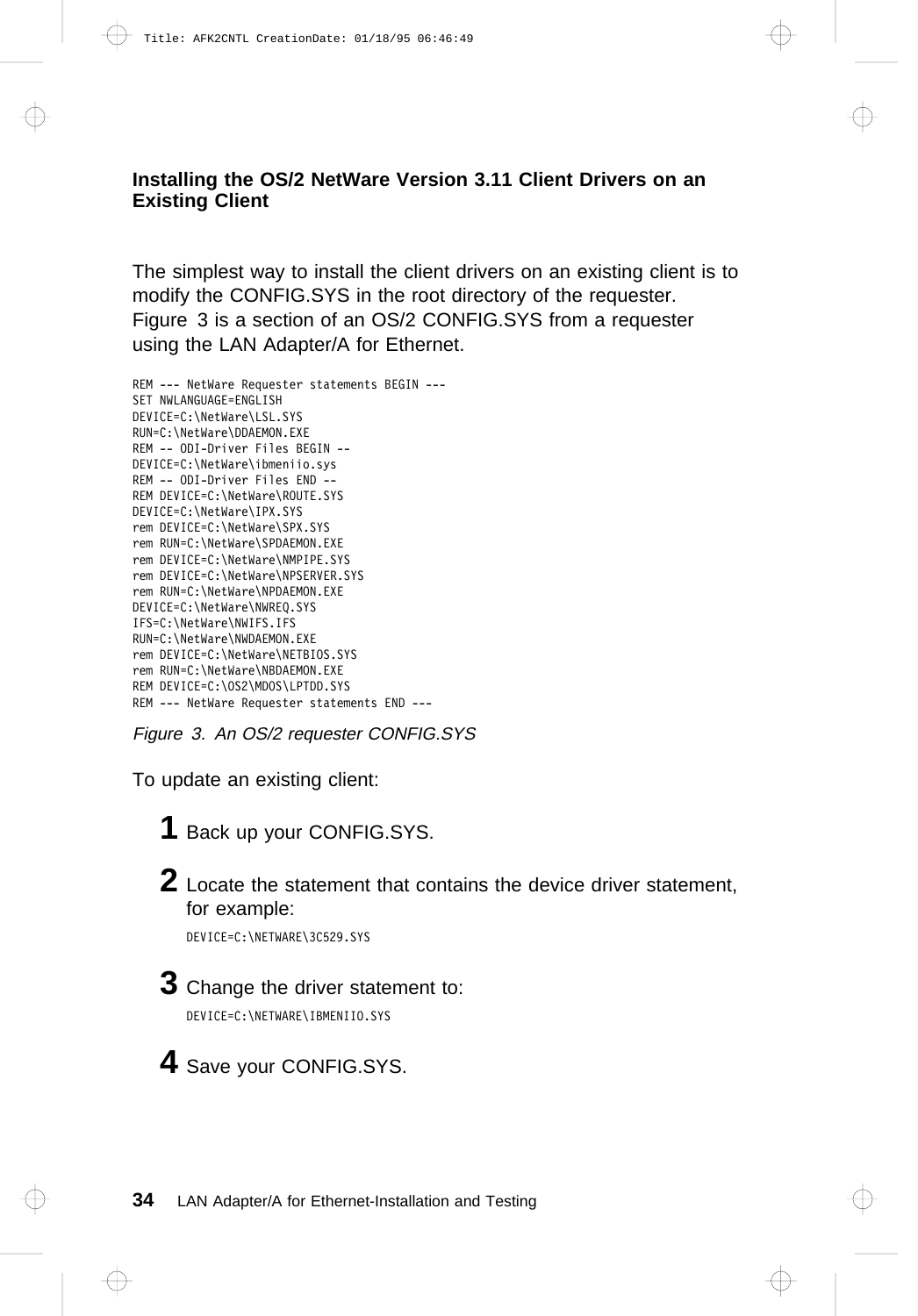## Installing the OS/2 NetWare Version 3.11 Client Drivers on an Existing Client

The simplest way to install the client drivers on an existing client is to modify the CONFIG.SYS in the root directory of the requester. Figure 3 is a section of an OS/2 CONFIG.SYS from a requester using the LAN Adapter/A for Ethernet.

```
REM --- NetWare Requester statements BEGIN ---
SET NWLANGUAGE=ENGLISH
DEVICE=C:\NetWare\LSL.SYS
RUN=C:\NetWare\DDAEMON.EXE
REM -- ODI-Driver Files BEGIN --
DEVICE=C:\NetWare\ibmeniio.sys
REM -- ODI-Driver Files END --
REM DEVICE=C:\NetWare\ROUTE.SYS
DEVICE=C:\NetWare\IPX.SYS
rem DEVICE=C:\NetWare\SPX.SYS
rem RUN=C:\NetWare\SPDAEMON.EXE
rem DEVICE=C:\NetWare\NMPIPE.SYS
rem DEVICE=C:\NetWare\NPSERVER.SYS
rem RUN=C:\NetWare\NPDAEMON.EXE
DEVICE=C:\NetWare\NWREQ.SYS
IFS=C:\NetWare\NWIFS.IFS
RUN=C:\NetWare\NWDAEMON.EXE
rem DEVICE=C:\NetWare\NETBIOS.SYS
rem RUN=C:\NetWare\NBDAEMON.EXE
REM DEVICE=C:\OS2\MDOS\LPTDD.SYS
REM --- NetWare Requester statements END ---
```

*Figure 3. An OS/2 requester CONFIG.SYS*

To update an existing client:

**1** Back up your CONFIG.SYS.

**2** Locate the statement that contains the device driver statement, for example:

```
DEVICE=C:\NETWARE\3C529.SYS
```

**3** Change the driver statement to:

```
DEVICE=C:\NETWARE\IBMENIIO.SYS
```

**4** Save your CONFIG.SYS.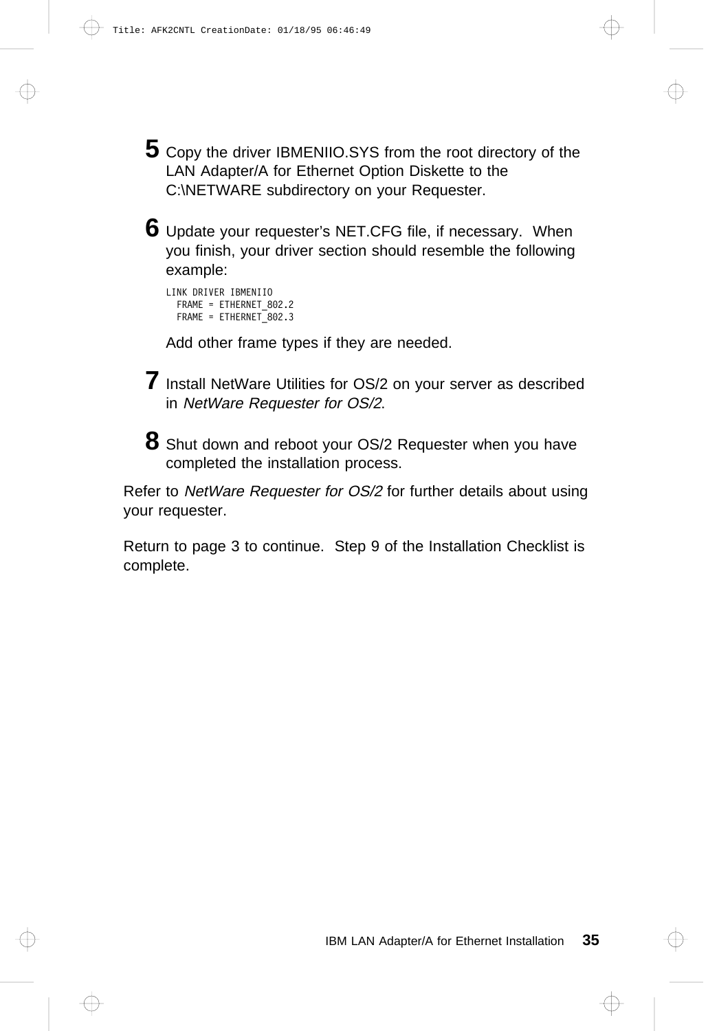**5** Copy the driver IBMENIIO.SYS from the root directory of the LAN Adapter/A for Ethernet Option Diskette to the C:\NETWARE subdirectory on your Requester.

**6** Update your requester's NET.CFG file, if necessary. When you finish, your driver section should resemble the following example:

```
LINK DRIVER IBMENIIO
  FRAME = ETHERNET_802.2
  FRAME = ETHERNET_802.3
```

Add other frame types if they are needed.

**7** Install NetWare Utilities for OS/2 on your server as described in *NetWare Requester for OS/2*.

**8** Shut down and reboot your OS/2 Requester when you have completed the installation process.

Refer to *NetWare Requester for OS/2* for further details about using your requester.

Return to page 3 to continue. Step 9 of the Installation Checklist is complete.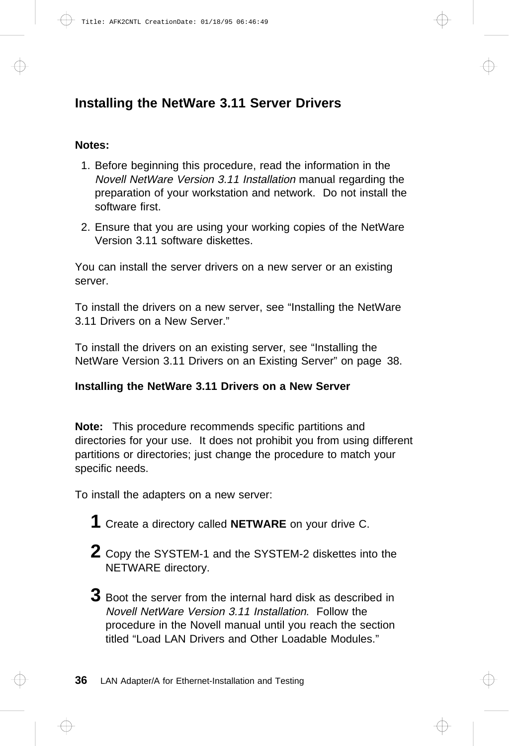## Installing the NetWare 3.11 Server Drivers

**Notes:**

1. Before beginning this procedure, read the information in the *Novell NetWare Version 3.11 Installation* manual regarding the preparation of your workstation and network. Do not install the software first.
2. Ensure that you are using your working copies of the NetWare Version 3.11 software diskettes.

You can install the server drivers on a new server or an existing server.

To install the drivers on a new server, see "Installing the NetWare 3.11 Drivers on a New Server."

To install the drivers on an existing server, see "Installing the NetWare Version 3.11 Drivers on an Existing Server" on page 38.

### Installing the NetWare 3.11 Drivers on a New Server

**Note:** This procedure recommends specific partitions and directories for your use. It does not prohibit you from using different partitions or directories; just change the procedure to match your specific needs.

To install the adapters on a new server:

**1** Create a directory called **NETWARE** on your drive C.

**2** Copy the SYSTEM-1 and the SYSTEM-2 diskettes into the NETWARE directory.

**3** Boot the server from the internal hard disk as described in *Novell NetWare Version 3.11 Installation*. Follow the procedure in the Novell manual until you reach the section titled "Load LAN Drivers and Other Loadable Modules."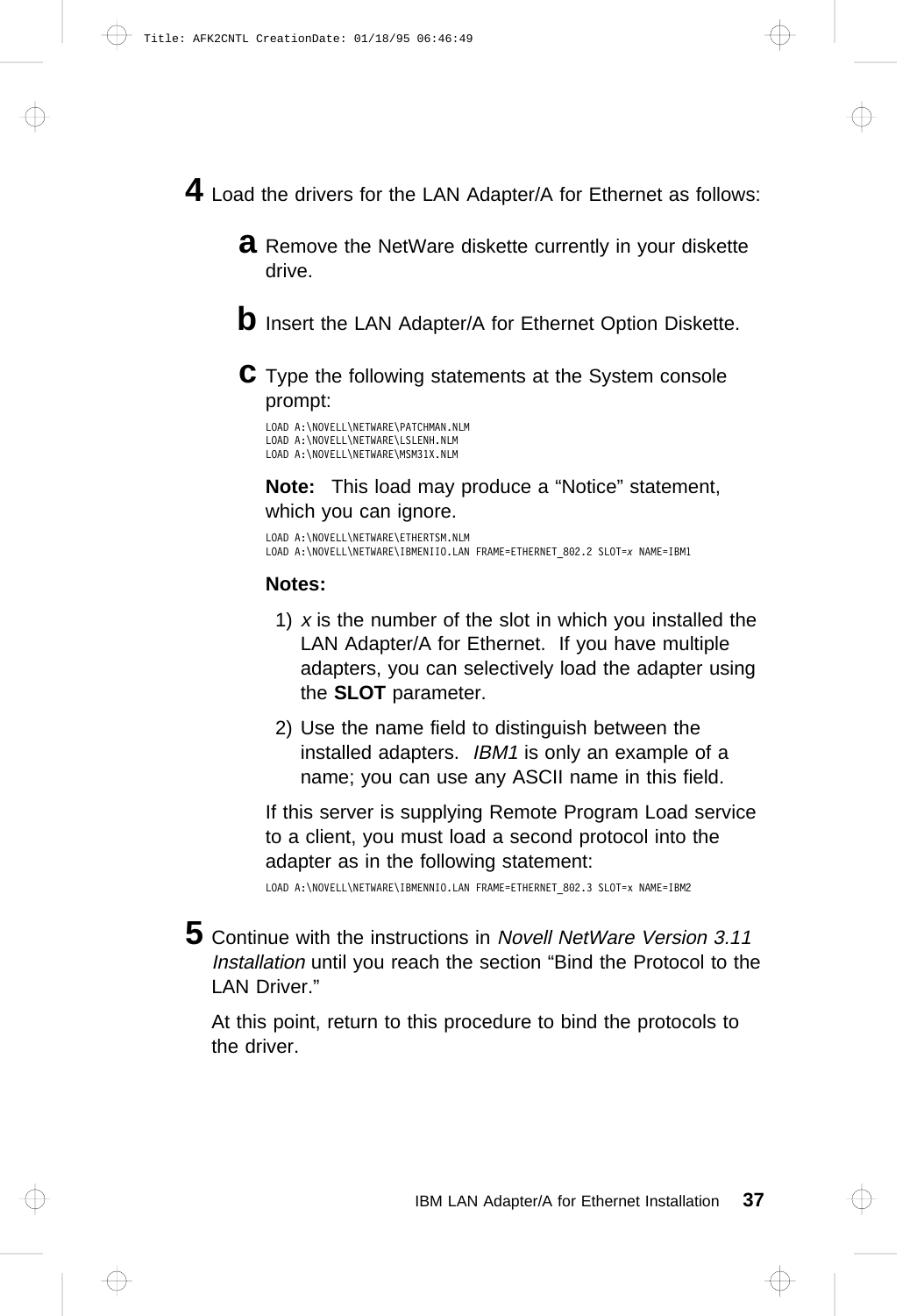**4** Load the drivers for the LAN Adapter/A for Ethernet as follows:

**a** Remove the NetWare diskette currently in your diskette drive.

**b** Insert the LAN Adapter/A for Ethernet Option Diskette.

**c** Type the following statements at the System console prompt:

```
LOAD A:\NOVELL\NETWARE\PATCHMAN.NLM
LOAD A:\NOVELL\NETWARE\LSLENH.NLM
LOAD A:\NOVELL\NETWARE\MSM31X.NLM
```

**Note:** This load may produce a "Notice" statement, which you can ignore.

```
LOAD A:\NOVELL\NETWARE\ETHERTSM.NLM
LOAD A:\NOVELL\NETWARE\IBMENIIO.LAN FRAME=ETHERNET_802.2 SLOT=x NAME=IBM1
```

**Notes:**

1) *x* is the number of the slot in which you installed the LAN Adapter/A for Ethernet. If you have multiple adapters, you can selectively load the adapter using the **SLOT** parameter.

2) Use the name field to distinguish between the installed adapters. *IBM1* is only an example of a name; you can use any ASCII name in this field.

If this server is supplying Remote Program Load service to a client, you must load a second protocol into the adapter as in the following statement:

```
LOAD A:\NOVELL\NETWARE\IBMENNIO.LAN FRAME=ETHERNET_802.3 SLOT=x NAME=IBM2
```

**5** Continue with the instructions in *Novell NetWare Version 3.11 Installation* until you reach the section "Bind the Protocol to the LAN Driver."

At this point, return to this procedure to bind the protocols to the driver.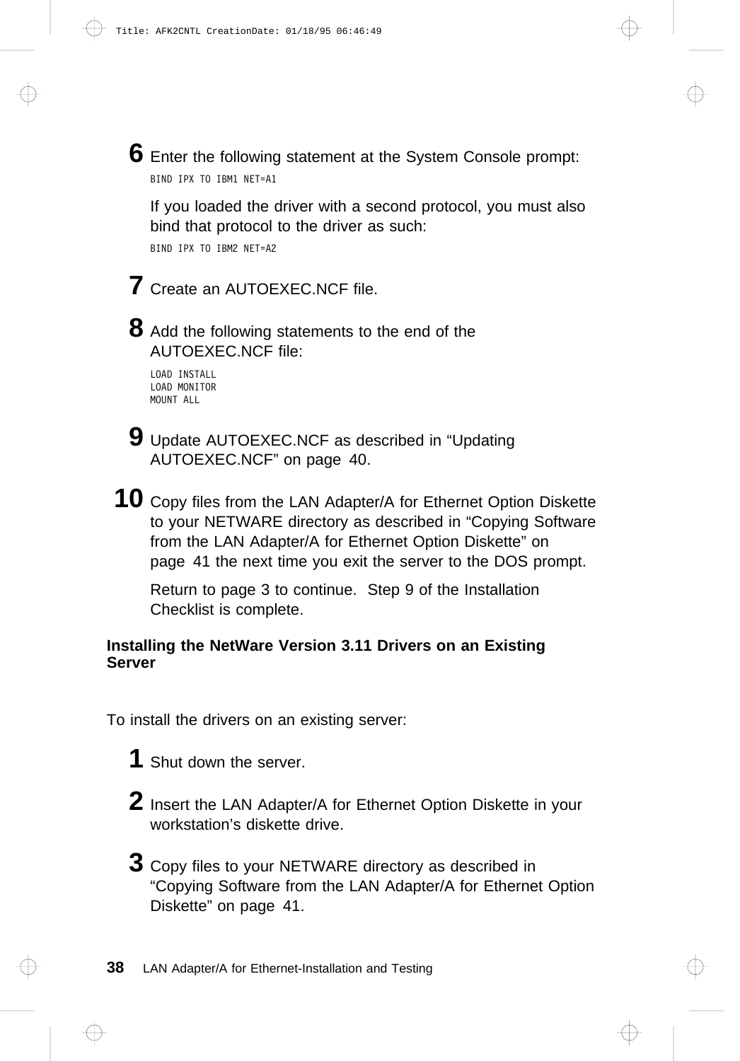6. Enter the following statement at the System Console prompt:

```
BIND IPX TO IBM1 NET=A1
```

   If you loaded the driver with a second protocol, you must also bind that protocol to the driver as such:

```
BIND IPX TO IBM2 NET=A2
```

7. Create an AUTOEXEC.NCF file.

8. Add the following statements to the end of the AUTOEXEC.NCF file:

```
LOAD INSTALL
LOAD MONITOR
MOUNT ALL
```

9. Update AUTOEXEC.NCF as described in "Updating AUTOEXEC.NCF" on page 40.

10. Copy files from the LAN Adapter/A for Ethernet Option Diskette to your NETWARE directory as described in "Copying Software from the LAN Adapter/A for Ethernet Option Diskette" on page 41 the next time you exit the server to the DOS prompt.

    Return to page 3 to continue. Step 9 of the Installation Checklist is complete.

### Installing the NetWare Version 3.11 Drivers on an Existing Server

To install the drivers on an existing server:

1. Shut down the server.

2. Insert the LAN Adapter/A for Ethernet Option Diskette in your workstation's diskette drive.

3. Copy files to your NETWARE directory as described in "Copying Software from the LAN Adapter/A for Ethernet Option Diskette" on page 41.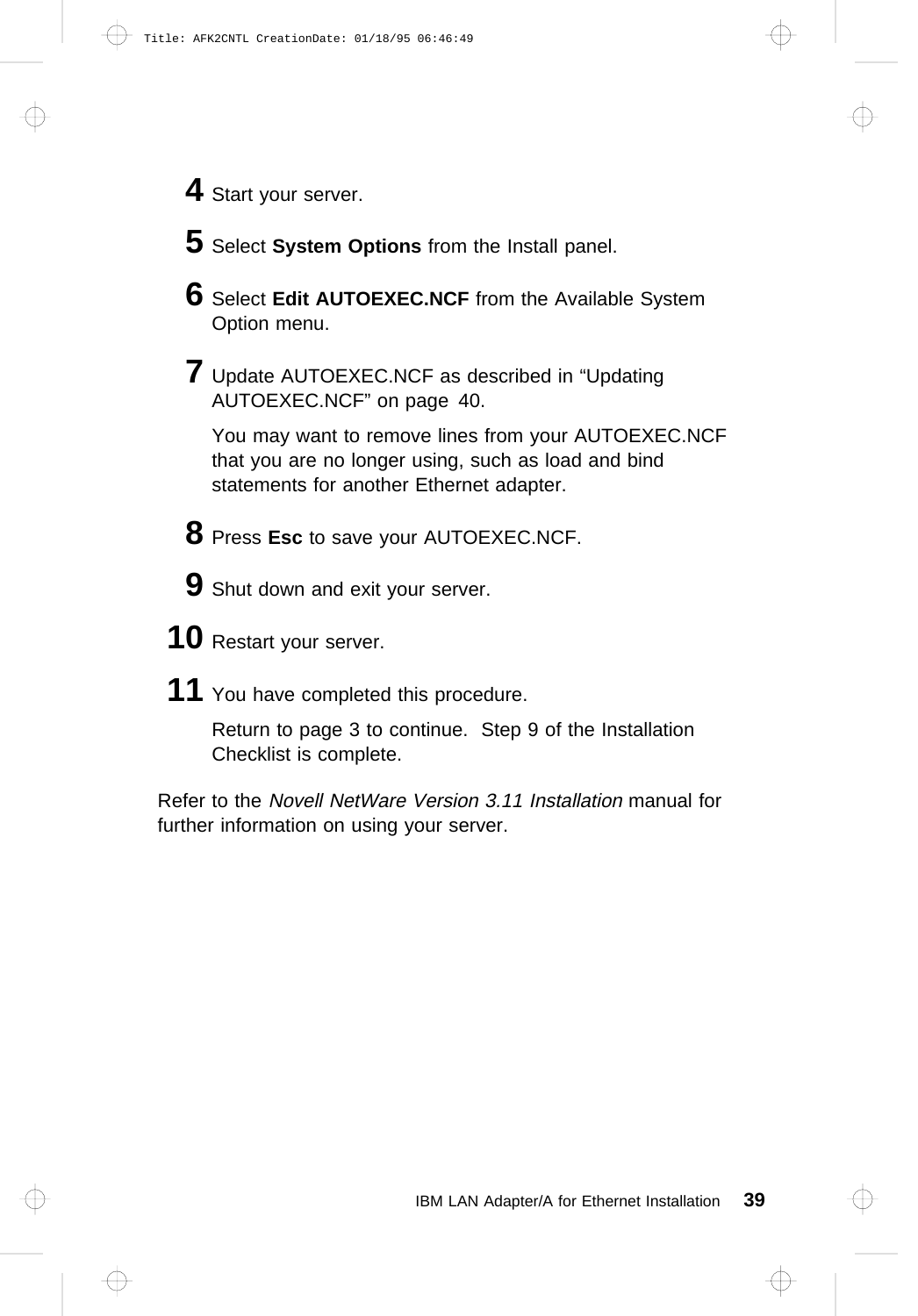4. Start your server.

5. Select **System Options** from the Install panel.

6. Select **Edit AUTOEXEC.NCF** from the Available System Option menu.

7. Update AUTOEXEC.NCF as described in “Updating AUTOEXEC.NCF” on page 40.

   You may want to remove lines from your AUTOEXEC.NCF that you are no longer using, such as load and bind statements for another Ethernet adapter.

8. Press **Esc** to save your AUTOEXEC.NCF.

9. Shut down and exit your server.

10. Restart your server.

11. You have completed this procedure.

    Return to page 3 to continue. Step 9 of the Installation Checklist is complete.

Refer to the *Novell NetWare Version 3.11 Installation* manual for further information on using your server.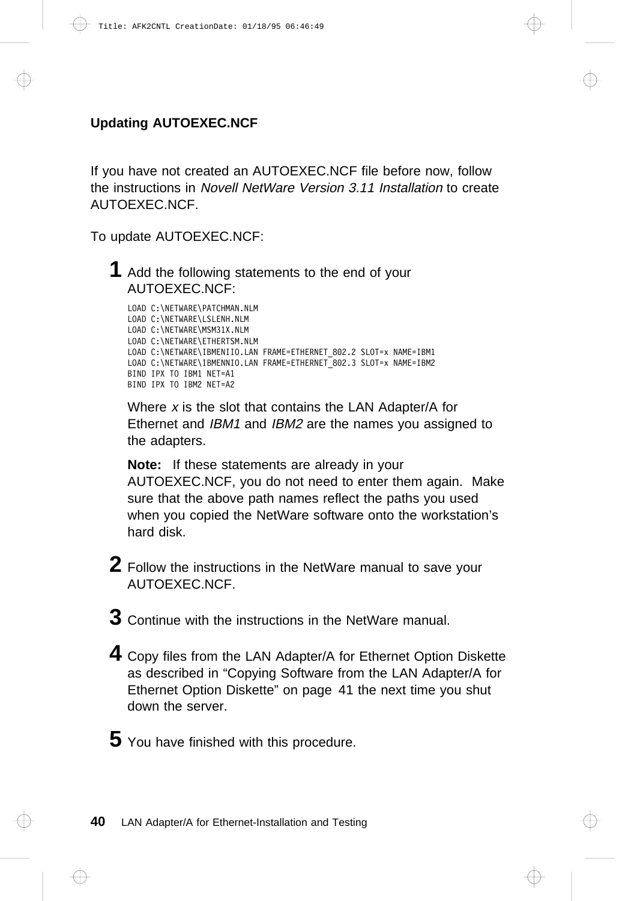## Updating AUTOEXEC.NCF

If you have not created an AUTOEXEC.NCF file before now, follow the instructions in *Novell NetWare Version 3.11 Installation* to create AUTOEXEC.NCF.

To update AUTOEXEC.NCF:

**1** Add the following statements to the end of your AUTOEXEC.NCF:

```
LOAD C:\NETWARE\PATCHMAN.NLM
LOAD C:\NETWARE\LSLENH.NLM
LOAD C:\NETWARE\MSM31X.NLM
LOAD C:\NETWARE\ETHERTSM.NLM
LOAD C:\NETWARE\IBMENIIO.LAN FRAME=ETHERNET_802.2 SLOT=x NAME=IBM1
LOAD C:\NETWARE\IBMENNIO.LAN FRAME=ETHERNET_802.3 SLOT=x NAME=IBM2
BIND IPX TO IBM1 NET=A1
BIND IPX TO IBM2 NET=A2
```

Where *x* is the slot that contains the LAN Adapter/A for Ethernet and *IBM1* and *IBM2* are the names you assigned to the adapters.

**Note:** If these statements are already in your AUTOEXEC.NCF, you do not need to enter them again. Make sure that the above path names reflect the paths you used when you copied the NetWare software onto the workstation's hard disk.

**2** Follow the instructions in the NetWare manual to save your AUTOEXEC.NCF.

**3** Continue with the instructions in the NetWare manual.

**4** Copy files from the LAN Adapter/A for Ethernet Option Diskette as described in "Copying Software from the LAN Adapter/A for Ethernet Option Diskette" on page 41 the next time you shut down the server.

**5** You have finished with this procedure.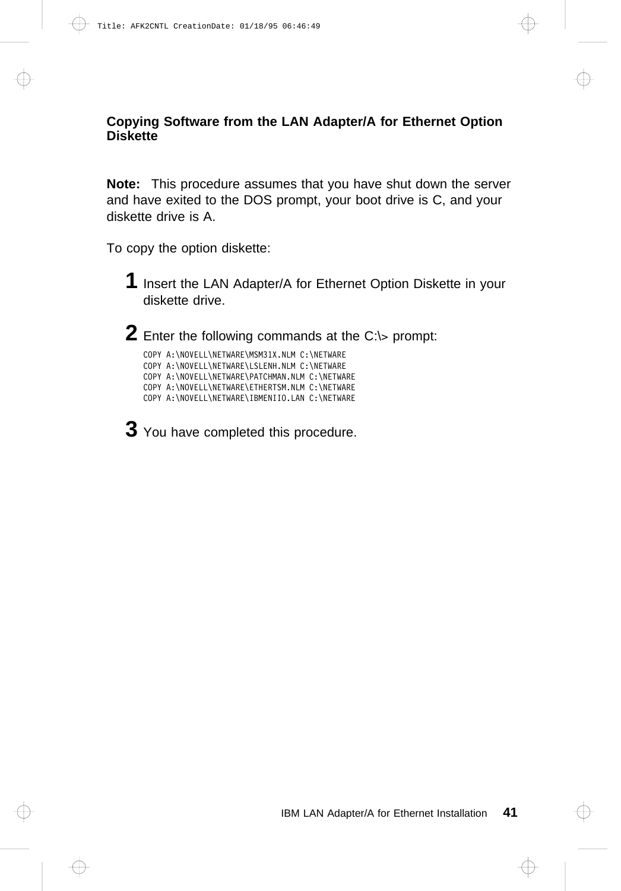## Copying Software from the LAN Adapter/A for Ethernet Option Diskette

**Note:** This procedure assumes that you have shut down the server and have exited to the DOS prompt, your boot drive is C, and your diskette drive is A.

To copy the option diskette:

**1** Insert the LAN Adapter/A for Ethernet Option Diskette in your diskette drive.

**2** Enter the following commands at the C:\> prompt:

```
COPY A:\NOVELL\NETWARE\MSM31X.NLM C:\NETWARE
COPY A:\NOVELL\NETWARE\LSLENH.NLM C:\NETWARE
COPY A:\NOVELL\NETWARE\PATCHMAN.NLM C:\NETWARE
COPY A:\NOVELL\NETWARE\ETHERTSM.NLM C:\NETWARE
COPY A:\NOVELL\NETWARE\IBMENIIO.LAN C:\NETWARE
```

**3** You have completed this procedure.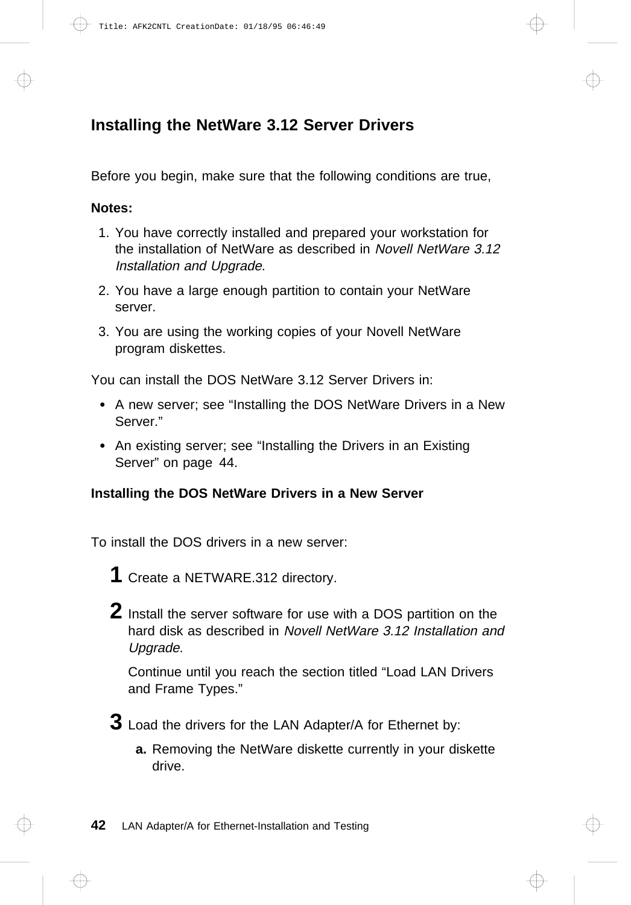## Installing the NetWare 3.12 Server Drivers

Before you begin, make sure that the following conditions are true,

**Notes:**

1. You have correctly installed and prepared your workstation for the installation of NetWare as described in *Novell NetWare 3.12 Installation and Upgrade*.
2. You have a large enough partition to contain your NetWare server.
3. You are using the working copies of your Novell NetWare program diskettes.

You can install the DOS NetWare 3.12 Server Drivers in:

- A new server; see "Installing the DOS NetWare Drivers in a New Server."
- An existing server; see "Installing the Drivers in an Existing Server" on page 44.

### Installing the DOS NetWare Drivers in a New Server

To install the DOS drivers in a new server:

**1** Create a NETWARE.312 directory.

**2** Install the server software for use with a DOS partition on the hard disk as described in *Novell NetWare 3.12 Installation and Upgrade*.

Continue until you reach the section titled "Load LAN Drivers and Frame Types."

**3** Load the drivers for the LAN Adapter/A for Ethernet by:

**a.** Removing the NetWare diskette currently in your diskette drive.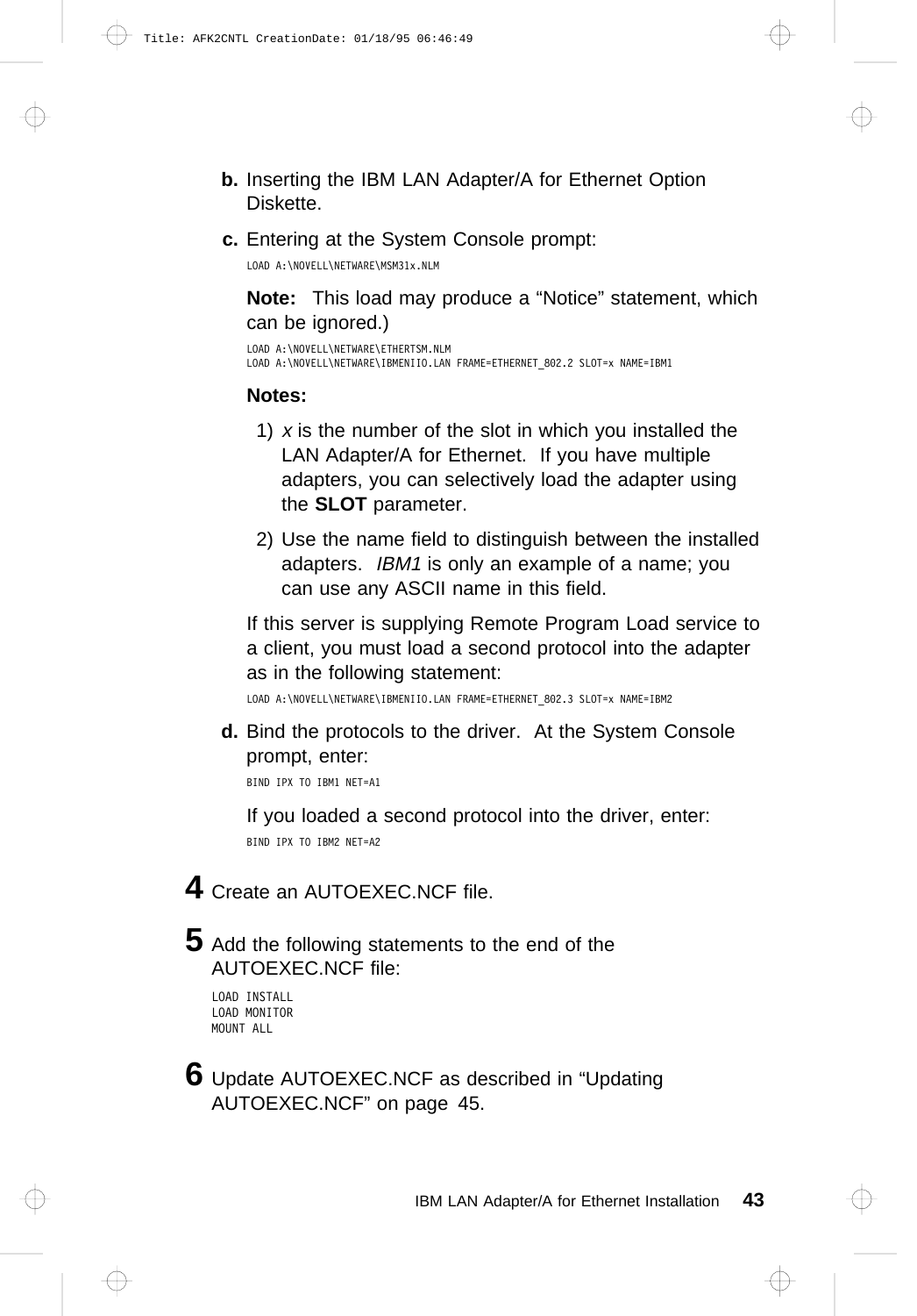**b.** Inserting the IBM LAN Adapter/A for Ethernet Option Diskette.

**c.** Entering at the System Console prompt:

```
LOAD A:\NOVELL\NETWARE\MSM31x.NLM
```

**Note:** This load may produce a “Notice” statement, which can be ignored.)

```
LOAD A:\NOVELL\NETWARE\ETHERTSM.NLM
LOAD A:\NOVELL\NETWARE\IBMENIIO.LAN FRAME=ETHERNET_802.2 SLOT=x NAME=IBM1
```

**Notes:**

1) *x* is the number of the slot in which you installed the LAN Adapter/A for Ethernet. If you have multiple adapters, you can selectively load the adapter using the **SLOT** parameter.

2) Use the name field to distinguish between the installed adapters. *IBM1* is only an example of a name; you can use any ASCII name in this field.

If this server is supplying Remote Program Load service to a client, you must load a second protocol into the adapter as in the following statement:

```
LOAD A:\NOVELL\NETWARE\IBMENIIO.LAN FRAME=ETHERNET_802.3 SLOT=x NAME=IBM2
```

**d.** Bind the protocols to the driver. At the System Console prompt, enter:

```
BIND IPX TO IBM1 NET=A1
```

If you loaded a second protocol into the driver, enter:

```
BIND IPX TO IBM2 NET=A2
```

**4** Create an AUTOEXEC.NCF file.

**5** Add the following statements to the end of the AUTOEXEC.NCF file:

```
LOAD INSTALL
LOAD MONITOR
MOUNT ALL
```

**6** Update AUTOEXEC.NCF as described in “Updating AUTOEXEC.NCF” on page 45.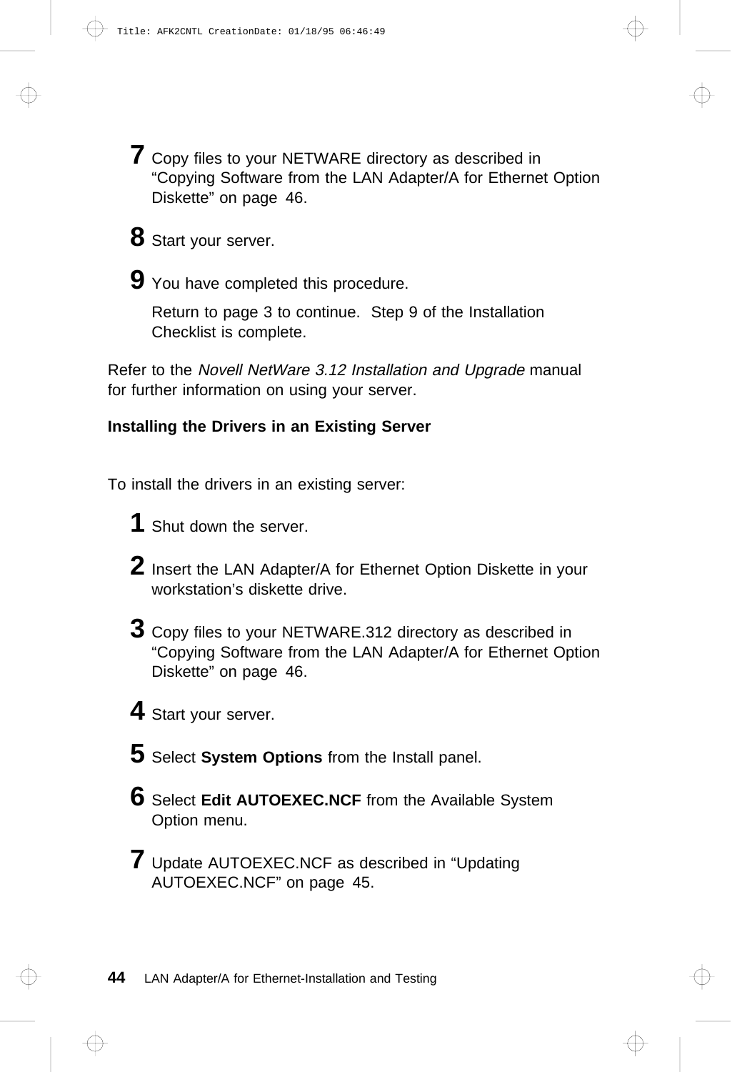7. Copy files to your NETWARE directory as described in “Copying Software from the LAN Adapter/A for Ethernet Option Diskette” on page 46.

8. Start your server.

9. You have completed this procedure.

   Return to page 3 to continue. Step 9 of the Installation Checklist is complete.

Refer to the *Novell NetWare 3.12 Installation and Upgrade* manual for further information on using your server.

**Installing the Drivers in an Existing Server**

To install the drivers in an existing server:

1. Shut down the server.

2. Insert the LAN Adapter/A for Ethernet Option Diskette in your workstation’s diskette drive.

3. Copy files to your NETWARE.312 directory as described in “Copying Software from the LAN Adapter/A for Ethernet Option Diskette” on page 46.

4. Start your server.

5. Select **System Options** from the Install panel.

6. Select **Edit AUTOEXEC.NCF** from the Available System Option menu.

7. Update AUTOEXEC.NCF as described in “Updating AUTOEXEC.NCF” on page 45.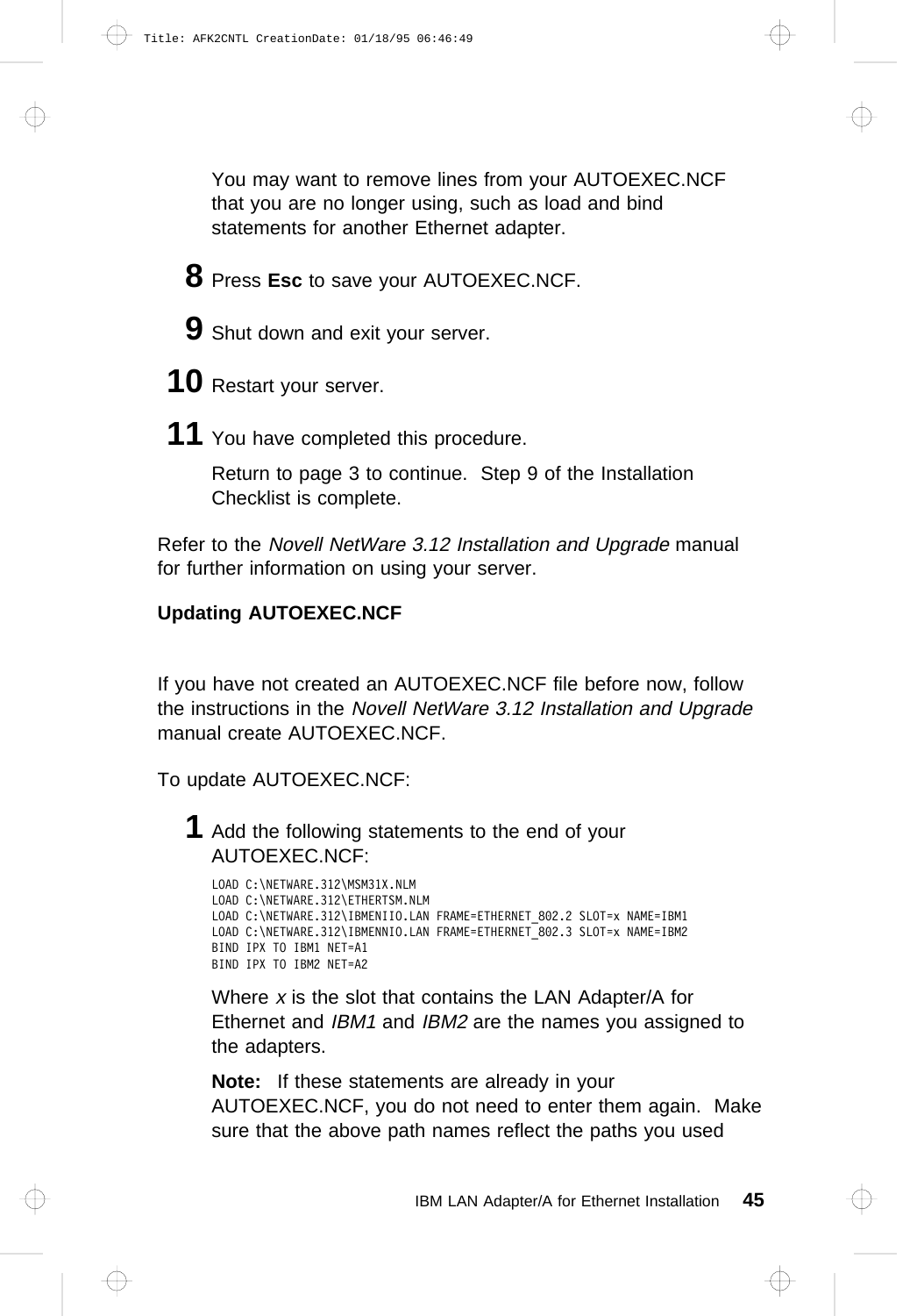You may want to remove lines from your AUTOEXEC.NCF that you are no longer using, such as load and bind statements for another Ethernet adapter.

**8** Press **Esc** to save your AUTOEXEC.NCF.

**9** Shut down and exit your server.

**10** Restart your server.

**11** You have completed this procedure.

Return to page 3 to continue. Step 9 of the Installation Checklist is complete.

Refer to the *Novell NetWare 3.12 Installation and Upgrade* manual for further information on using your server.

### Updating AUTOEXEC.NCF

If you have not created an AUTOEXEC.NCF file before now, follow the instructions in the *Novell NetWare 3.12 Installation and Upgrade* manual create AUTOEXEC.NCF.

To update AUTOEXEC.NCF:

**1** Add the following statements to the end of your AUTOEXEC.NCF:

```
LOAD C:\NETWARE.312\MSM31X.NLM
LOAD C:\NETWARE.312\ETHERTSM.NLM
LOAD C:\NETWARE.312\IBMENIIO.LAN FRAME=ETHERNET_802.2 SLOT=x NAME=IBM1
LOAD C:\NETWARE.312\IBMENNIO.LAN FRAME=ETHERNET_802.3 SLOT=x NAME=IBM2
BIND IPX TO IBM1 NET=A1
BIND IPX TO IBM2 NET=A2
```

Where *x* is the slot that contains the LAN Adapter/A for Ethernet and *IBM1* and *IBM2* are the names you assigned to the adapters.

**Note:** If these statements are already in your AUTOEXEC.NCF, you do not need to enter them again. Make sure that the above path names reflect the paths you used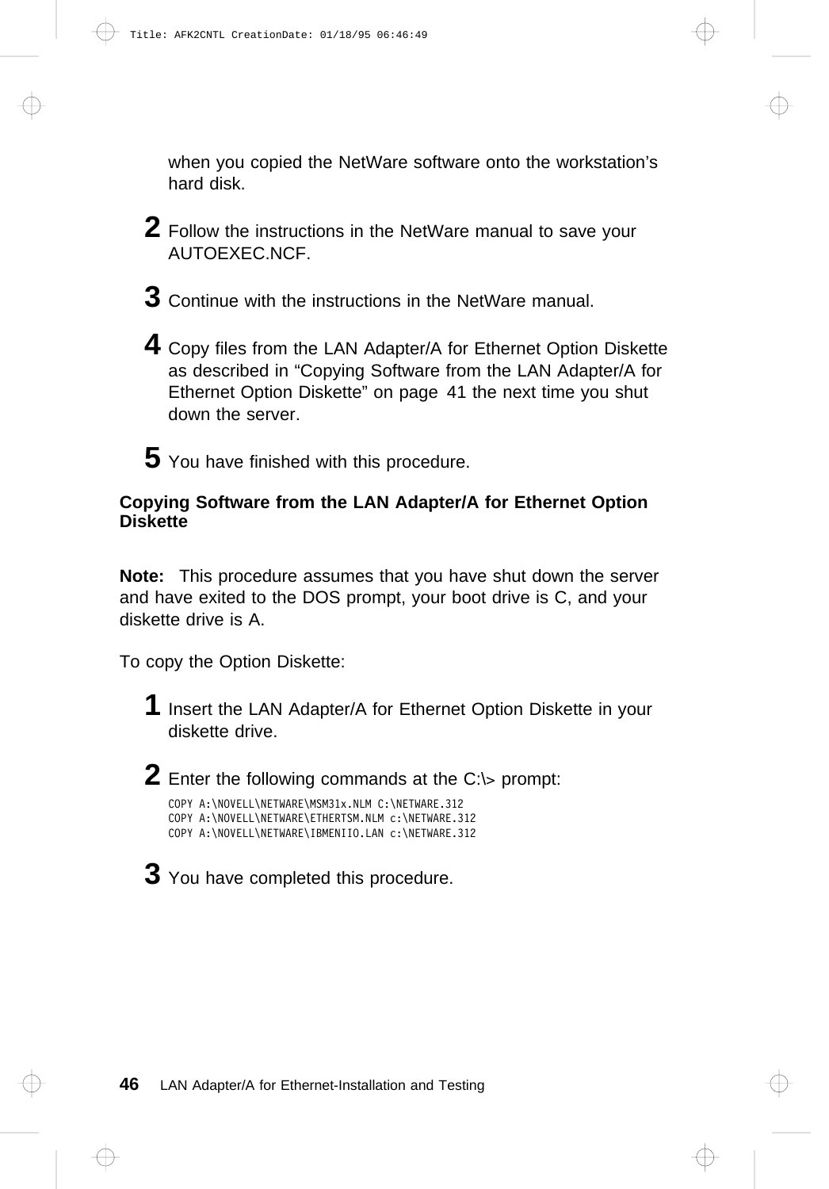when you copied the NetWare software onto the workstation's hard disk.

**2** Follow the instructions in the NetWare manual to save your AUTOEXEC.NCF.

**3** Continue with the instructions in the NetWare manual.

**4** Copy files from the LAN Adapter/A for Ethernet Option Diskette as described in "Copying Software from the LAN Adapter/A for Ethernet Option Diskette" on page 41 the next time you shut down the server.

**5** You have finished with this procedure.

### Copying Software from the LAN Adapter/A for Ethernet Option Diskette

**Note:** This procedure assumes that you have shut down the server and have exited to the DOS prompt, your boot drive is C, and your diskette drive is A.

To copy the Option Diskette:

**1** Insert the LAN Adapter/A for Ethernet Option Diskette in your diskette drive.

**2** Enter the following commands at the C:\> prompt:

```
COPY A:\NOVELL\NETWARE\MSM31x.NLM C:\NETWARE.312
COPY A:\NOVELL\NETWARE\ETHERTSM.NLM c:\NETWARE.312
COPY A:\NOVELL\NETWARE\IBMENIIO.LAN c:\NETWARE.312
```

**3** You have completed this procedure.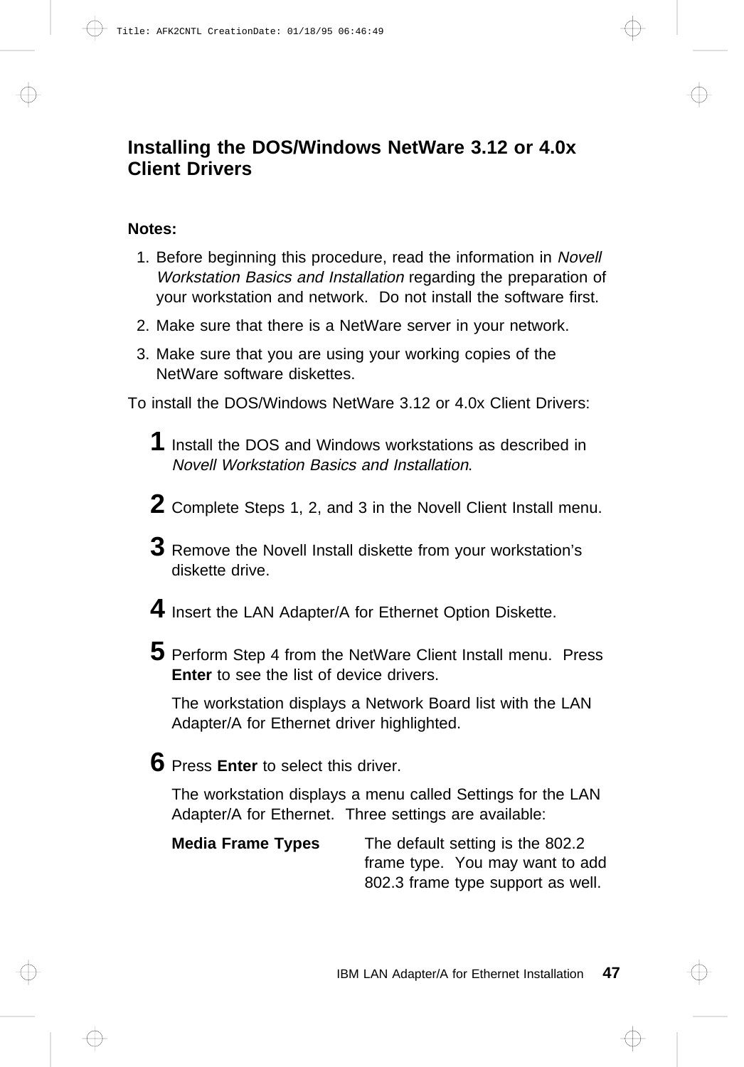## Installing the DOS/Windows NetWare 3.12 or 4.0x Client Drivers

**Notes:**

1. Before beginning this procedure, read the information in *Novell Workstation Basics and Installation* regarding the preparation of your workstation and network. Do not install the software first.
2. Make sure that there is a NetWare server in your network.
3. Make sure that you are using your working copies of the NetWare software diskettes.

To install the DOS/Windows NetWare 3.12 or 4.0x Client Drivers:

**1** Install the DOS and Windows workstations as described in *Novell Workstation Basics and Installation*.

**2** Complete Steps 1, 2, and 3 in the Novell Client Install menu.

**3** Remove the Novell Install diskette from your workstation's diskette drive.

**4** Insert the LAN Adapter/A for Ethernet Option Diskette.

**5** Perform Step 4 from the NetWare Client Install menu. Press **Enter** to see the list of device drivers.

The workstation displays a Network Board list with the LAN Adapter/A for Ethernet driver highlighted.

**6** Press **Enter** to select this driver.

The workstation displays a menu called Settings for the LAN Adapter/A for Ethernet. Three settings are available:

**Media Frame Types** — The default setting is the 802.2 frame type. You may want to add 802.3 frame type support as well.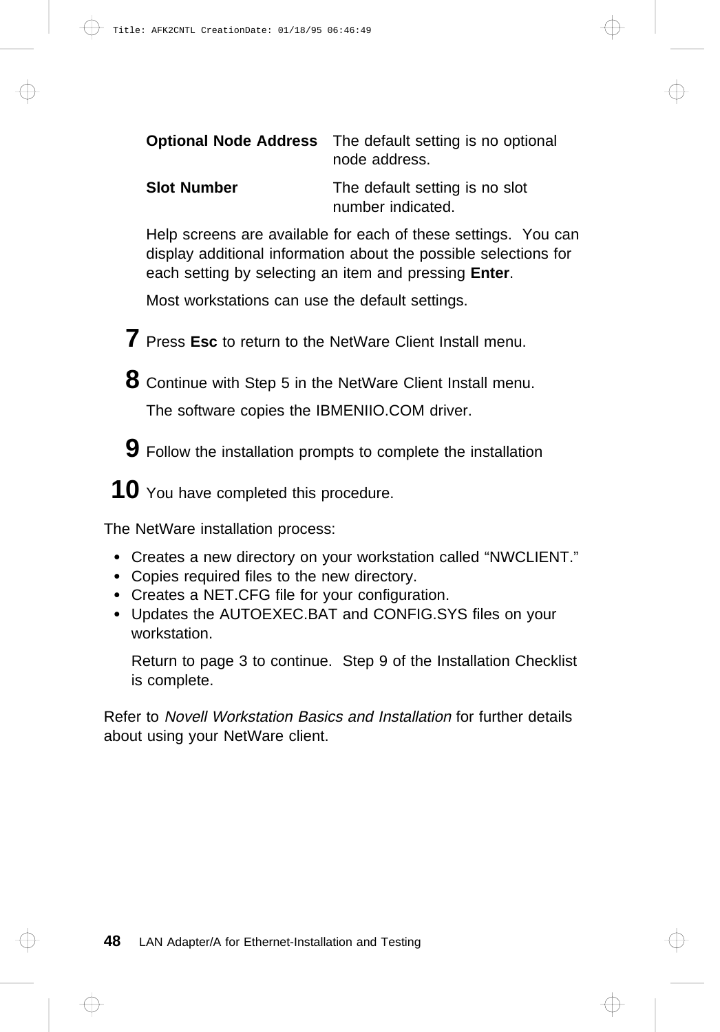**Optional Node Address** The default setting is no optional node address.

**Slot Number** The default setting is no slot number indicated.

Help screens are available for each of these settings. You can display additional information about the possible selections for each setting by selecting an item and pressing **Enter**.

Most workstations can use the default settings.

**7** Press **Esc** to return to the NetWare Client Install menu.

**8** Continue with Step 5 in the NetWare Client Install menu.

The software copies the IBMENIIO.COM driver.

**9** Follow the installation prompts to complete the installation

**10** You have completed this procedure.

The NetWare installation process:

- Creates a new directory on your workstation called "NWCLIENT."
- Copies required files to the new directory.
- Creates a NET.CFG file for your configuration.
- Updates the AUTOEXEC.BAT and CONFIG.SYS files on your workstation.

  Return to page 3 to continue. Step 9 of the Installation Checklist is complete.

Refer to *Novell Workstation Basics and Installation* for further details about using your NetWare client.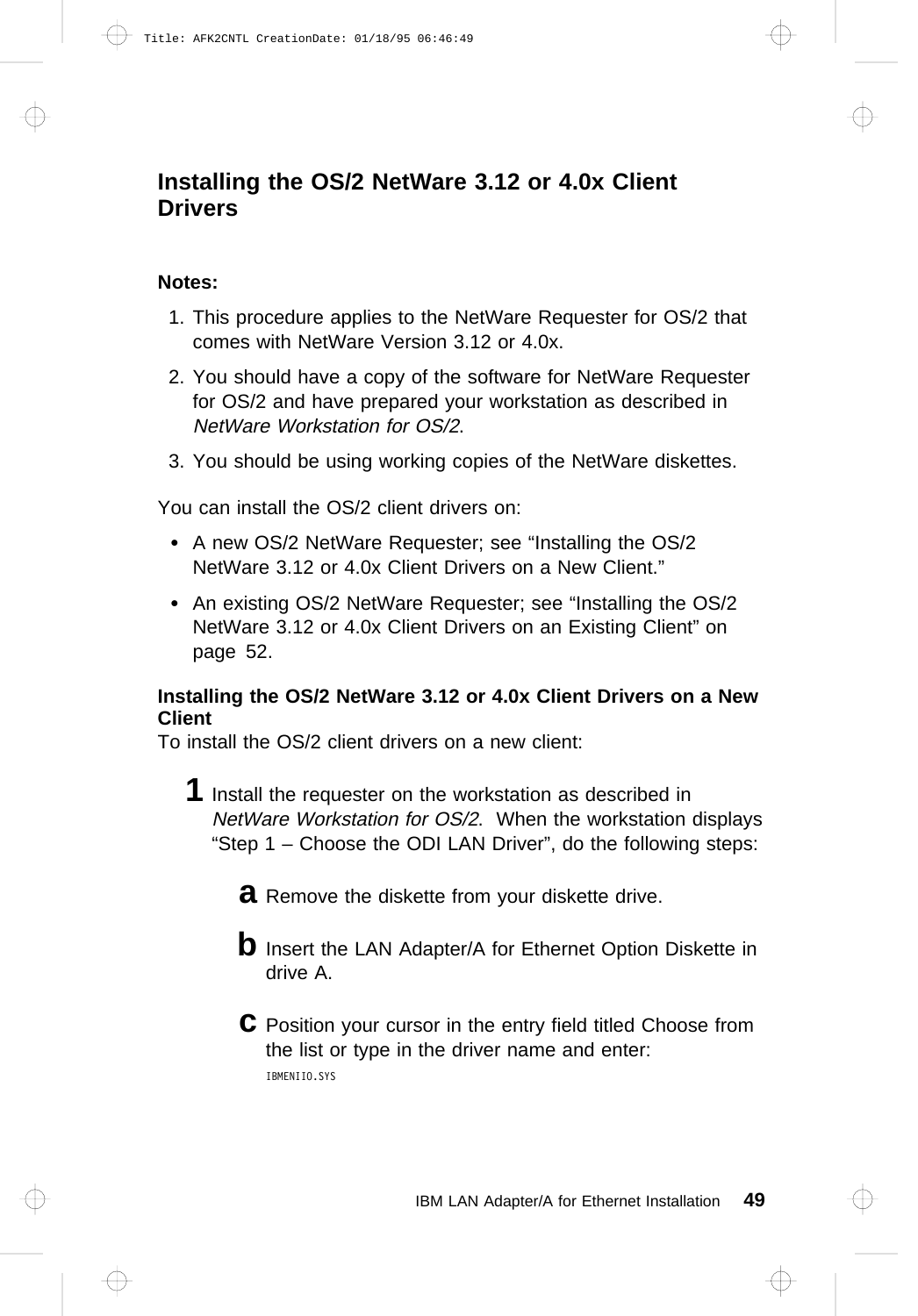## Installing the OS/2 NetWare 3.12 or 4.0x Client Drivers

**Notes:**

1. This procedure applies to the NetWare Requester for OS/2 that comes with NetWare Version 3.12 or 4.0x.
2. You should have a copy of the software for NetWare Requester for OS/2 and have prepared your workstation as described in *NetWare Workstation for OS/2*.
3. You should be using working copies of the NetWare diskettes.

You can install the OS/2 client drivers on:

- A new OS/2 NetWare Requester; see "Installing the OS/2 NetWare 3.12 or 4.0x Client Drivers on a New Client."
- An existing OS/2 NetWare Requester; see "Installing the OS/2 NetWare 3.12 or 4.0x Client Drivers on an Existing Client" on page 52.

**Installing the OS/2 NetWare 3.12 or 4.0x Client Drivers on a New Client**

To install the OS/2 client drivers on a new client:

**1** Install the requester on the workstation as described in *NetWare Workstation for OS/2*. When the workstation displays "Step 1 – Choose the ODI LAN Driver", do the following steps:

**a** Remove the diskette from your diskette drive.

**b** Insert the LAN Adapter/A for Ethernet Option Diskette in drive A.

**c** Position your cursor in the entry field titled Choose from the list or type in the driver name and enter:

```
IBMENIIO.SYS
```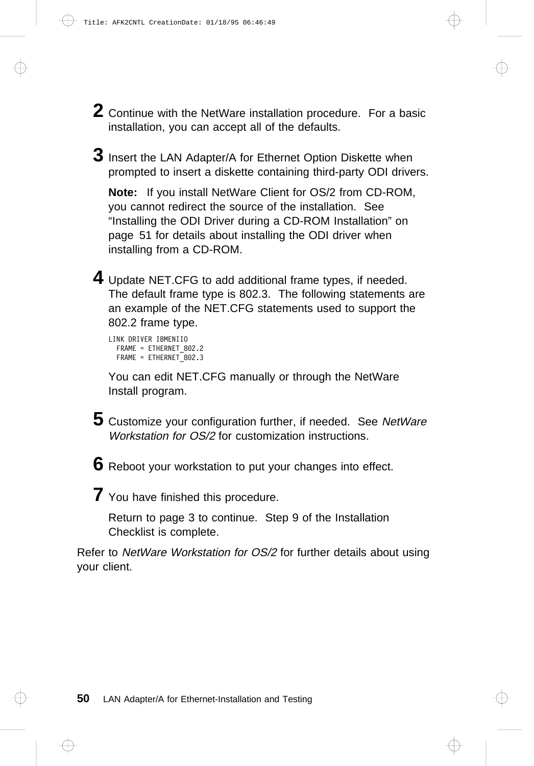**2** Continue with the NetWare installation procedure. For a basic installation, you can accept all of the defaults.

**3** Insert the LAN Adapter/A for Ethernet Option Diskette when prompted to insert a diskette containing third-party ODI drivers.

**Note:** If you install NetWare Client for OS/2 from CD-ROM, you cannot redirect the source of the installation. See "Installing the ODI Driver during a CD-ROM Installation" on page 51 for details about installing the ODI driver when installing from a CD-ROM.

**4** Update NET.CFG to add additional frame types, if needed. The default frame type is 802.3. The following statements are an example of the NET.CFG statements used to support the 802.2 frame type.

```
LINK DRIVER IBMENIIO
  FRAME = ETHERNET_802.2
  FRAME = ETHERNET_802.3
```

You can edit NET.CFG manually or through the NetWare Install program.

**5** Customize your configuration further, if needed. See *NetWare Workstation for OS/2* for customization instructions.

**6** Reboot your workstation to put your changes into effect.

**7** You have finished this procedure.

Return to page 3 to continue. Step 9 of the Installation Checklist is complete.

Refer to *NetWare Workstation for OS/2* for further details about using your client.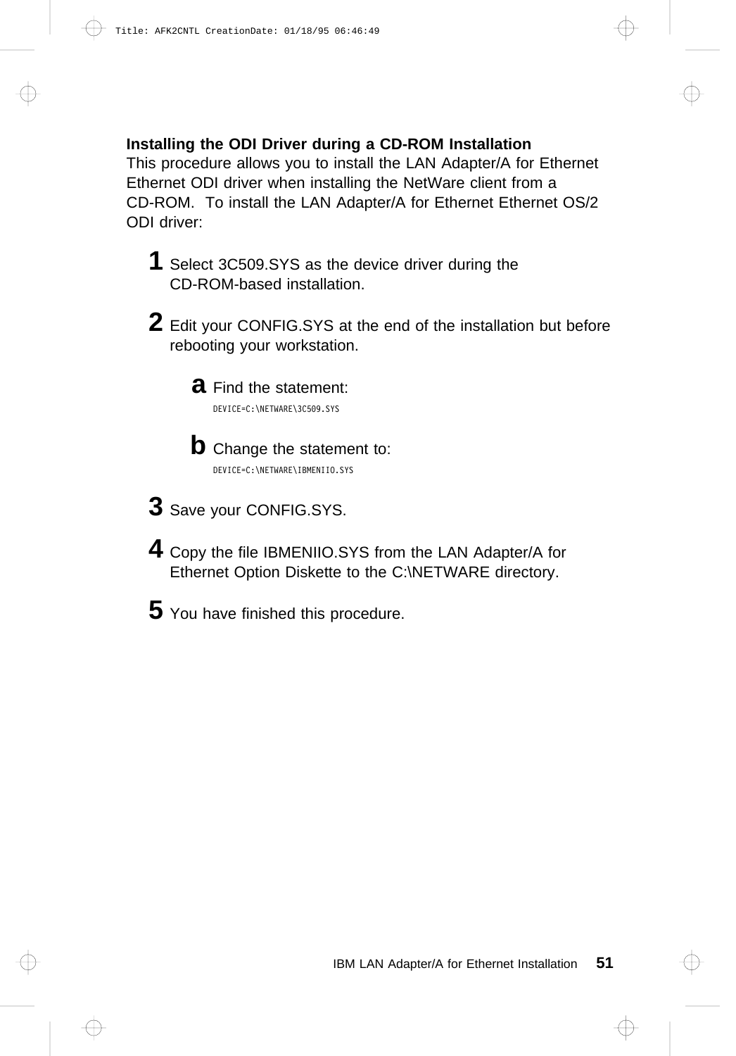### Installing the ODI Driver during a CD-ROM Installation

This procedure allows you to install the LAN Adapter/A for Ethernet Ethernet ODI driver when installing the NetWare client from a CD-ROM. To install the LAN Adapter/A for Ethernet Ethernet OS/2 ODI driver:

1. Select 3C509.SYS as the device driver during the CD-ROM-based installation.

2. Edit your CONFIG.SYS at the end of the installation but before rebooting your workstation.

   a. Find the statement:

      ```
      DEVICE=C:\NETWARE\3C509.SYS
      ```

   b. Change the statement to:

      ```
      DEVICE=C:\NETWARE\IBMENIIO.SYS
      ```

3. Save your CONFIG.SYS.

4. Copy the file IBMENIIO.SYS from the LAN Adapter/A for Ethernet Option Diskette to the C:\NETWARE directory.

5. You have finished this procedure.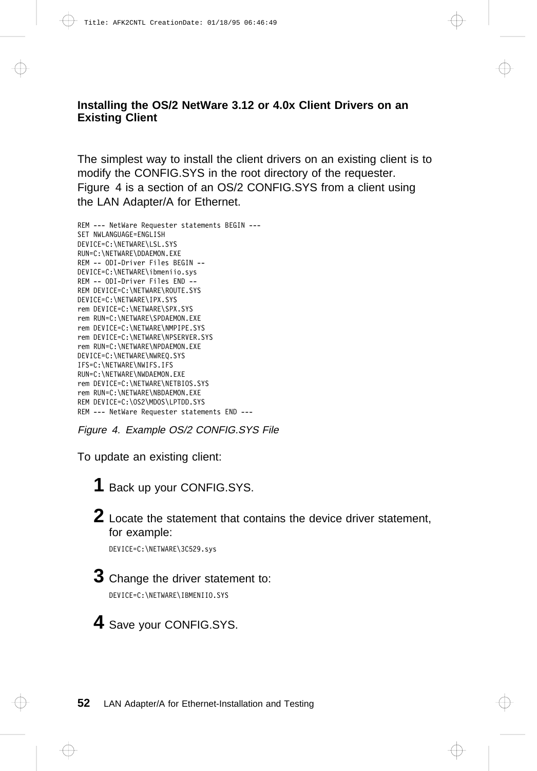## Installing the OS/2 NetWare 3.12 or 4.0x Client Drivers on an Existing Client

The simplest way to install the client drivers on an existing client is to modify the CONFIG.SYS in the root directory of the requester. Figure 4 is a section of an OS/2 CONFIG.SYS from a client using the LAN Adapter/A for Ethernet.

```
REM --- NetWare Requester statements BEGIN ---
SET NWLANGUAGE=ENGLISH
DEVICE=C:\NETWARE\LSL.SYS
RUN=C:\NETWARE\DDAEMON.EXE
REM -- ODI-Driver Files BEGIN --
DEVICE=C:\NETWARE\ibmeniio.sys
REM -- ODI-Driver Files END --
REM DEVICE=C:\NETWARE\ROUTE.SYS
DEVICE=C:\NETWARE\IPX.SYS
rem DEVICE=C:\NETWARE\SPX.SYS
rem RUN=C:\NETWARE\SPDAEMON.EXE
rem DEVICE=C:\NETWARE\NMPIPE.SYS
rem DEVICE=C:\NETWARE\NPSERVER.SYS
rem RUN=C:\NETWARE\NPDAEMON.EXE
DEVICE=C:\NETWARE\NWREQ.SYS
IFS=C:\NETWARE\NWIFS.IFS
RUN=C:\NETWARE\NWDAEMON.EXE
rem DEVICE=C:\NETWARE\NETBIOS.SYS
rem RUN=C:\NETWARE\NBDAEMON.EXE
REM DEVICE=C:\OS2\MDOS\LPTDD.SYS
REM --- NetWare Requester statements END ---
```

*Figure 4. Example OS/2 CONFIG.SYS File*

To update an existing client:

**1** Back up your CONFIG.SYS.

**2** Locate the statement that contains the device driver statement, for example:

```
DEVICE=C:\NETWARE\3C529.sys
```

**3** Change the driver statement to:

```
DEVICE=C:\NETWARE\IBMENIIO.SYS
```

**4** Save your CONFIG.SYS.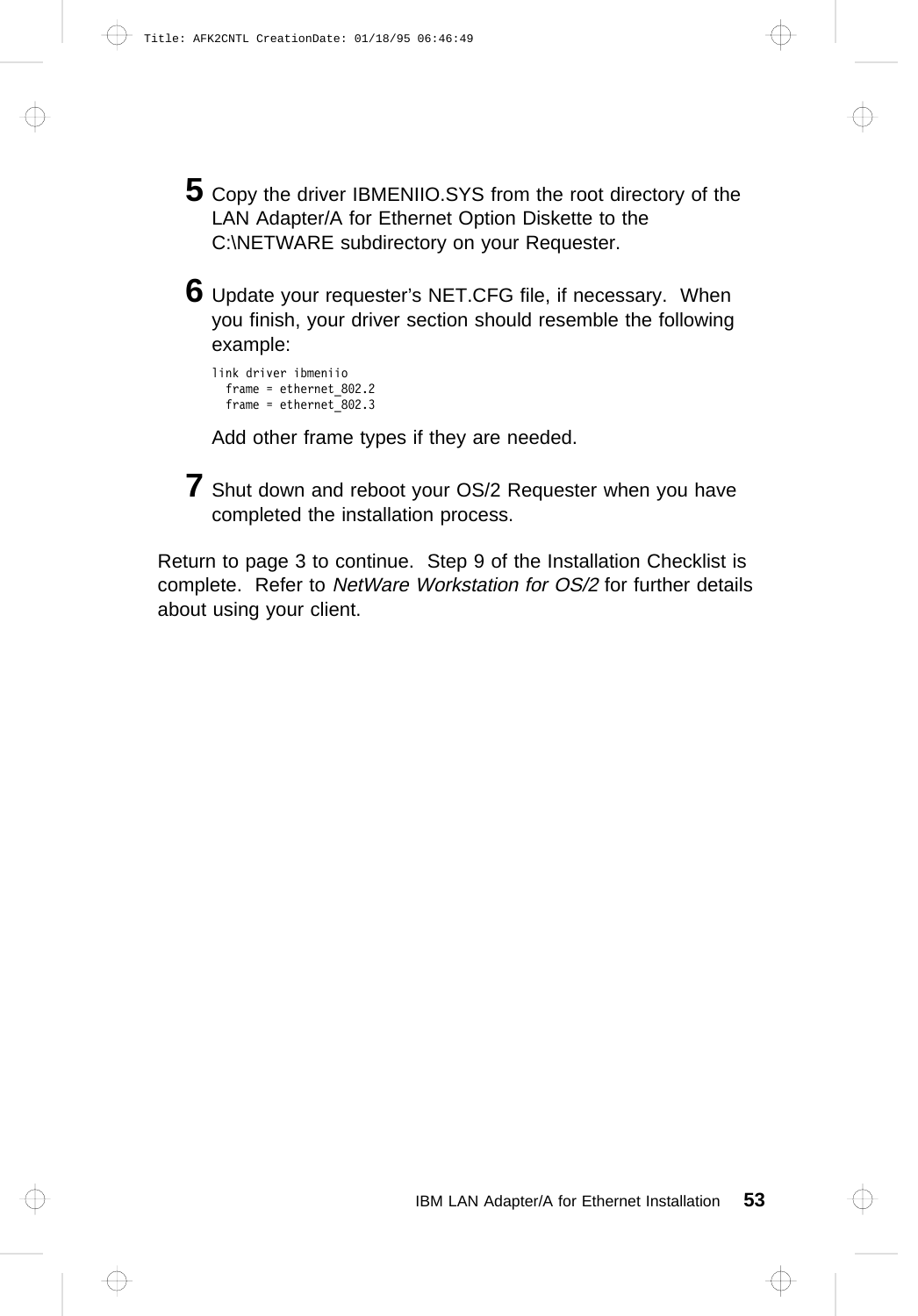**5** Copy the driver IBMENIIO.SYS from the root directory of the LAN Adapter/A for Ethernet Option Diskette to the C:\NETWARE subdirectory on your Requester.

**6** Update your requester's NET.CFG file, if necessary. When you finish, your driver section should resemble the following example:

```
link driver ibmeniio
  frame = ethernet_802.2
  frame = ethernet_802.3
```

Add other frame types if they are needed.

**7** Shut down and reboot your OS/2 Requester when you have completed the installation process.

Return to page 3 to continue. Step 9 of the Installation Checklist is complete. Refer to *NetWare Workstation for OS/2* for further details about using your client.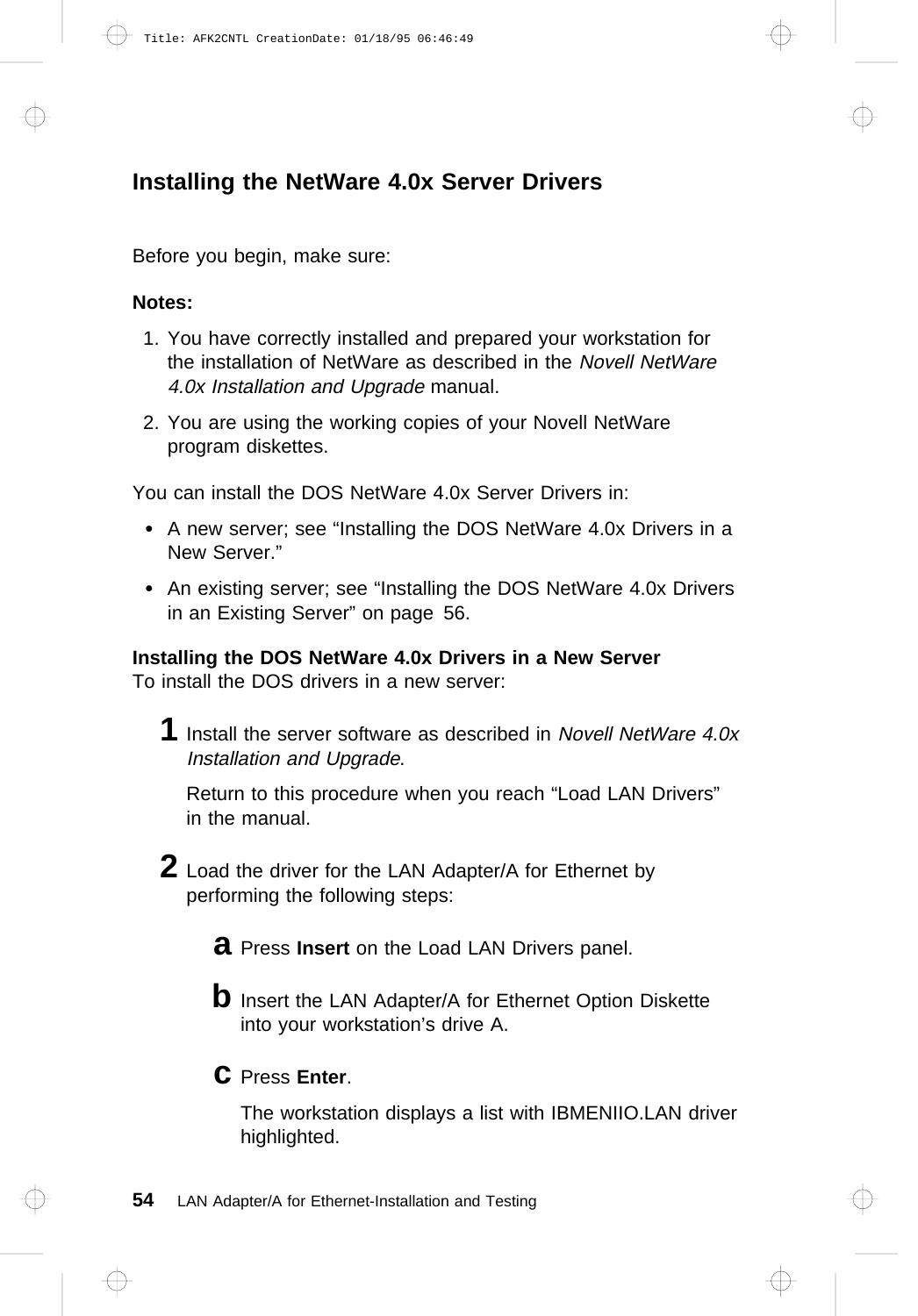## Installing the NetWare 4.0x Server Drivers

Before you begin, make sure:

**Notes:**

1. You have correctly installed and prepared your workstation for the installation of NetWare as described in the *Novell NetWare 4.0x Installation and Upgrade* manual.
2. You are using the working copies of your Novell NetWare program diskettes.

You can install the DOS NetWare 4.0x Server Drivers in:

- A new server; see "Installing the DOS NetWare 4.0x Drivers in a New Server."
- An existing server; see "Installing the DOS NetWare 4.0x Drivers in an Existing Server" on page 56.

**Installing the DOS NetWare 4.0x Drivers in a New Server**
To install the DOS drivers in a new server:

**1** Install the server software as described in *Novell NetWare 4.0x Installation and Upgrade*.

Return to this procedure when you reach "Load LAN Drivers" in the manual.

**2** Load the driver for the LAN Adapter/A for Ethernet by performing the following steps:

**a** Press **Insert** on the Load LAN Drivers panel.

**b** Insert the LAN Adapter/A for Ethernet Option Diskette into your workstation's drive A.

**c** Press **Enter**.

The workstation displays a list with IBMENIIO.LAN driver highlighted.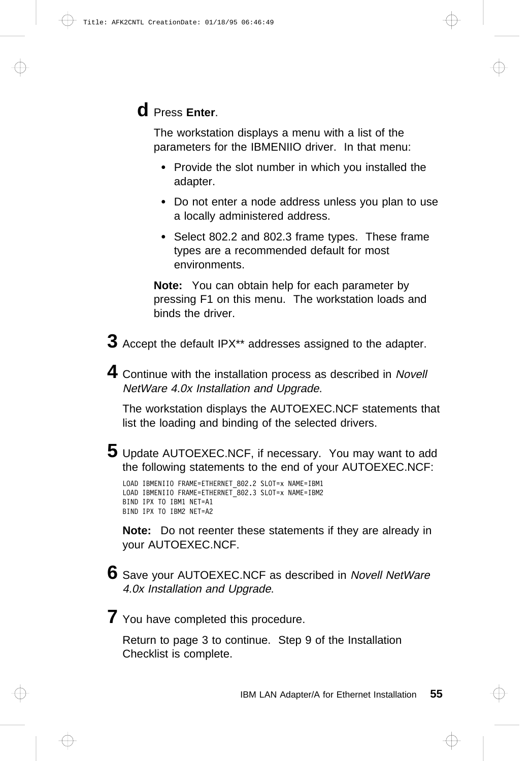**d** Press **Enter**.

The workstation displays a menu with a list of the parameters for the IBMENIIO driver. In that menu:

- Provide the slot number in which you installed the adapter.
- Do not enter a node address unless you plan to use a locally administered address.
- Select 802.2 and 802.3 frame types. These frame types are a recommended default for most environments.

**Note:** You can obtain help for each parameter by pressing F1 on this menu. The workstation loads and binds the driver.

**3** Accept the default IPX** addresses assigned to the adapter.

**4** Continue with the installation process as described in *Novell NetWare 4.0x Installation and Upgrade*.

The workstation displays the AUTOEXEC.NCF statements that list the loading and binding of the selected drivers.

**5** Update AUTOEXEC.NCF, if necessary. You may want to add the following statements to the end of your AUTOEXEC.NCF:

```
LOAD IBMENIIO FRAME=ETHERNET_802.2 SLOT=x NAME=IBM1
LOAD IBMENIIO FRAME=ETHERNET_802.3 SLOT=x NAME=IBM2
BIND IPX TO IBM1 NET=A1
BIND IPX TO IBM2 NET=A2
```

**Note:** Do not reenter these statements if they are already in your AUTOEXEC.NCF.

**6** Save your AUTOEXEC.NCF as described in *Novell NetWare 4.0x Installation and Upgrade*.

**7** You have completed this procedure.

Return to page 3 to continue. Step 9 of the Installation Checklist is complete.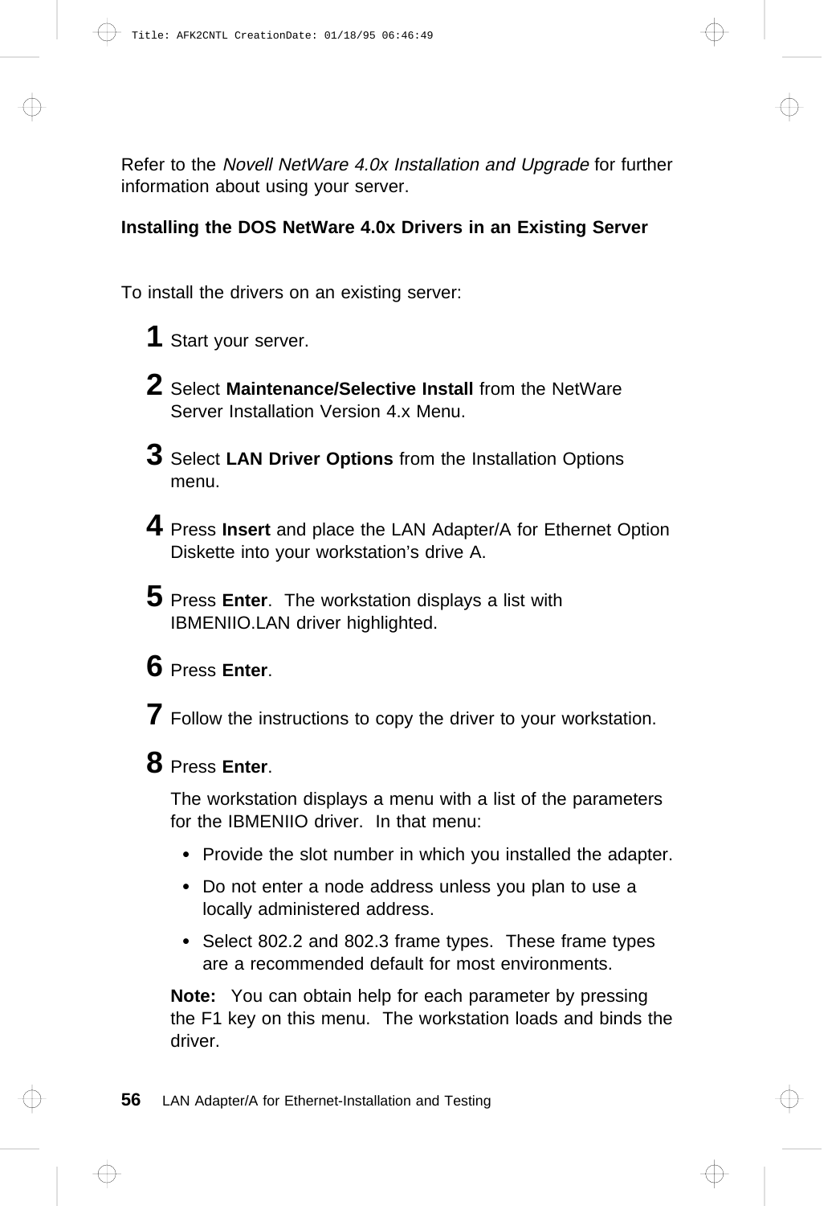Refer to the *Novell NetWare 4.0x Installation and Upgrade* for further information about using your server.

### Installing the DOS NetWare 4.0x Drivers in an Existing Server

To install the drivers on an existing server:

1. Start your server.

2. Select **Maintenance/Selective Install** from the NetWare Server Installation Version 4.x Menu.

3. Select **LAN Driver Options** from the Installation Options menu.

4. Press **Insert** and place the LAN Adapter/A for Ethernet Option Diskette into your workstation's drive A.

5. Press **Enter**. The workstation displays a list with IBMENIIO.LAN driver highlighted.

6. Press **Enter**.

7. Follow the instructions to copy the driver to your workstation.

8. Press **Enter**.

   The workstation displays a menu with a list of the parameters for the IBMENIIO driver. In that menu:

   - Provide the slot number in which you installed the adapter.
   - Do not enter a node address unless you plan to use a locally administered address.
   - Select 802.2 and 802.3 frame types. These frame types are a recommended default for most environments.

   **Note:** You can obtain help for each parameter by pressing the F1 key on this menu. The workstation loads and binds the driver.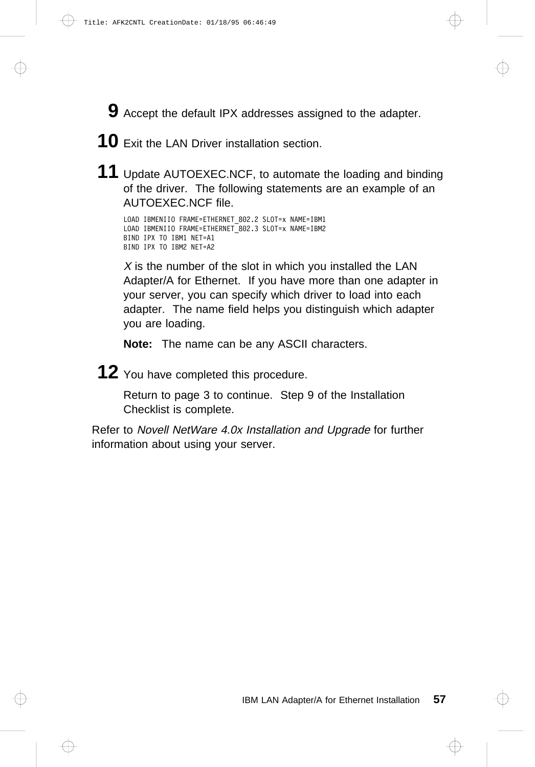**9** Accept the default IPX addresses assigned to the adapter.

**10** Exit the LAN Driver installation section.

**11** Update AUTOEXEC.NCF, to automate the loading and binding of the driver. The following statements are an example of an AUTOEXEC.NCF file.

```
LOAD IBMENIIO FRAME=ETHERNET_802.2 SLOT=x NAME=IBM1
LOAD IBMENIIO FRAME=ETHERNET_802.3 SLOT=x NAME=IBM2
BIND IPX TO IBM1 NET=A1
BIND IPX TO IBM2 NET=A2
```

*X* is the number of the slot in which you installed the LAN Adapter/A for Ethernet. If you have more than one adapter in your server, you can specify which driver to load into each adapter. The name field helps you distinguish which adapter you are loading.

**Note:** The name can be any ASCII characters.

**12** You have completed this procedure.

Return to page 3 to continue. Step 9 of the Installation Checklist is complete.

Refer to *Novell NetWare 4.0x Installation and Upgrade* for further information about using your server.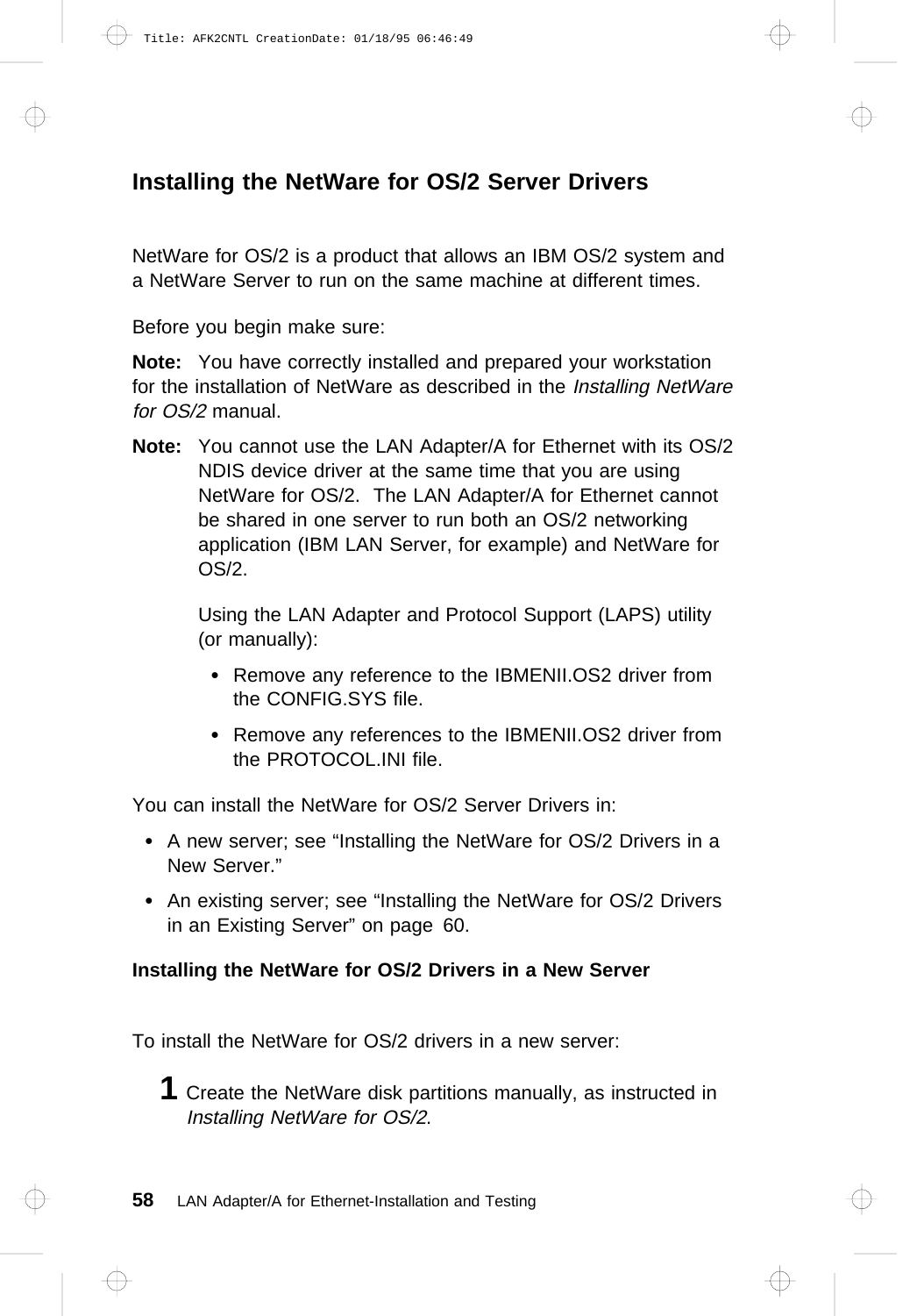## Installing the NetWare for OS/2 Server Drivers

NetWare for OS/2 is a product that allows an IBM OS/2 system and a NetWare Server to run on the same machine at different times.

Before you begin make sure:

**Note:** You have correctly installed and prepared your workstation for the installation of NetWare as described in the *Installing NetWare for OS/2* manual.

**Note:** You cannot use the LAN Adapter/A for Ethernet with its OS/2 NDIS device driver at the same time that you are using NetWare for OS/2. The LAN Adapter/A for Ethernet cannot be shared in one server to run both an OS/2 networking application (IBM LAN Server, for example) and NetWare for OS/2.

Using the LAN Adapter and Protocol Support (LAPS) utility (or manually):

- Remove any reference to the IBMENII.OS2 driver from the CONFIG.SYS file.
- Remove any references to the IBMENII.OS2 driver from the PROTOCOL.INI file.

You can install the NetWare for OS/2 Server Drivers in:

- A new server; see "Installing the NetWare for OS/2 Drivers in a New Server."
- An existing server; see "Installing the NetWare for OS/2 Drivers in an Existing Server" on page 60.

### Installing the NetWare for OS/2 Drivers in a New Server

To install the NetWare for OS/2 drivers in a new server:

**1** Create the NetWare disk partitions manually, as instructed in *Installing NetWare for OS/2.*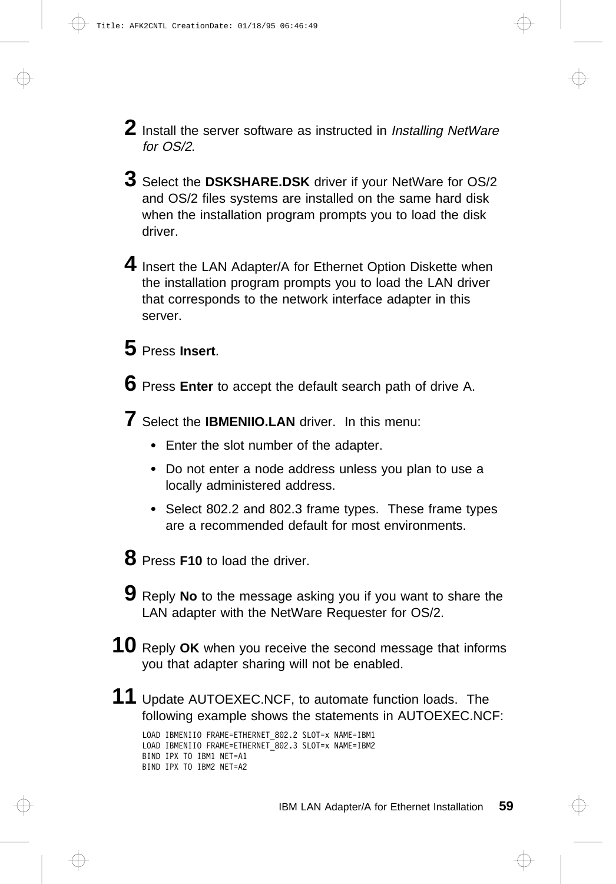2. Install the server software as instructed in *Installing NetWare for OS/2*.

3. Select the **DSKSHARE.DSK** driver if your NetWare for OS/2 and OS/2 files systems are installed on the same hard disk when the installation program prompts you to load the disk driver.

4. Insert the LAN Adapter/A for Ethernet Option Diskette when the installation program prompts you to load the LAN driver that corresponds to the network interface adapter in this server.

5. Press **Insert**.

6. Press **Enter** to accept the default search path of drive A.

7. Select the **IBMENIIO.LAN** driver. In this menu:

   - Enter the slot number of the adapter.
   - Do not enter a node address unless you plan to use a locally administered address.
   - Select 802.2 and 802.3 frame types. These frame types are a recommended default for most environments.

8. Press **F10** to load the driver.

9. Reply **No** to the message asking you if you want to share the LAN adapter with the NetWare Requester for OS/2.

10. Reply **OK** when you receive the second message that informs you that adapter sharing will not be enabled.

11. Update AUTOEXEC.NCF, to automate function loads. The following example shows the statements in AUTOEXEC.NCF:

```
LOAD IBMENIIO FRAME=ETHERNET_802.2 SLOT=x NAME=IBM1
LOAD IBMENIIO FRAME=ETHERNET_802.3 SLOT=x NAME=IBM2
BIND IPX TO IBM1 NET=A1
BIND IPX TO IBM2 NET=A2
```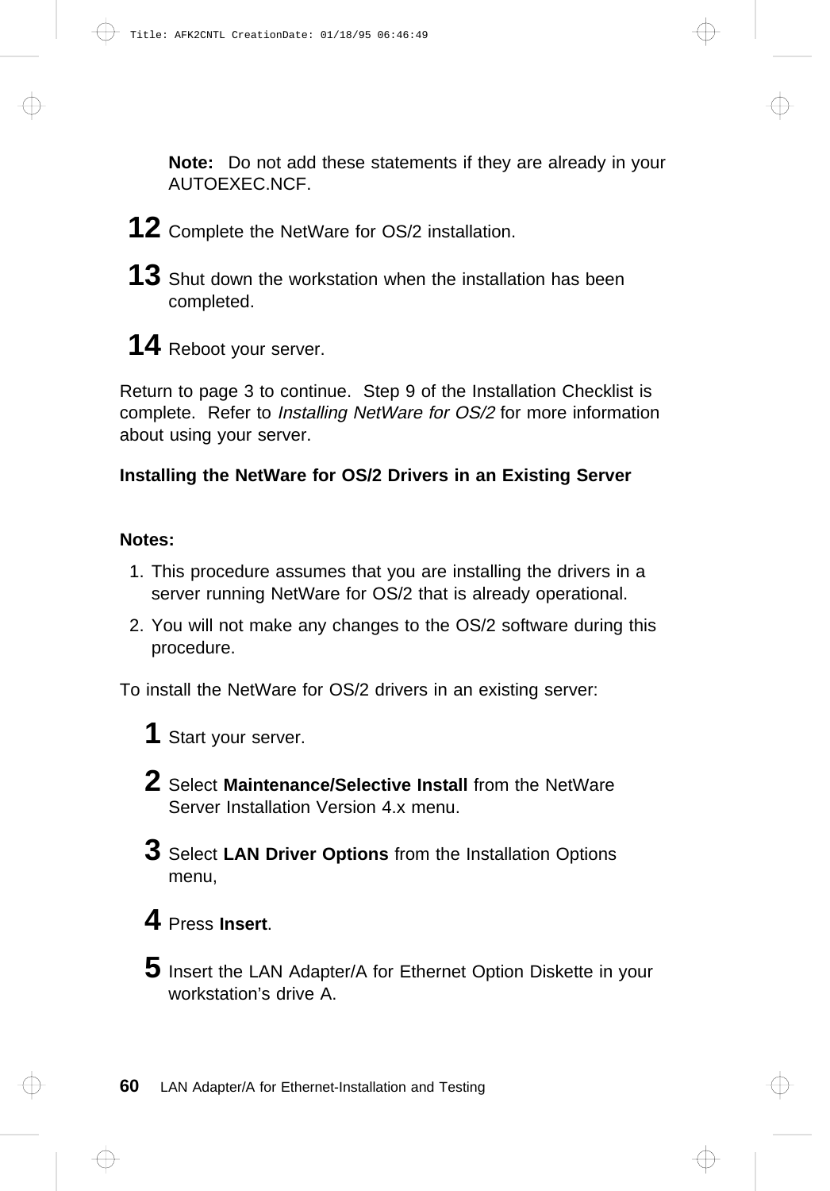**Note:** Do not add these statements if they are already in your AUTOEXEC.NCF.

**12** Complete the NetWare for OS/2 installation.

**13** Shut down the workstation when the installation has been completed.

**14** Reboot your server.

Return to page 3 to continue. Step 9 of the Installation Checklist is complete. Refer to *Installing NetWare for OS/2* for more information about using your server.

**Installing the NetWare for OS/2 Drivers in an Existing Server**

**Notes:**

1. This procedure assumes that you are installing the drivers in a server running NetWare for OS/2 that is already operational.
2. You will not make any changes to the OS/2 software during this procedure.

To install the NetWare for OS/2 drivers in an existing server:

**1** Start your server.

**2** Select **Maintenance/Selective Install** from the NetWare Server Installation Version 4.x menu.

**3** Select **LAN Driver Options** from the Installation Options menu,

**4** Press **Insert**.

**5** Insert the LAN Adapter/A for Ethernet Option Diskette in your workstation's drive A.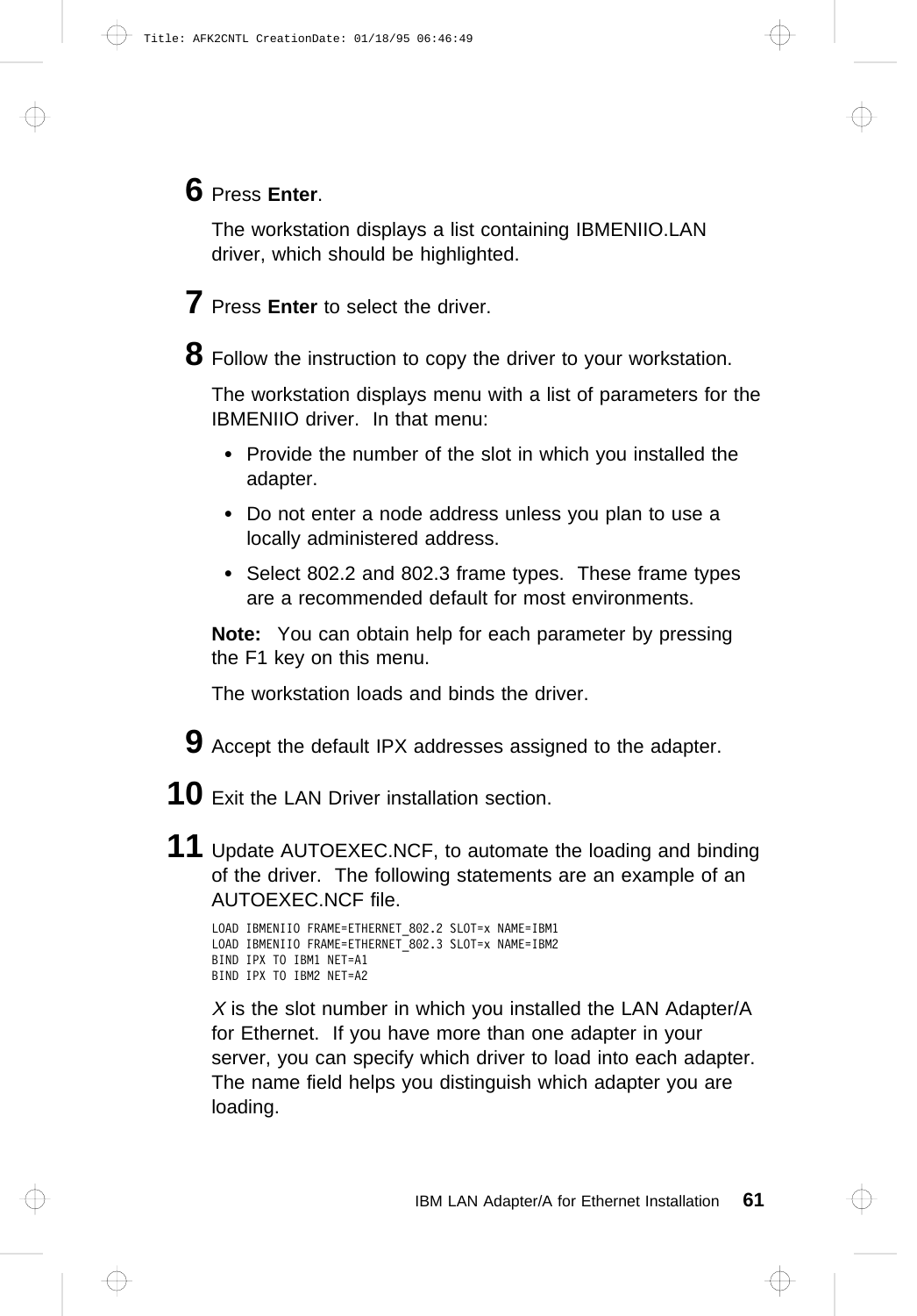**6** Press **Enter**.

The workstation displays a list containing IBMENIIO.LAN driver, which should be highlighted.

**7** Press **Enter** to select the driver.

**8** Follow the instruction to copy the driver to your workstation.

The workstation displays menu with a list of parameters for the IBMENIIO driver. In that menu:

- Provide the number of the slot in which you installed the adapter.
- Do not enter a node address unless you plan to use a locally administered address.
- Select 802.2 and 802.3 frame types. These frame types are a recommended default for most environments.

**Note:** You can obtain help for each parameter by pressing the F1 key on this menu.

The workstation loads and binds the driver.

**9** Accept the default IPX addresses assigned to the adapter.

**10** Exit the LAN Driver installation section.

**11** Update AUTOEXEC.NCF, to automate the loading and binding of the driver. The following statements are an example of an AUTOEXEC.NCF file.

```
LOAD IBMENIIO FRAME=ETHERNET_802.2 SLOT=x NAME=IBM1
LOAD IBMENIIO FRAME=ETHERNET_802.3 SLOT=x NAME=IBM2
BIND IPX TO IBM1 NET=A1
BIND IPX TO IBM2 NET=A2
```

*X* is the slot number in which you installed the LAN Adapter/A for Ethernet. If you have more than one adapter in your server, you can specify which driver to load into each adapter. The name field helps you distinguish which adapter you are loading.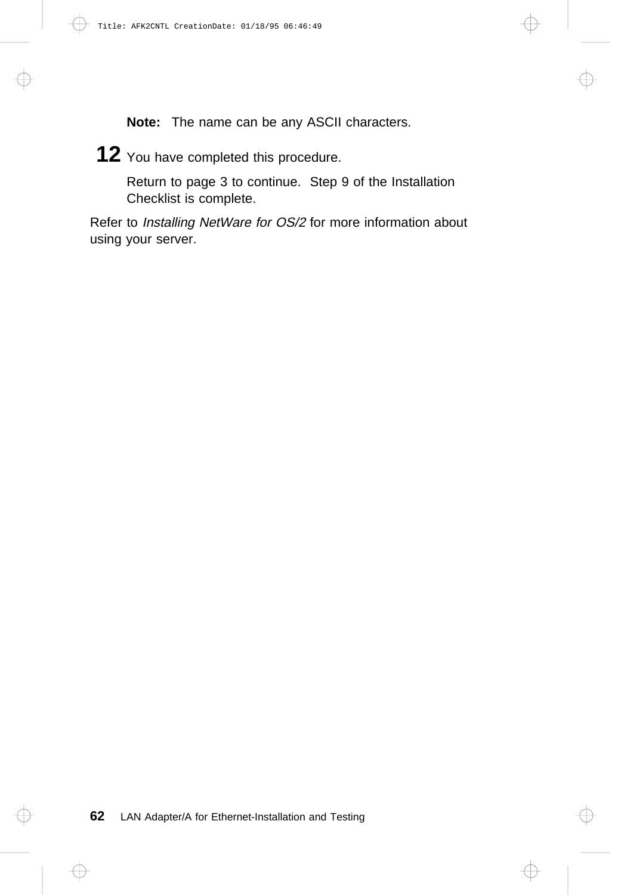**Note:** The name can be any ASCII characters.

**12** You have completed this procedure.

Return to page 3 to continue. Step 9 of the Installation Checklist is complete.

Refer to *Installing NetWare for OS/2* for more information about using your server.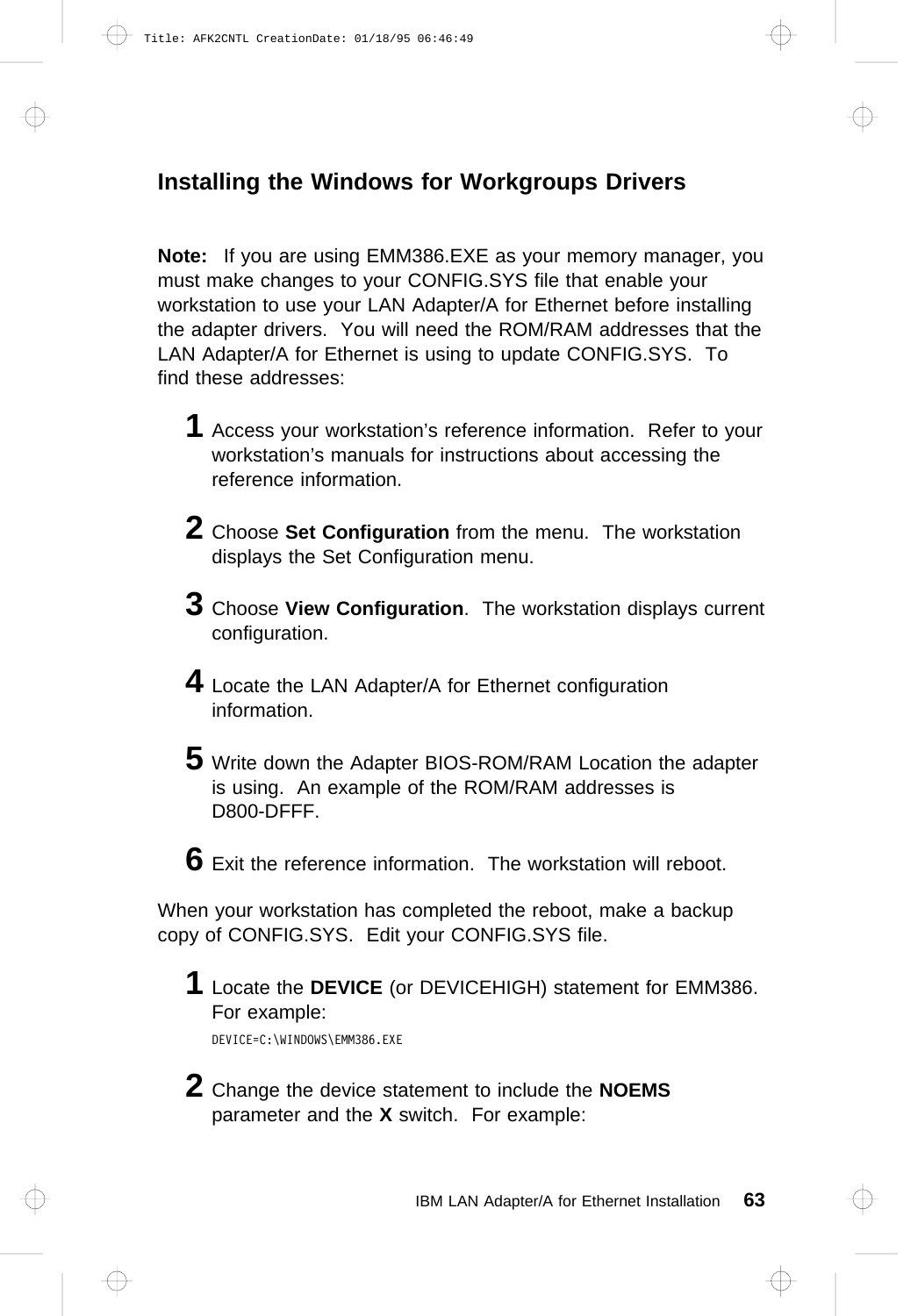## Installing the Windows for Workgroups Drivers

**Note:** If you are using EMM386.EXE as your memory manager, you must make changes to your CONFIG.SYS file that enable your workstation to use your LAN Adapter/A for Ethernet before installing the adapter drivers. You will need the ROM/RAM addresses that the LAN Adapter/A for Ethernet is using to update CONFIG.SYS. To find these addresses:

1. Access your workstation's reference information. Refer to your workstation's manuals for instructions about accessing the reference information.

2. Choose **Set Configuration** from the menu. The workstation displays the Set Configuration menu.

3. Choose **View Configuration**. The workstation displays current configuration.

4. Locate the LAN Adapter/A for Ethernet configuration information.

5. Write down the Adapter BIOS-ROM/RAM Location the adapter is using. An example of the ROM/RAM addresses is D800-DFFF.

6. Exit the reference information. The workstation will reboot.

When your workstation has completed the reboot, make a backup copy of CONFIG.SYS. Edit your CONFIG.SYS file.

1. Locate the **DEVICE** (or DEVICEHIGH) statement for EMM386. For example:

   ```
   DEVICE=C:\WINDOWS\EMM386.EXE
   ```

2. Change the device statement to include the **NOEMS** parameter and the **X** switch. For example: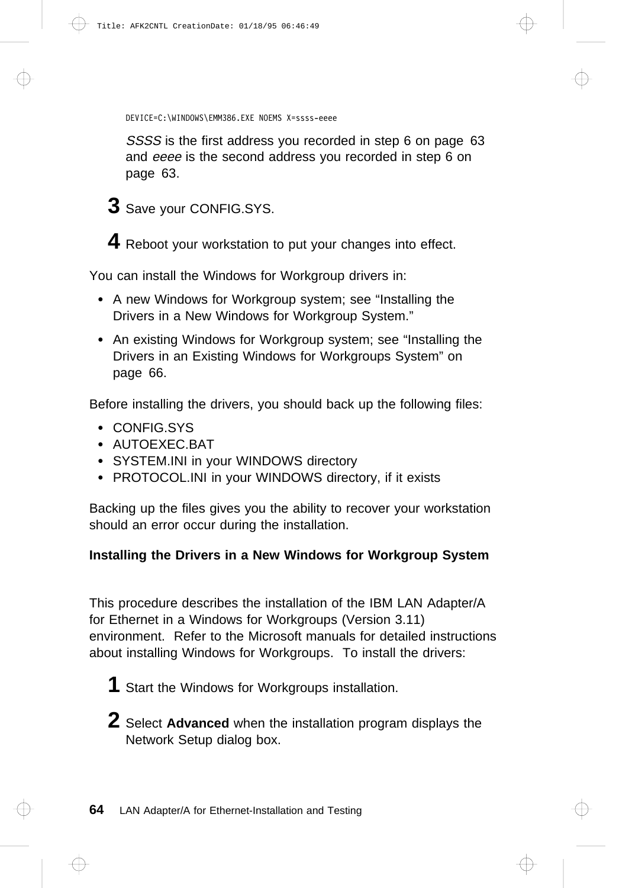```
DEVICE=C:\WINDOWS\EMM386.EXE NOEMS X=ssss-eeee
```

*SSSS* is the first address you recorded in step 6 on page 63 and *eeee* is the second address you recorded in step 6 on page 63.

**3** Save your CONFIG.SYS.

**4** Reboot your workstation to put your changes into effect.

You can install the Windows for Workgroup drivers in:

- A new Windows for Workgroup system; see "Installing the Drivers in a New Windows for Workgroup System."
- An existing Windows for Workgroup system; see "Installing the Drivers in an Existing Windows for Workgroups System" on page 66.

Before installing the drivers, you should back up the following files:

- CONFIG.SYS
- AUTOEXEC.BAT
- SYSTEM.INI in your WINDOWS directory
- PROTOCOL.INI in your WINDOWS directory, if it exists

Backing up the files gives you the ability to recover your workstation should an error occur during the installation.

### Installing the Drivers in a New Windows for Workgroup System

This procedure describes the installation of the IBM LAN Adapter/A for Ethernet in a Windows for Workgroups (Version 3.11) environment. Refer to the Microsoft manuals for detailed instructions about installing Windows for Workgroups. To install the drivers:

**1** Start the Windows for Workgroups installation.

**2** Select **Advanced** when the installation program displays the Network Setup dialog box.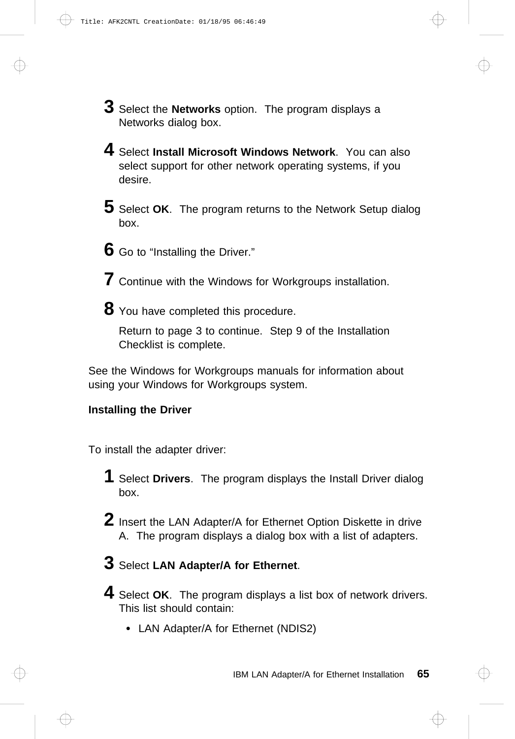3. Select the **Networks** option. The program displays a Networks dialog box.

4. Select **Install Microsoft Windows Network**. You can also select support for other network operating systems, if you desire.

5. Select **OK**. The program returns to the Network Setup dialog box.

6. Go to "Installing the Driver."

7. Continue with the Windows for Workgroups installation.

8. You have completed this procedure.

   Return to page 3 to continue. Step 9 of the Installation Checklist is complete.

See the Windows for Workgroups manuals for information about using your Windows for Workgroups system.

**Installing the Driver**

To install the adapter driver:

1. Select **Drivers**. The program displays the Install Driver dialog box.

2. Insert the LAN Adapter/A for Ethernet Option Diskette in drive A. The program displays a dialog box with a list of adapters.

3. Select **LAN Adapter/A for Ethernet**.

4. Select **OK**. The program displays a list box of network drivers. This list should contain:

   - LAN Adapter/A for Ethernet (NDIS2)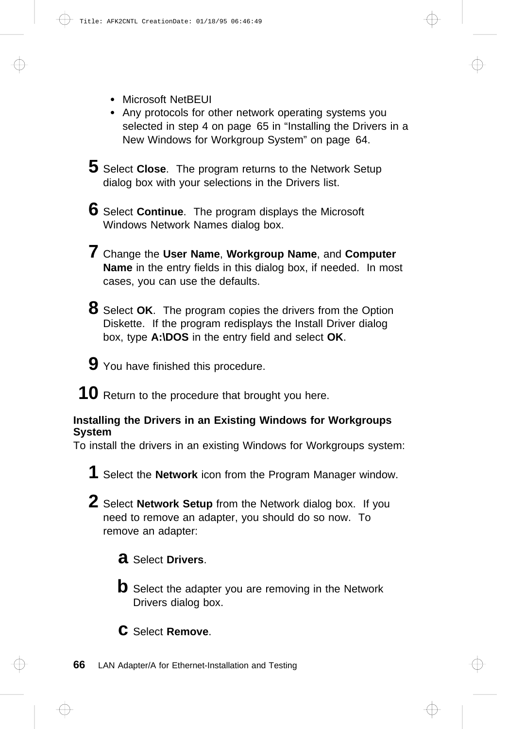- Microsoft NetBEUI
- Any protocols for other network operating systems you selected in step 4 on page 65 in “Installing the Drivers in a New Windows for Workgroup System” on page 64.

**5** Select **Close**. The program returns to the Network Setup dialog box with your selections in the Drivers list.

**6** Select **Continue**. The program displays the Microsoft Windows Network Names dialog box.

**7** Change the **User Name**, **Workgroup Name**, and **Computer Name** in the entry fields in this dialog box, if needed. In most cases, you can use the defaults.

**8** Select **OK**. The program copies the drivers from the Option Diskette. If the program redisplays the Install Driver dialog box, type **A:\DOS** in the entry field and select **OK**.

**9** You have finished this procedure.

**10** Return to the procedure that brought you here.

#### Installing the Drivers in an Existing Windows for Workgroups System

To install the drivers in an existing Windows for Workgroups system:

**1** Select the **Network** icon from the Program Manager window.

**2** Select **Network Setup** from the Network dialog box. If you need to remove an adapter, you should do so now. To remove an adapter:

**a** Select **Drivers**.

**b** Select the adapter you are removing in the Network Drivers dialog box.

**c** Select **Remove**.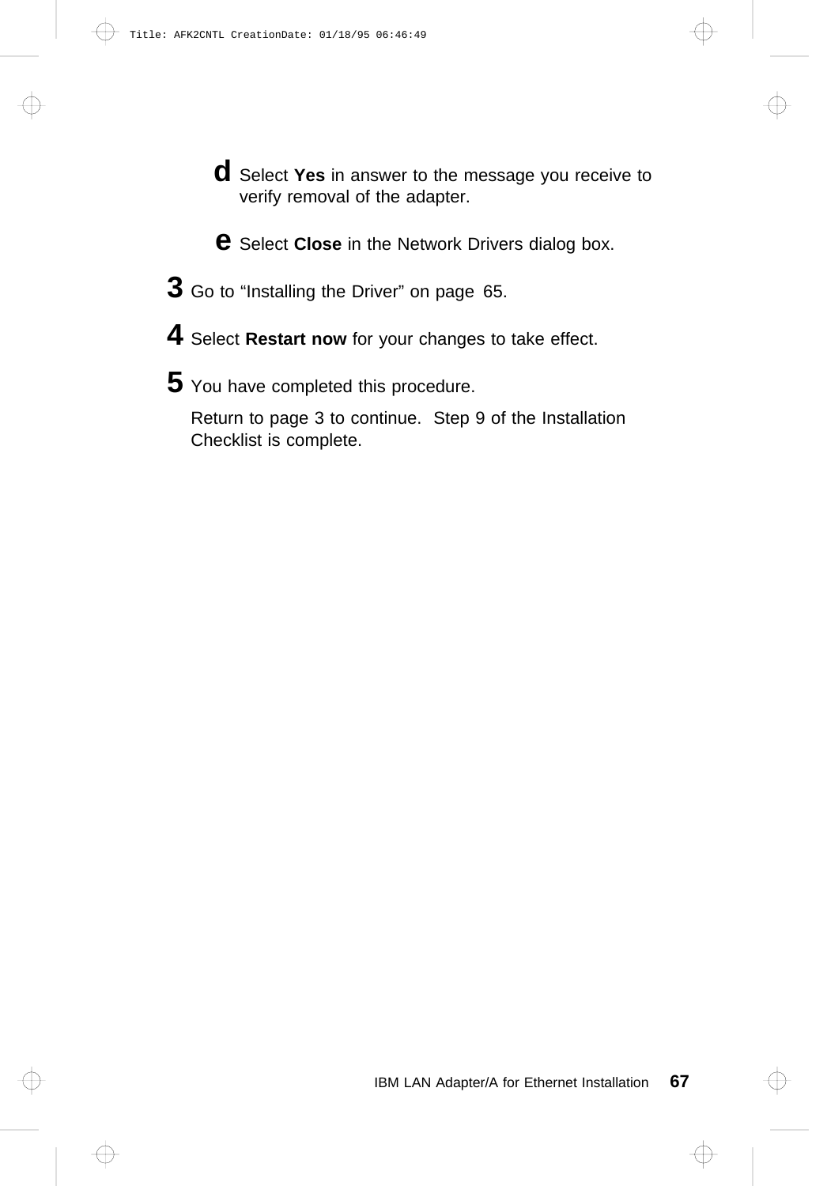**d** Select **Yes** in answer to the message you receive to verify removal of the adapter.

**e** Select **Close** in the Network Drivers dialog box.

**3** Go to "Installing the Driver" on page 65.

**4** Select **Restart now** for your changes to take effect.

**5** You have completed this procedure.

Return to page 3 to continue. Step 9 of the Installation Checklist is complete.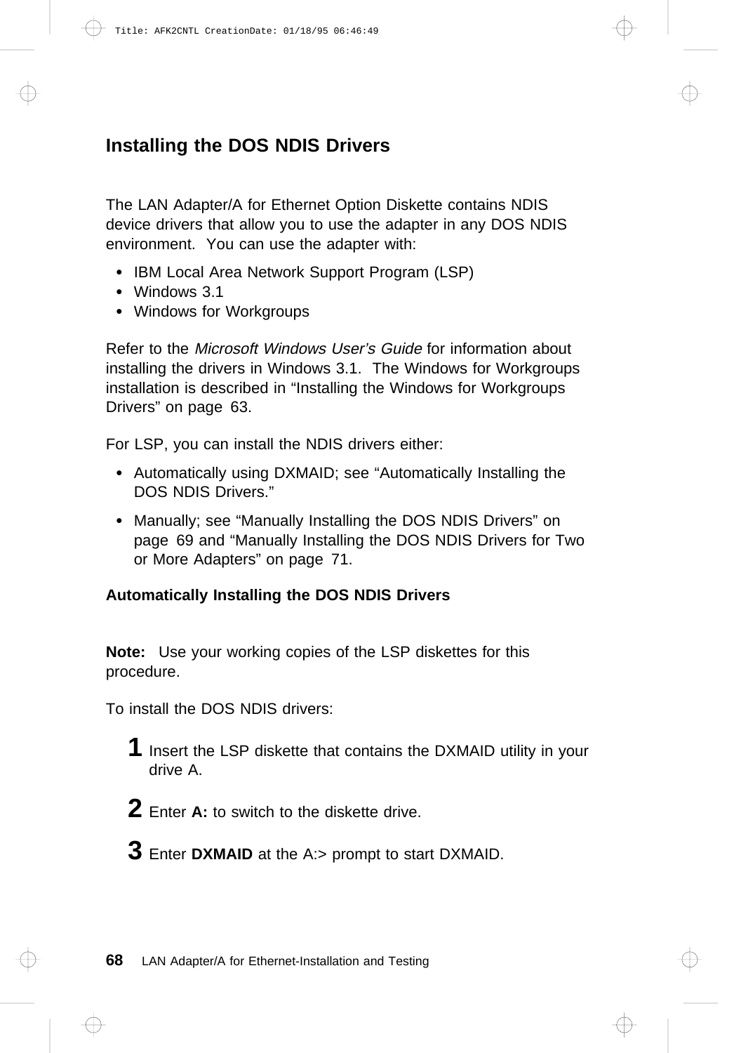## Installing the DOS NDIS Drivers

The LAN Adapter/A for Ethernet Option Diskette contains NDIS device drivers that allow you to use the adapter in any DOS NDIS environment. You can use the adapter with:

- IBM Local Area Network Support Program (LSP)
- Windows 3.1
- Windows for Workgroups

Refer to the *Microsoft Windows User's Guide* for information about installing the drivers in Windows 3.1. The Windows for Workgroups installation is described in "Installing the Windows for Workgroups Drivers" on page 63.

For LSP, you can install the NDIS drivers either:

- Automatically using DXMAID; see "Automatically Installing the DOS NDIS Drivers."
- Manually; see "Manually Installing the DOS NDIS Drivers" on page 69 and "Manually Installing the DOS NDIS Drivers for Two or More Adapters" on page 71.

### Automatically Installing the DOS NDIS Drivers

**Note:** Use your working copies of the LSP diskettes for this procedure.

To install the DOS NDIS drivers:

1. Insert the LSP diskette that contains the DXMAID utility in your drive A.
2. Enter **A:** to switch to the diskette drive.
3. Enter **DXMAID** at the A:> prompt to start DXMAID.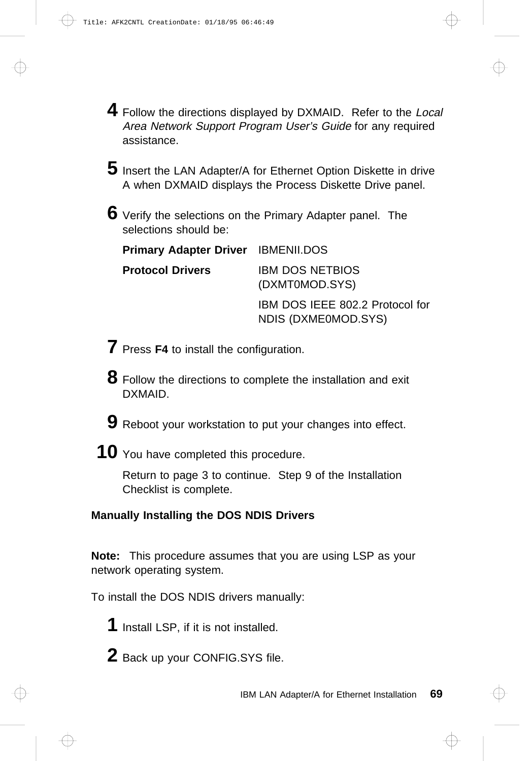4 Follow the directions displayed by DXMAID. Refer to the *Local Area Network Support Program User's Guide* for any required assistance.

5 Insert the LAN Adapter/A for Ethernet Option Diskette in drive A when DXMAID displays the Process Diskette Drive panel.

6 Verify the selections on the Primary Adapter panel. The selections should be:

| | |
|---|---|
| **Primary Adapter Driver** | IBMENII.DOS |
| **Protocol Drivers** | IBM DOS NETBIOS (DXMT0MOD.SYS) |
| | IBM DOS IEEE 802.2 Protocol for NDIS (DXME0MOD.SYS) |

7 Press **F4** to install the configuration.

8 Follow the directions to complete the installation and exit DXMAID.

9 Reboot your workstation to put your changes into effect.

10 You have completed this procedure.

Return to page 3 to continue. Step 9 of the Installation Checklist is complete.

**Manually Installing the DOS NDIS Drivers**

**Note:** This procedure assumes that you are using LSP as your network operating system.

To install the DOS NDIS drivers manually:

1 Install LSP, if it is not installed.

2 Back up your CONFIG.SYS file.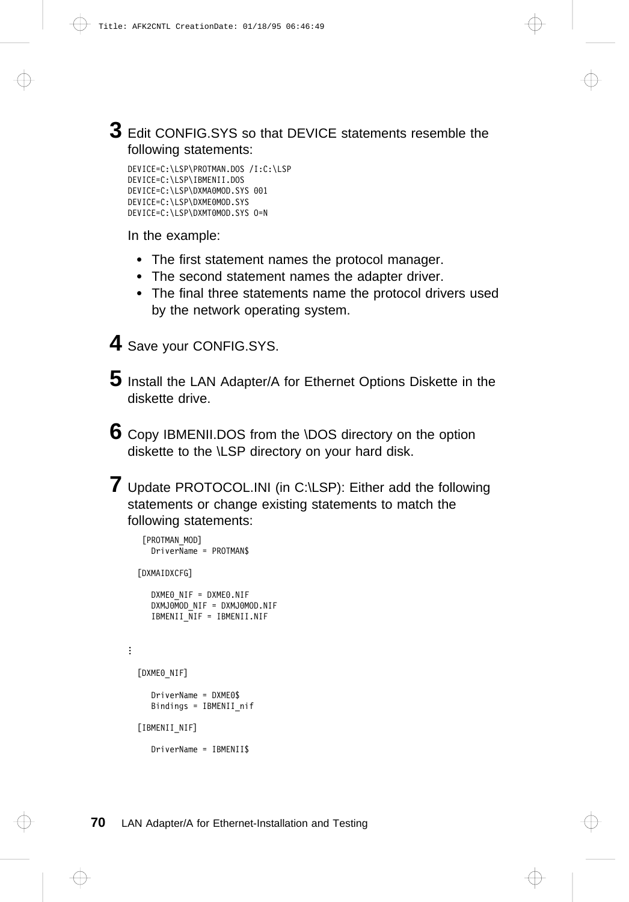**3** Edit CONFIG.SYS so that DEVICE statements resemble the following statements:

```
DEVICE=C:\LSP\PROTMAN.DOS /I:C:\LSP
DEVICE=C:\LSP\IBMENII.DOS
DEVICE=C:\LSP\DXMA0MOD.SYS 001
DEVICE=C:\LSP\DXME0MOD.SYS
DEVICE=C:\LSP\DXMT0MOD.SYS O=N
```

In the example:

- The first statement names the protocol manager.
- The second statement names the adapter driver.
- The final three statements name the protocol drivers used by the network operating system.

**4** Save your CONFIG.SYS.

**5** Install the LAN Adapter/A for Ethernet Options Diskette in the diskette drive.

**6** Copy IBMENII.DOS from the \DOS directory on the option diskette to the \LSP directory on your hard disk.

**7** Update PROTOCOL.INI (in C:\LSP): Either add the following statements or change existing statements to match the following statements:

```
 [PROTMAN_MOD]
   DriverName = PROTMAN$

[DXMAIDXCFG]

   DXME0_NIF = DXME0.NIF
   DXMJ0MOD_NIF = DXMJ0MOD.NIF
   IBMENII_NIF = IBMENII.NIF


⋮

[DXME0_NIF]

   DriverName = DXME0$
   Bindings = IBMENII_nif

[IBMENII_NIF]

   DriverName = IBMENII$
```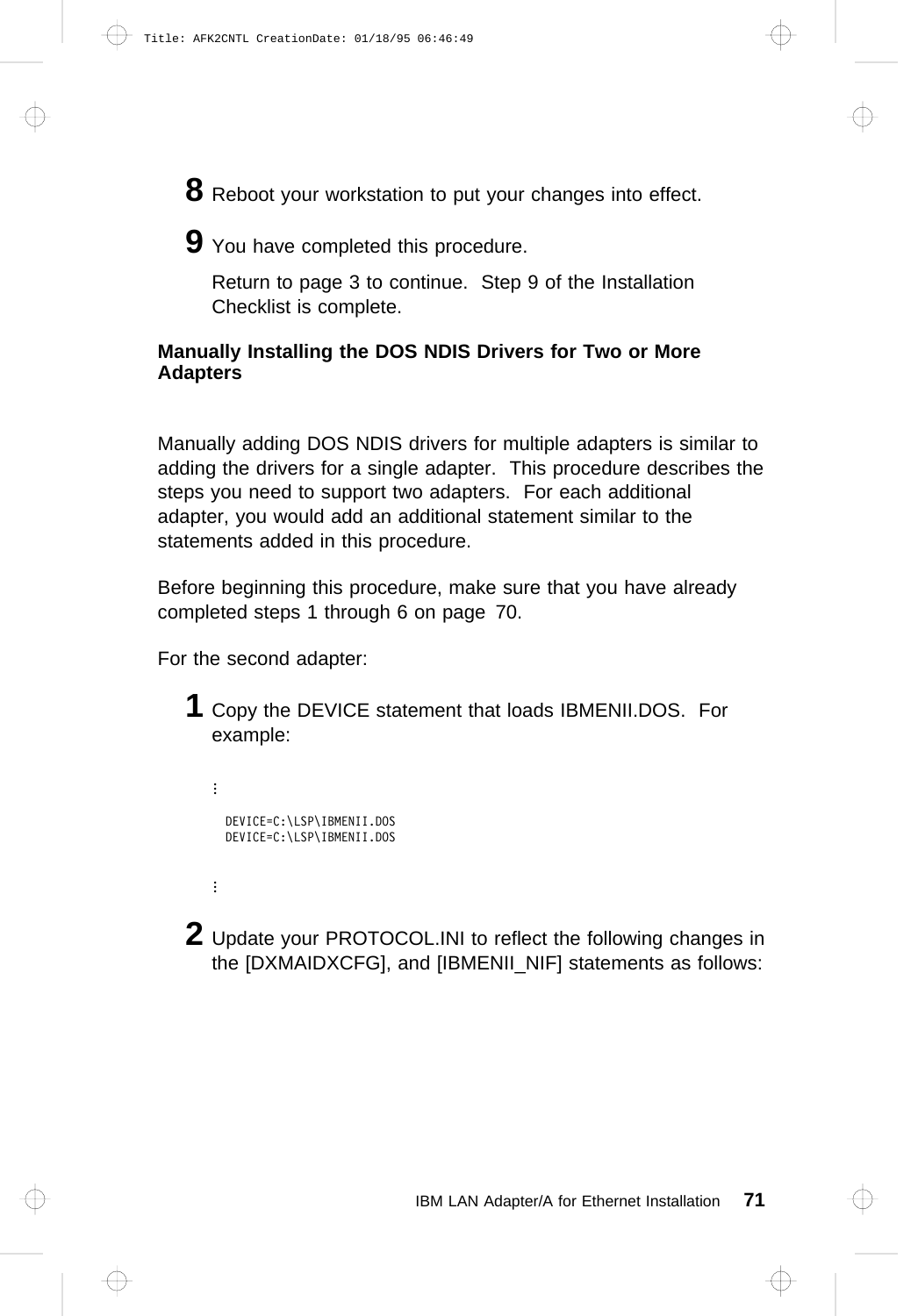**8** Reboot your workstation to put your changes into effect.

**9** You have completed this procedure.

Return to page 3 to continue. Step 9 of the Installation Checklist is complete.

### Manually Installing the DOS NDIS Drivers for Two or More Adapters

Manually adding DOS NDIS drivers for multiple adapters is similar to adding the drivers for a single adapter. This procedure describes the steps you need to support two adapters. For each additional adapter, you would add an additional statement similar to the statements added in this procedure.

Before beginning this procedure, make sure that you have already completed steps 1 through 6 on page 70.

For the second adapter:

**1** Copy the DEVICE statement that loads IBMENII.DOS. For example:

```
⋮

  DEVICE=C:\LSP\IBMENII.DOS
  DEVICE=C:\LSP\IBMENII.DOS

⋮
```

**2** Update your PROTOCOL.INI to reflect the following changes in the [DXMAIDXCFG], and [IBMENII_NIF] statements as follows: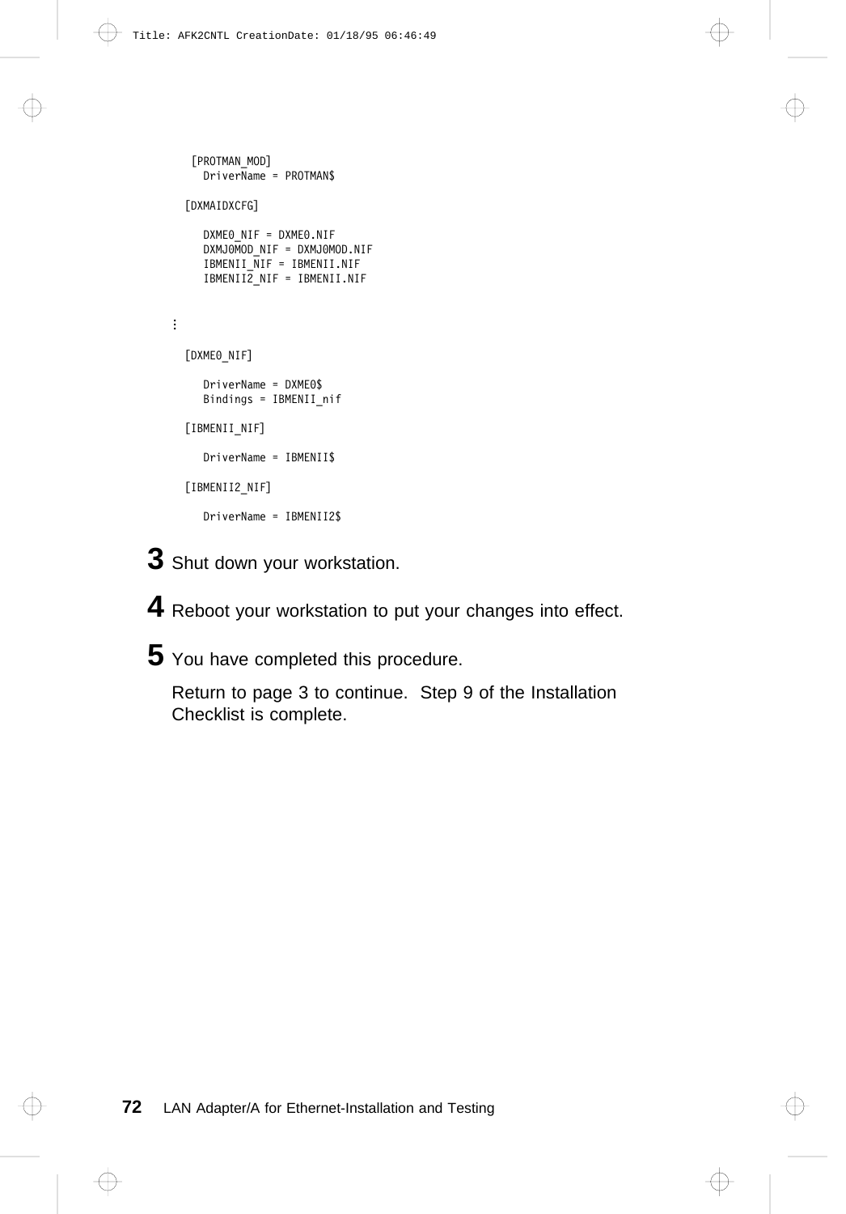```
 [PROTMAN_MOD]
   DriverName = PROTMAN$

[DXMAIDXCFG]

   DXME0_NIF = DXME0.NIF
   DXMJ0MOD_NIF = DXMJ0MOD.NIF
   IBMENII_NIF = IBMENII.NIF
   IBMENII2_NIF = IBMENII.NIF


⋮

[DXME0_NIF]

   DriverName = DXME0$
   Bindings = IBMENII_nif

[IBMENII_NIF]

   DriverName = IBMENII$

[IBMENII2_NIF]

   DriverName = IBMENII2$
```

**3** Shut down your workstation.

**4** Reboot your workstation to put your changes into effect.

**5** You have completed this procedure.

Return to page 3 to continue. Step 9 of the Installation Checklist is complete.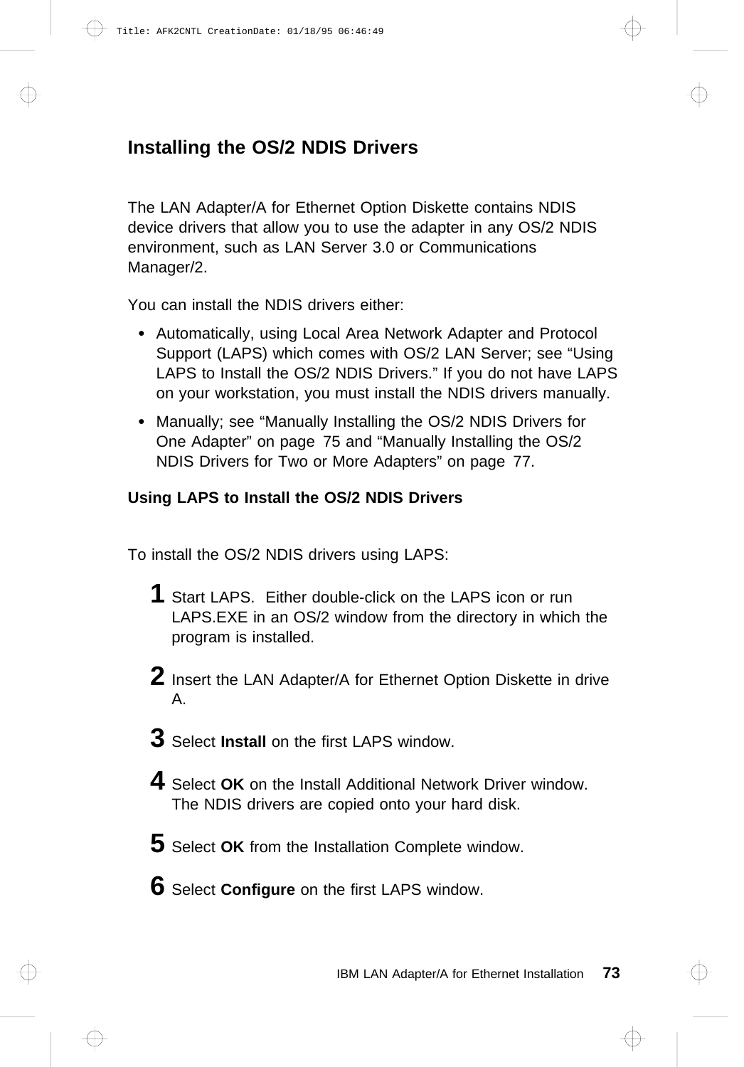## Installing the OS/2 NDIS Drivers

The LAN Adapter/A for Ethernet Option Diskette contains NDIS device drivers that allow you to use the adapter in any OS/2 NDIS environment, such as LAN Server 3.0 or Communications Manager/2.

You can install the NDIS drivers either:

- Automatically, using Local Area Network Adapter and Protocol Support (LAPS) which comes with OS/2 LAN Server; see "Using LAPS to Install the OS/2 NDIS Drivers." If you do not have LAPS on your workstation, you must install the NDIS drivers manually.
- Manually; see "Manually Installing the OS/2 NDIS Drivers for One Adapter" on page 75 and "Manually Installing the OS/2 NDIS Drivers for Two or More Adapters" on page 77.

### Using LAPS to Install the OS/2 NDIS Drivers

To install the OS/2 NDIS drivers using LAPS:

1. Start LAPS. Either double-click on the LAPS icon or run LAPS.EXE in an OS/2 window from the directory in which the program is installed.
2. Insert the LAN Adapter/A for Ethernet Option Diskette in drive A.
3. Select **Install** on the first LAPS window.
4. Select **OK** on the Install Additional Network Driver window. The NDIS drivers are copied onto your hard disk.
5. Select **OK** from the Installation Complete window.
6. Select **Configure** on the first LAPS window.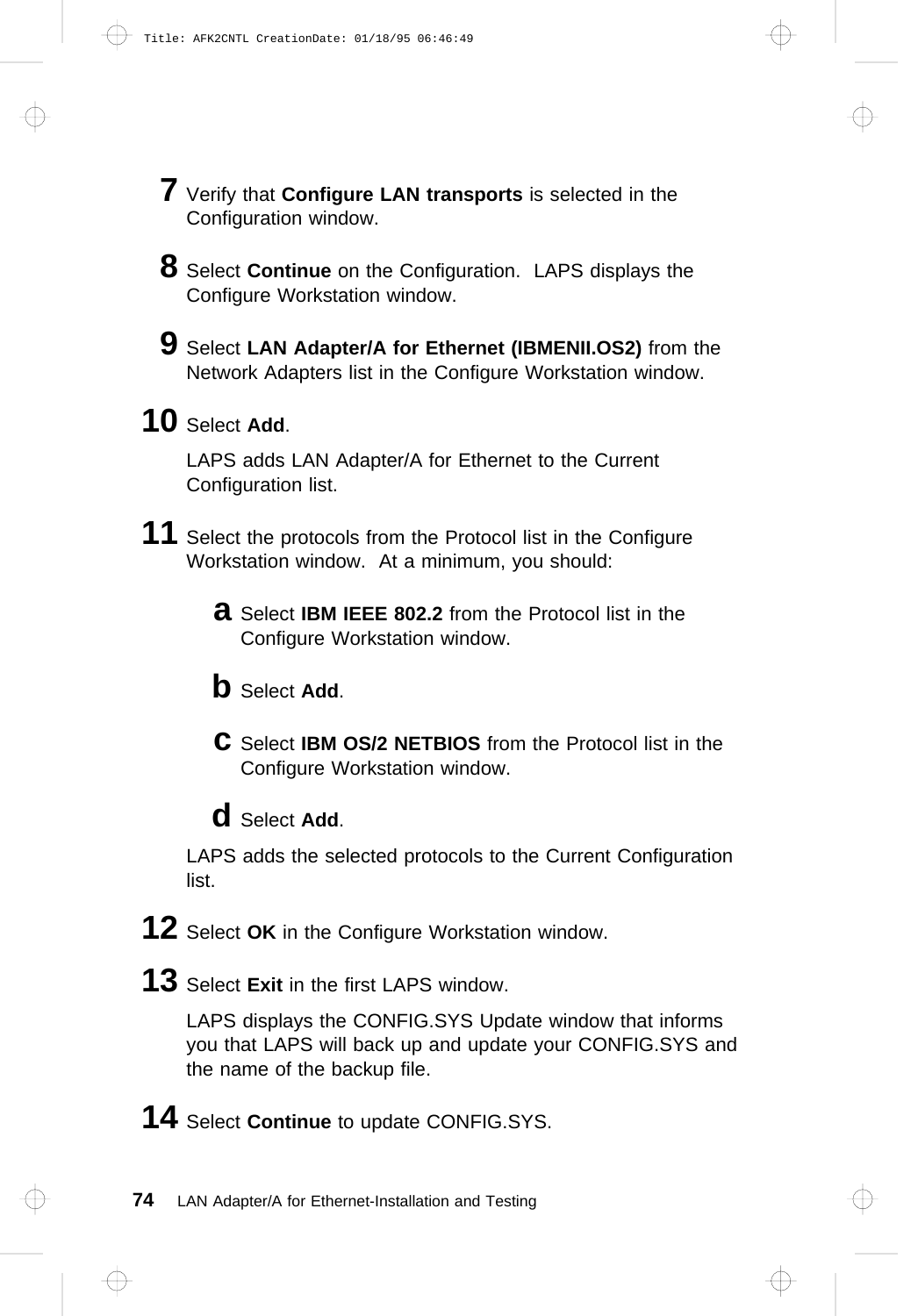7. Verify that **Configure LAN transports** is selected in the Configuration window.

8. Select **Continue** on the Configuration. LAPS displays the Configure Workstation window.

9. Select **LAN Adapter/A for Ethernet (IBMENII.OS2)** from the Network Adapters list in the Configure Workstation window.

10. Select **Add**.

    LAPS adds LAN Adapter/A for Ethernet to the Current Configuration list.

11. Select the protocols from the Protocol list in the Configure Workstation window. At a minimum, you should:

    a. Select **IBM IEEE 802.2** from the Protocol list in the Configure Workstation window.

    b. Select **Add**.

    c. Select **IBM OS/2 NETBIOS** from the Protocol list in the Configure Workstation window.

    d. Select **Add**.

    LAPS adds the selected protocols to the Current Configuration list.

12. Select **OK** in the Configure Workstation window.

13. Select **Exit** in the first LAPS window.

    LAPS displays the CONFIG.SYS Update window that informs you that LAPS will back up and update your CONFIG.SYS and the name of the backup file.

14. Select **Continue** to update CONFIG.SYS.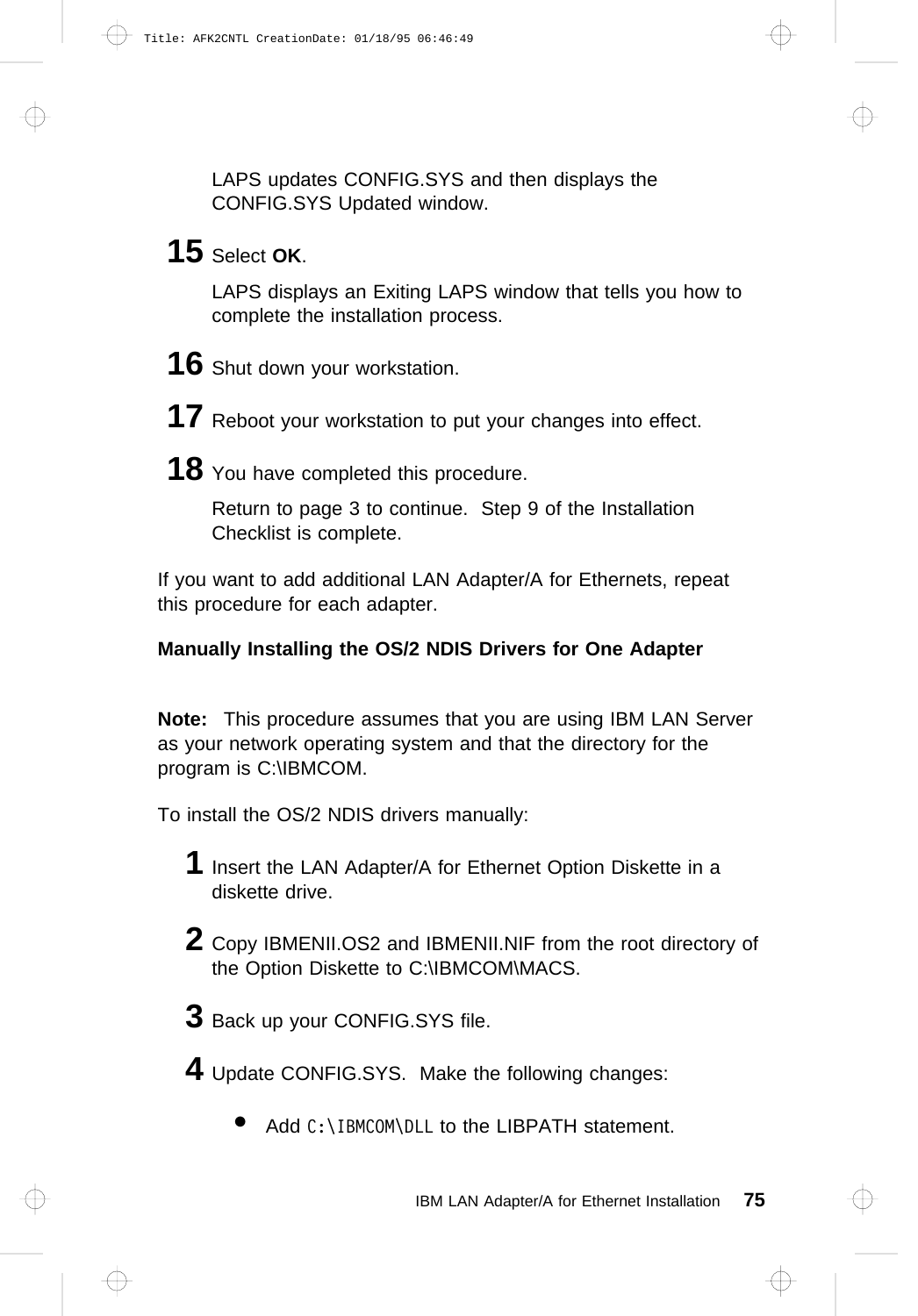LAPS updates CONFIG.SYS and then displays the CONFIG.SYS Updated window.

**15** Select **OK**.

LAPS displays an Exiting LAPS window that tells you how to complete the installation process.

**16** Shut down your workstation.

**17** Reboot your workstation to put your changes into effect.

**18** You have completed this procedure.

Return to page 3 to continue. Step 9 of the Installation Checklist is complete.

If you want to add additional LAN Adapter/A for Ethernets, repeat this procedure for each adapter.

**Manually Installing the OS/2 NDIS Drivers for One Adapter**

**Note:** This procedure assumes that you are using IBM LAN Server as your network operating system and that the directory for the program is C:\IBMCOM.

To install the OS/2 NDIS drivers manually:

**1** Insert the LAN Adapter/A for Ethernet Option Diskette in a diskette drive.

**2** Copy IBMENII.OS2 and IBMENII.NIF from the root directory of the Option Diskette to C:\IBMCOM\MACS.

**3** Back up your CONFIG.SYS file.

**4** Update CONFIG.SYS. Make the following changes:

- Add `C:\IBMCOM\DLL` to the LIBPATH statement.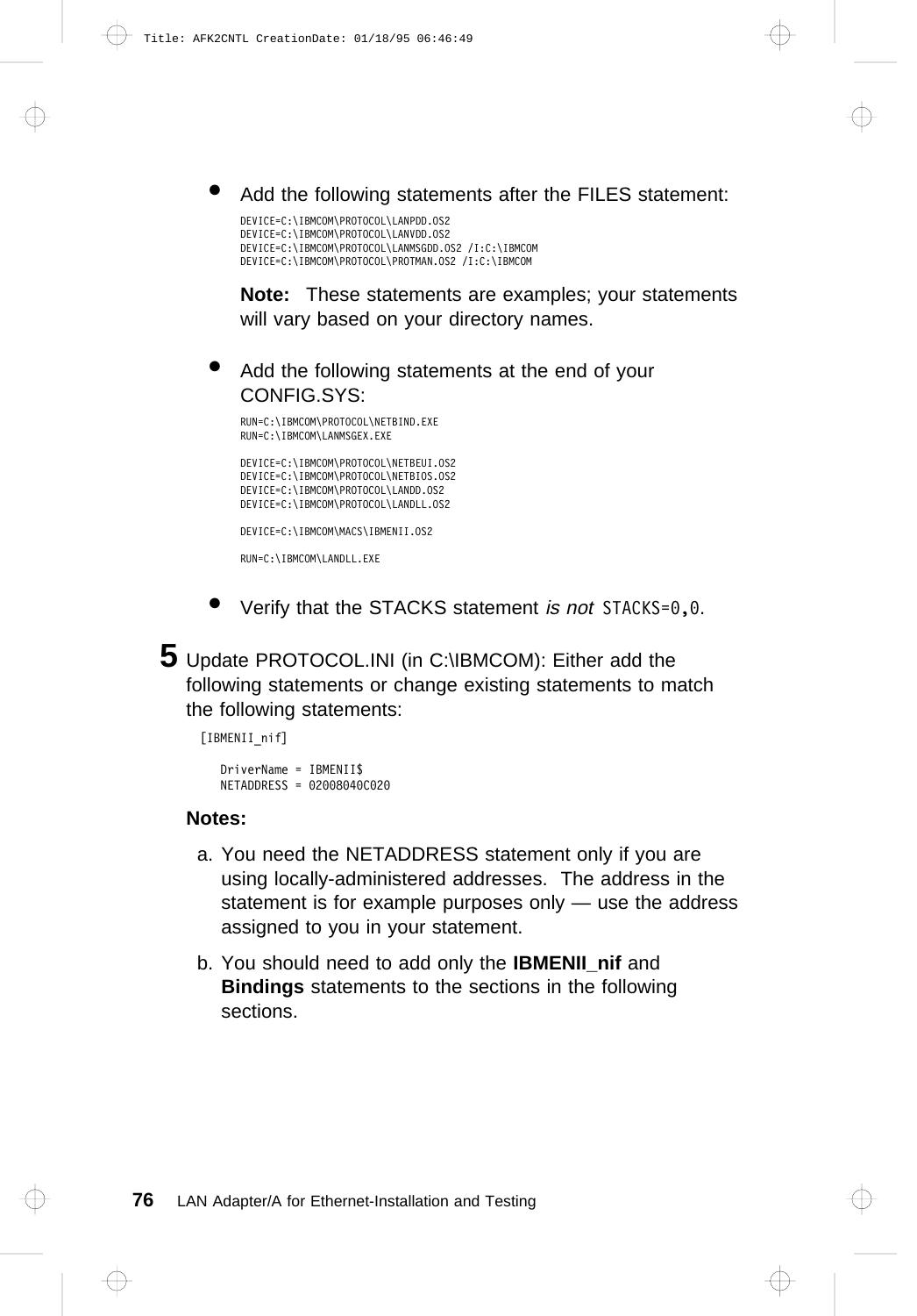- Add the following statements after the FILES statement:

```
DEVICE=C:\IBMCOM\PROTOCOL\LANPDD.OS2
DEVICE=C:\IBMCOM\PROTOCOL\LANVDD.OS2
DEVICE=C:\IBMCOM\PROTOCOL\LANMSGDD.OS2 /I:C:\IBMCOM
DEVICE=C:\IBMCOM\PROTOCOL\PROTMAN.OS2 /I:C:\IBMCOM
```

  **Note:** These statements are examples; your statements will vary based on your directory names.

- Add the following statements at the end of your CONFIG.SYS:

```
RUN=C:\IBMCOM\PROTOCOL\NETBIND.EXE
RUN=C:\IBMCOM\LANMSGEX.EXE

DEVICE=C:\IBMCOM\PROTOCOL\NETBEUI.OS2
DEVICE=C:\IBMCOM\PROTOCOL\NETBIOS.OS2
DEVICE=C:\IBMCOM\PROTOCOL\LANDD.OS2
DEVICE=C:\IBMCOM\PROTOCOL\LANDLL.OS2

DEVICE=C:\IBMCOM\MACS\IBMENII.OS2

RUN=C:\IBMCOM\LANDLL.EXE
```

- Verify that the STACKS statement *is not* `STACKS=0,0`.

**5** Update PROTOCOL.INI (in C:\IBMCOM): Either add the following statements or change existing statements to match the following statements:

```
[IBMENII_nif]

   DriverName = IBMENII$
   NETADDRESS = 02008040C020
```

**Notes:**

a. You need the NETADDRESS statement only if you are using locally-administered addresses. The address in the statement is for example purposes only — use the address assigned to you in your statement.

b. You should need to add only the **IBMENII_nif** and **Bindings** statements to the sections in the following sections.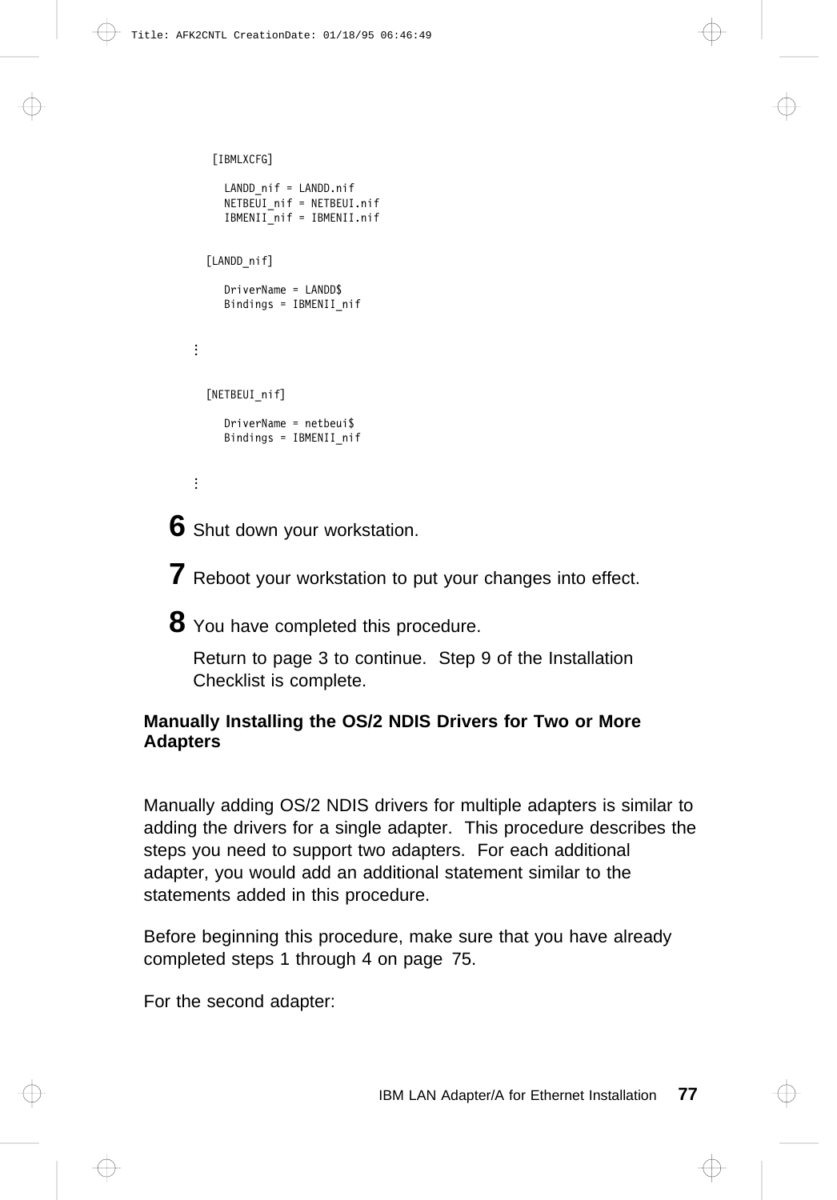```
[IBMLXCFG]

   LANDD_nif = LANDD.nif
   NETBEUI_nif = NETBEUI.nif
   IBMENII_nif = IBMENII.nif


[LANDD_nif]

   DriverName = LANDD$
   Bindings = IBMENII_nif


⋮


[NETBEUI_nif]

   DriverName = netbeui$
   Bindings = IBMENII_nif


⋮
```

**6** Shut down your workstation.

**7** Reboot your workstation to put your changes into effect.

**8** You have completed this procedure.

Return to page 3 to continue. Step 9 of the Installation Checklist is complete.

### Manually Installing the OS/2 NDIS Drivers for Two or More Adapters

Manually adding OS/2 NDIS drivers for multiple adapters is similar to adding the drivers for a single adapter. This procedure describes the steps you need to support two adapters. For each additional adapter, you would add an additional statement similar to the statements added in this procedure.

Before beginning this procedure, make sure that you have already completed steps 1 through 4 on page 75.

For the second adapter: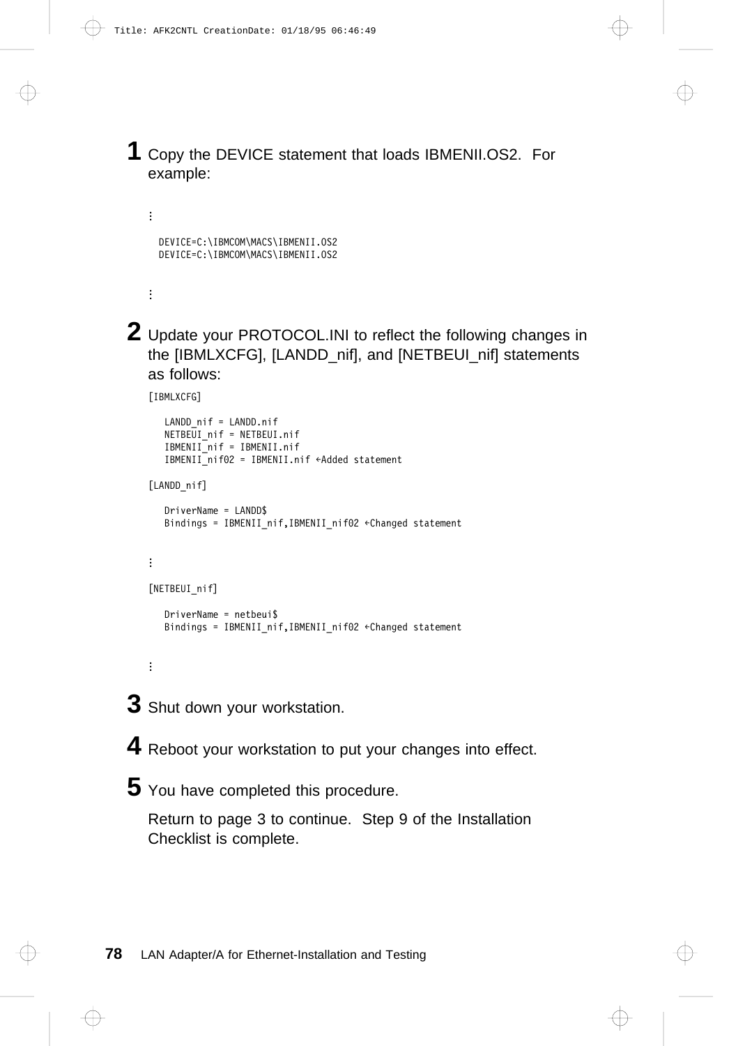**1** Copy the DEVICE statement that loads IBMENII.OS2. For example:

```
⋮

  DEVICE=C:\IBMCOM\MACS\IBMENII.OS2
  DEVICE=C:\IBMCOM\MACS\IBMENII.OS2


⋮
```

**2** Update your PROTOCOL.INI to reflect the following changes in the [IBMLXCFG], [LANDD_nif], and [NETBEUI_nif] statements as follows:

```
[IBMLXCFG]

   LANDD_nif = LANDD.nif
   NETBEUI_nif = NETBEUI.nif
   IBMENII_nif = IBMENII.nif
   IBMENII_nif02 = IBMENII.nif ←Added statement

[LANDD_nif]

   DriverName = LANDD$
   Bindings = IBMENII_nif,IBMENII_nif02 ←Changed statement


⋮

[NETBEUI_nif]

   DriverName = netbeui$
   Bindings = IBMENII_nif,IBMENII_nif02 ←Changed statement


⋮
```

**3** Shut down your workstation.

**4** Reboot your workstation to put your changes into effect.

**5** You have completed this procedure.

Return to page 3 to continue. Step 9 of the Installation Checklist is complete.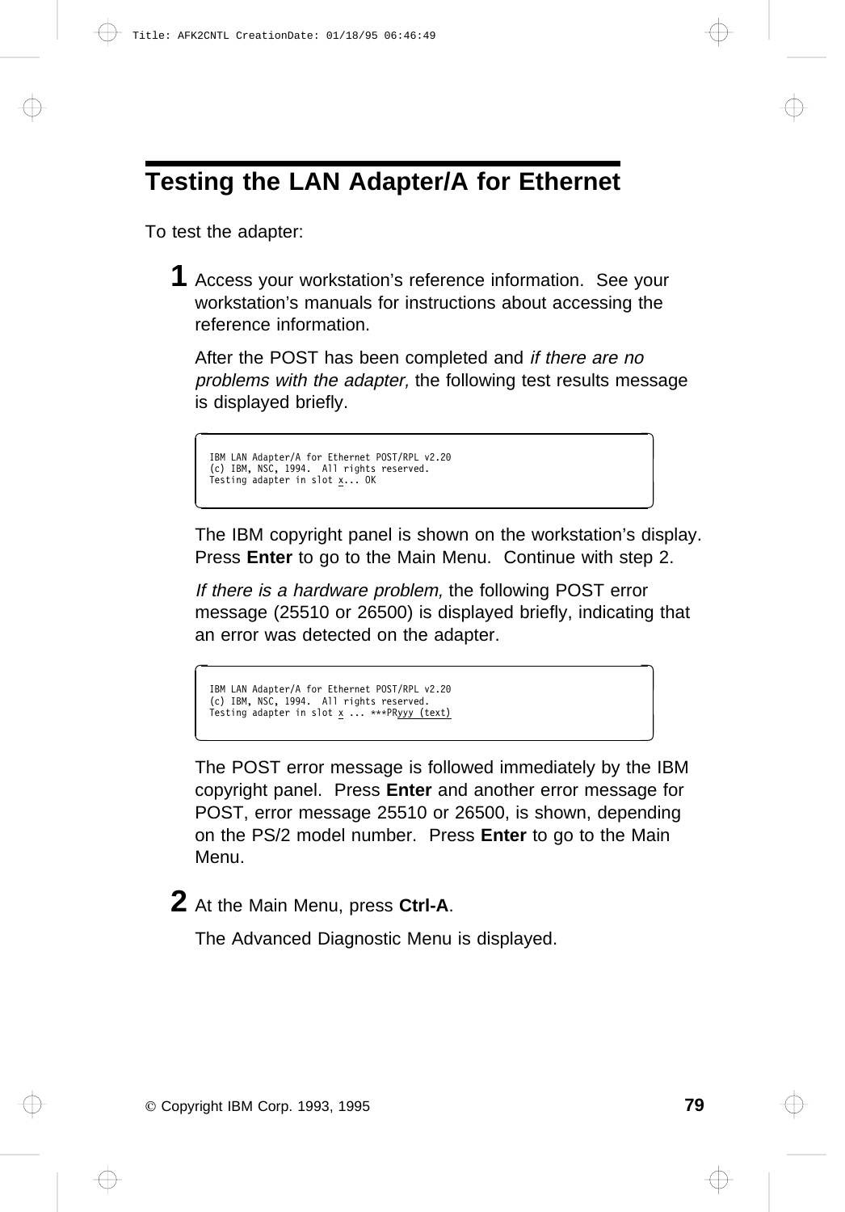## Testing the LAN Adapter/A for Ethernet

To test the adapter:

**1** Access your workstation's reference information. See your workstation's manuals for instructions about accessing the reference information.

After the POST has been completed and *if there are no problems with the adapter,* the following test results message is displayed briefly.

```
IBM LAN Adapter/A for Ethernet POST/RPL v2.20
(c) IBM, NSC, 1994.  All rights reserved.
Testing adapter in slot x... OK
```

The IBM copyright panel is shown on the workstation's display. Press **Enter** to go to the Main Menu. Continue with step 2.

*If there is a hardware problem,* the following POST error message (25510 or 26500) is displayed briefly, indicating that an error was detected on the adapter.

```
IBM LAN Adapter/A for Ethernet POST/RPL v2.20
(c) IBM, NSC, 1994.  All rights reserved.
Testing adapter in slot x ... ***PRyyy (text)
```

The POST error message is followed immediately by the IBM copyright panel. Press **Enter** and another error message for POST, error message 25510 or 26500, is shown, depending on the PS/2 model number. Press **Enter** to go to the Main Menu.

**2** At the Main Menu, press **Ctrl-A**.

The Advanced Diagnostic Menu is displayed.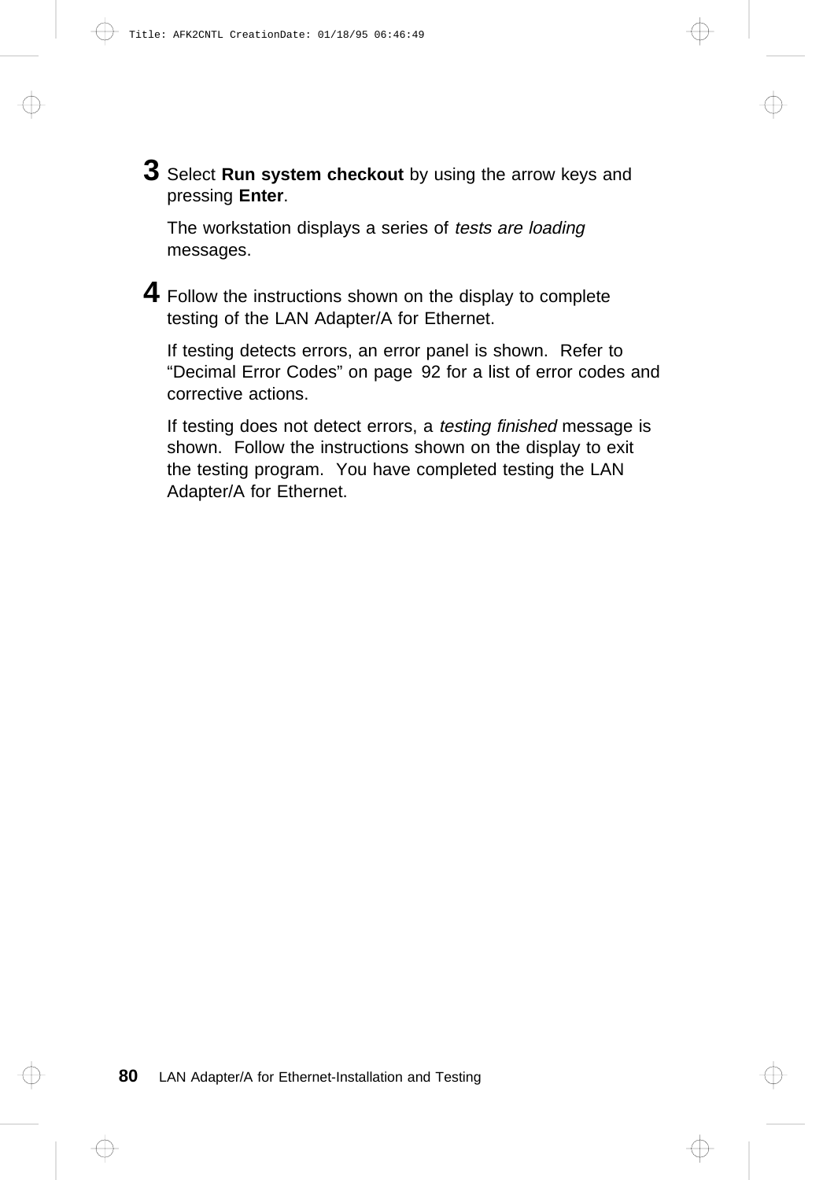**3** Select **Run system checkout** by using the arrow keys and pressing **Enter**.

The workstation displays a series of *tests are loading* messages.

**4** Follow the instructions shown on the display to complete testing of the LAN Adapter/A for Ethernet.

If testing detects errors, an error panel is shown. Refer to "Decimal Error Codes" on page 92 for a list of error codes and corrective actions.

If testing does not detect errors, a *testing finished* message is shown. Follow the instructions shown on the display to exit the testing program. You have completed testing the LAN Adapter/A for Ethernet.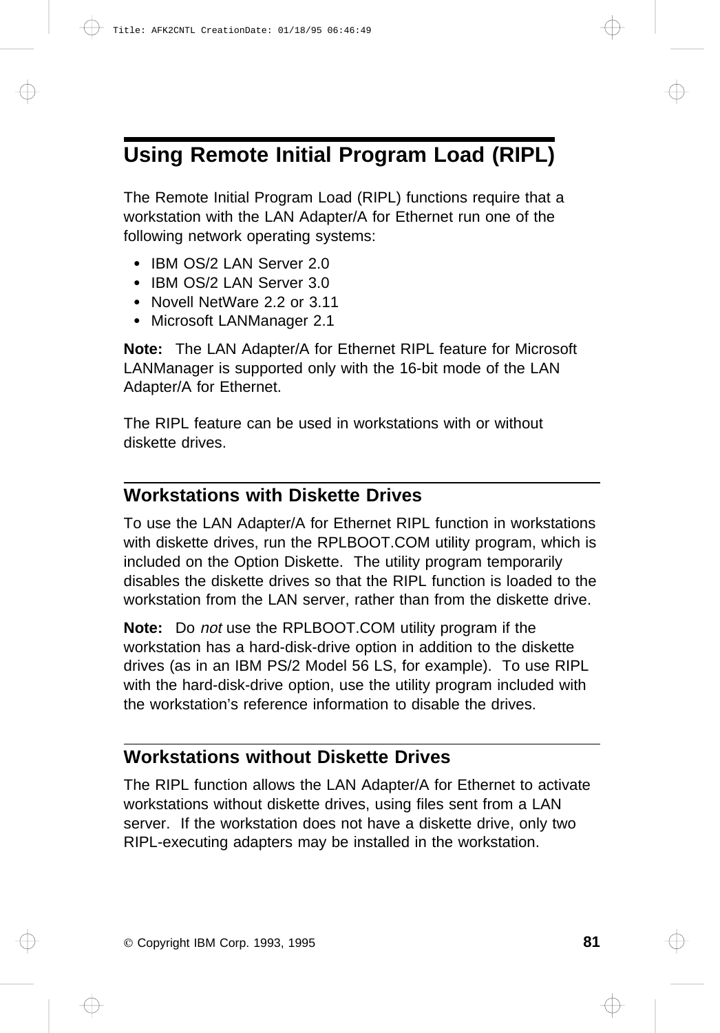# Using Remote Initial Program Load (RIPL)

The Remote Initial Program Load (RIPL) functions require that a workstation with the LAN Adapter/A for Ethernet run one of the following network operating systems:

- IBM OS/2 LAN Server 2.0
- IBM OS/2 LAN Server 3.0
- Novell NetWare 2.2 or 3.11
- Microsoft LANManager 2.1

**Note:** The LAN Adapter/A for Ethernet RIPL feature for Microsoft LANManager is supported only with the 16-bit mode of the LAN Adapter/A for Ethernet.

The RIPL feature can be used in workstations with or without diskette drives.

## Workstations with Diskette Drives

To use the LAN Adapter/A for Ethernet RIPL function in workstations with diskette drives, run the RPLBOOT.COM utility program, which is included on the Option Diskette. The utility program temporarily disables the diskette drives so that the RIPL function is loaded to the workstation from the LAN server, rather than from the diskette drive.

**Note:** Do *not* use the RPLBOOT.COM utility program if the workstation has a hard-disk-drive option in addition to the diskette drives (as in an IBM PS/2 Model 56 LS, for example). To use RIPL with the hard-disk-drive option, use the utility program included with the workstation's reference information to disable the drives.

## Workstations without Diskette Drives

The RIPL function allows the LAN Adapter/A for Ethernet to activate workstations without diskette drives, using files sent from a LAN server. If the workstation does not have a diskette drive, only two RIPL-executing adapters may be installed in the workstation.

© Copyright IBM Corp. 1993, 1995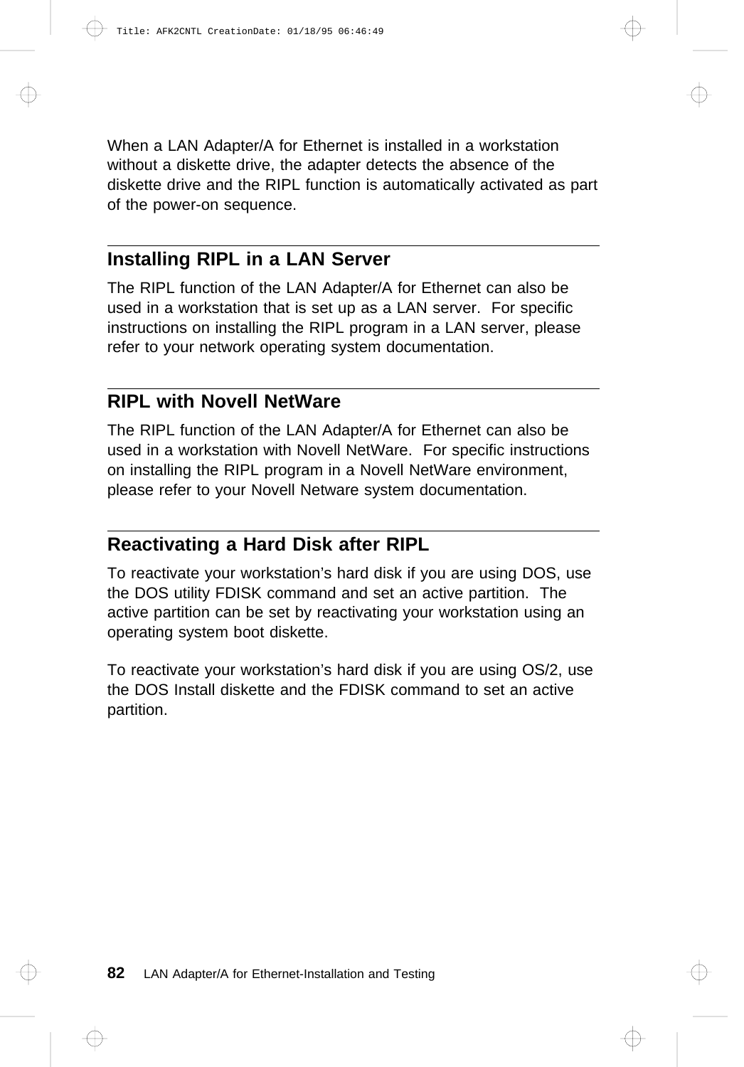When a LAN Adapter/A for Ethernet is installed in a workstation without a diskette drive, the adapter detects the absence of the diskette drive and the RIPL function is automatically activated as part of the power-on sequence.

## Installing RIPL in a LAN Server

The RIPL function of the LAN Adapter/A for Ethernet can also be used in a workstation that is set up as a LAN server. For specific instructions on installing the RIPL program in a LAN server, please refer to your network operating system documentation.

## RIPL with Novell NetWare

The RIPL function of the LAN Adapter/A for Ethernet can also be used in a workstation with Novell NetWare. For specific instructions on installing the RIPL program in a Novell NetWare environment, please refer to your Novell Netware system documentation.

## Reactivating a Hard Disk after RIPL

To reactivate your workstation's hard disk if you are using DOS, use the DOS utility FDISK command and set an active partition. The active partition can be set by reactivating your workstation using an operating system boot diskette.

To reactivate your workstation's hard disk if you are using OS/2, use the DOS Install diskette and the FDISK command to set an active partition.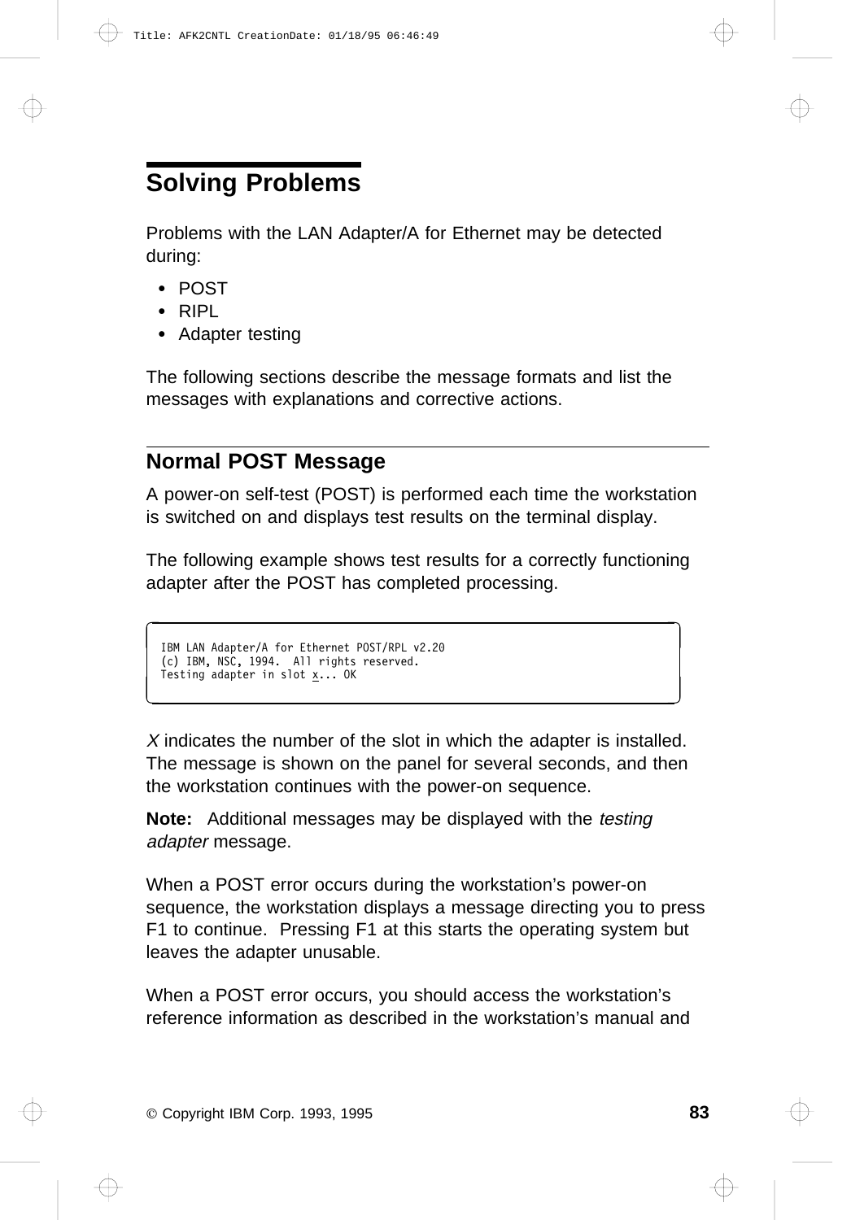# Solving Problems

Problems with the LAN Adapter/A for Ethernet may be detected during:

- POST
- RIPL
- Adapter testing

The following sections describe the message formats and list the messages with explanations and corrective actions.

## Normal POST Message

A power-on self-test (POST) is performed each time the workstation is switched on and displays test results on the terminal display.

The following example shows test results for a correctly functioning adapter after the POST has completed processing.

```
IBM LAN Adapter/A for Ethernet POST/RPL v2.20
(c) IBM, NSC, 1994.  All rights reserved.
Testing adapter in slot x... OK
```

*X* indicates the number of the slot in which the adapter is installed. The message is shown on the panel for several seconds, and then the workstation continues with the power-on sequence.

**Note:** Additional messages may be displayed with the *testing adapter* message.

When a POST error occurs during the workstation's power-on sequence, the workstation displays a message directing you to press F1 to continue. Pressing F1 at this starts the operating system but leaves the adapter unusable.

When a POST error occurs, you should access the workstation's reference information as described in the workstation's manual and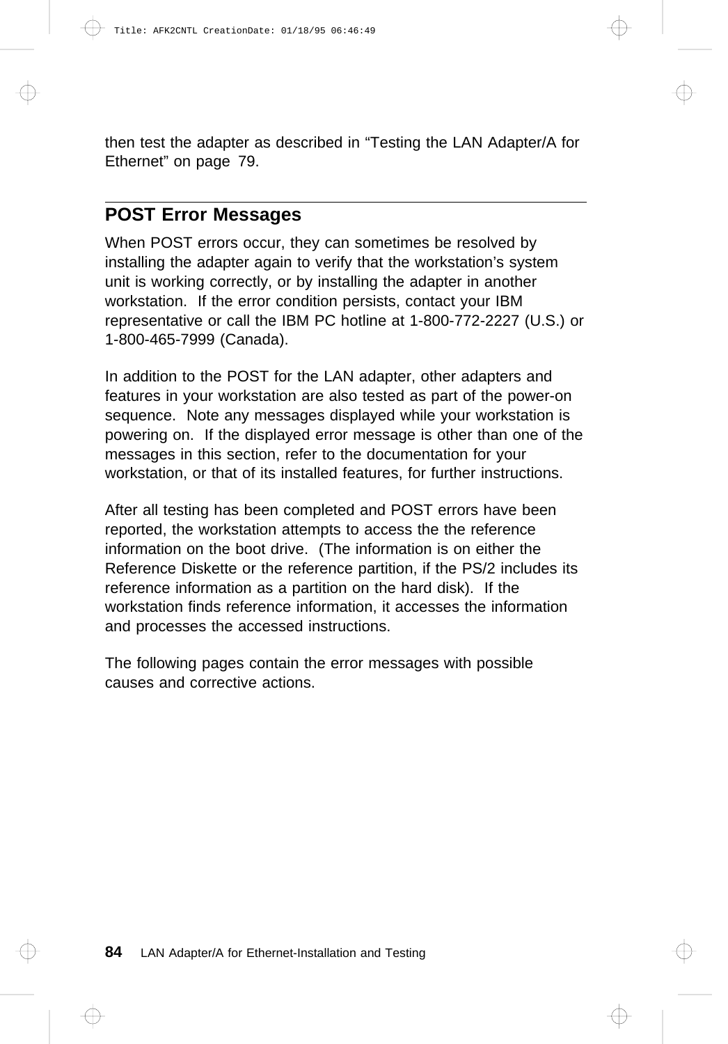then test the adapter as described in “Testing the LAN Adapter/A for Ethernet” on page 79.

## POST Error Messages

When POST errors occur, they can sometimes be resolved by installing the adapter again to verify that the workstation’s system unit is working correctly, or by installing the adapter in another workstation. If the error condition persists, contact your IBM representative or call the IBM PC hotline at 1-800-772-2227 (U.S.) or 1-800-465-7999 (Canada).

In addition to the POST for the LAN adapter, other adapters and features in your workstation are also tested as part of the power-on sequence. Note any messages displayed while your workstation is powering on. If the displayed error message is other than one of the messages in this section, refer to the documentation for your workstation, or that of its installed features, for further instructions.

After all testing has been completed and POST errors have been reported, the workstation attempts to access the the reference information on the boot drive. (The information is on either the Reference Diskette or the reference partition, if the PS/2 includes its reference information as a partition on the hard disk). If the workstation finds reference information, it accesses the information and processes the accessed instructions.

The following pages contain the error messages with possible causes and corrective actions.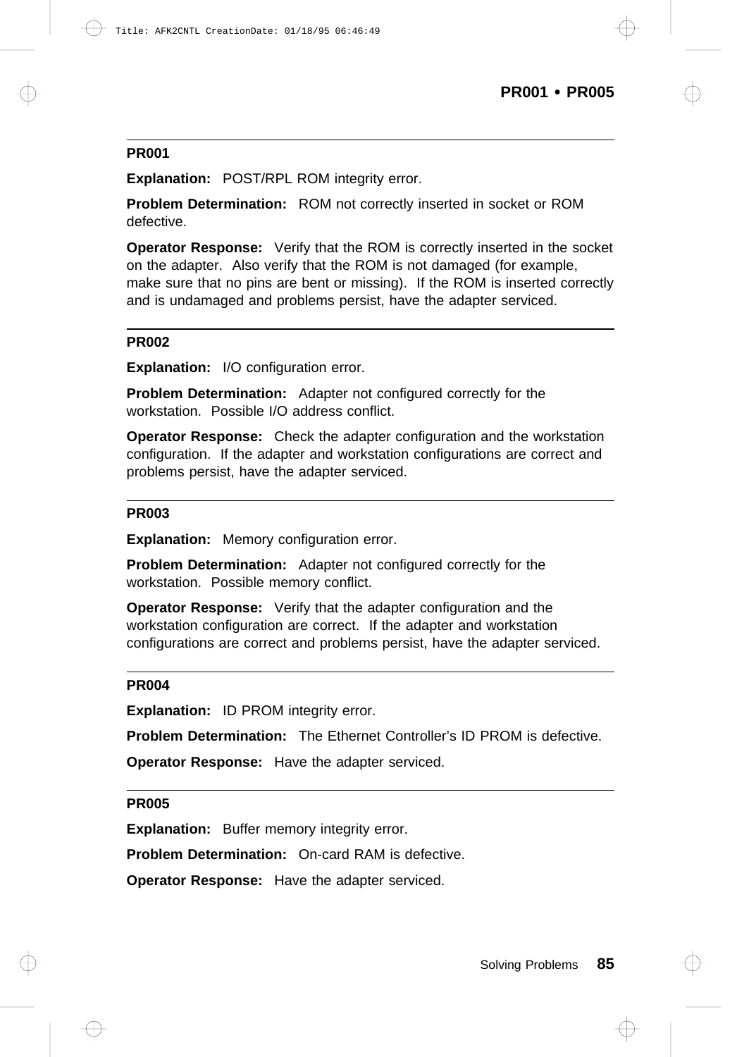## PR001

**Explanation:** POST/RPL ROM integrity error.

**Problem Determination:** ROM not correctly inserted in socket or ROM defective.

**Operator Response:** Verify that the ROM is correctly inserted in the socket on the adapter. Also verify that the ROM is not damaged (for example, make sure that no pins are bent or missing). If the ROM is inserted correctly and is undamaged and problems persist, have the adapter serviced.

## PR002

**Explanation:** I/O configuration error.

**Problem Determination:** Adapter not configured correctly for the workstation. Possible I/O address conflict.

**Operator Response:** Check the adapter configuration and the workstation configuration. If the adapter and workstation configurations are correct and problems persist, have the adapter serviced.

## PR003

**Explanation:** Memory configuration error.

**Problem Determination:** Adapter not configured correctly for the workstation. Possible memory conflict.

**Operator Response:** Verify that the adapter configuration and the workstation configuration are correct. If the adapter and workstation configurations are correct and problems persist, have the adapter serviced.

## PR004

**Explanation:** ID PROM integrity error.

**Problem Determination:** The Ethernet Controller's ID PROM is defective.

**Operator Response:** Have the adapter serviced.

## PR005

**Explanation:** Buffer memory integrity error.

**Problem Determination:** On-card RAM is defective.

**Operator Response:** Have the adapter serviced.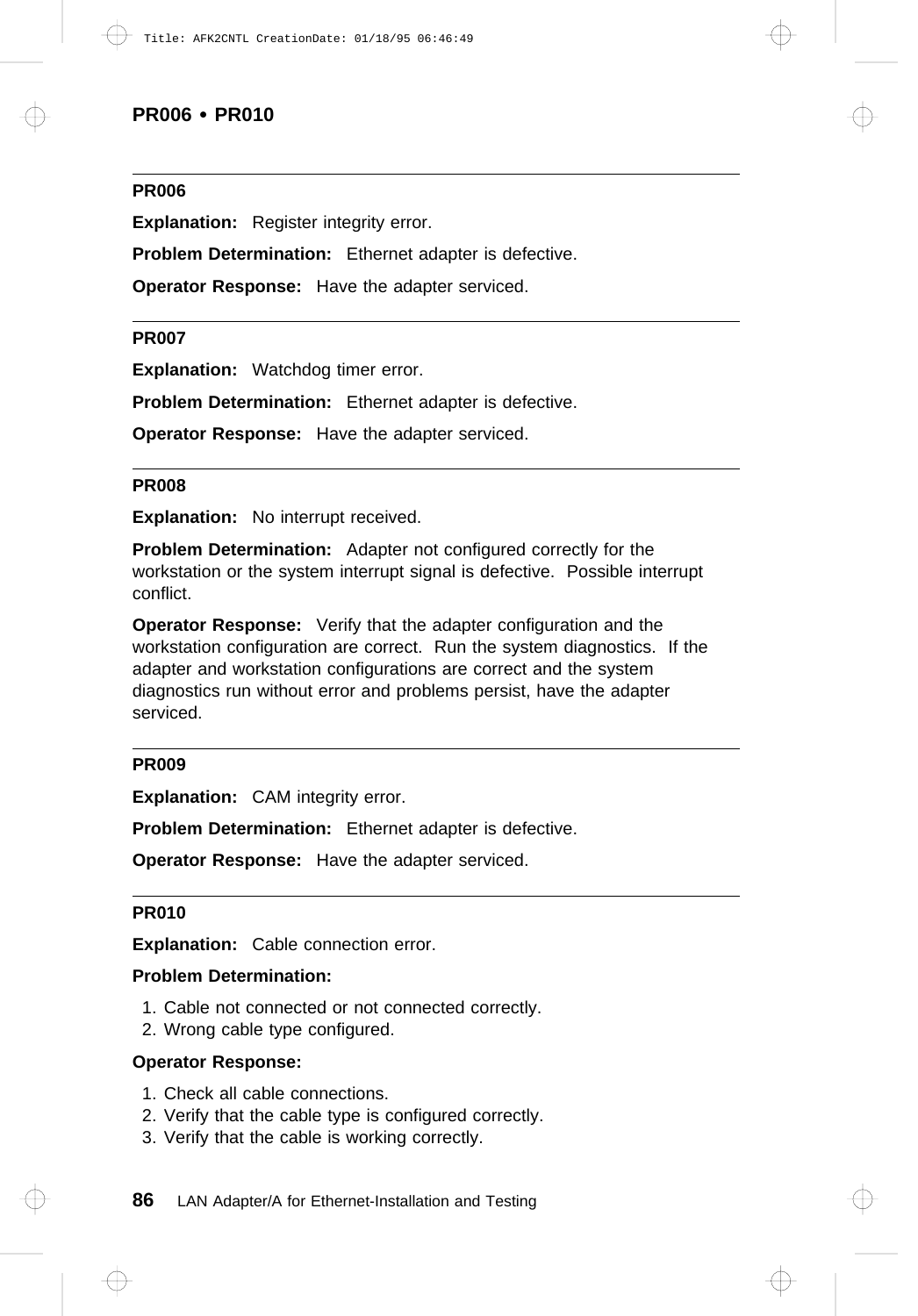## PR006

**Explanation:** Register integrity error.

**Problem Determination:** Ethernet adapter is defective.

**Operator Response:** Have the adapter serviced.

## PR007

**Explanation:** Watchdog timer error.

**Problem Determination:** Ethernet adapter is defective.

**Operator Response:** Have the adapter serviced.

## PR008

**Explanation:** No interrupt received.

**Problem Determination:** Adapter not configured correctly for the workstation or the system interrupt signal is defective. Possible interrupt conflict.

**Operator Response:** Verify that the adapter configuration and the workstation configuration are correct. Run the system diagnostics. If the adapter and workstation configurations are correct and the system diagnostics run without error and problems persist, have the adapter serviced.

## PR009

**Explanation:** CAM integrity error.

**Problem Determination:** Ethernet adapter is defective.

**Operator Response:** Have the adapter serviced.

## PR010

**Explanation:** Cable connection error.

**Problem Determination:**

1. Cable not connected or not connected correctly.
2. Wrong cable type configured.

**Operator Response:**

1. Check all cable connections.
2. Verify that the cable type is configured correctly.
3. Verify that the cable is working correctly.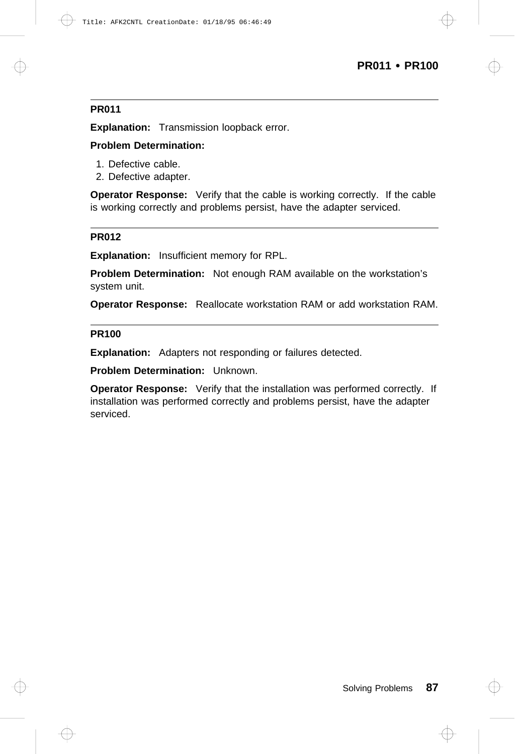## PR011

**Explanation:** Transmission loopback error.

**Problem Determination:**

1. Defective cable.
2. Defective adapter.

**Operator Response:** Verify that the cable is working correctly. If the cable is working correctly and problems persist, have the adapter serviced.

## PR012

**Explanation:** Insufficient memory for RPL.

**Problem Determination:** Not enough RAM available on the workstation's system unit.

**Operator Response:** Reallocate workstation RAM or add workstation RAM.

## PR100

**Explanation:** Adapters not responding or failures detected.

**Problem Determination:** Unknown.

**Operator Response:** Verify that the installation was performed correctly. If installation was performed correctly and problems persist, have the adapter serviced.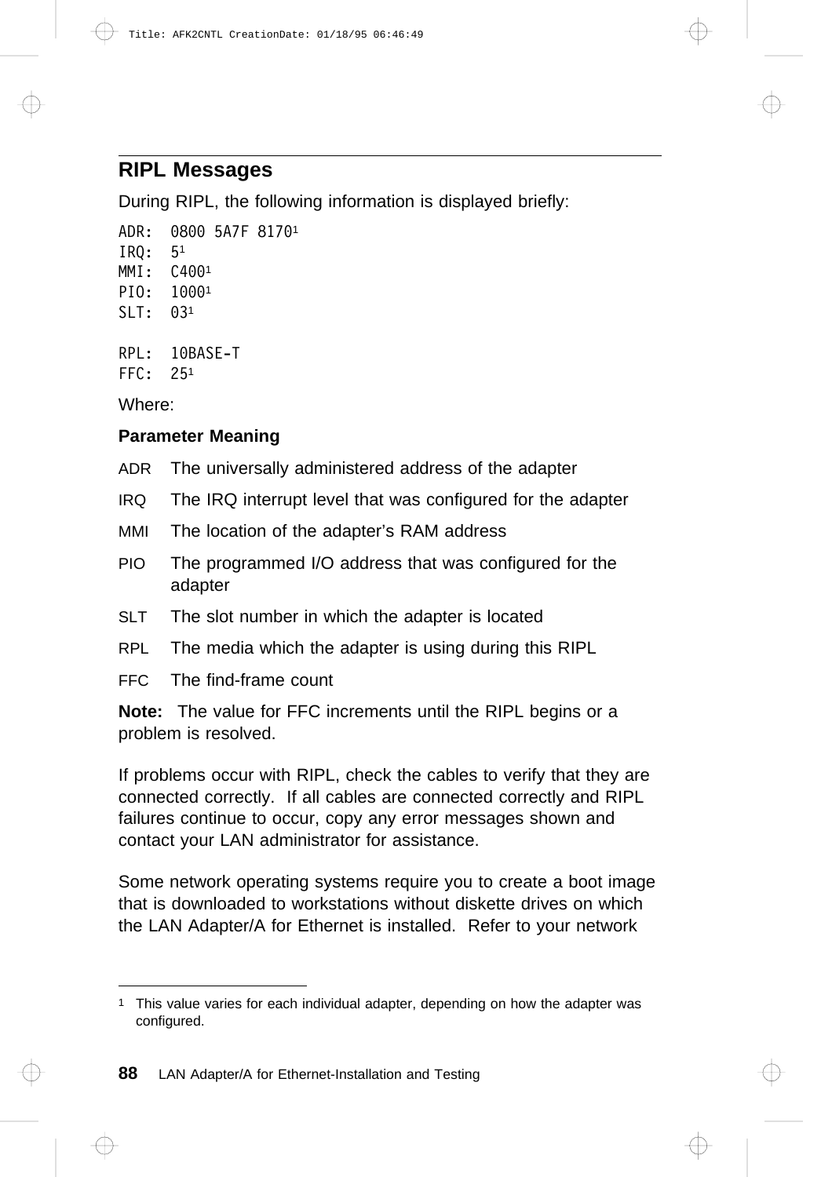## RIPL Messages

During RIPL, the following information is displayed briefly:

```
ADR:  0800 5A7F 8170[1]
IRQ:  5[1]
MMI:  C400[1]
PIO:  1000[1]
SLT:  03[1]

RPL:  10BASE-T
FFC:  25[1]
```

Where:

**Parameter Meaning**

ADR The universally administered address of the adapter

IRQ The IRQ interrupt level that was configured for the adapter

MMI The location of the adapter's RAM address

PIO The programmed I/O address that was configured for the adapter

SLT The slot number in which the adapter is located

RPL The media which the adapter is using during this RIPL

FFC The find-frame count

**Note:** The value for FFC increments until the RIPL begins or a problem is resolved.

If problems occur with RIPL, check the cables to verify that they are connected correctly. If all cables are connected correctly and RIPL failures continue to occur, copy any error messages shown and contact your LAN administrator for assistance.

Some network operating systems require you to create a boot image that is downloaded to workstations without diskette drives on which the LAN Adapter/A for Ethernet is installed. Refer to your network

---

[1] This value varies for each individual adapter, depending on how the adapter was configured.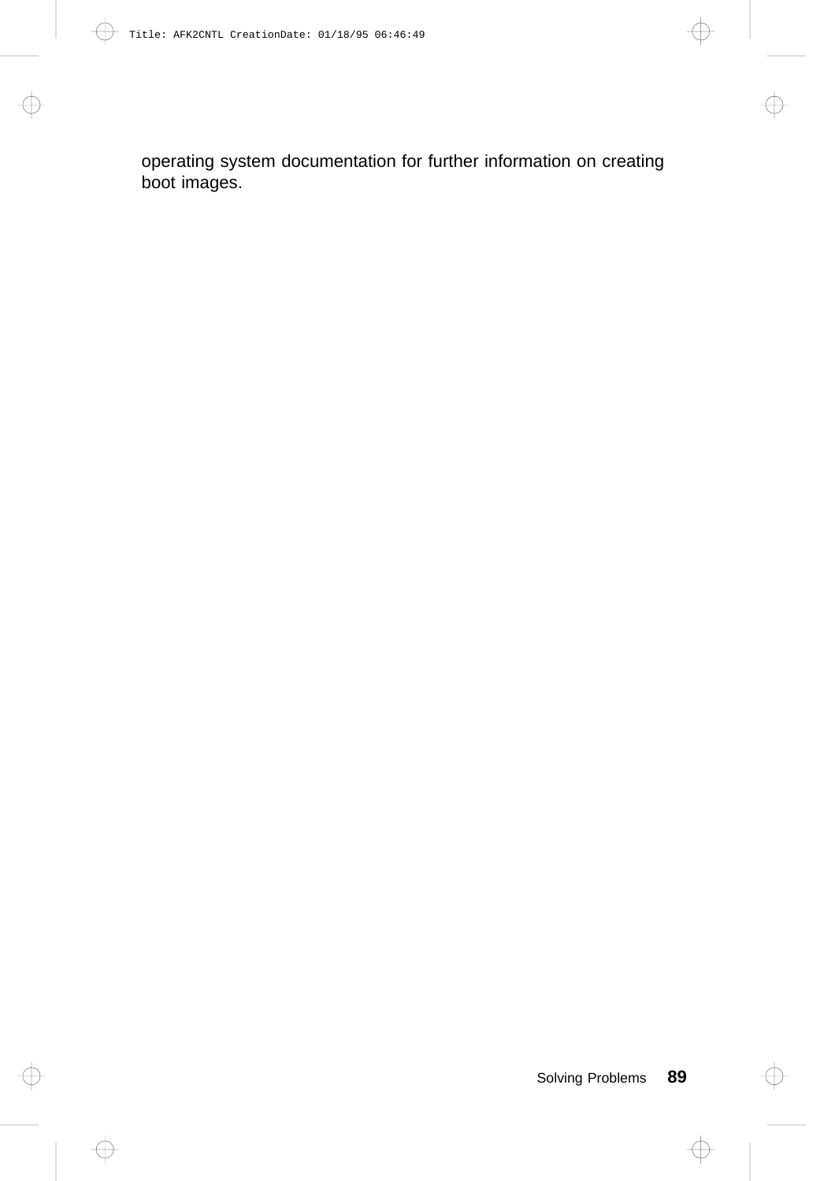operating system documentation for further information on creating boot images.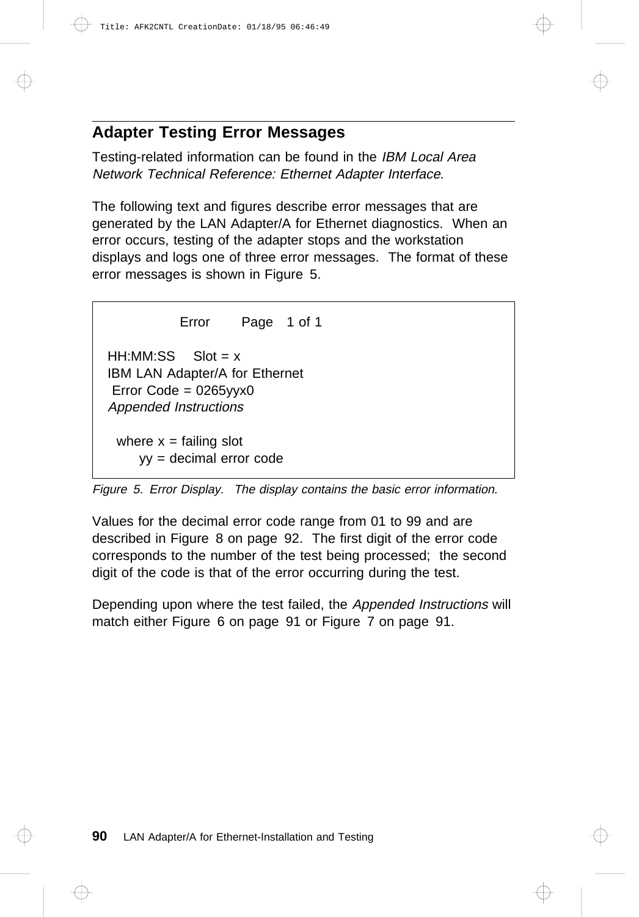## Adapter Testing Error Messages

Testing-related information can be found in the *IBM Local Area Network Technical Reference: Ethernet Adapter Interface*.

The following text and figures describe error messages that are generated by the LAN Adapter/A for Ethernet diagnostics. When an error occurs, testing of the adapter stops and the workstation displays and logs one of three error messages. The format of these error messages is shown in Figure 5.

```
            Error       Page   1 of 1

HH:MM:SS    Slot = x
IBM LAN Adapter/A for Ethernet
 Error Code = 0265yyx0
Appended Instructions

  where x = failing slot
       yy = decimal error code
```

*Figure 5. Error Display. The display contains the basic error information.*

Values for the decimal error code range from 01 to 99 and are described in Figure 8 on page 92. The first digit of the error code corresponds to the number of the test being processed; the second digit of the code is that of the error occurring during the test.

Depending upon where the test failed, the *Appended Instructions* will match either Figure 6 on page 91 or Figure 7 on page 91.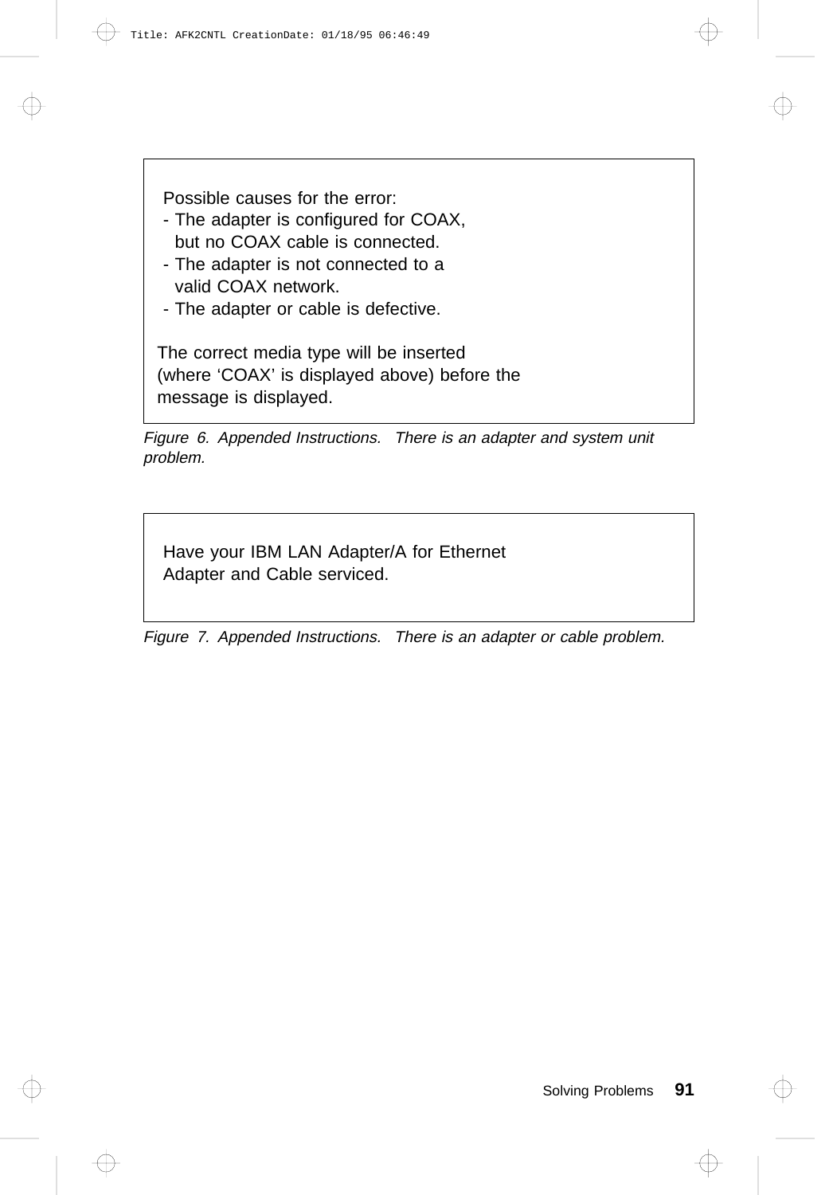```
Possible causes for the error:
 - The adapter is configured for COAX,
   but no COAX cable is connected.
 - The adapter is not connected to a
   valid COAX network.
 - The adapter or cable is defective.

The correct media type will be inserted
(where ‘COAX’ is displayed above) before the
message is displayed.
```

*Figure 6. Appended Instructions. There is an adapter and system unit problem.*

```
Have your IBM LAN Adapter/A for Ethernet
Adapter and Cable serviced.
```

*Figure 7. Appended Instructions. There is an adapter or cable problem.*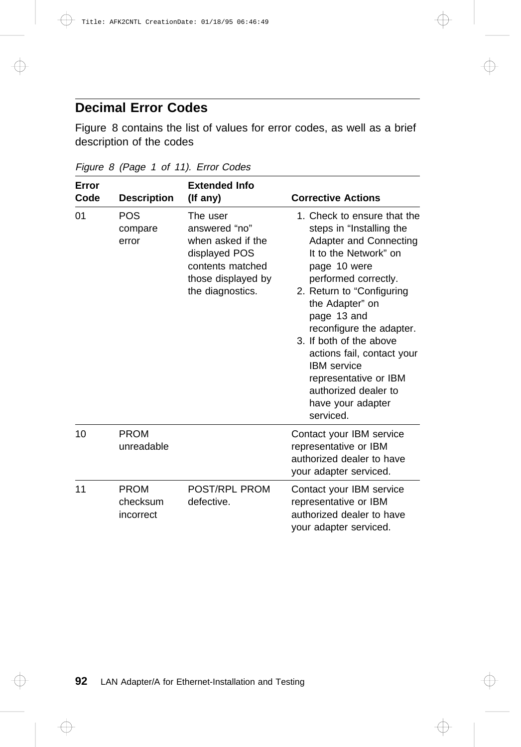## Decimal Error Codes

Figure 8 contains the list of values for error codes, as well as a brief description of the codes

*Figure 8 (Page 1 of 11). Error Codes*

| Error Code | Description | Extended Info (If any) | Corrective Actions |
|---|---|---|---|
| 01 | POS compare error | The user answered “no” when asked if the displayed POS contents matched those displayed by the diagnostics. | 1. Check to ensure that the steps in “Installing the Adapter and Connecting It to the Network” on page 10 were performed correctly. 2. Return to “Configuring the Adapter” on page 13 and reconfigure the adapter. 3. If both of the above actions fail, contact your IBM service representative or IBM authorized dealer to have your adapter serviced. |
| 10 | PROM unreadable | | Contact your IBM service representative or IBM authorized dealer to have your adapter serviced. |
| 11 | PROM checksum incorrect | POST/RPL PROM defective. | Contact your IBM service representative or IBM authorized dealer to have your adapter serviced. |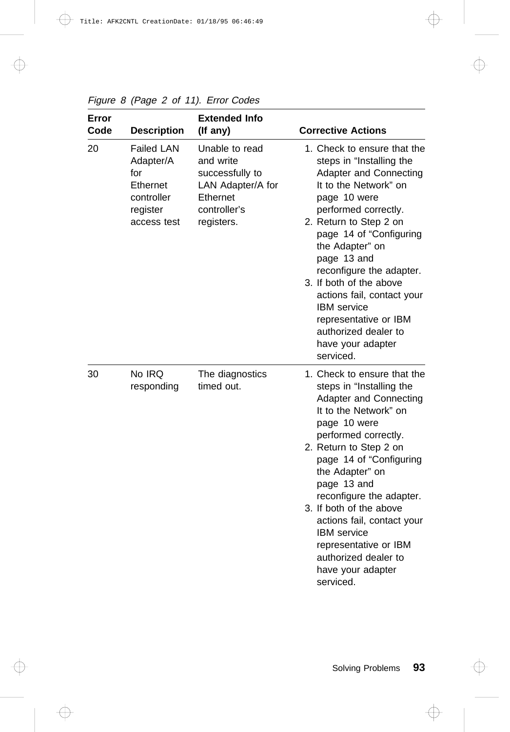*Figure 8 (Page 2 of 11). Error Codes*

| Error Code | Description | Extended Info (If any) | Corrective Actions |
|---|---|---|---|
| 20 | Failed LAN Adapter/A for Ethernet controller register access test | Unable to read and write successfully to LAN Adapter/A for Ethernet controller's registers. | 1. Check to ensure that the steps in "Installing the Adapter and Connecting It to the Network" on page 10 were performed correctly. 2. Return to Step 2 on page 14 of "Configuring the Adapter" on page 13 and reconfigure the adapter. 3. If both of the above actions fail, contact your IBM service representative or IBM authorized dealer to have your adapter serviced. |
| 30 | No IRQ responding | The diagnostics timed out. | 1. Check to ensure that the steps in "Installing the Adapter and Connecting It to the Network" on page 10 were performed correctly. 2. Return to Step 2 on page 14 of "Configuring the Adapter" on page 13 and reconfigure the adapter. 3. If both of the above actions fail, contact your IBM service representative or IBM authorized dealer to have your adapter serviced. |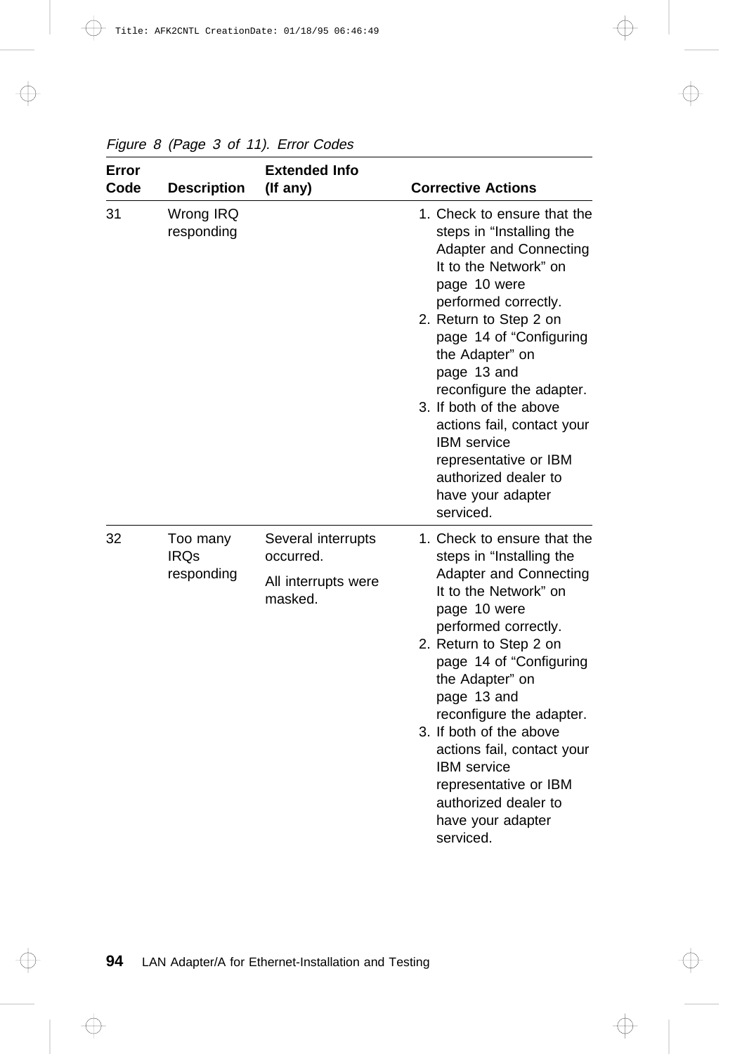*Figure 8 (Page 3 of 11). Error Codes*

| Error Code | Description | Extended Info (If any) | Corrective Actions |
|---|---|---|---|
| 31 | Wrong IRQ responding | | 1. Check to ensure that the steps in “Installing the Adapter and Connecting It to the Network” on page 10 were performed correctly.<br>2. Return to Step 2 on page 14 of “Configuring the Adapter” on page 13 and reconfigure the adapter.<br>3. If both of the above actions fail, contact your IBM service representative or IBM authorized dealer to have your adapter serviced. |
| 32 | Too many IRQs responding | Several interrupts occurred.<br><br>All interrupts were masked. | 1. Check to ensure that the steps in “Installing the Adapter and Connecting It to the Network” on page 10 were performed correctly.<br>2. Return to Step 2 on page 14 of “Configuring the Adapter” on page 13 and reconfigure the adapter.<br>3. If both of the above actions fail, contact your IBM service representative or IBM authorized dealer to have your adapter serviced. |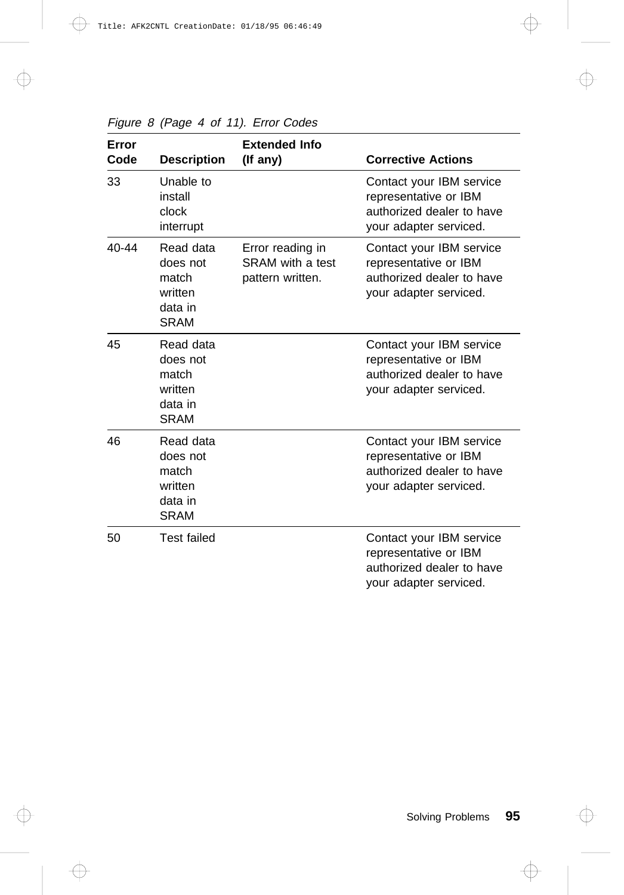*Figure 8 (Page 4 of 11). Error Codes*

| Error Code | Description | Extended Info (If any) | Corrective Actions |
|---|---|---|---|
| 33 | Unable to install clock interrupt | | Contact your IBM service representative or IBM authorized dealer to have your adapter serviced. |
| 40-44 | Read data does not match written data in SRAM | Error reading in SRAM with a test pattern written. | Contact your IBM service representative or IBM authorized dealer to have your adapter serviced. |
| 45 | Read data does not match written data in SRAM | | Contact your IBM service representative or IBM authorized dealer to have your adapter serviced. |
| 46 | Read data does not match written data in SRAM | | Contact your IBM service representative or IBM authorized dealer to have your adapter serviced. |
| 50 | Test failed | | Contact your IBM service representative or IBM authorized dealer to have your adapter serviced. |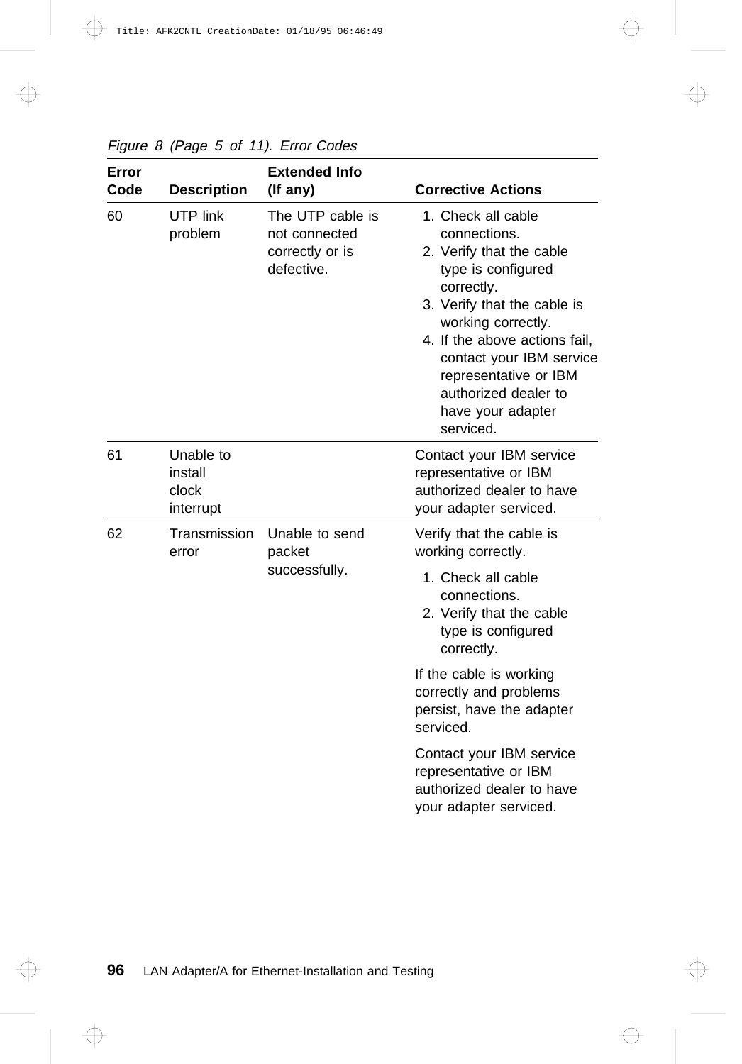*Figure 8 (Page 5 of 11). Error Codes*

| Error Code | Description | Extended Info (If any) | Corrective Actions |
|---|---|---|---|
| 60 | UTP link problem | The UTP cable is not connected correctly or is defective. | 1. Check all cable connections. 2. Verify that the cable type is configured correctly. 3. Verify that the cable is working correctly. 4. If the above actions fail, contact your IBM service representative or IBM authorized dealer to have your adapter serviced. |
| 61 | Unable to install clock interrupt | | Contact your IBM service representative or IBM authorized dealer to have your adapter serviced. |
| 62 | Transmission error | Unable to send packet successfully. | Verify that the cable is working correctly. 1. Check all cable connections. 2. Verify that the cable type is configured correctly. If the cable is working correctly and problems persist, have the adapter serviced. Contact your IBM service representative or IBM authorized dealer to have your adapter serviced. |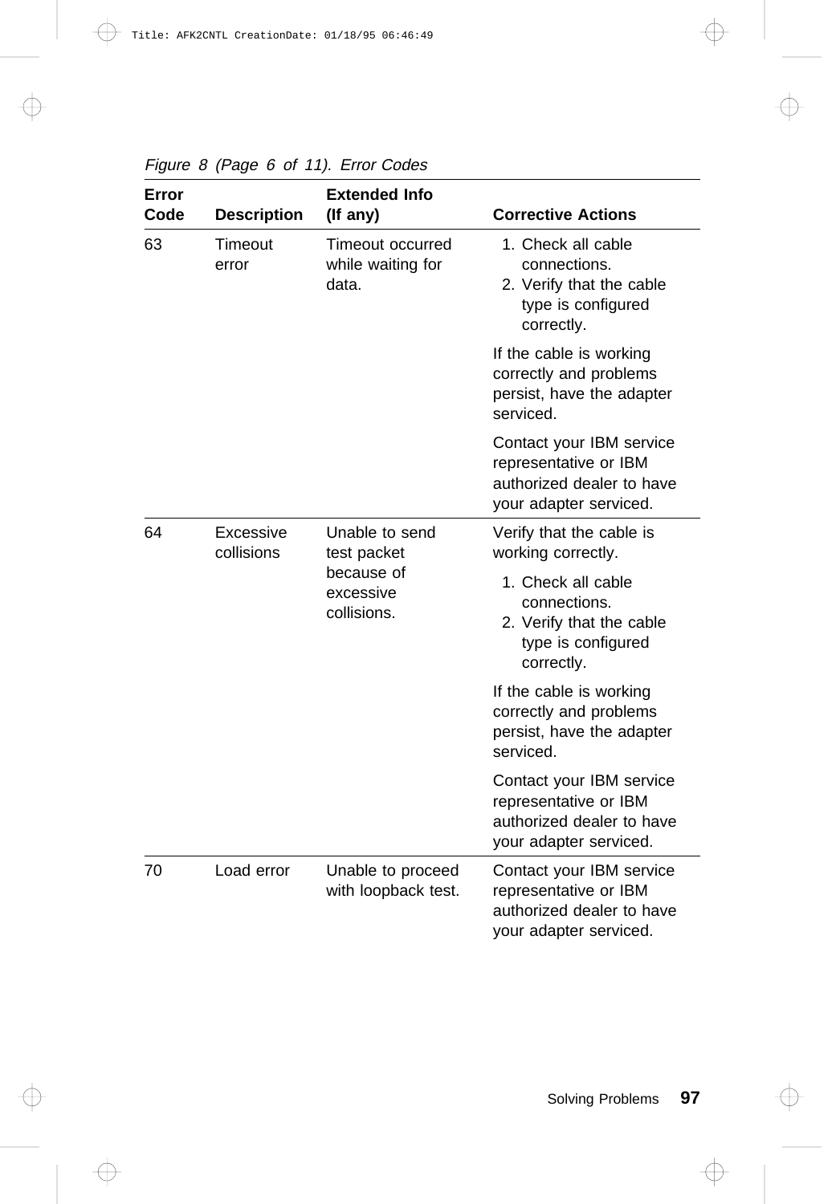*Figure 8 (Page 6 of 11). Error Codes*

| Error Code | Description | Extended Info (If any) | Corrective Actions |
|---|---|---|---|
| 63 | Timeout error | Timeout occurred while waiting for data. | 1. Check all cable connections.<br>2. Verify that the cable type is configured correctly.<br><br>If the cable is working correctly and problems persist, have the adapter serviced.<br><br>Contact your IBM service representative or IBM authorized dealer to have your adapter serviced. |
| 64 | Excessive collisions | Unable to send test packet because of excessive collisions. | Verify that the cable is working correctly.<br><br>1. Check all cable connections.<br>2. Verify that the cable type is configured correctly.<br><br>If the cable is working correctly and problems persist, have the adapter serviced.<br><br>Contact your IBM service representative or IBM authorized dealer to have your adapter serviced. |
| 70 | Load error | Unable to proceed with loopback test. | Contact your IBM service representative or IBM authorized dealer to have your adapter serviced. |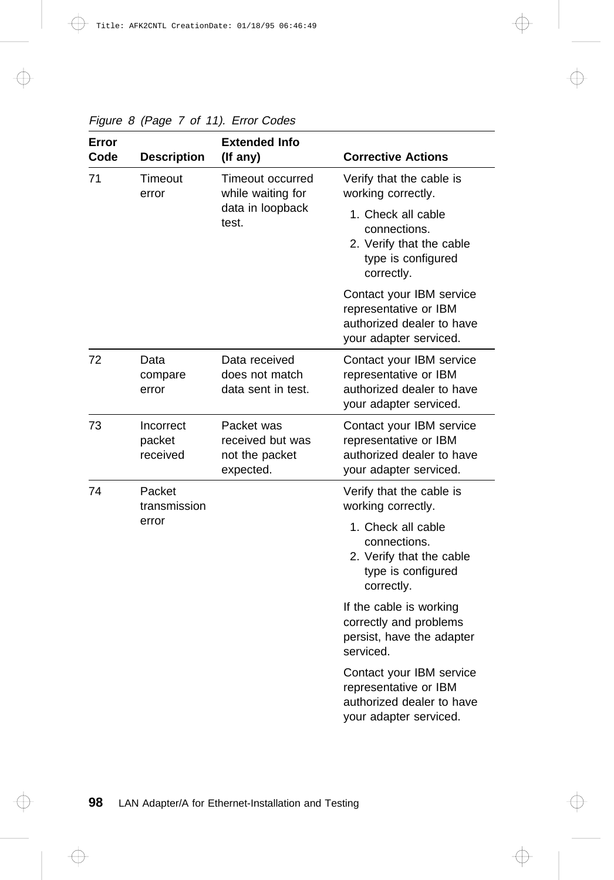*Figure 8 (Page 7 of 11). Error Codes*

| Error Code | Description | Extended Info (If any) | Corrective Actions |
|---|---|---|---|
| 71 | Timeout error | Timeout occurred while waiting for data in loopback test. | Verify that the cable is working correctly.<br>1. Check all cable connections.<br>2. Verify that the cable type is configured correctly.<br><br>Contact your IBM service representative or IBM authorized dealer to have your adapter serviced. |
| 72 | Data compare error | Data received does not match data sent in test. | Contact your IBM service representative or IBM authorized dealer to have your adapter serviced. |
| 73 | Incorrect packet received | Packet was received but was not the packet expected. | Contact your IBM service representative or IBM authorized dealer to have your adapter serviced. |
| 74 | Packet transmission error | | Verify that the cable is working correctly.<br>1. Check all cable connections.<br>2. Verify that the cable type is configured correctly.<br><br>If the cable is working correctly and problems persist, have the adapter serviced.<br><br>Contact your IBM service representative or IBM authorized dealer to have your adapter serviced. |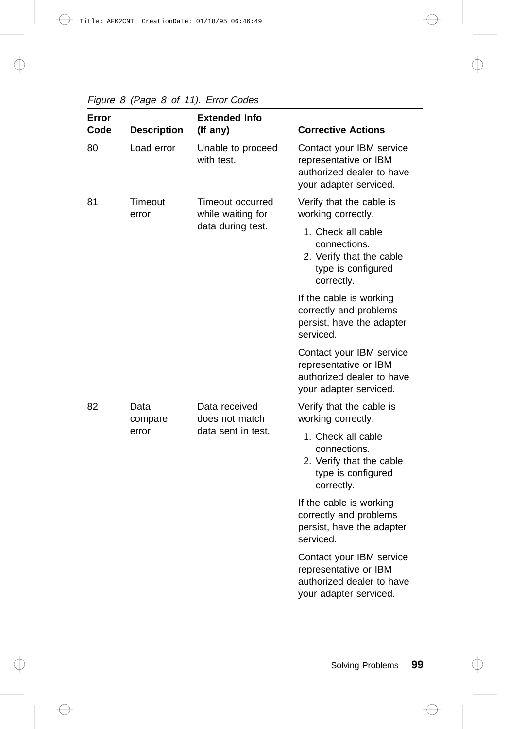*Figure 8 (Page 8 of 11). Error Codes*

| Error Code | Description | Extended Info (If any) | Corrective Actions |
| --- | --- | --- | --- |
| 80 | Load error | Unable to proceed with test. | Contact your IBM service representative or IBM authorized dealer to have your adapter serviced. |
| 81 | Timeout error | Timeout occurred while waiting for data during test. | Verify that the cable is working correctly.<br>1. Check all cable connections.<br>2. Verify that the cable type is configured correctly.<br><br>If the cable is working correctly and problems persist, have the adapter serviced.<br><br>Contact your IBM service representative or IBM authorized dealer to have your adapter serviced. |
| 82 | Data compare error | Data received does not match data sent in test. | Verify that the cable is working correctly.<br>1. Check all cable connections.<br>2. Verify that the cable type is configured correctly.<br><br>If the cable is working correctly and problems persist, have the adapter serviced.<br><br>Contact your IBM service representative or IBM authorized dealer to have your adapter serviced. |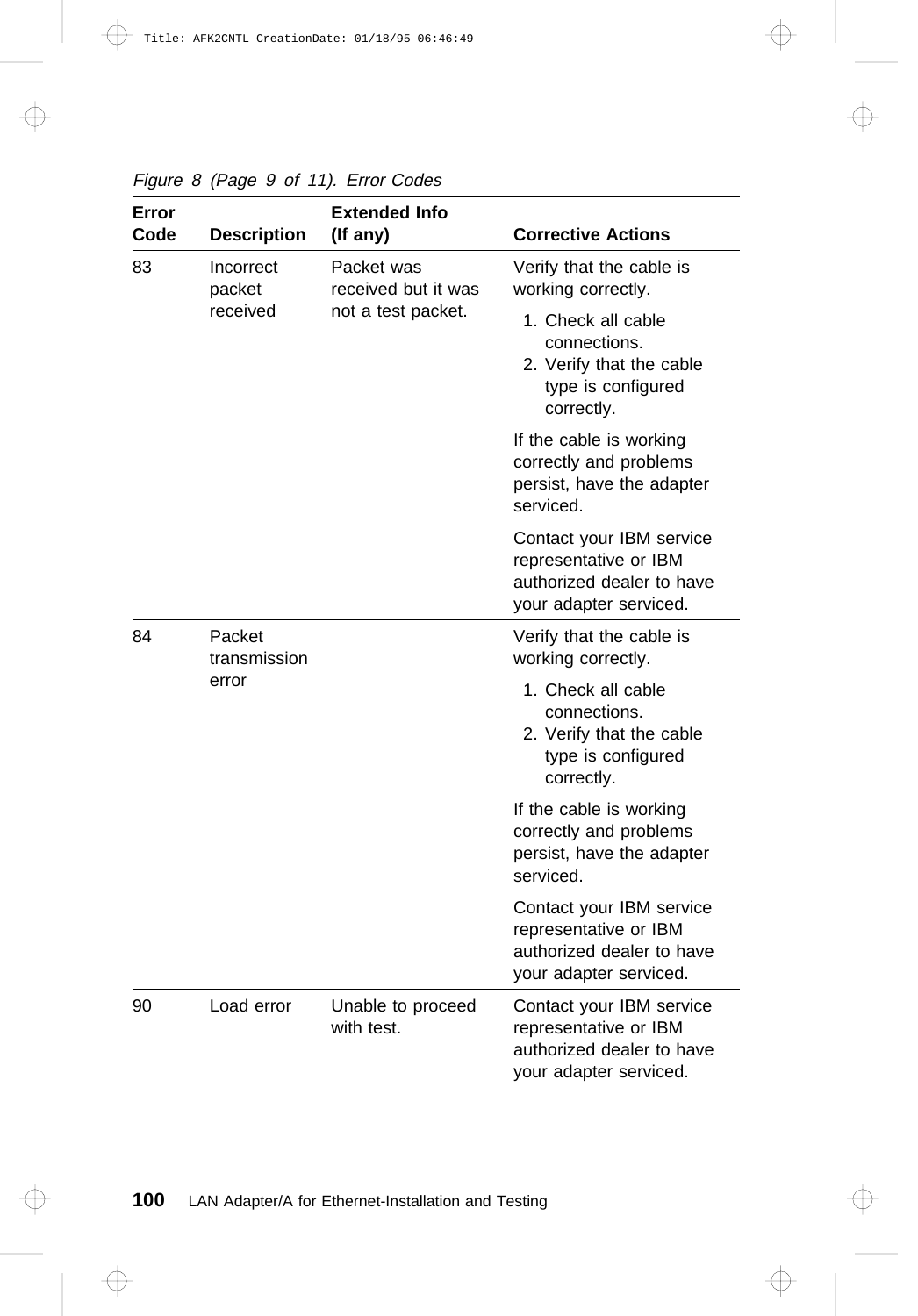*Figure 8 (Page 9 of 11). Error Codes*

| Error Code | Description | Extended Info (If any) | Corrective Actions |
|---|---|---|---|
| 83 | Incorrect packet received | Packet was received but it was not a test packet. | Verify that the cable is working correctly.<br>1. Check all cable connections.<br>2. Verify that the cable type is configured correctly.<br><br>If the cable is working correctly and problems persist, have the adapter serviced.<br><br>Contact your IBM service representative or IBM authorized dealer to have your adapter serviced. |
| 84 | Packet transmission error | | Verify that the cable is working correctly.<br>1. Check all cable connections.<br>2. Verify that the cable type is configured correctly.<br><br>If the cable is working correctly and problems persist, have the adapter serviced.<br><br>Contact your IBM service representative or IBM authorized dealer to have your adapter serviced. |
| 90 | Load error | Unable to proceed with test. | Contact your IBM service representative or IBM authorized dealer to have your adapter serviced. |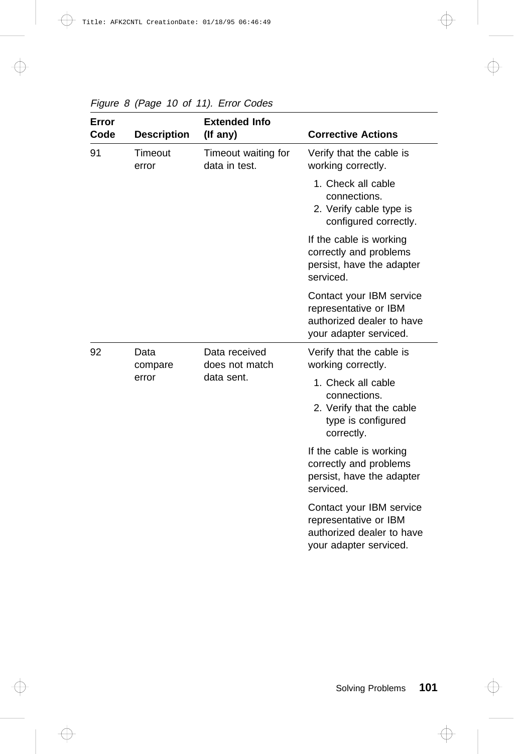*Figure 8 (Page 10 of 11). Error Codes*

| Error Code | Description | Extended Info (If any) | Corrective Actions |
|---|---|---|---|
| 91 | Timeout error | Timeout waiting for data in test. | Verify that the cable is working correctly.<br>1. Check all cable connections.<br>2. Verify cable type is configured correctly.<br><br>If the cable is working correctly and problems persist, have the adapter serviced.<br><br>Contact your IBM service representative or IBM authorized dealer to have your adapter serviced. |
| 92 | Data compare error | Data received does not match data sent. | Verify that the cable is working correctly.<br>1. Check all cable connections.<br>2. Verify that the cable type is configured correctly.<br><br>If the cable is working correctly and problems persist, have the adapter serviced.<br><br>Contact your IBM service representative or IBM authorized dealer to have your adapter serviced. |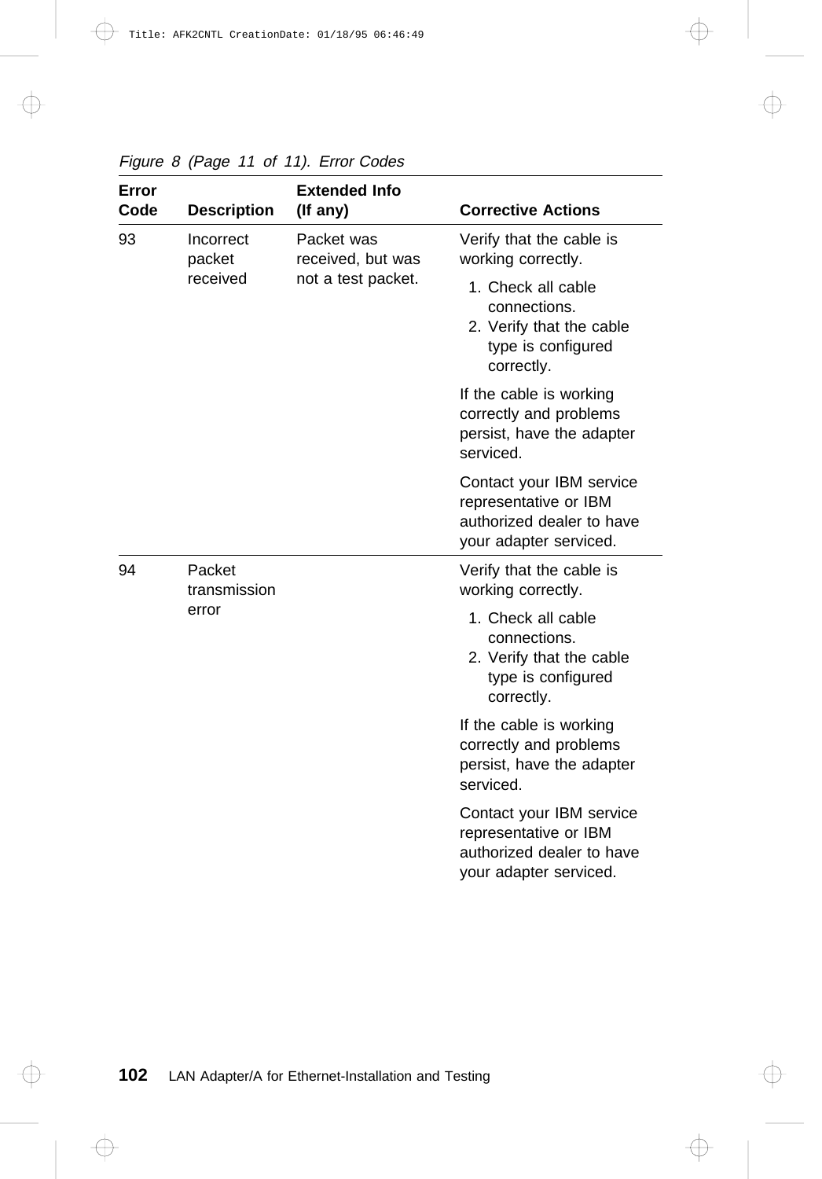*Figure 8 (Page 11 of 11). Error Codes*

| Error Code | Description | Extended Info (If any) | Corrective Actions |
|---|---|---|---|
| 93 | Incorrect packet received | Packet was received, but was not a test packet. | Verify that the cable is working correctly.<br>1. Check all cable connections.<br>2. Verify that the cable type is configured correctly.<br><br>If the cable is working correctly and problems persist, have the adapter serviced.<br><br>Contact your IBM service representative or IBM authorized dealer to have your adapter serviced. |
| 94 | Packet transmission error | | Verify that the cable is working correctly.<br>1. Check all cable connections.<br>2. Verify that the cable type is configured correctly.<br><br>If the cable is working correctly and problems persist, have the adapter serviced.<br><br>Contact your IBM service representative or IBM authorized dealer to have your adapter serviced. |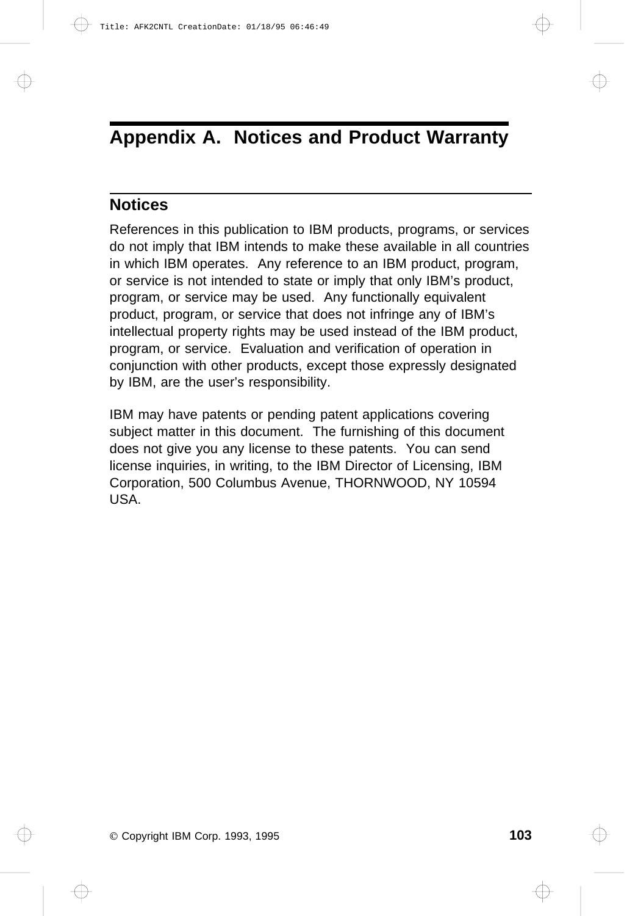# Appendix A. Notices and Product Warranty

## Notices

References in this publication to IBM products, programs, or services do not imply that IBM intends to make these available in all countries in which IBM operates. Any reference to an IBM product, program, or service is not intended to state or imply that only IBM's product, program, or service may be used. Any functionally equivalent product, program, or service that does not infringe any of IBM's intellectual property rights may be used instead of the IBM product, program, or service. Evaluation and verification of operation in conjunction with other products, except those expressly designated by IBM, are the user's responsibility.

IBM may have patents or pending patent applications covering subject matter in this document. The furnishing of this document does not give you any license to these patents. You can send license inquiries, in writing, to the IBM Director of Licensing, IBM Corporation, 500 Columbus Avenue, THORNWOOD, NY 10594 USA.

© Copyright IBM Corp. 1993, 1995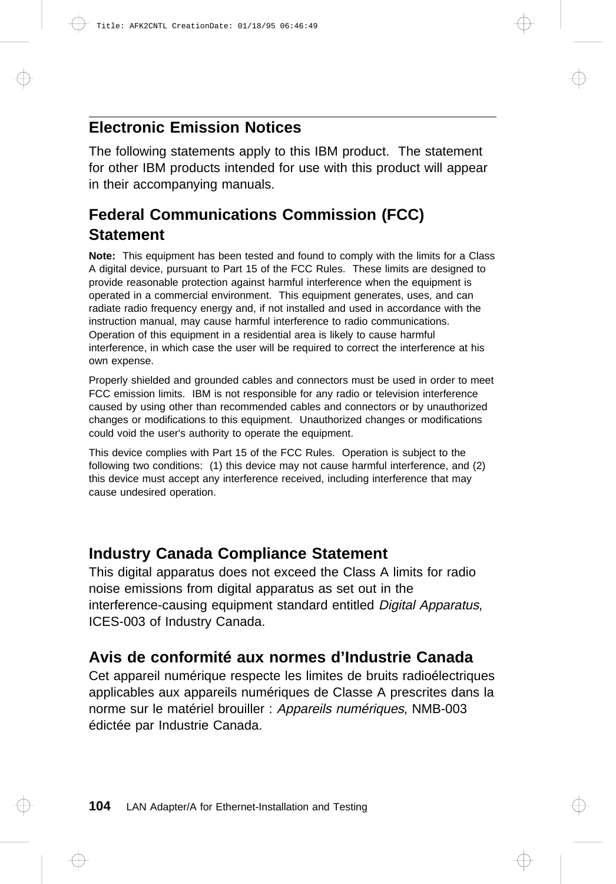## Electronic Emission Notices

The following statements apply to this IBM product. The statement for other IBM products intended for use with this product will appear in their accompanying manuals.

### Federal Communications Commission (FCC) Statement

**Note:** This equipment has been tested and found to comply with the limits for a Class A digital device, pursuant to Part 15 of the FCC Rules. These limits are designed to provide reasonable protection against harmful interference when the equipment is operated in a commercial environment. This equipment generates, uses, and can radiate radio frequency energy and, if not installed and used in accordance with the instruction manual, may cause harmful interference to radio communications. Operation of this equipment in a residential area is likely to cause harmful interference, in which case the user will be required to correct the interference at his own expense.

Properly shielded and grounded cables and connectors must be used in order to meet FCC emission limits. IBM is not responsible for any radio or television interference caused by using other than recommended cables and connectors or by unauthorized changes or modifications to this equipment. Unauthorized changes or modifications could void the user's authority to operate the equipment.

This device complies with Part 15 of the FCC Rules. Operation is subject to the following two conditions: (1) this device may not cause harmful interference, and (2) this device must accept any interference received, including interference that may cause undesired operation.

### Industry Canada Compliance Statement

This digital apparatus does not exceed the Class A limits for radio noise emissions from digital apparatus as set out in the interference-causing equipment standard entitled *Digital Apparatus*, ICES-003 of Industry Canada.

### Avis de conformité aux normes d'Industrie Canada

Cet appareil numérique respecte les limites de bruits radioélectriques applicables aux appareils numériques de Classe A prescrites dans la norme sur le matériel brouiller : *Appareils numériques*, NMB-003 édictée par Industrie Canada.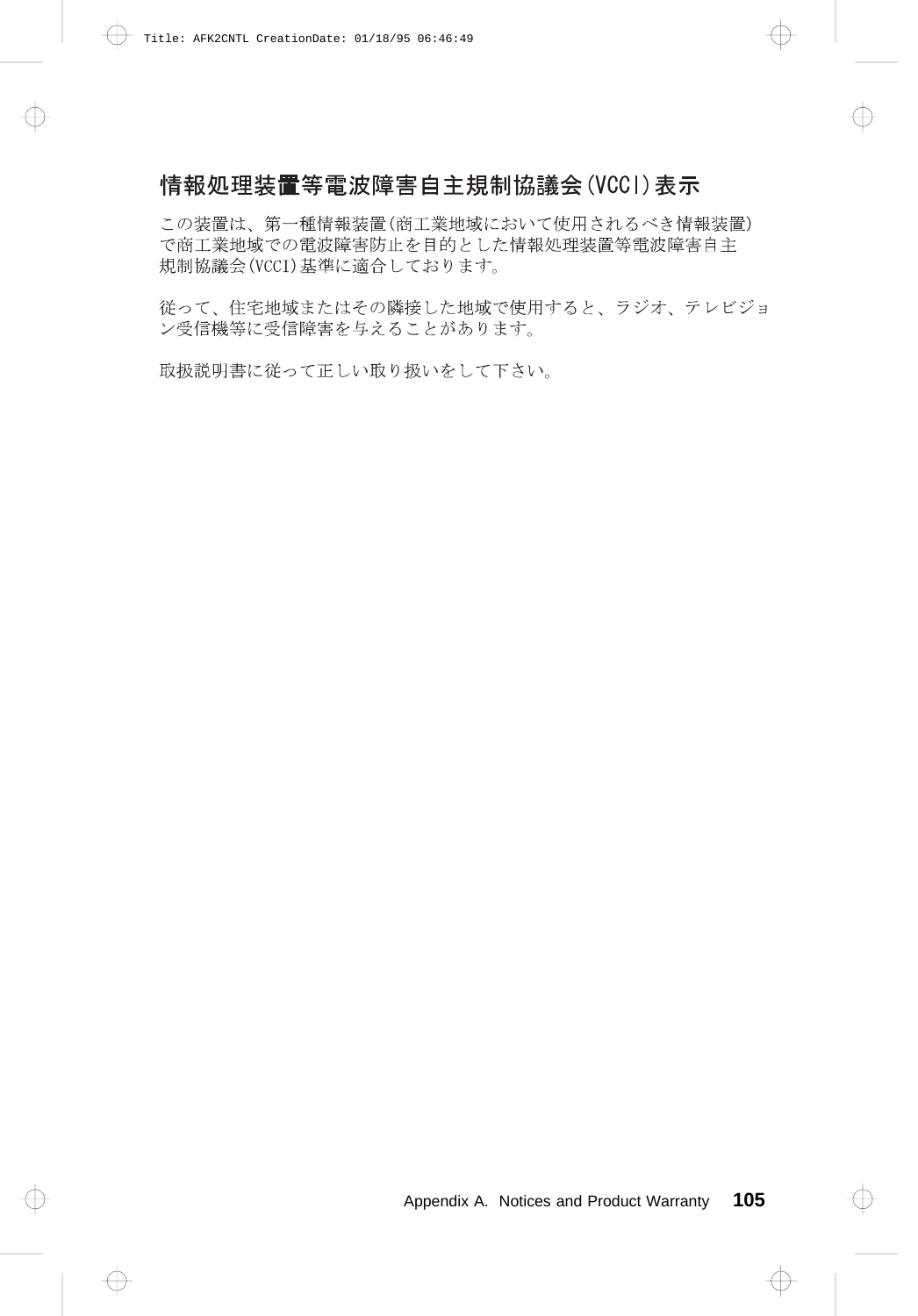## 情報処理装置等電波障害自主規制協議会(VCCI)表示

この装置は、第一種情報装置(商工業地域において使用されるべき情報装置)で商工業地域での電波障害防止を目的とした情報処理装置等電波障害自主規制協議会(VCCI)基準に適合しております。

従って、住宅地域またはその隣接した地域で使用すると、ラジオ、テレビジョン受信機等に受信障害を与えることがあります。

取扱説明書に従って正しい取り扱いをして下さい。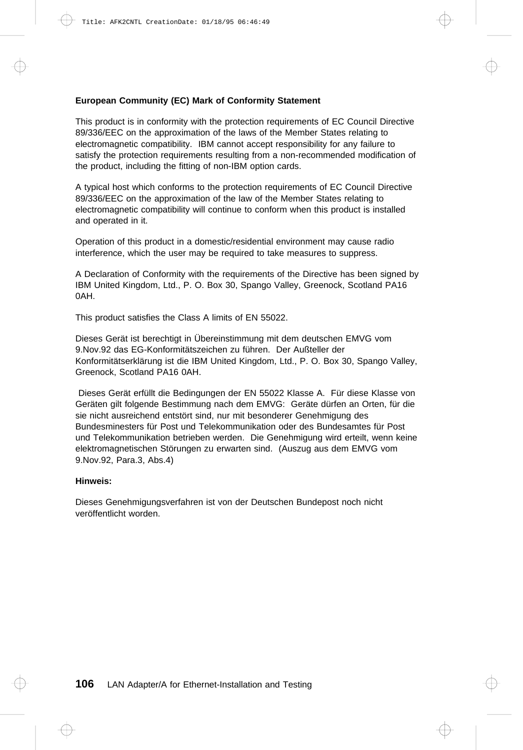**European Community (EC) Mark of Conformity Statement**

This product is in conformity with the protection requirements of EC Council Directive 89/336/EEC on the approximation of the laws of the Member States relating to electromagnetic compatibility. IBM cannot accept responsibility for any failure to satisfy the protection requirements resulting from a non-recommended modification of the product, including the fitting of non-IBM option cards.

A typical host which conforms to the protection requirements of EC Council Directive 89/336/EEC on the approximation of the law of the Member States relating to electromagnetic compatibility will continue to conform when this product is installed and operated in it.

Operation of this product in a domestic/residential environment may cause radio interference, which the user may be required to take measures to suppress.

A Declaration of Conformity with the requirements of the Directive has been signed by IBM United Kingdom, Ltd., P. O. Box 30, Spango Valley, Greenock, Scotland PA16 0AH.

This product satisfies the Class A limits of EN 55022.

Dieses Gerät ist berechtigt in Übereinstimmung mit dem deutschen EMVG vom 9.Nov.92 das EG-Konformitätszeichen zu führen. Der Außteller der Konformitätserklärung ist die IBM United Kingdom, Ltd., P. O. Box 30, Spango Valley, Greenock, Scotland PA16 0AH.

Dieses Gerät erfüllt die Bedingungen der EN 55022 Klasse A. Für diese Klasse von Geräten gilt folgende Bestimmung nach dem EMVG: Geräte dürfen an Orten, für die sie nicht ausreichend entstört sind, nur mit besonderer Genehmigung des Bundesminesters für Post und Telekommunikation oder des Bundesamtes für Post und Telekommunikation betrieben werden. Die Genehmigung wird erteilt, wenn keine elektromagnetischen Störungen zu erwarten sind. (Auszug aus dem EMVG vom 9.Nov.92, Para.3, Abs.4)

**Hinweis:**

Dieses Genehmigungsverfahren ist von der Deutschen Bundepost noch nicht veröffentlicht worden.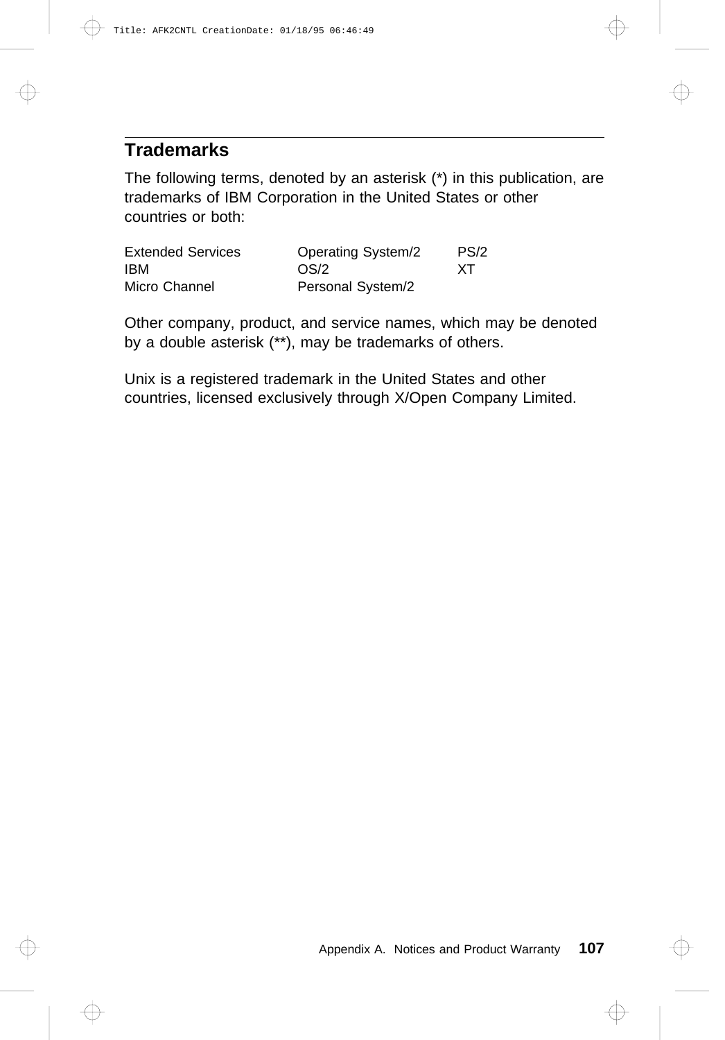## Trademarks

The following terms, denoted by an asterisk (*) in this publication, are trademarks of IBM Corporation in the United States or other countries or both:

| | | |
|---|---|---|
| Extended Services | Operating System/2 | PS/2 |
| IBM | OS/2 | XT |
| Micro Channel | Personal System/2 | |

Other company, product, and service names, which may be denoted by a double asterisk (**), may be trademarks of others.

Unix is a registered trademark in the United States and other countries, licensed exclusively through X/Open Company Limited.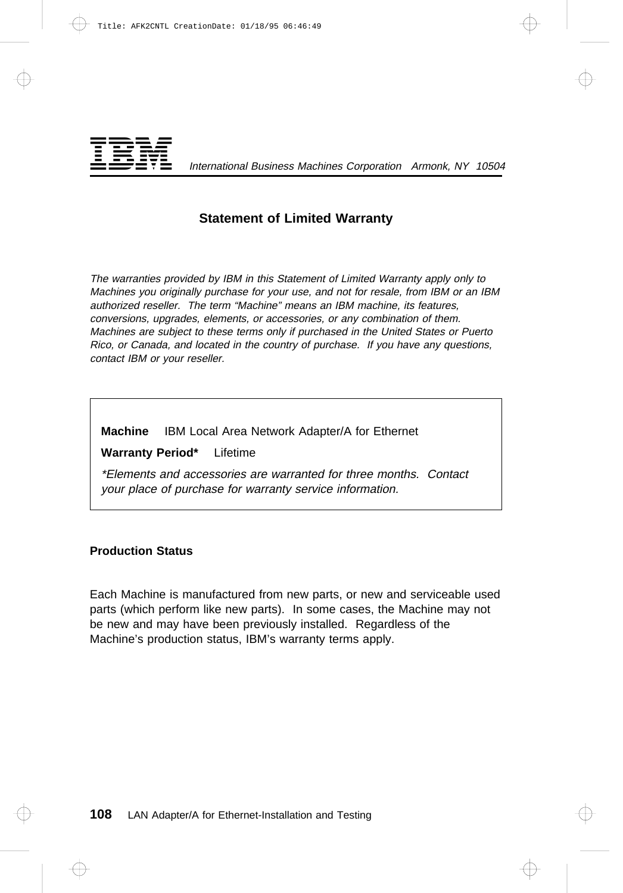**IBM** *International Business Machines Corporation   Armonk, NY  10504*

## Statement of Limited Warranty

*The warranties provided by IBM in this Statement of Limited Warranty apply only to Machines you originally purchase for your use, and not for resale, from IBM or an IBM authorized reseller. The term "Machine" means an IBM machine, its features, conversions, upgrades, elements, or accessories, or any combination of them. Machines are subject to these terms only if purchased in the United States or Puerto Rico, or Canada, and located in the country of purchase. If you have any questions, contact IBM or your reseller.*

**Machine** IBM Local Area Network Adapter/A for Ethernet

**Warranty Period*** Lifetime

*\*Elements and accessories are warranted for three months. Contact your place of purchase for warranty service information.*

### Production Status

Each Machine is manufactured from new parts, or new and serviceable used parts (which perform like new parts). In some cases, the Machine may not be new and may have been previously installed. Regardless of the Machine's production status, IBM's warranty terms apply.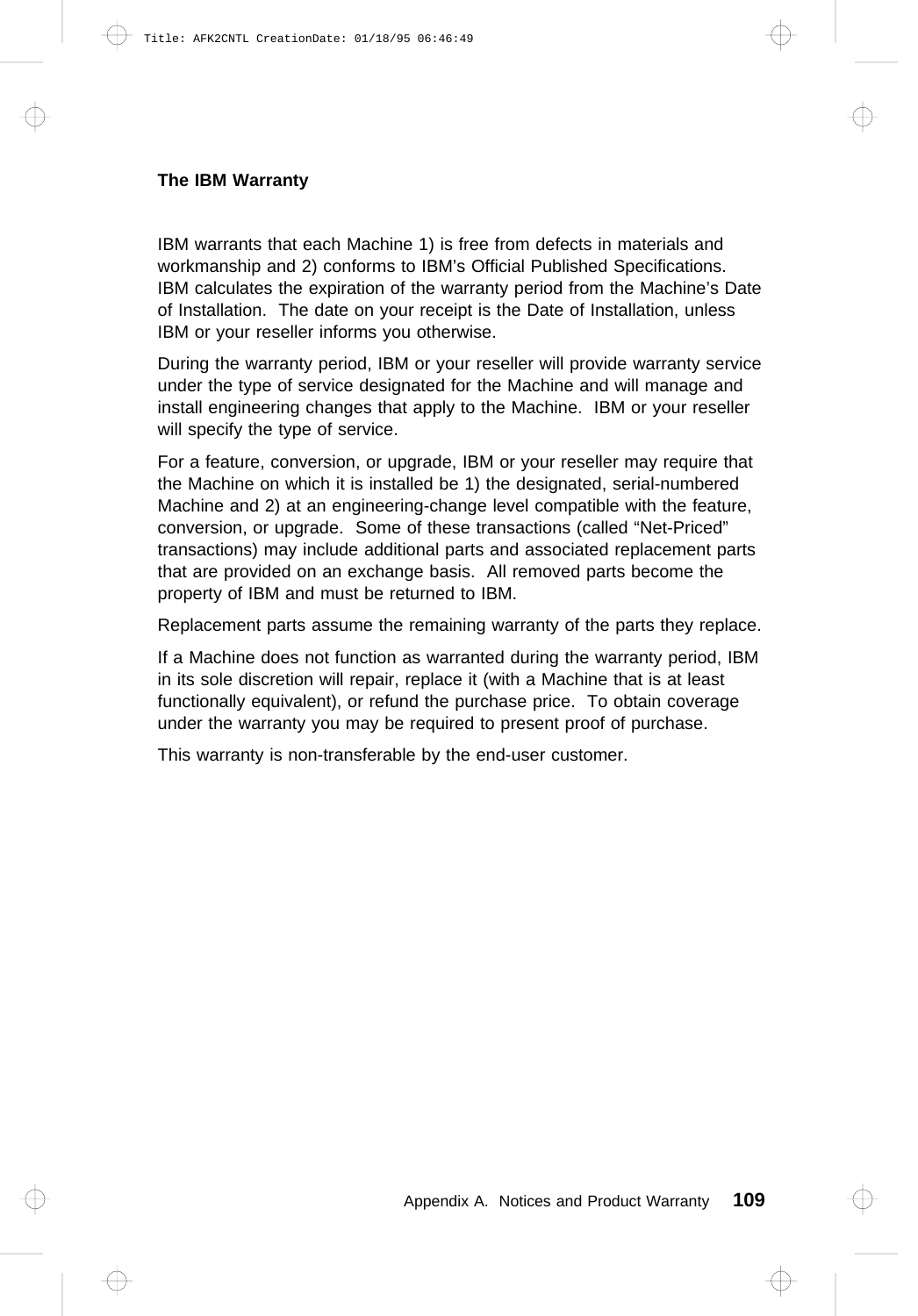## The IBM Warranty

IBM warrants that each Machine 1) is free from defects in materials and workmanship and 2) conforms to IBM's Official Published Specifications. IBM calculates the expiration of the warranty period from the Machine's Date of Installation. The date on your receipt is the Date of Installation, unless IBM or your reseller informs you otherwise.

During the warranty period, IBM or your reseller will provide warranty service under the type of service designated for the Machine and will manage and install engineering changes that apply to the Machine. IBM or your reseller will specify the type of service.

For a feature, conversion, or upgrade, IBM or your reseller may require that the Machine on which it is installed be 1) the designated, serial-numbered Machine and 2) at an engineering-change level compatible with the feature, conversion, or upgrade. Some of these transactions (called "Net-Priced" transactions) may include additional parts and associated replacement parts that are provided on an exchange basis. All removed parts become the property of IBM and must be returned to IBM.

Replacement parts assume the remaining warranty of the parts they replace.

If a Machine does not function as warranted during the warranty period, IBM in its sole discretion will repair, replace it (with a Machine that is at least functionally equivalent), or refund the purchase price. To obtain coverage under the warranty you may be required to present proof of purchase.

This warranty is non-transferable by the end-user customer.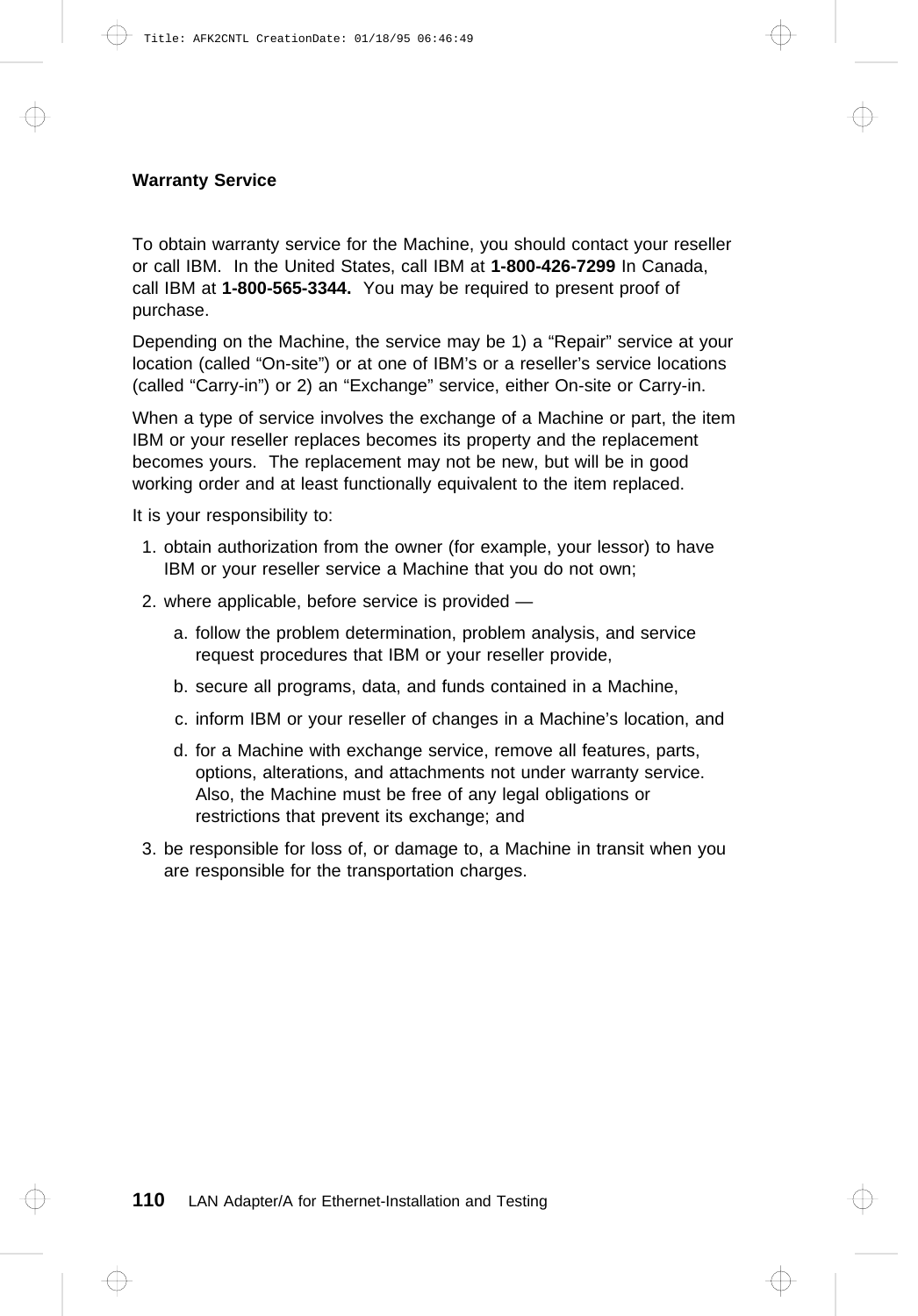## Warranty Service

To obtain warranty service for the Machine, you should contact your reseller or call IBM. In the United States, call IBM at **1-800-426-7299** In Canada, call IBM at **1-800-565-3344.** You may be required to present proof of purchase.

Depending on the Machine, the service may be 1) a “Repair” service at your location (called “On-site”) or at one of IBM’s or a reseller’s service locations (called “Carry-in”) or 2) an “Exchange” service, either On-site or Carry-in.

When a type of service involves the exchange of a Machine or part, the item IBM or your reseller replaces becomes its property and the replacement becomes yours. The replacement may not be new, but will be in good working order and at least functionally equivalent to the item replaced.

It is your responsibility to:

1. obtain authorization from the owner (for example, your lessor) to have IBM or your reseller service a Machine that you do not own;
2. where applicable, before service is provided —
   a. follow the problem determination, problem analysis, and service request procedures that IBM or your reseller provide,
   b. secure all programs, data, and funds contained in a Machine,
   c. inform IBM or your reseller of changes in a Machine’s location, and
   d. for a Machine with exchange service, remove all features, parts, options, alterations, and attachments not under warranty service. Also, the Machine must be free of any legal obligations or restrictions that prevent its exchange; and
3. be responsible for loss of, or damage to, a Machine in transit when you are responsible for the transportation charges.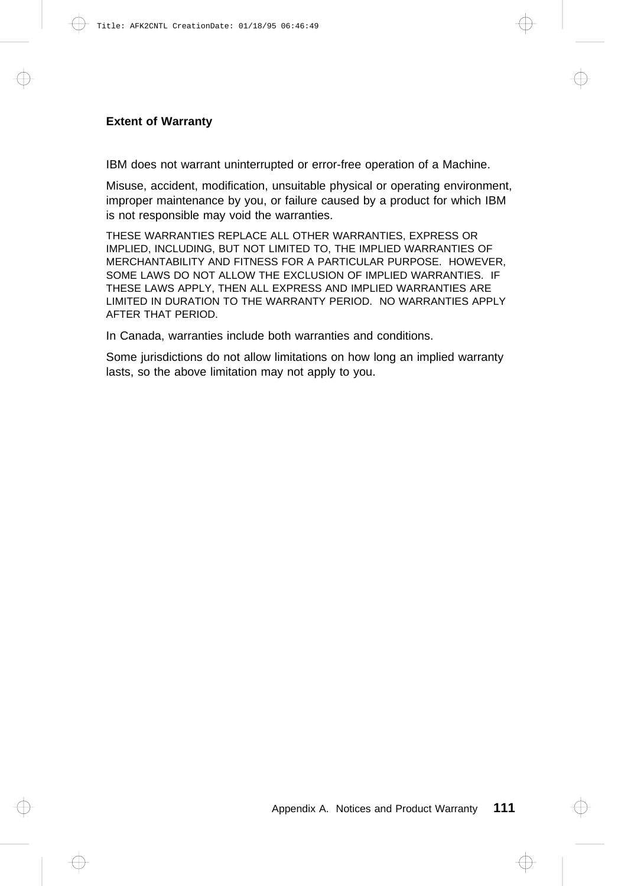### Extent of Warranty

IBM does not warrant uninterrupted or error-free operation of a Machine.

Misuse, accident, modification, unsuitable physical or operating environment, improper maintenance by you, or failure caused by a product for which IBM is not responsible may void the warranties.

THESE WARRANTIES REPLACE ALL OTHER WARRANTIES, EXPRESS OR IMPLIED, INCLUDING, BUT NOT LIMITED TO, THE IMPLIED WARRANTIES OF MERCHANTABILITY AND FITNESS FOR A PARTICULAR PURPOSE. HOWEVER, SOME LAWS DO NOT ALLOW THE EXCLUSION OF IMPLIED WARRANTIES. IF THESE LAWS APPLY, THEN ALL EXPRESS AND IMPLIED WARRANTIES ARE LIMITED IN DURATION TO THE WARRANTY PERIOD. NO WARRANTIES APPLY AFTER THAT PERIOD.

In Canada, warranties include both warranties and conditions.

Some jurisdictions do not allow limitations on how long an implied warranty lasts, so the above limitation may not apply to you.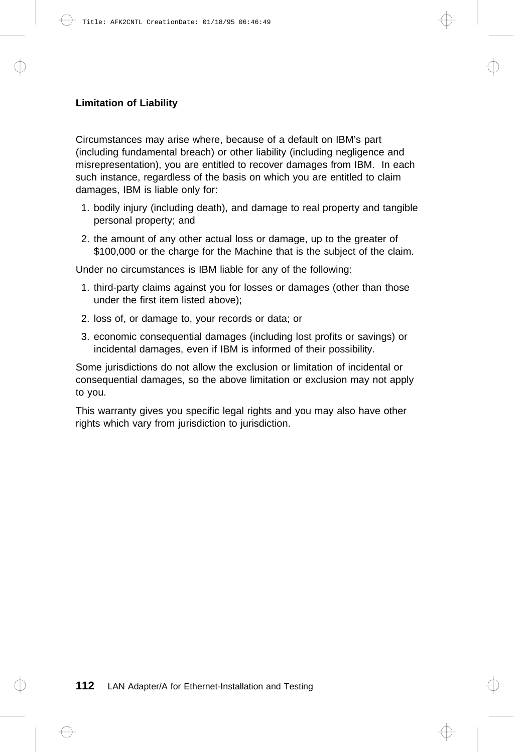**Limitation of Liability**

Circumstances may arise where, because of a default on IBM's part (including fundamental breach) or other liability (including negligence and misrepresentation), you are entitled to recover damages from IBM. In each such instance, regardless of the basis on which you are entitled to claim damages, IBM is liable only for:

1. bodily injury (including death), and damage to real property and tangible personal property; and
2. the amount of any other actual loss or damage, up to the greater of $100,000 or the charge for the Machine that is the subject of the claim.

Under no circumstances is IBM liable for any of the following:

1. third-party claims against you for losses or damages (other than those under the first item listed above);
2. loss of, or damage to, your records or data; or
3. economic consequential damages (including lost profits or savings) or incidental damages, even if IBM is informed of their possibility.

Some jurisdictions do not allow the exclusion or limitation of incidental or consequential damages, so the above limitation or exclusion may not apply to you.

This warranty gives you specific legal rights and you may also have other rights which vary from jurisdiction to jurisdiction.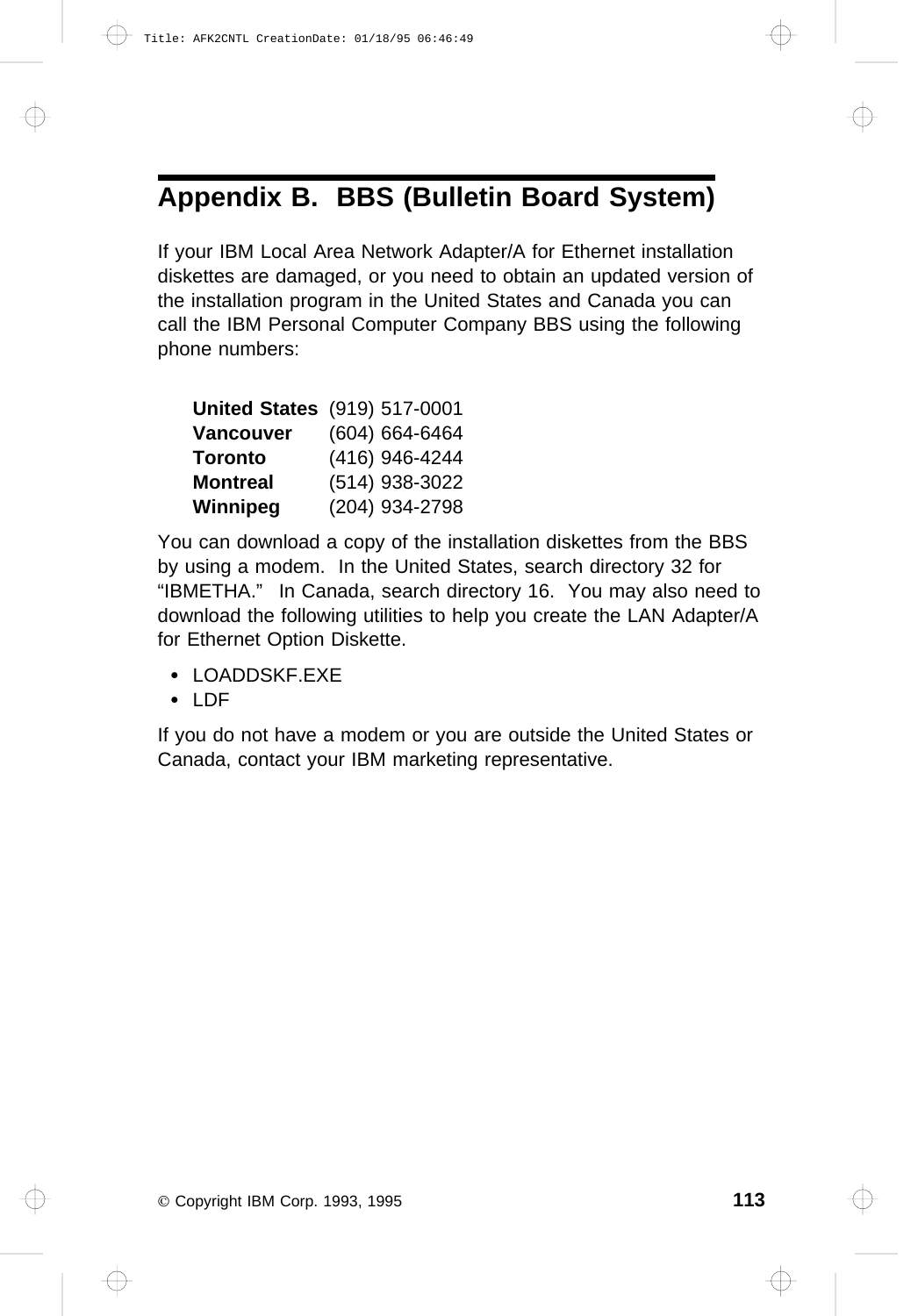# Appendix B. BBS (Bulletin Board System)

If your IBM Local Area Network Adapter/A for Ethernet installation diskettes are damaged, or you need to obtain an updated version of the installation program in the United States and Canada you can call the IBM Personal Computer Company BBS using the following phone numbers:

| | |
|---|---|
| **United States** | (919) 517-0001 |
| **Vancouver** | (604) 664-6464 |
| **Toronto** | (416) 946-4244 |
| **Montreal** | (514) 938-3022 |
| **Winnipeg** | (204) 934-2798 |

You can download a copy of the installation diskettes from the BBS by using a modem. In the United States, search directory 32 for "IBMETHA." In Canada, search directory 16. You may also need to download the following utilities to help you create the LAN Adapter/A for Ethernet Option Diskette.

- LOADDSKF.EXE
- LDF

If you do not have a modem or you are outside the United States or Canada, contact your IBM marketing representative.

© Copyright IBM Corp. 1993, 1995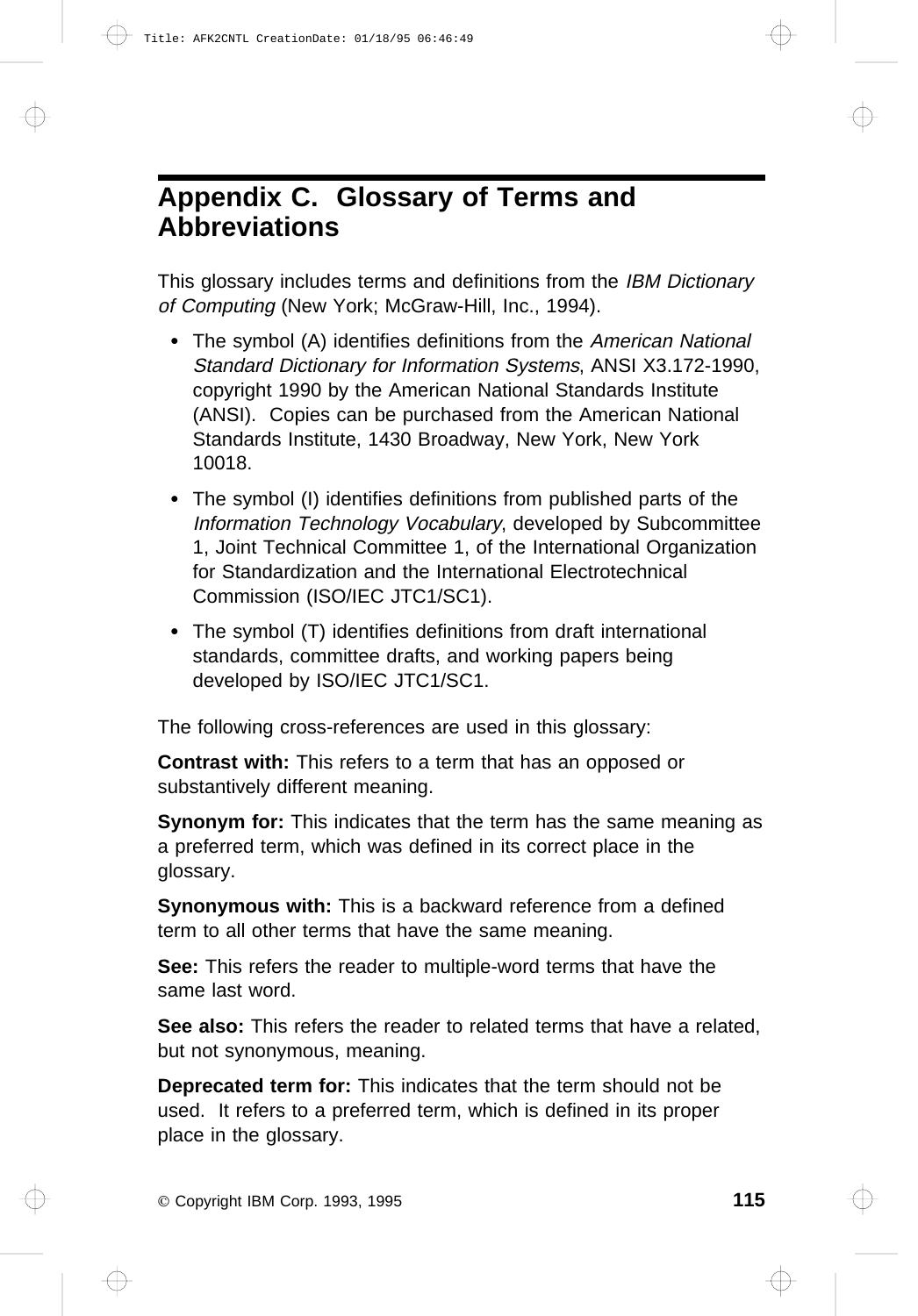# Appendix C. Glossary of Terms and Abbreviations

This glossary includes terms and definitions from the *IBM Dictionary of Computing* (New York; McGraw-Hill, Inc., 1994).

- The symbol (A) identifies definitions from the *American National Standard Dictionary for Information Systems*, ANSI X3.172-1990, copyright 1990 by the American National Standards Institute (ANSI). Copies can be purchased from the American National Standards Institute, 1430 Broadway, New York, New York 10018.
- The symbol (I) identifies definitions from published parts of the *Information Technology Vocabulary*, developed by Subcommittee 1, Joint Technical Committee 1, of the International Organization for Standardization and the International Electrotechnical Commission (ISO/IEC JTC1/SC1).
- The symbol (T) identifies definitions from draft international standards, committee drafts, and working papers being developed by ISO/IEC JTC1/SC1.

The following cross-references are used in this glossary:

**Contrast with:** This refers to a term that has an opposed or substantively different meaning.

**Synonym for:** This indicates that the term has the same meaning as a preferred term, which was defined in its correct place in the glossary.

**Synonymous with:** This is a backward reference from a defined term to all other terms that have the same meaning.

**See:** This refers the reader to multiple-word terms that have the same last word.

**See also:** This refers the reader to related terms that have a related, but not synonymous, meaning.

**Deprecated term for:** This indicates that the term should not be used. It refers to a preferred term, which is defined in its proper place in the glossary.

© Copyright IBM Corp. 1993, 1995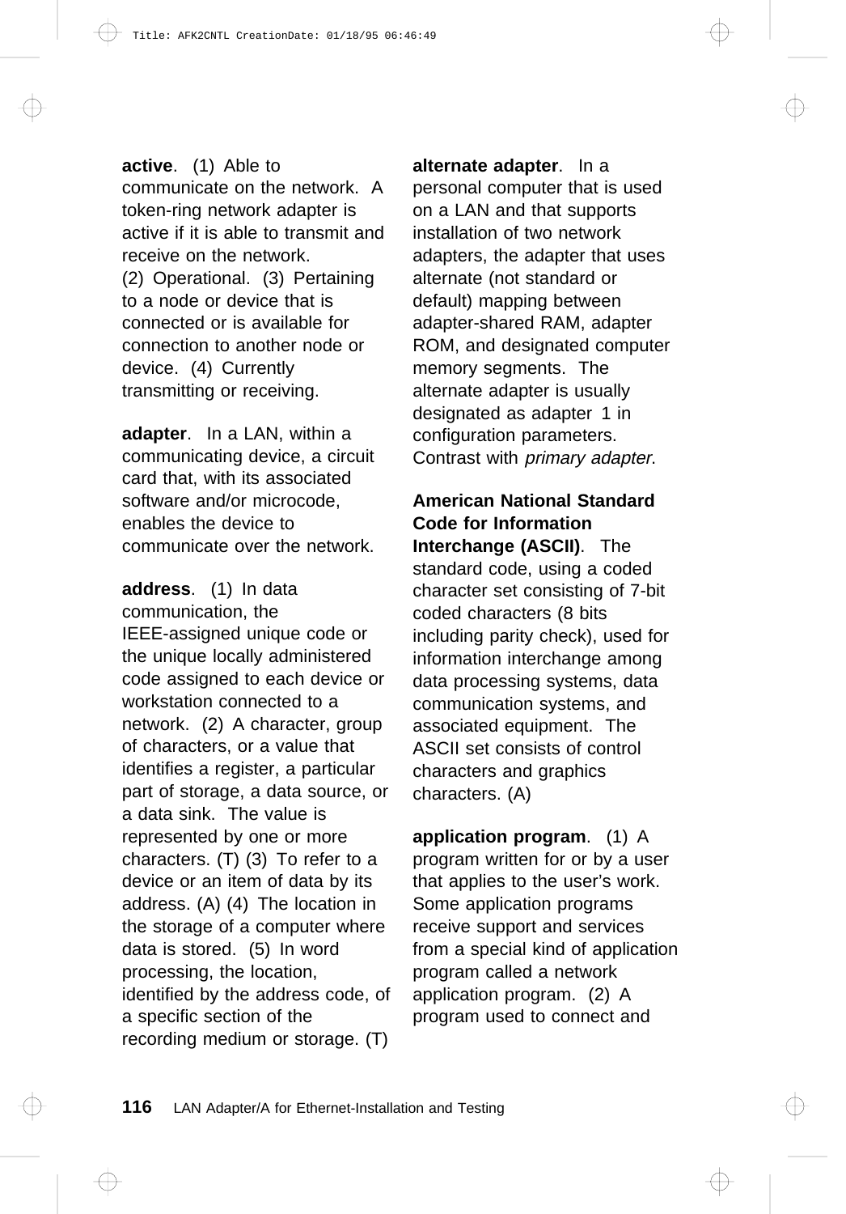**active**. (1) Able to communicate on the network. A token-ring network adapter is active if it is able to transmit and receive on the network. (2) Operational. (3) Pertaining to a node or device that is connected or is available for connection to another node or device. (4) Currently transmitting or receiving.

**adapter**. In a LAN, within a communicating device, a circuit card that, with its associated software and/or microcode, enables the device to communicate over the network.

**address**. (1) In data communication, the IEEE-assigned unique code or the unique locally administered code assigned to each device or workstation connected to a network. (2) A character, group of characters, or a value that identifies a register, a particular part of storage, a data source, or a data sink. The value is represented by one or more characters. (T) (3) To refer to a device or an item of data by its address. (A) (4) The location in the storage of a computer where data is stored. (5) In word processing, the location, identified by the address code, of a specific section of the recording medium or storage. (T)

**alternate adapter**. In a personal computer that is used on a LAN and that supports installation of two network adapters, the adapter that uses alternate (not standard or default) mapping between adapter-shared RAM, adapter ROM, and designated computer memory segments. The alternate adapter is usually designated as adapter 1 in configuration parameters. Contrast with *primary adapter*.

**American National Standard Code for Information Interchange (ASCII)**. The standard code, using a coded character set consisting of 7-bit coded characters (8 bits including parity check), used for information interchange among data processing systems, data communication systems, and associated equipment. The ASCII set consists of control characters and graphics characters. (A)

**application program**. (1) A program written for or by a user that applies to the user's work. Some application programs receive support and services from a special kind of application program called a network application program. (2) A program used to connect and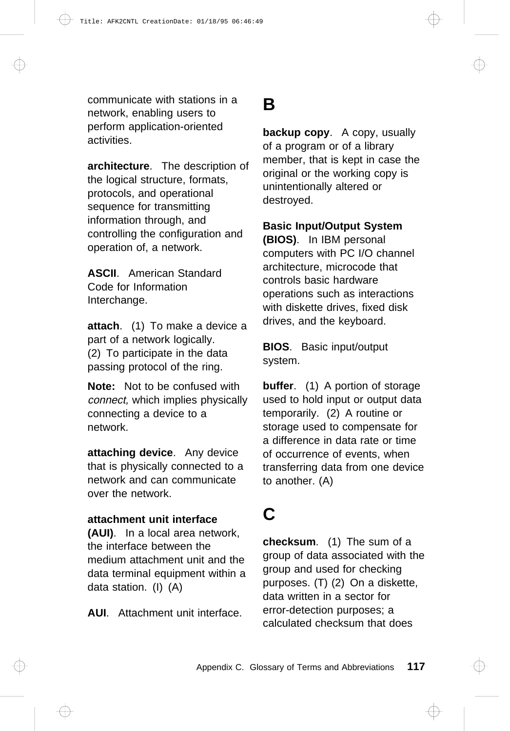communicate with stations in a network, enabling users to perform application-oriented activities.

**architecture**. The description of the logical structure, formats, protocols, and operational sequence for transmitting information through, and controlling the configuration and operation of, a network.

**ASCII**. American Standard Code for Information Interchange.

**attach**. (1) To make a device a part of a network logically. (2) To participate in the data passing protocol of the ring.

**Note:** Not to be confused with *connect,* which implies physically connecting a device to a network.

**attaching device**. Any device that is physically connected to a network and can communicate over the network.

**attachment unit interface (AUI)**. In a local area network, the interface between the medium attachment unit and the data terminal equipment within a data station. (I) (A)

**AUI**. Attachment unit interface.

# B

**backup copy**. A copy, usually of a program or of a library member, that is kept in case the original or the working copy is unintentionally altered or destroyed.

**Basic Input/Output System (BIOS)**. In IBM personal computers with PC I/O channel architecture, microcode that controls basic hardware operations such as interactions with diskette drives, fixed disk drives, and the keyboard.

**BIOS**. Basic input/output system.

**buffer**. (1) A portion of storage used to hold input or output data temporarily. (2) A routine or storage used to compensate for a difference in data rate or time of occurrence of events, when transferring data from one device to another. (A)

# C

**checksum**. (1) The sum of a group of data associated with the group and used for checking purposes. (T) (2) On a diskette, data written in a sector for error-detection purposes; a calculated checksum that does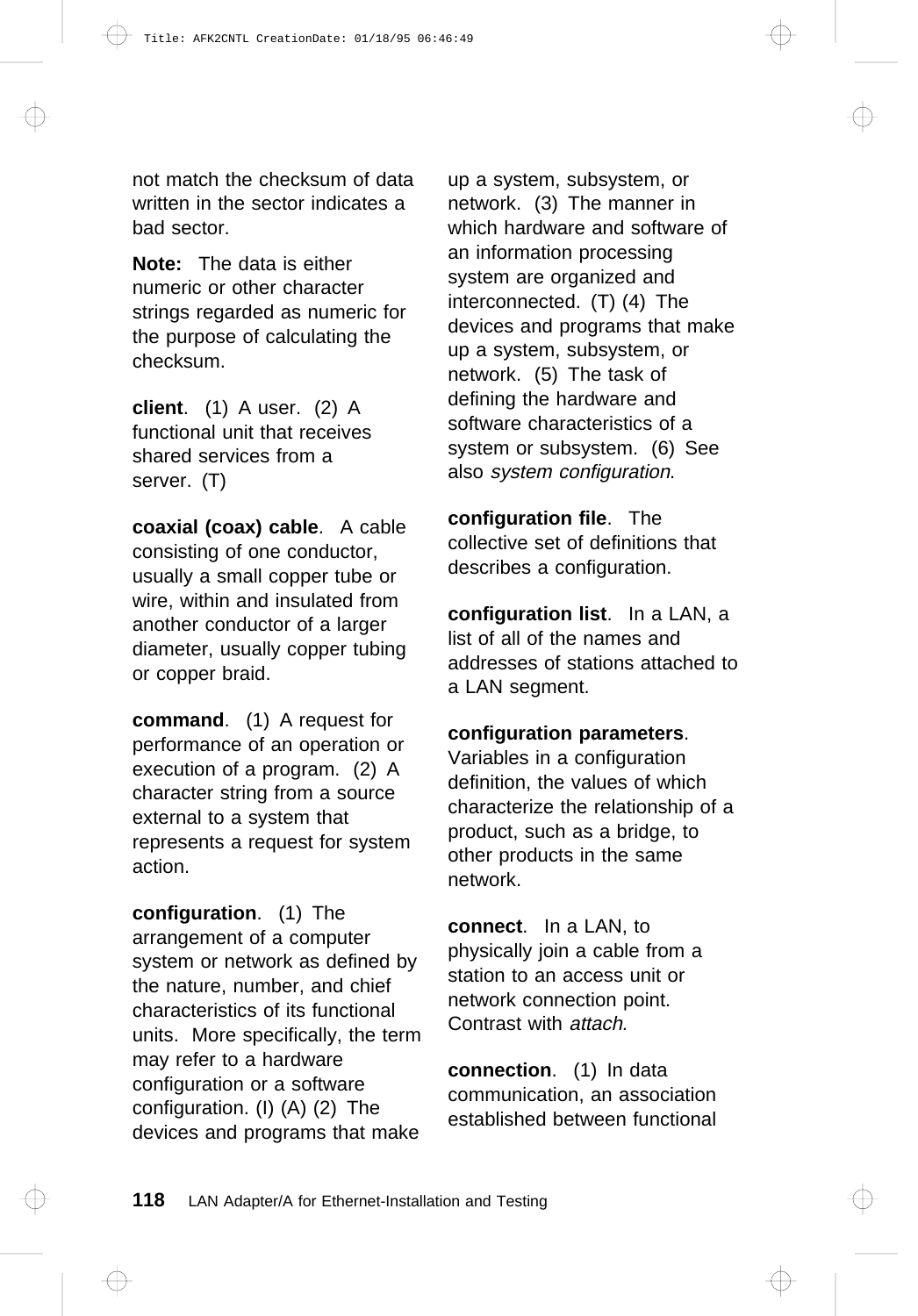not match the checksum of data written in the sector indicates a bad sector.

**Note:** The data is either numeric or other character strings regarded as numeric for the purpose of calculating the checksum.

**client**. (1) A user. (2) A functional unit that receives shared services from a server. (T)

**coaxial (coax) cable**. A cable consisting of one conductor, usually a small copper tube or wire, within and insulated from another conductor of a larger diameter, usually copper tubing or copper braid.

**command**. (1) A request for performance of an operation or execution of a program. (2) A character string from a source external to a system that represents a request for system action.

**configuration**. (1) The arrangement of a computer system or network as defined by the nature, number, and chief characteristics of its functional units. More specifically, the term may refer to a hardware configuration or a software configuration. (I) (A) (2) The devices and programs that make up a system, subsystem, or network. (3) The manner in which hardware and software of an information processing system are organized and interconnected. (T) (4) The devices and programs that make up a system, subsystem, or network. (5) The task of defining the hardware and software characteristics of a system or subsystem. (6) See also *system configuration*.

**configuration file**. The collective set of definitions that describes a configuration.

**configuration list**. In a LAN, a list of all of the names and addresses of stations attached to a LAN segment.

**configuration parameters**. Variables in a configuration definition, the values of which characterize the relationship of a product, such as a bridge, to other products in the same network.

**connect**. In a LAN, to physically join a cable from a station to an access unit or network connection point. Contrast with *attach*.

**connection**. (1) In data communication, an association established between functional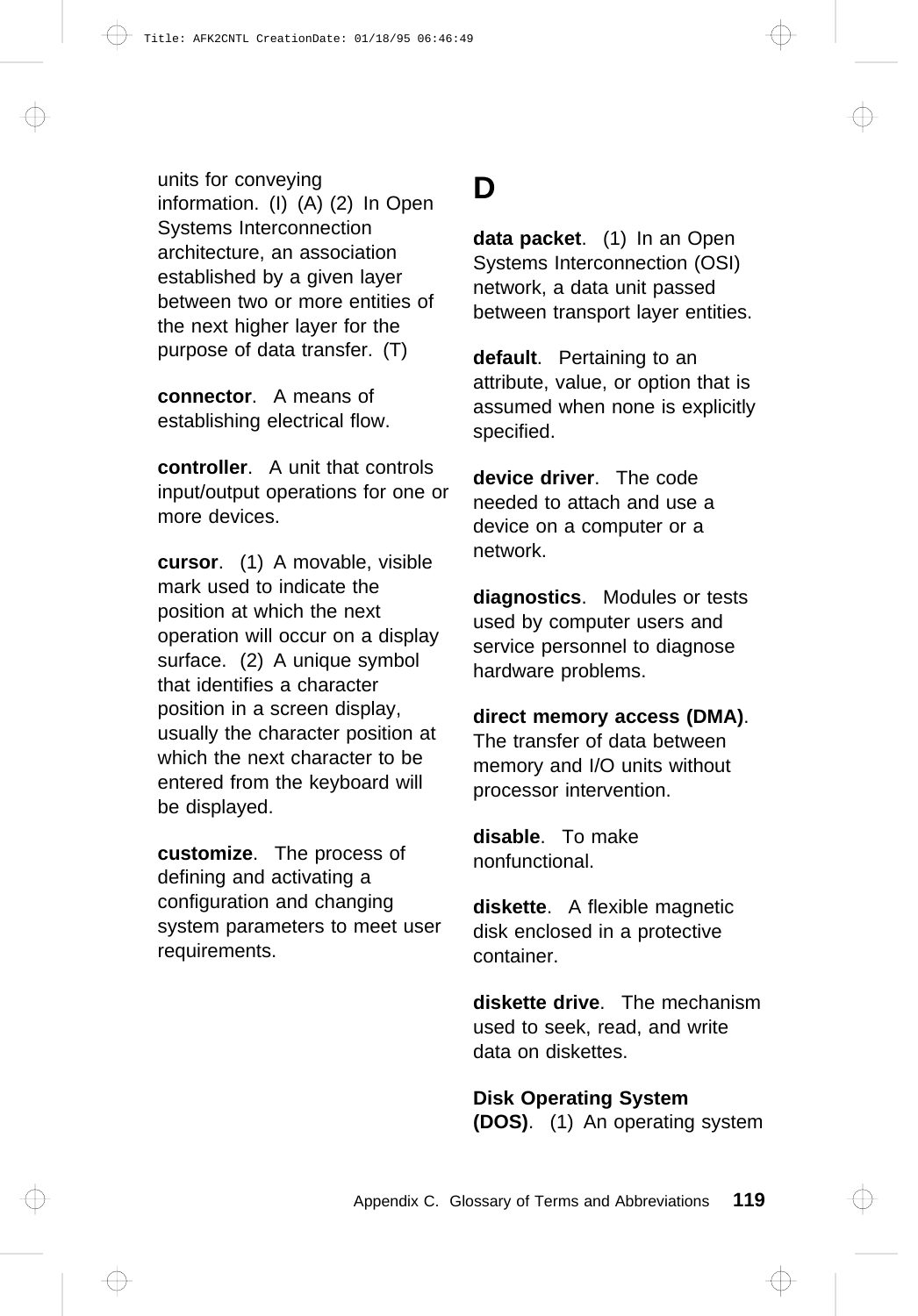units for conveying information. (I) (A) (2) In Open Systems Interconnection architecture, an association established by a given layer between two or more entities of the next higher layer for the purpose of data transfer. (T)

**connector**. A means of establishing electrical flow.

**controller**. A unit that controls input/output operations for one or more devices.

**cursor**. (1) A movable, visible mark used to indicate the position at which the next operation will occur on a display surface. (2) A unique symbol that identifies a character position in a screen display, usually the character position at which the next character to be entered from the keyboard will be displayed.

**customize**. The process of defining and activating a configuration and changing system parameters to meet user requirements.

# D

**data packet**. (1) In an Open Systems Interconnection (OSI) network, a data unit passed between transport layer entities.

**default**. Pertaining to an attribute, value, or option that is assumed when none is explicitly specified.

**device driver**. The code needed to attach and use a device on a computer or a network.

**diagnostics**. Modules or tests used by computer users and service personnel to diagnose hardware problems.

**direct memory access (DMA)**. The transfer of data between memory and I/O units without processor intervention.

**disable**. To make nonfunctional.

**diskette**. A flexible magnetic disk enclosed in a protective container.

**diskette drive**. The mechanism used to seek, read, and write data on diskettes.

**Disk Operating System (DOS)**. (1) An operating system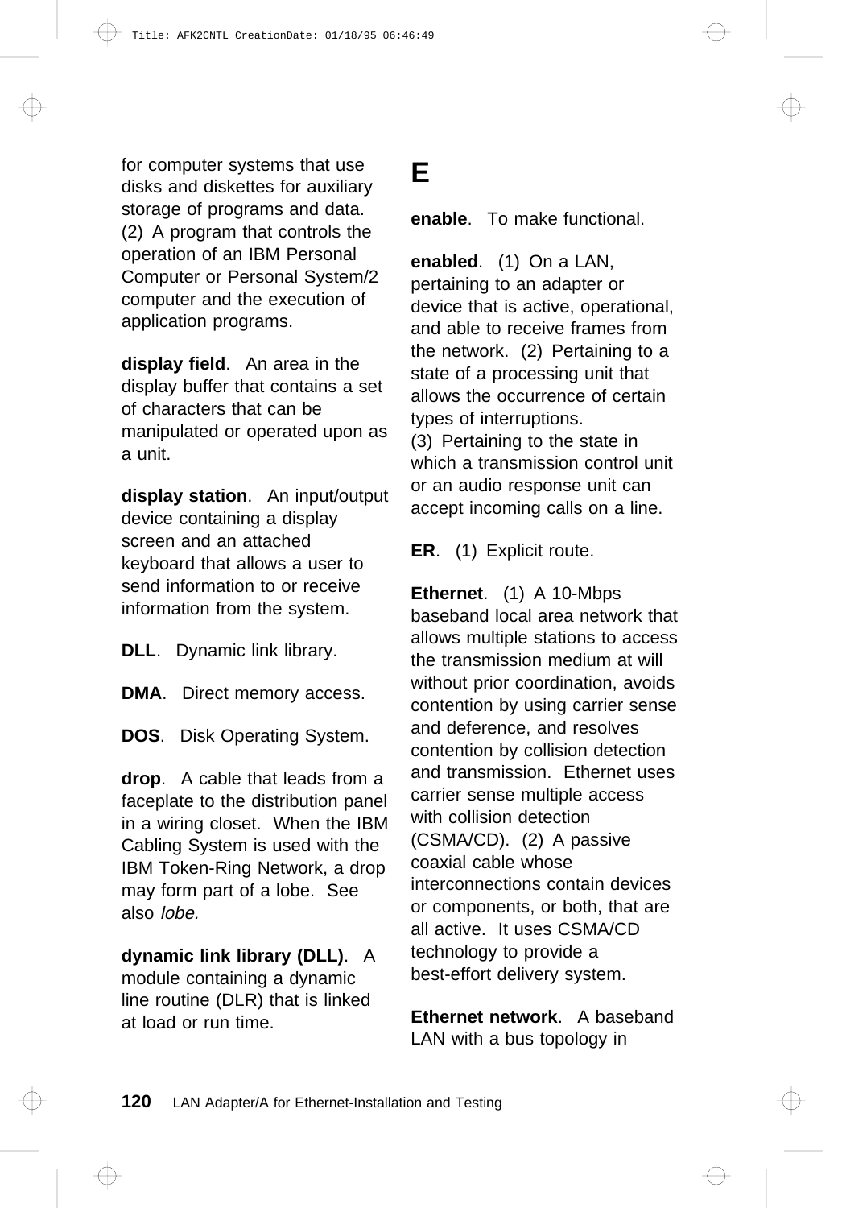for computer systems that use disks and diskettes for auxiliary storage of programs and data. (2) A program that controls the operation of an IBM Personal Computer or Personal System/2 computer and the execution of application programs.

**display field**. An area in the display buffer that contains a set of characters that can be manipulated or operated upon as a unit.

**display station**. An input/output device containing a display screen and an attached keyboard that allows a user to send information to or receive information from the system.

**DLL**. Dynamic link library.

**DMA**. Direct memory access.

**DOS**. Disk Operating System.

**drop**. A cable that leads from a faceplate to the distribution panel in a wiring closet. When the IBM Cabling System is used with the IBM Token-Ring Network, a drop may form part of a lobe. See also *lobe.*

**dynamic link library (DLL)**. A module containing a dynamic line routine (DLR) that is linked at load or run time.

# E

**enable**. To make functional.

**enabled**. (1) On a LAN, pertaining to an adapter or device that is active, operational, and able to receive frames from the network. (2) Pertaining to a state of a processing unit that allows the occurrence of certain types of interruptions. (3) Pertaining to the state in which a transmission control unit or an audio response unit can accept incoming calls on a line.

**ER**. (1) Explicit route.

**Ethernet**. (1) A 10-Mbps baseband local area network that allows multiple stations to access the transmission medium at will without prior coordination, avoids contention by using carrier sense and deference, and resolves contention by collision detection and transmission. Ethernet uses carrier sense multiple access with collision detection (CSMA/CD). (2) A passive coaxial cable whose interconnections contain devices or components, or both, that are all active. It uses CSMA/CD technology to provide a best-effort delivery system.

**Ethernet network**. A baseband LAN with a bus topology in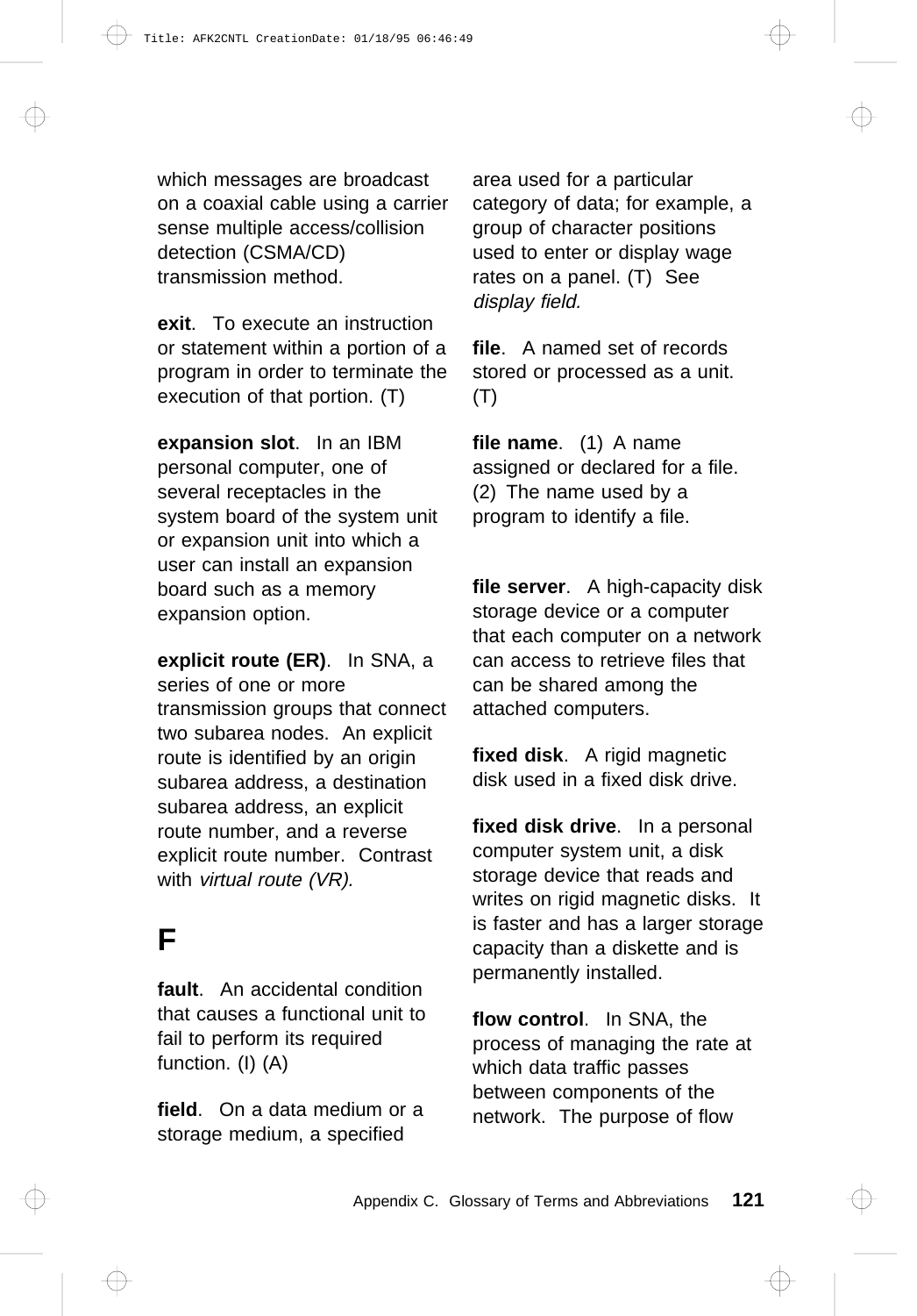which messages are broadcast on a coaxial cable using a carrier sense multiple access/collision detection (CSMA/CD) transmission method.

**exit**. To execute an instruction or statement within a portion of a program in order to terminate the execution of that portion. (T)

**expansion slot**. In an IBM personal computer, one of several receptacles in the system board of the system unit or expansion unit into which a user can install an expansion board such as a memory expansion option.

**explicit route (ER)**. In SNA, a series of one or more transmission groups that connect two subarea nodes. An explicit route is identified by an origin subarea address, a destination subarea address, an explicit route number, and a reverse explicit route number. Contrast with *virtual route (VR).*

## F

**fault**. An accidental condition that causes a functional unit to fail to perform its required function. (I) (A)

**field**. On a data medium or a storage medium, a specified area used for a particular category of data; for example, a group of character positions used to enter or display wage rates on a panel. (T) See *display field.*

**file**. A named set of records stored or processed as a unit. (T)

**file name**. (1) A name assigned or declared for a file. (2) The name used by a program to identify a file.

**file server**. A high-capacity disk storage device or a computer that each computer on a network can access to retrieve files that can be shared among the attached computers.

**fixed disk**. A rigid magnetic disk used in a fixed disk drive.

**fixed disk drive**. In a personal computer system unit, a disk storage device that reads and writes on rigid magnetic disks. It is faster and has a larger storage capacity than a diskette and is permanently installed.

**flow control**. In SNA, the process of managing the rate at which data traffic passes between components of the network. The purpose of flow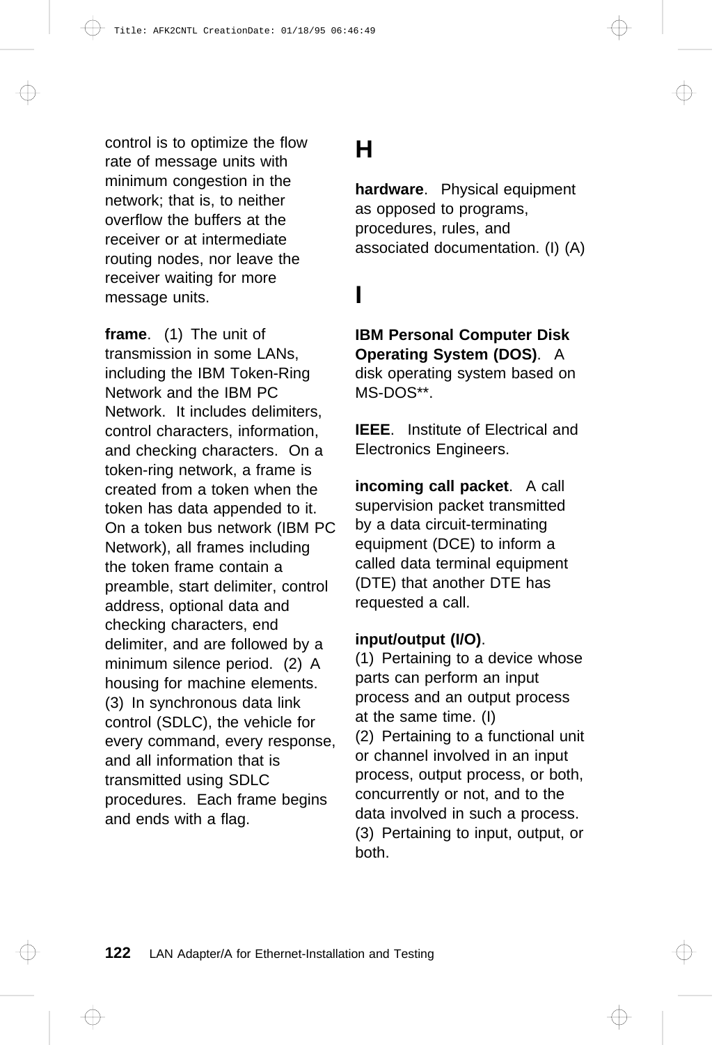control is to optimize the flow rate of message units with minimum congestion in the network; that is, to neither overflow the buffers at the receiver or at intermediate routing nodes, nor leave the receiver waiting for more message units.

**frame**. (1) The unit of transmission in some LANs, including the IBM Token-Ring Network and the IBM PC Network. It includes delimiters, control characters, information, and checking characters. On a token-ring network, a frame is created from a token when the token has data appended to it. On a token bus network (IBM PC Network), all frames including the token frame contain a preamble, start delimiter, control address, optional data and checking characters, end delimiter, and are followed by a minimum silence period. (2) A housing for machine elements. (3) In synchronous data link control (SDLC), the vehicle for every command, every response, and all information that is transmitted using SDLC procedures. Each frame begins and ends with a flag.

# H

**hardware**. Physical equipment as opposed to programs, procedures, rules, and associated documentation. (I) (A)

# I

**IBM Personal Computer Disk Operating System (DOS)**. A disk operating system based on MS-DOS**.

**IEEE**. Institute of Electrical and Electronics Engineers.

**incoming call packet**. A call supervision packet transmitted by a data circuit-terminating equipment (DCE) to inform a called data terminal equipment (DTE) that another DTE has requested a call.

**input/output (I/O)**.
(1) Pertaining to a device whose parts can perform an input process and an output process at the same time. (I)
(2) Pertaining to a functional unit or channel involved in an input process, output process, or both, concurrently or not, and to the data involved in such a process.
(3) Pertaining to input, output, or both.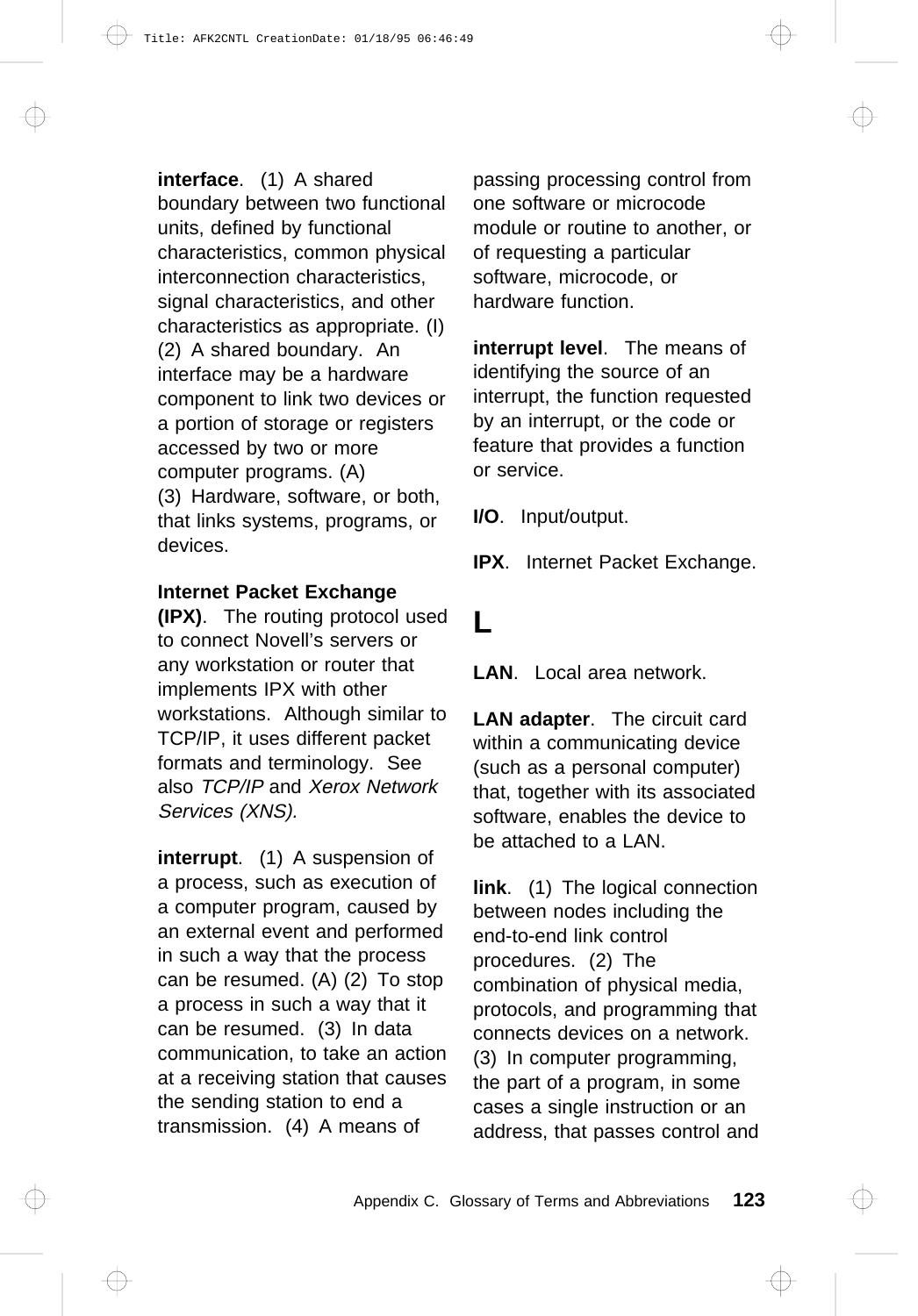**interface**. (1) A shared boundary between two functional units, defined by functional characteristics, common physical interconnection characteristics, signal characteristics, and other characteristics as appropriate. (I) (2) A shared boundary. An interface may be a hardware component to link two devices or a portion of storage or registers accessed by two or more computer programs. (A) (3) Hardware, software, or both, that links systems, programs, or devices.

**Internet Packet Exchange (IPX)**. The routing protocol used to connect Novell's servers or any workstation or router that implements IPX with other workstations. Although similar to TCP/IP, it uses different packet formats and terminology. See also *TCP/IP* and *Xerox Network Services (XNS).*

**interrupt**. (1) A suspension of a process, such as execution of a computer program, caused by an external event and performed in such a way that the process can be resumed. (A) (2) To stop a process in such a way that it can be resumed. (3) In data communication, to take an action at a receiving station that causes the sending station to end a transmission. (4) A means of passing processing control from one software or microcode module or routine to another, or of requesting a particular software, microcode, or hardware function.

**interrupt level**. The means of identifying the source of an interrupt, the function requested by an interrupt, or the code or feature that provides a function or service.

**I/O**. Input/output.

**IPX**. Internet Packet Exchange.

# L

**LAN**. Local area network.

**LAN adapter**. The circuit card within a communicating device (such as a personal computer) that, together with its associated software, enables the device to be attached to a LAN.

**link**. (1) The logical connection between nodes including the end-to-end link control procedures. (2) The combination of physical media, protocols, and programming that connects devices on a network. (3) In computer programming, the part of a program, in some cases a single instruction or an address, that passes control and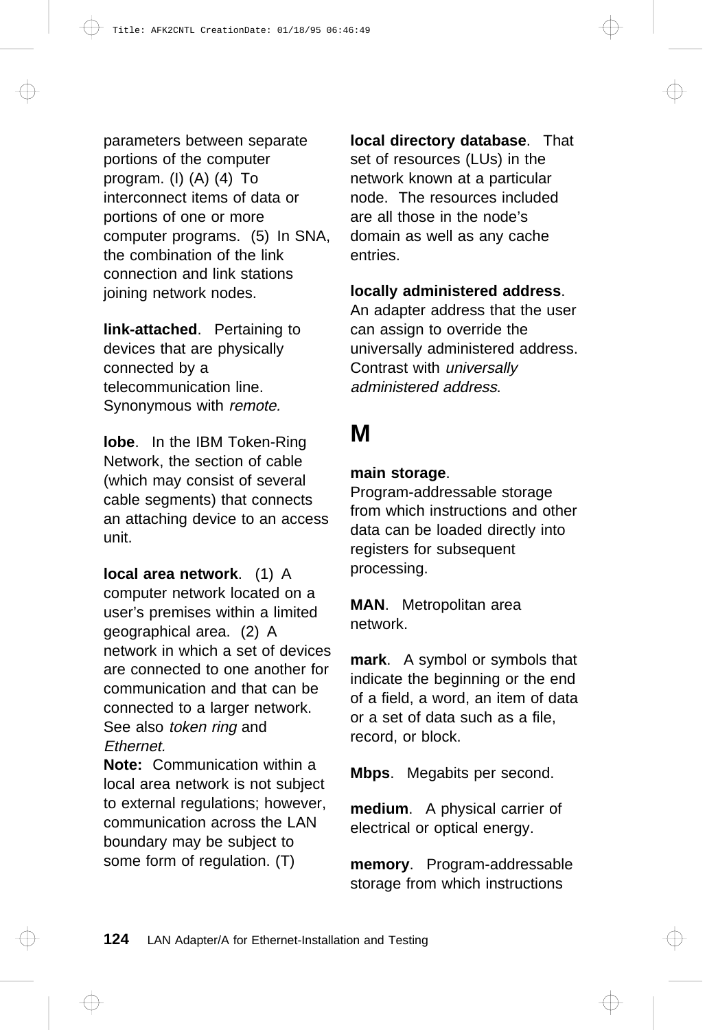parameters between separate portions of the computer program. (I) (A) (4) To interconnect items of data or portions of one or more computer programs. (5) In SNA, the combination of the link connection and link stations joining network nodes.

**link-attached**. Pertaining to devices that are physically connected by a telecommunication line. Synonymous with *remote.*

**lobe**. In the IBM Token-Ring Network, the section of cable (which may consist of several cable segments) that connects an attaching device to an access unit.

**local area network**. (1) A computer network located on a user's premises within a limited geographical area. (2) A network in which a set of devices are connected to one another for communication and that can be connected to a larger network. See also *token ring* and *Ethernet.*

**Note:** Communication within a local area network is not subject to external regulations; however, communication across the LAN boundary may be subject to some form of regulation. (T)

**local directory database**. That set of resources (LUs) in the network known at a particular node. The resources included are all those in the node's domain as well as any cache entries.

**locally administered address**. An adapter address that the user can assign to override the universally administered address. Contrast with *universally administered address*.

# M

**main storage**. Program-addressable storage from which instructions and other data can be loaded directly into registers for subsequent processing.

**MAN**. Metropolitan area network.

**mark**. A symbol or symbols that indicate the beginning or the end of a field, a word, an item of data or a set of data such as a file, record, or block.

**Mbps**. Megabits per second.

**medium**. A physical carrier of electrical or optical energy.

**memory**. Program-addressable storage from which instructions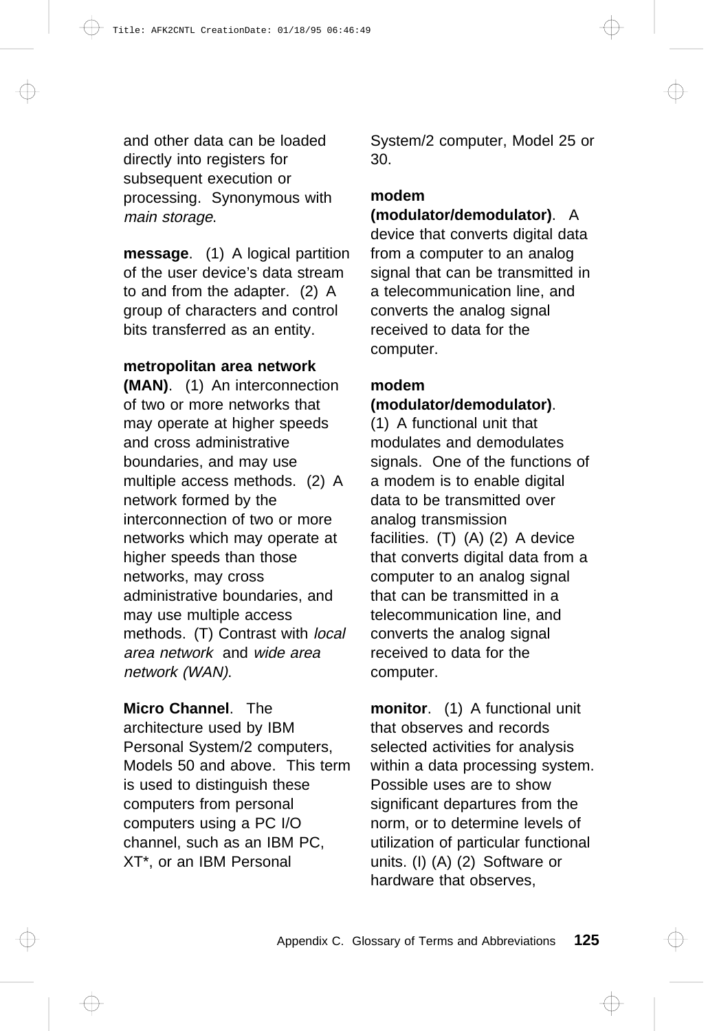and other data can be loaded directly into registers for subsequent execution or processing. Synonymous with *main storage*.

**message**. (1) A logical partition of the user device's data stream to and from the adapter. (2) A group of characters and control bits transferred as an entity.

**metropolitan area network (MAN)**. (1) An interconnection of two or more networks that may operate at higher speeds and cross administrative boundaries, and may use multiple access methods. (2) A network formed by the interconnection of two or more networks which may operate at higher speeds than those networks, may cross administrative boundaries, and may use multiple access methods. (T) Contrast with *local area network* and *wide area network (WAN)*.

**Micro Channel**. The architecture used by IBM Personal System/2 computers, Models 50 and above. This term is used to distinguish these computers from personal computers using a PC I/O channel, such as an IBM PC, XT*, or an IBM Personal System/2 computer, Model 25 or 30.

**modem (modulator/demodulator)**. A device that converts digital data from a computer to an analog signal that can be transmitted in a telecommunication line, and converts the analog signal received to data for the computer.

**modem (modulator/demodulator)**. (1) A functional unit that modulates and demodulates signals. One of the functions of a modem is to enable digital data to be transmitted over analog transmission facilities. (T) (A) (2) A device that converts digital data from a computer to an analog signal that can be transmitted in a telecommunication line, and converts the analog signal received to data for the computer.

**monitor**. (1) A functional unit that observes and records selected activities for analysis within a data processing system. Possible uses are to show significant departures from the norm, or to determine levels of utilization of particular functional units. (I) (A) (2) Software or hardware that observes,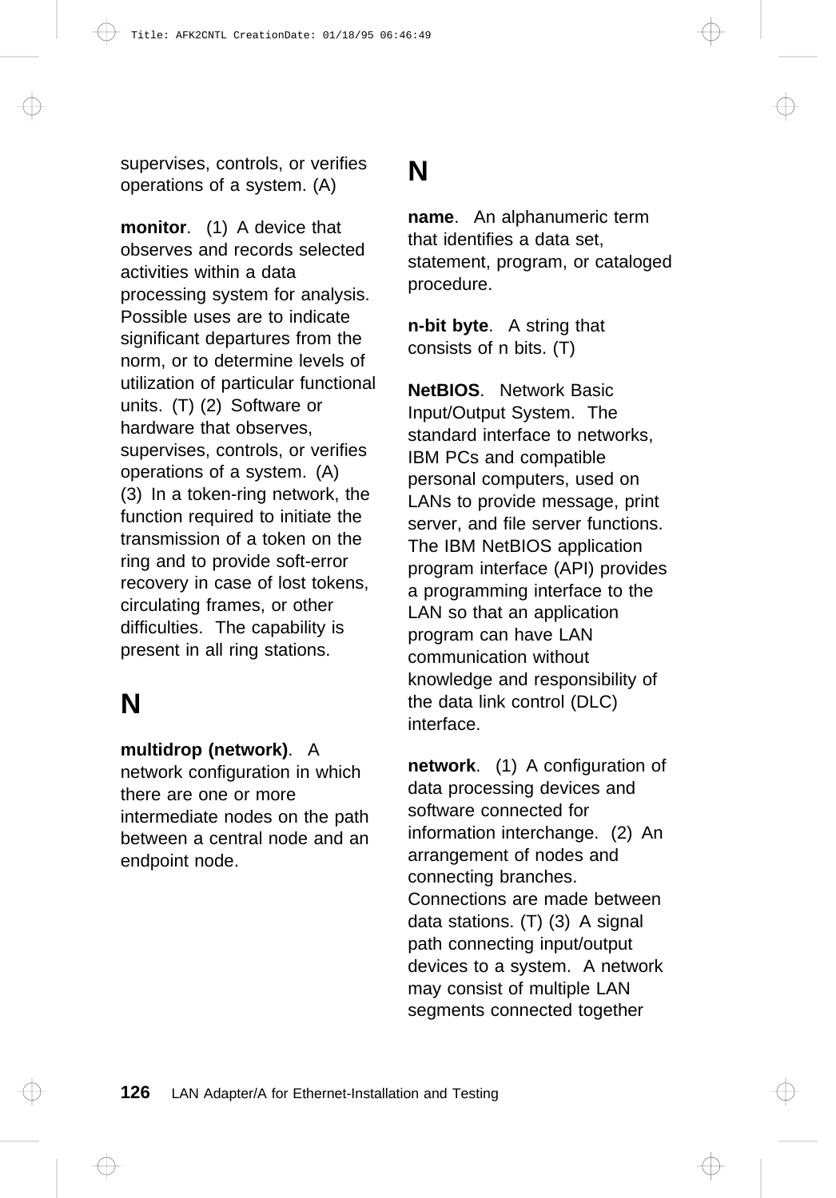supervises, controls, or verifies operations of a system. (A)

**monitor**. (1) A device that observes and records selected activities within a data processing system for analysis. Possible uses are to indicate significant departures from the norm, or to determine levels of utilization of particular functional units. (T) (2) Software or hardware that observes, supervises, controls, or verifies operations of a system. (A) (3) In a token-ring network, the function required to initiate the transmission of a token on the ring and to provide soft-error recovery in case of lost tokens, circulating frames, or other difficulties. The capability is present in all ring stations.

## N

**multidrop (network)**. A network configuration in which there are one or more intermediate nodes on the path between a central node and an endpoint node.

## N

**name**. An alphanumeric term that identifies a data set, statement, program, or cataloged procedure.

**n-bit byte**. A string that consists of n bits. (T)

**NetBIOS**. Network Basic Input/Output System. The standard interface to networks, IBM PCs and compatible personal computers, used on LANs to provide message, print server, and file server functions. The IBM NetBIOS application program interface (API) provides a programming interface to the LAN so that an application program can have LAN communication without knowledge and responsibility of the data link control (DLC) interface.

**network**. (1) A configuration of data processing devices and software connected for information interchange. (2) An arrangement of nodes and connecting branches. Connections are made between data stations. (T) (3) A signal path connecting input/output devices to a system. A network may consist of multiple LAN segments connected together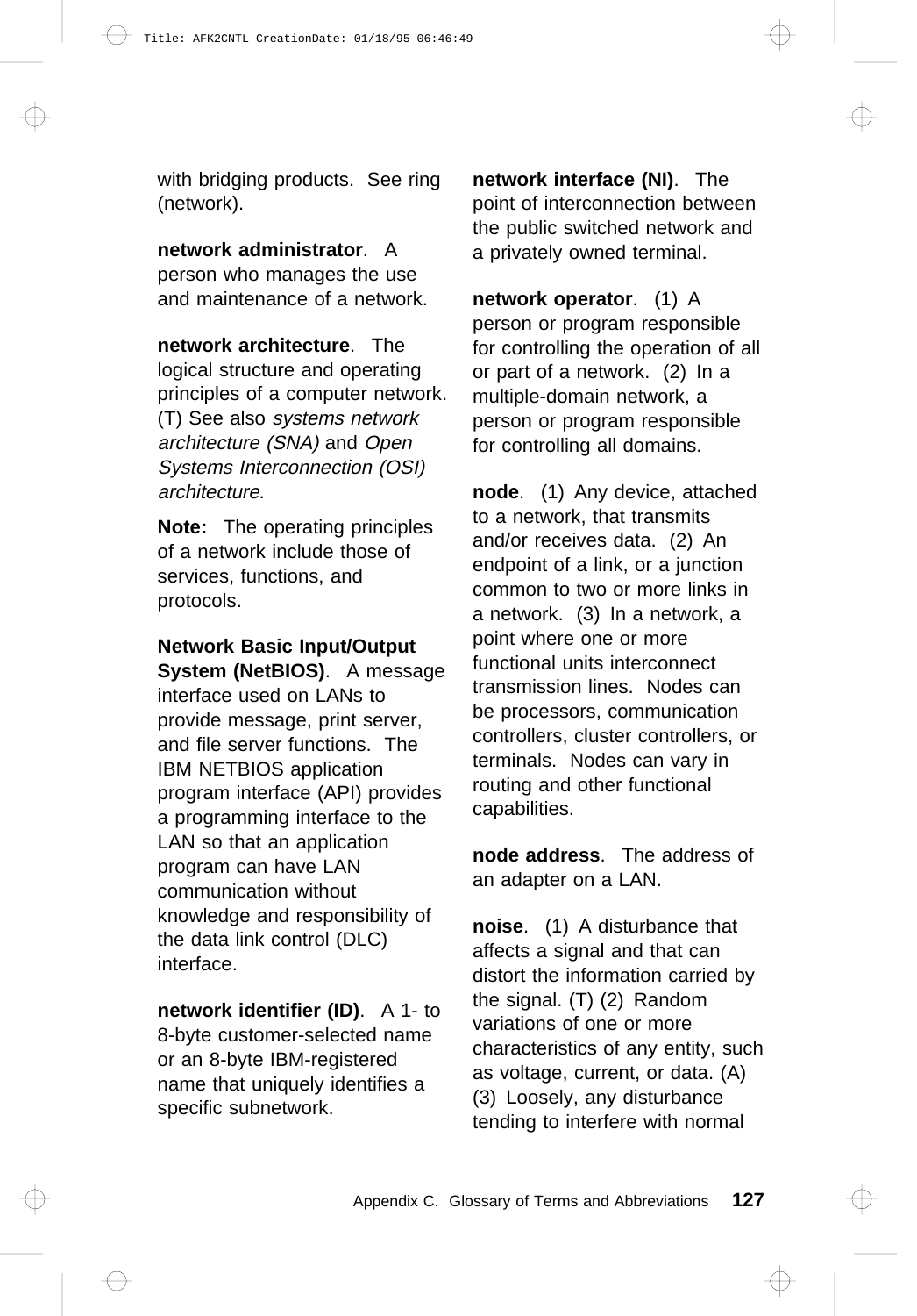with bridging products. See ring (network).

**network administrator**. A person who manages the use and maintenance of a network.

**network architecture**. The logical structure and operating principles of a computer network. (T) See also *systems network architecture (SNA)* and *Open Systems Interconnection (OSI) architecture*.

**Note:** The operating principles of a network include those of services, functions, and protocols.

**Network Basic Input/Output System (NetBIOS)**. A message interface used on LANs to provide message, print server, and file server functions. The IBM NETBIOS application program interface (API) provides a programming interface to the LAN so that an application program can have LAN communication without knowledge and responsibility of the data link control (DLC) interface.

**network identifier (ID)**. A 1- to 8-byte customer-selected name or an 8-byte IBM-registered name that uniquely identifies a specific subnetwork.

**network interface (NI)**. The point of interconnection between the public switched network and a privately owned terminal.

**network operator**. (1) A person or program responsible for controlling the operation of all or part of a network. (2) In a multiple-domain network, a person or program responsible for controlling all domains.

**node**. (1) Any device, attached to a network, that transmits and/or receives data. (2) An endpoint of a link, or a junction common to two or more links in a network. (3) In a network, a point where one or more functional units interconnect transmission lines. Nodes can be processors, communication controllers, cluster controllers, or terminals. Nodes can vary in routing and other functional capabilities.

**node address**. The address of an adapter on a LAN.

**noise**. (1) A disturbance that affects a signal and that can distort the information carried by the signal. (T) (2) Random variations of one or more characteristics of any entity, such as voltage, current, or data. (A) (3) Loosely, any disturbance tending to interfere with normal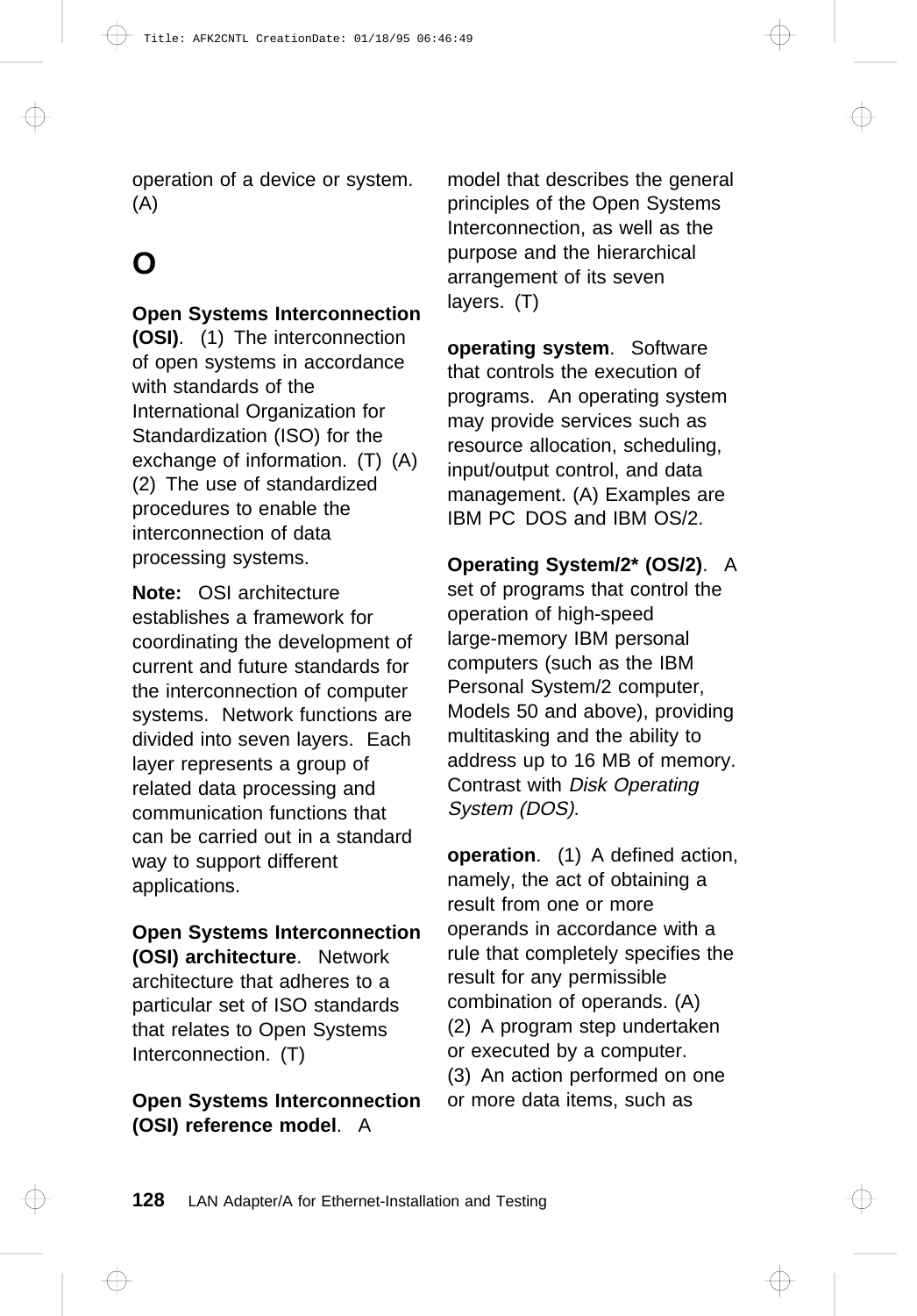operation of a device or system. (A)

## O

**Open Systems Interconnection (OSI)**. (1) The interconnection of open systems in accordance with standards of the International Organization for Standardization (ISO) for the exchange of information. (T) (A) (2) The use of standardized procedures to enable the interconnection of data processing systems.

**Note:** OSI architecture establishes a framework for coordinating the development of current and future standards for the interconnection of computer systems. Network functions are divided into seven layers. Each layer represents a group of related data processing and communication functions that can be carried out in a standard way to support different applications.

**Open Systems Interconnection (OSI) architecture**. Network architecture that adheres to a particular set of ISO standards that relates to Open Systems Interconnection. (T)

**Open Systems Interconnection (OSI) reference model**. A model that describes the general principles of the Open Systems Interconnection, as well as the purpose and the hierarchical arrangement of its seven layers. (T)

**operating system**. Software that controls the execution of programs. An operating system may provide services such as resource allocation, scheduling, input/output control, and data management. (A) Examples are IBM PC DOS and IBM OS/2.

**Operating System/2* (OS/2)**. A set of programs that control the operation of high-speed large-memory IBM personal computers (such as the IBM Personal System/2 computer, Models 50 and above), providing multitasking and the ability to address up to 16 MB of memory. Contrast with *Disk Operating System (DOS)*.

**operation**. (1) A defined action, namely, the act of obtaining a result from one or more operands in accordance with a rule that completely specifies the result for any permissible combination of operands. (A) (2) A program step undertaken or executed by a computer. (3) An action performed on one or more data items, such as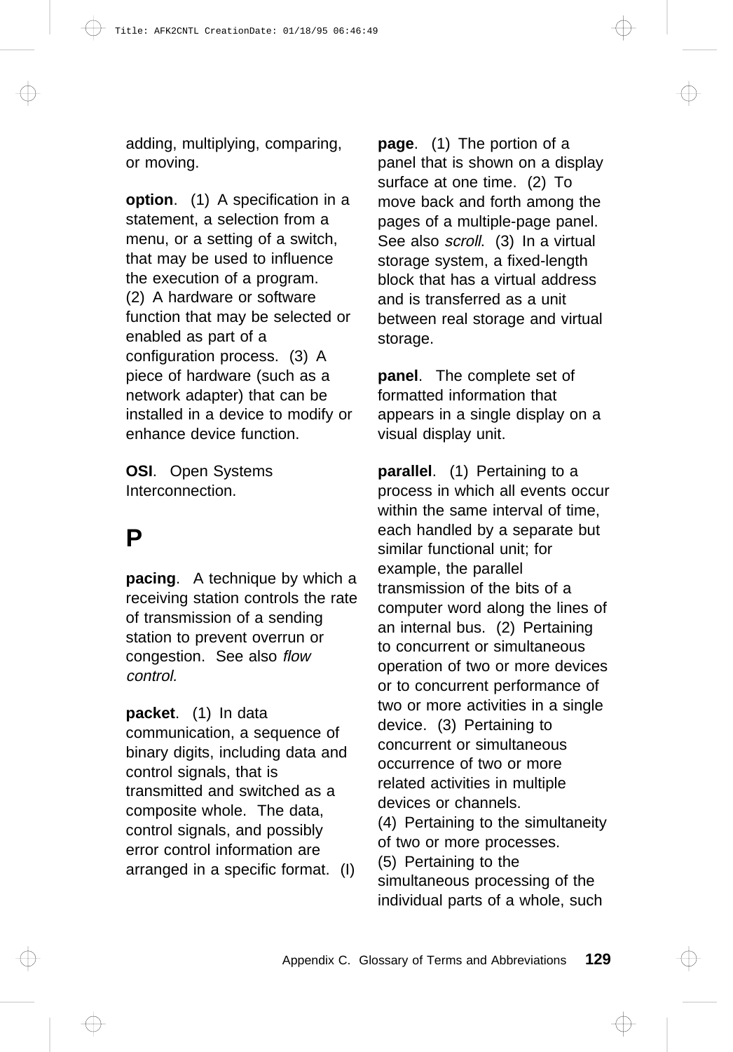adding, multiplying, comparing, or moving.

**option**. (1) A specification in a statement, a selection from a menu, or a setting of a switch, that may be used to influence the execution of a program. (2) A hardware or software function that may be selected or enabled as part of a configuration process. (3) A piece of hardware (such as a network adapter) that can be installed in a device to modify or enhance device function.

**OSI**. Open Systems Interconnection.

# P

**pacing**. A technique by which a receiving station controls the rate of transmission of a sending station to prevent overrun or congestion. See also *flow control.*

**packet**. (1) In data communication, a sequence of binary digits, including data and control signals, that is transmitted and switched as a composite whole. The data, control signals, and possibly error control information are arranged in a specific format. (I)

**page**. (1) The portion of a panel that is shown on a display surface at one time. (2) To move back and forth among the pages of a multiple-page panel. See also *scroll.* (3) In a virtual storage system, a fixed-length block that has a virtual address and is transferred as a unit between real storage and virtual storage.

**panel**. The complete set of formatted information that appears in a single display on a visual display unit.

**parallel**. (1) Pertaining to a process in which all events occur within the same interval of time, each handled by a separate but similar functional unit; for example, the parallel transmission of the bits of a computer word along the lines of an internal bus. (2) Pertaining to concurrent or simultaneous operation of two or more devices or to concurrent performance of two or more activities in a single device. (3) Pertaining to concurrent or simultaneous occurrence of two or more related activities in multiple devices or channels.
(4) Pertaining to the simultaneity of two or more processes.
(5) Pertaining to the simultaneous processing of the individual parts of a whole, such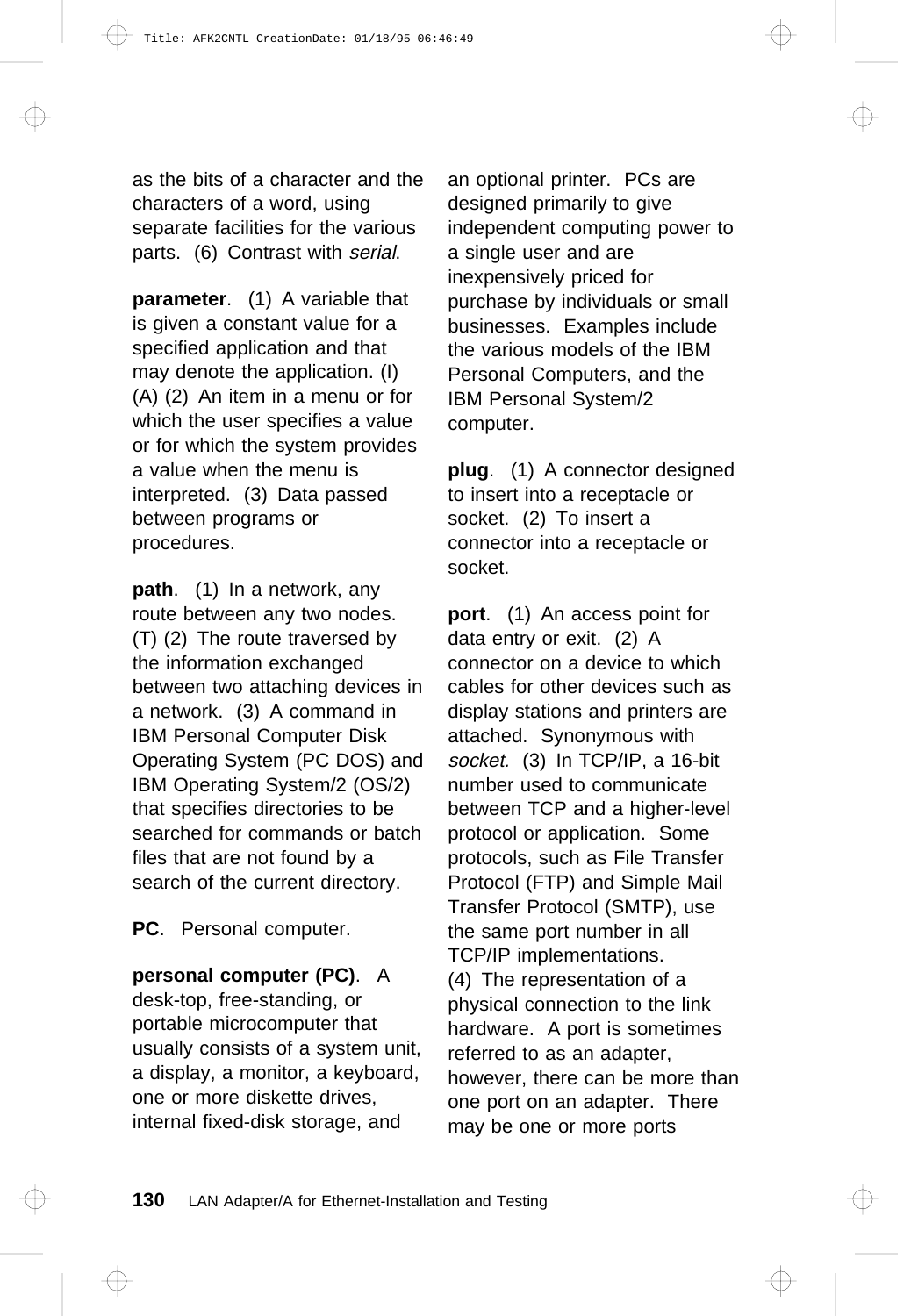as the bits of a character and the characters of a word, using separate facilities for the various parts. (6) Contrast with *serial*.

**parameter**. (1) A variable that is given a constant value for a specified application and that may denote the application. (I) (A) (2) An item in a menu or for which the user specifies a value or for which the system provides a value when the menu is interpreted. (3) Data passed between programs or procedures.

**path**. (1) In a network, any route between any two nodes. (T) (2) The route traversed by the information exchanged between two attaching devices in a network. (3) A command in IBM Personal Computer Disk Operating System (PC DOS) and IBM Operating System/2 (OS/2) that specifies directories to be searched for commands or batch files that are not found by a search of the current directory.

**PC**. Personal computer.

**personal computer (PC)**. A desk-top, free-standing, or portable microcomputer that usually consists of a system unit, a display, a monitor, a keyboard, one or more diskette drives, internal fixed-disk storage, and an optional printer. PCs are designed primarily to give independent computing power to a single user and are inexpensively priced for purchase by individuals or small businesses. Examples include the various models of the IBM Personal Computers, and the IBM Personal System/2 computer.

**plug**. (1) A connector designed to insert into a receptacle or socket. (2) To insert a connector into a receptacle or socket.

**port**. (1) An access point for data entry or exit. (2) A connector on a device to which cables for other devices such as display stations and printers are attached. Synonymous with *socket.* (3) In TCP/IP, a 16-bit number used to communicate between TCP and a higher-level protocol or application. Some protocols, such as File Transfer Protocol (FTP) and Simple Mail Transfer Protocol (SMTP), use the same port number in all TCP/IP implementations. (4) The representation of a physical connection to the link hardware. A port is sometimes referred to as an adapter, however, there can be more than one port on an adapter. There may be one or more ports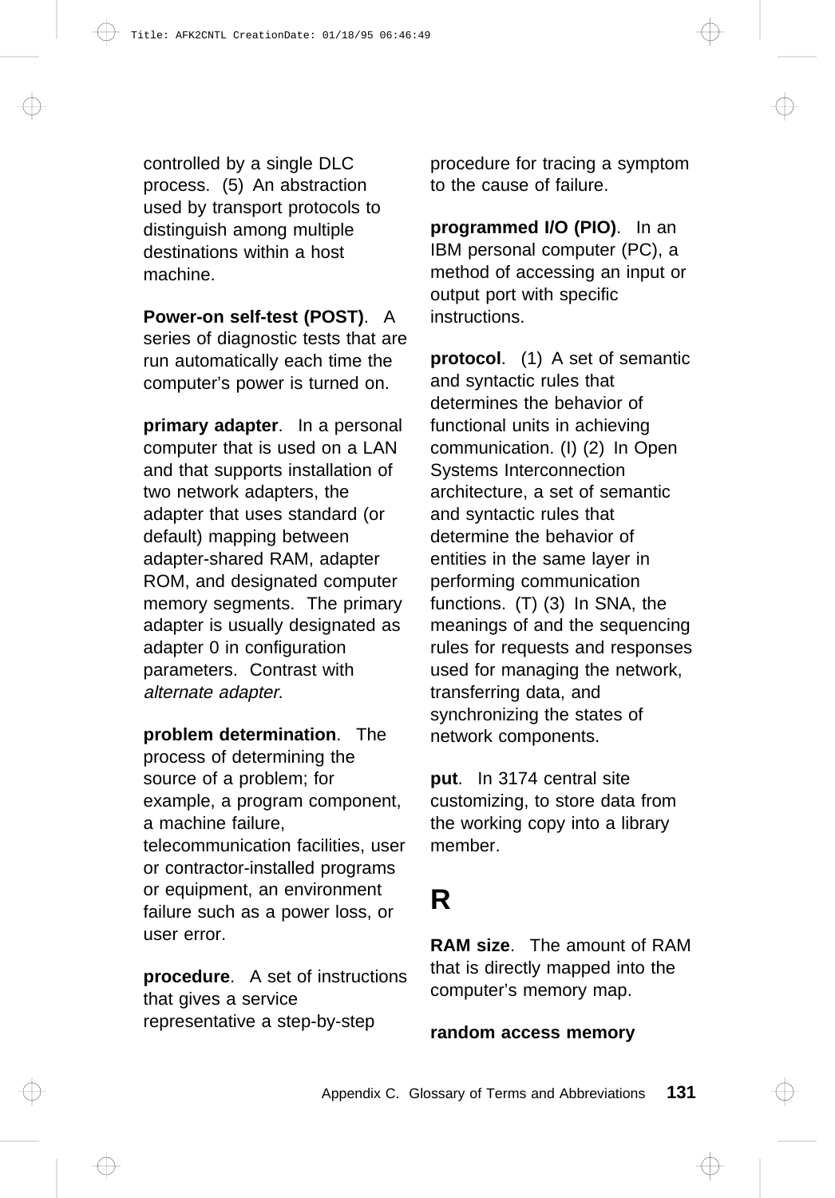controlled by a single DLC process.  (5)  An abstraction used by transport protocols to distinguish among multiple destinations within a host machine.

**Power-on self-test (POST)**.  A series of diagnostic tests that are run automatically each time the computer's power is turned on.

**primary adapter**.  In a personal computer that is used on a LAN and that supports installation of two network adapters, the adapter that uses standard (or default) mapping between adapter-shared RAM, adapter ROM, and designated computer memory segments.  The primary adapter is usually designated as adapter 0 in configuration parameters.  Contrast with *alternate adapter*.

**problem determination**.  The process of determining the source of a problem; for example, a program component, a machine failure, telecommunication facilities, user or contractor-installed programs or equipment, an environment failure such as a power loss, or user error.

**procedure**.  A set of instructions that gives a service representative a step-by-step procedure for tracing a symptom to the cause of failure.

**programmed I/O (PIO)**.  In an IBM personal computer (PC), a method of accessing an input or output port with specific instructions.

**protocol**.  (1)  A set of semantic and syntactic rules that determines the behavior of functional units in achieving communication. (I) (2)  In Open Systems Interconnection architecture, a set of semantic and syntactic rules that determine the behavior of entities in the same layer in performing communication functions.  (T) (3)  In SNA, the meanings of and the sequencing rules for requests and responses used for managing the network, transferring data, and synchronizing the states of network components.

**put**.  In 3174 central site customizing, to store data from the working copy into a library member.

# R

**RAM size**.  The amount of RAM that is directly mapped into the computer's memory map.

**random access memory**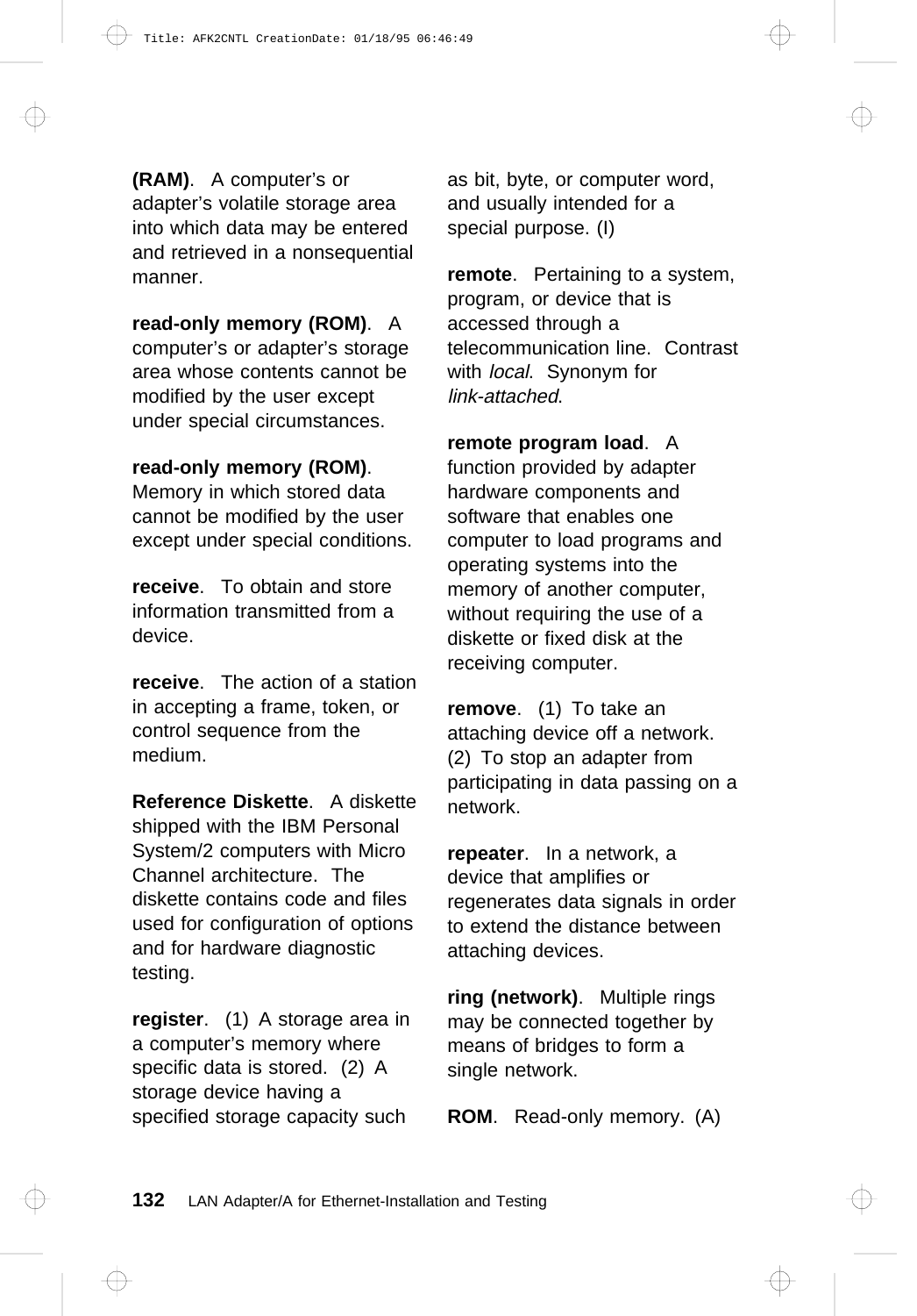**(RAM)**. A computer's or adapter's volatile storage area into which data may be entered and retrieved in a nonsequential manner.

**read-only memory (ROM)**. A computer's or adapter's storage area whose contents cannot be modified by the user except under special circumstances.

**read-only memory (ROM)**. Memory in which stored data cannot be modified by the user except under special conditions.

**receive**. To obtain and store information transmitted from a device.

**receive**. The action of a station in accepting a frame, token, or control sequence from the medium.

**Reference Diskette**. A diskette shipped with the IBM Personal System/2 computers with Micro Channel architecture. The diskette contains code and files used for configuration of options and for hardware diagnostic testing.

**register**. (1) A storage area in a computer's memory where specific data is stored. (2) A storage device having a specified storage capacity such as bit, byte, or computer word, and usually intended for a special purpose. (I)

**remote**. Pertaining to a system, program, or device that is accessed through a telecommunication line. Contrast with *local*. Synonym for *link-attached*.

**remote program load**. A function provided by adapter hardware components and software that enables one computer to load programs and operating systems into the memory of another computer, without requiring the use of a diskette or fixed disk at the receiving computer.

**remove**. (1) To take an attaching device off a network. (2) To stop an adapter from participating in data passing on a network.

**repeater**. In a network, a device that amplifies or regenerates data signals in order to extend the distance between attaching devices.

**ring (network)**. Multiple rings may be connected together by means of bridges to form a single network.

**ROM**. Read-only memory. (A)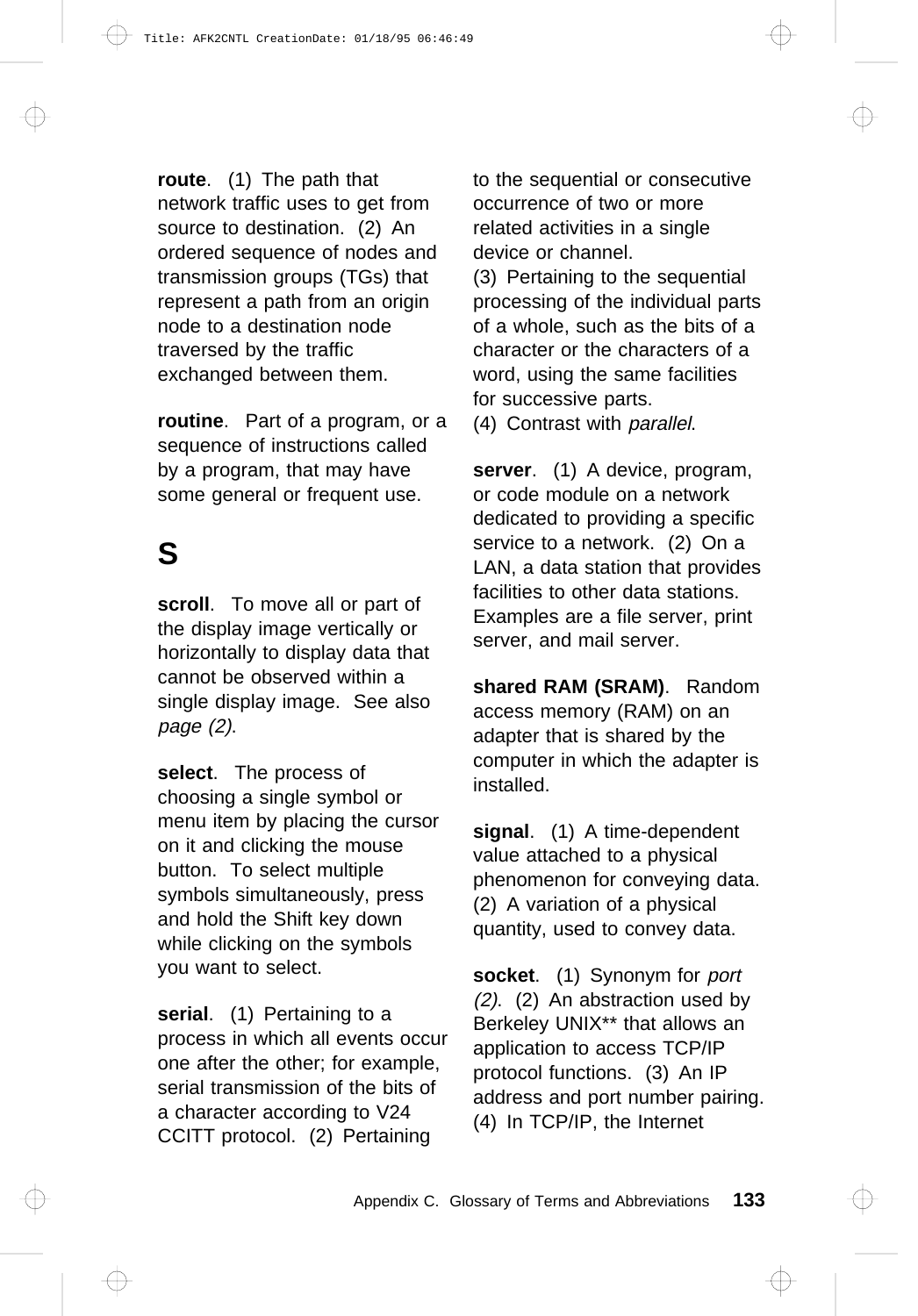**route**. (1) The path that network traffic uses to get from source to destination. (2) An ordered sequence of nodes and transmission groups (TGs) that represent a path from an origin node to a destination node traversed by the traffic exchanged between them.

**routine**. Part of a program, or a sequence of instructions called by a program, that may have some general or frequent use.

## S

**scroll**. To move all or part of the display image vertically or horizontally to display data that cannot be observed within a single display image. See also *page (2)*.

**select**. The process of choosing a single symbol or menu item by placing the cursor on it and clicking the mouse button. To select multiple symbols simultaneously, press and hold the Shift key down while clicking on the symbols you want to select.

**serial**. (1) Pertaining to a process in which all events occur one after the other; for example, serial transmission of the bits of a character according to V24 CCITT protocol. (2) Pertaining to the sequential or consecutive occurrence of two or more related activities in a single device or channel. (3) Pertaining to the sequential processing of the individual parts of a whole, such as the bits of a character or the characters of a word, using the same facilities for successive parts. (4) Contrast with *parallel*.

**server**. (1) A device, program, or code module on a network dedicated to providing a specific service to a network. (2) On a LAN, a data station that provides facilities to other data stations. Examples are a file server, print server, and mail server.

**shared RAM (SRAM)**. Random access memory (RAM) on an adapter that is shared by the computer in which the adapter is installed.

**signal**. (1) A time-dependent value attached to a physical phenomenon for conveying data. (2) A variation of a physical quantity, used to convey data.

**socket**. (1) Synonym for *port (2)*. (2) An abstraction used by Berkeley UNIX** that allows an application to access TCP/IP protocol functions. (3) An IP address and port number pairing. (4) In TCP/IP, the Internet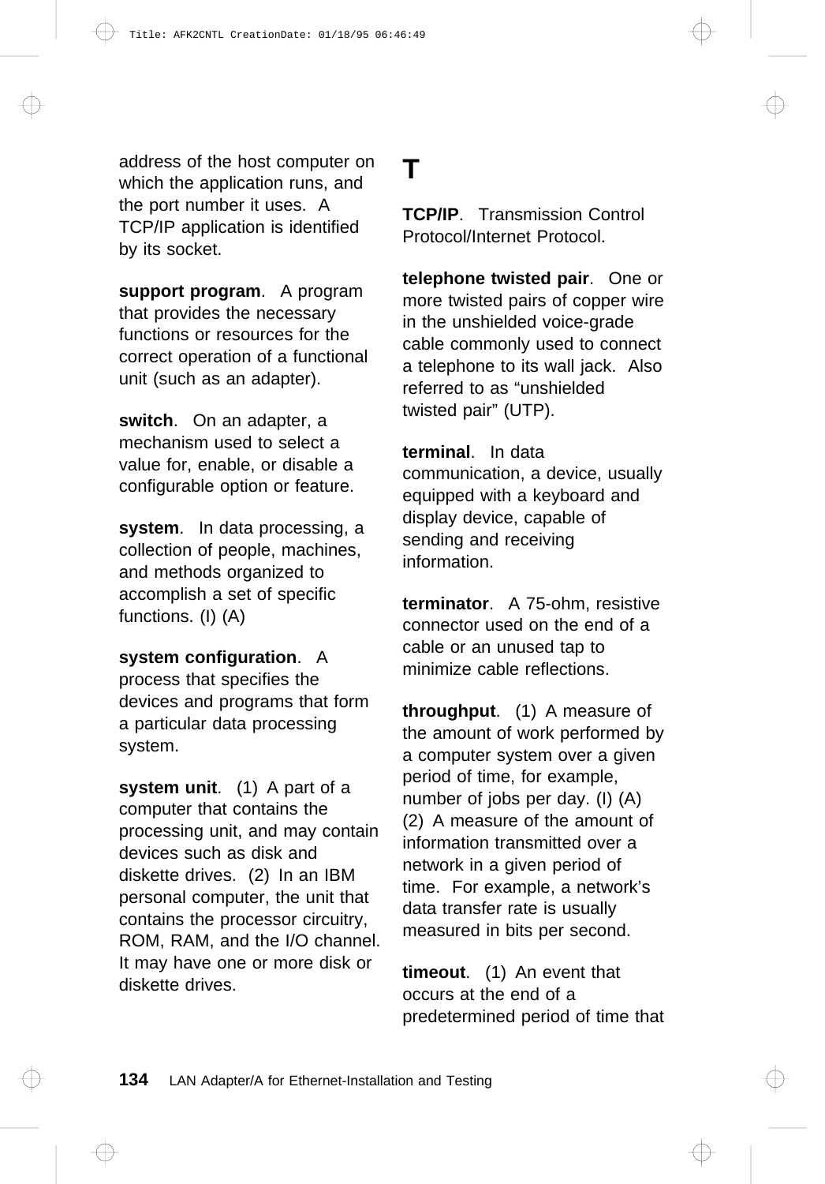address of the host computer on which the application runs, and the port number it uses. A TCP/IP application is identified by its socket.

**support program**. A program that provides the necessary functions or resources for the correct operation of a functional unit (such as an adapter).

**switch**. On an adapter, a mechanism used to select a value for, enable, or disable a configurable option or feature.

**system**. In data processing, a collection of people, machines, and methods organized to accomplish a set of specific functions. (I) (A)

**system configuration**. A process that specifies the devices and programs that form a particular data processing system.

**system unit**. (1) A part of a computer that contains the processing unit, and may contain devices such as disk and diskette drives. (2) In an IBM personal computer, the unit that contains the processor circuitry, ROM, RAM, and the I/O channel. It may have one or more disk or diskette drives.

# T

**TCP/IP**. Transmission Control Protocol/Internet Protocol.

**telephone twisted pair**. One or more twisted pairs of copper wire in the unshielded voice-grade cable commonly used to connect a telephone to its wall jack. Also referred to as “unshielded twisted pair” (UTP).

**terminal**. In data communication, a device, usually equipped with a keyboard and display device, capable of sending and receiving information.

**terminator**. A 75-ohm, resistive connector used on the end of a cable or an unused tap to minimize cable reflections.

**throughput**. (1) A measure of the amount of work performed by a computer system over a given period of time, for example, number of jobs per day. (I) (A) (2) A measure of the amount of information transmitted over a network in a given period of time. For example, a network’s data transfer rate is usually measured in bits per second.

**timeout**. (1) An event that occurs at the end of a predetermined period of time that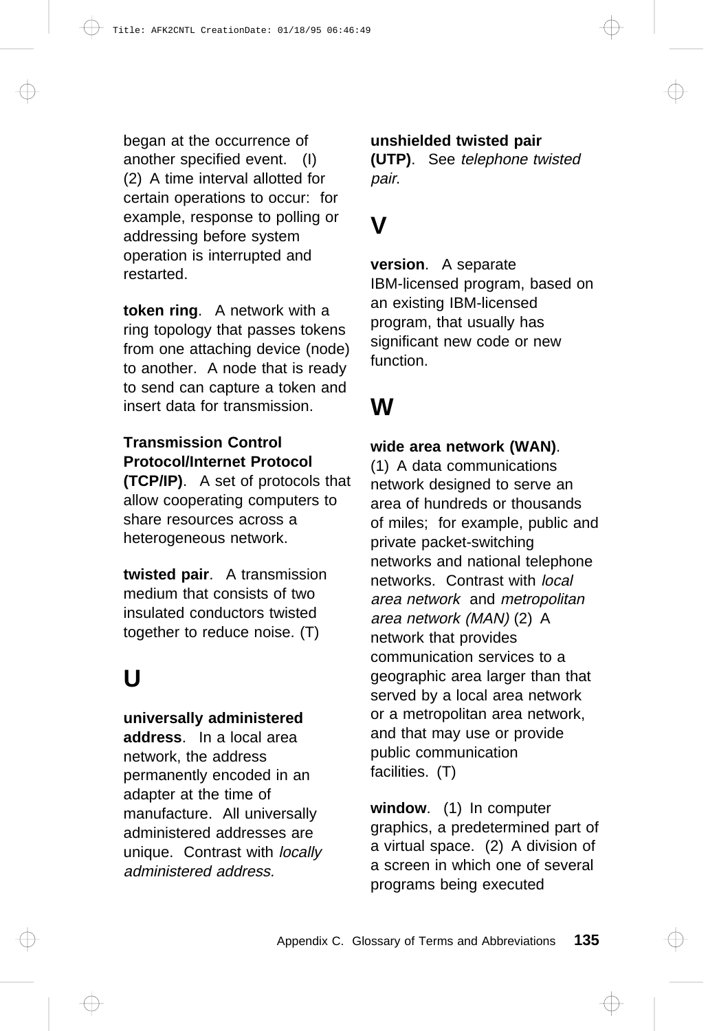began at the occurrence of another specified event. (I) (2) A time interval allotted for certain operations to occur: for example, response to polling or addressing before system operation is interrupted and restarted.

**token ring**. A network with a ring topology that passes tokens from one attaching device (node) to another. A node that is ready to send can capture a token and insert data for transmission.

**Transmission Control Protocol/Internet Protocol (TCP/IP)**. A set of protocols that allow cooperating computers to share resources across a heterogeneous network.

**twisted pair**. A transmission medium that consists of two insulated conductors twisted together to reduce noise. (T)

# U

**universally administered address**. In a local area network, the address permanently encoded in an adapter at the time of manufacture. All universally administered addresses are unique. Contrast with *locally administered address.*

**unshielded twisted pair (UTP)**. See *telephone twisted pair.*

# V

**version**. A separate IBM-licensed program, based on an existing IBM-licensed program, that usually has significant new code or new function.

# W

**wide area network (WAN)**. (1) A data communications network designed to serve an area of hundreds or thousands of miles; for example, public and private packet-switching networks and national telephone networks. Contrast with *local area network* and *metropolitan area network (MAN)* (2) A network that provides communication services to a geographic area larger than that served by a local area network or a metropolitan area network, and that may use or provide public communication facilities. (T)

**window**. (1) In computer graphics, a predetermined part of a virtual space. (2) A division of a screen in which one of several programs being executed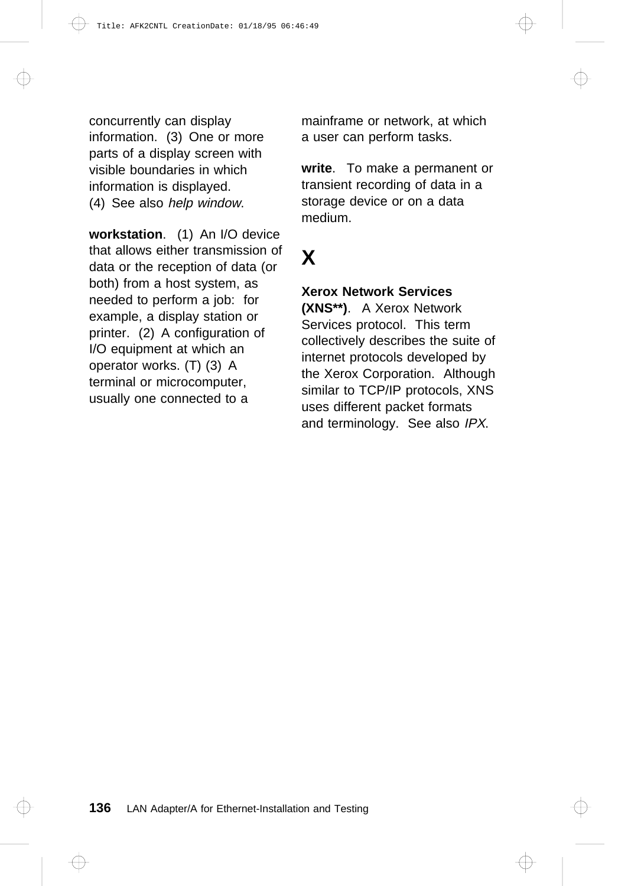concurrently can display information. (3) One or more parts of a display screen with visible boundaries in which information is displayed. (4) See also *help window*.

**workstation**. (1) An I/O device that allows either transmission of data or the reception of data (or both) from a host system, as needed to perform a job: for example, a display station or printer. (2) A configuration of I/O equipment at which an operator works. (T) (3) A terminal or microcomputer, usually one connected to a mainframe or network, at which a user can perform tasks.

**write**. To make a permanent or transient recording of data in a storage device or on a data medium.

# X

**Xerox Network Services (XNS**)**. A Xerox Network Services protocol. This term collectively describes the suite of internet protocols developed by the Xerox Corporation. Although similar to TCP/IP protocols, XNS uses different packet formats and terminology. See also *IPX*.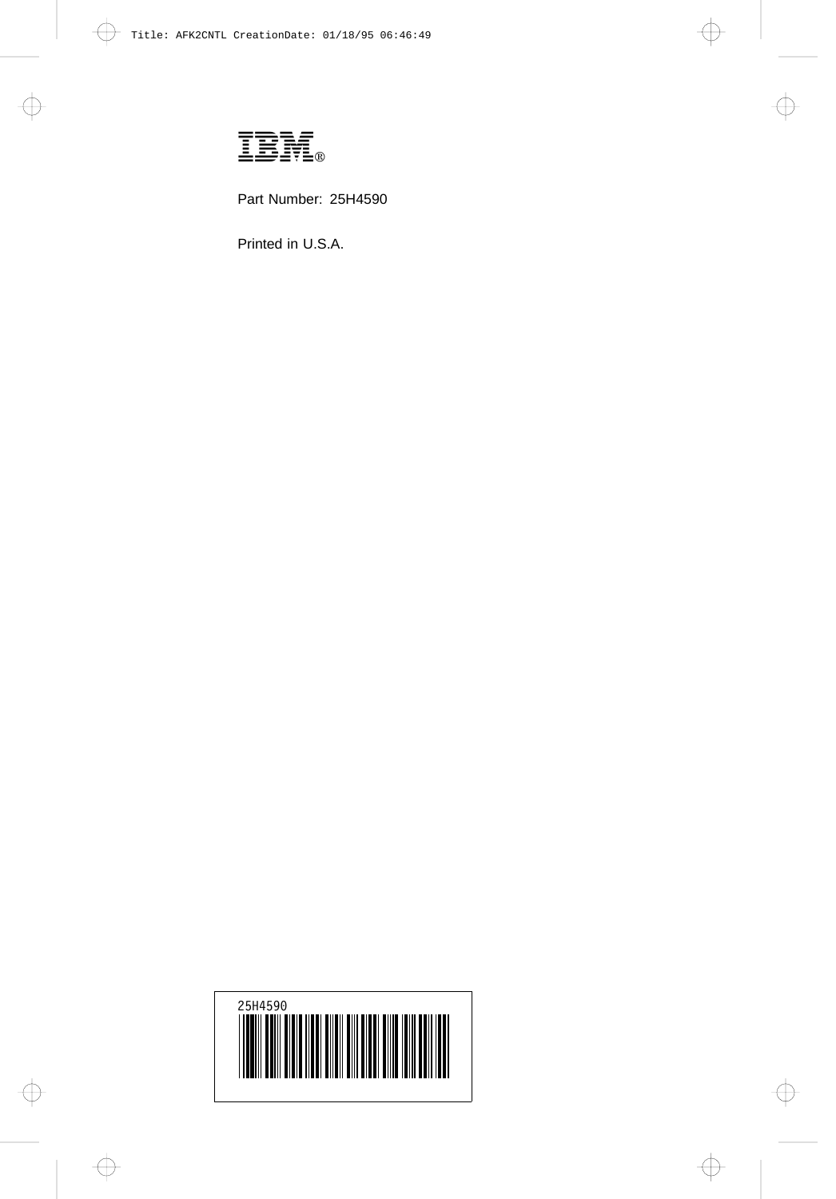IBM®

Part Number: 25H4590

Printed in U.S.A.

25H4590